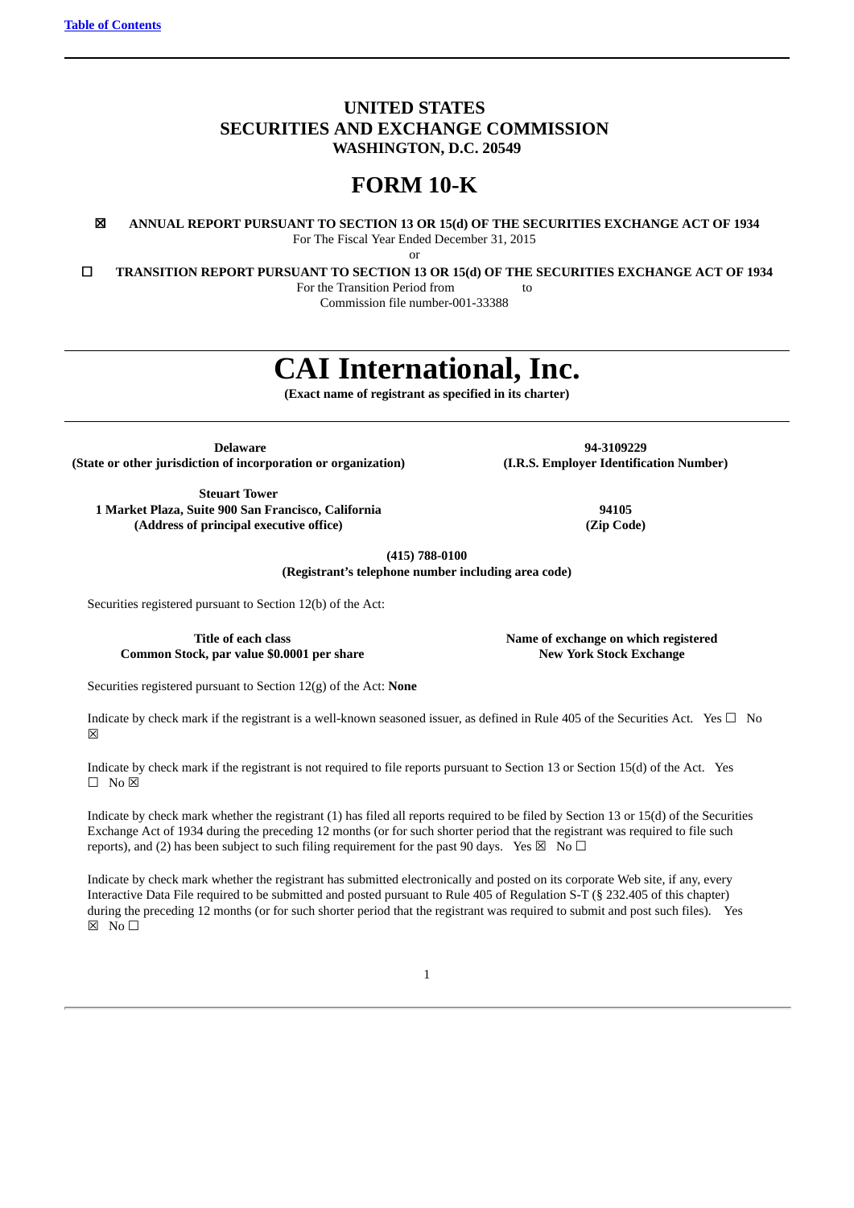[Table of Contents](#)

# UNITED STATES
# SECURITIES AND EXCHANGE COMMISSION
**WASHINGTON, D.C. 20549**

# FORM 10-K

☒ **ANNUAL REPORT PURSUANT TO SECTION 13 OR 15(d) OF THE SECURITIES EXCHANGE ACT OF 1934**
For The Fiscal Year Ended December 31, 2015

or

☐ **TRANSITION REPORT PURSUANT TO SECTION 13 OR 15(d) OF THE SECURITIES EXCHANGE ACT OF 1934**
For the Transition Period from to
Commission file number-001-33388

# CAI International, Inc.

**(Exact name of registrant as specified in its charter)**

| **Delaware** | **94-3109229** |
|---|---|
| **(State or other jurisdiction of incorporation or organization)** | **(I.R.S. Employer Identification Number)** |
| **Steuart Tower** **1 Market Plaza, Suite 900 San Francisco, California** | **94105** |
| **(Address of principal executive office)** | **(Zip Code)** |

**(415) 788-0100**
**(Registrant's telephone number including area code)**

Securities registered pursuant to Section 12(b) of the Act:

| Title of each class | Name of exchange on which registered |
|---|---|
| **Common Stock, par value $0.0001 per share** | **New York Stock Exchange** |

Securities registered pursuant to Section 12(g) of the Act: **None**

Indicate by check mark if the registrant is a well-known seasoned issuer, as defined in Rule 405 of the Securities Act. Yes ☐ No ☒

Indicate by check mark if the registrant is not required to file reports pursuant to Section 13 or Section 15(d) of the Act. Yes ☐ No ☒

Indicate by check mark whether the registrant (1) has filed all reports required to be filed by Section 13 or 15(d) of the Securities Exchange Act of 1934 during the preceding 12 months (or for such shorter period that the registrant was required to file such reports), and (2) has been subject to such filing requirement for the past 90 days. Yes ☒ No ☐

Indicate by check mark whether the registrant has submitted electronically and posted on its corporate Web site, if any, every Interactive Data File required to be submitted and posted pursuant to Rule 405 of Regulation S-T (§ 232.405 of this chapter) during the preceding 12 months (or for such shorter period that the registrant was required to submit and post such files). Yes ☒ No ☐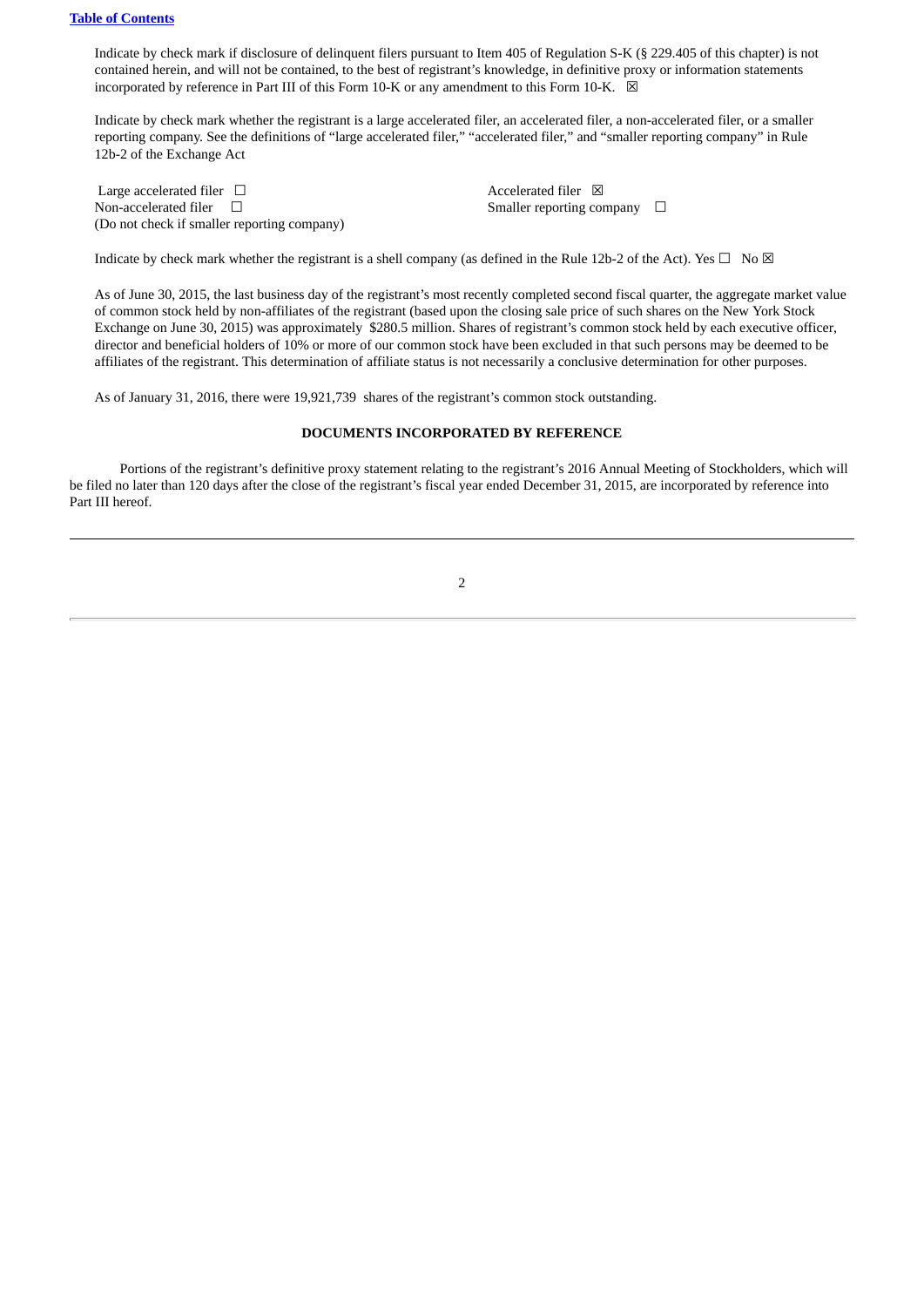Indicate by check mark if disclosure of delinquent filers pursuant to Item 405 of Regulation S-K (§ 229.405 of this chapter) is not contained herein, and will not be contained, to the best of registrant's knowledge, in definitive proxy or information statements incorporated by reference in Part III of this Form 10-K or any amendment to this Form 10-K. ☒

Indicate by check mark whether the registrant is a large accelerated filer, an accelerated filer, a non-accelerated filer, or a smaller reporting company. See the definitions of "large accelerated filer," "accelerated filer," and "smaller reporting company" in Rule 12b-2 of the Exchange Act

| | |
|---|---|
| Large accelerated filer ☐ | Accelerated filer ☒ |
| Non-accelerated filer ☐ (Do not check if smaller reporting company) | Smaller reporting company ☐ |

Indicate by check mark whether the registrant is a shell company (as defined in the Rule 12b-2 of the Act). Yes ☐ No ☒

As of June 30, 2015, the last business day of the registrant's most recently completed second fiscal quarter, the aggregate market value of common stock held by non-affiliates of the registrant (based upon the closing sale price of such shares on the New York Stock Exchange on June 30, 2015) was approximately $280.5 million. Shares of registrant's common stock held by each executive officer, director and beneficial holders of 10% or more of our common stock have been excluded in that such persons may be deemed to be affiliates of the registrant. This determination of affiliate status is not necessarily a conclusive determination for other purposes.

As of January 31, 2016, there were 19,921,739 shares of the registrant's common stock outstanding.

**DOCUMENTS INCORPORATED BY REFERENCE**

Portions of the registrant's definitive proxy statement relating to the registrant's 2016 Annual Meeting of Stockholders, which will be filed no later than 120 days after the close of the registrant's fiscal year ended December 31, 2015, are incorporated by reference into Part III hereof.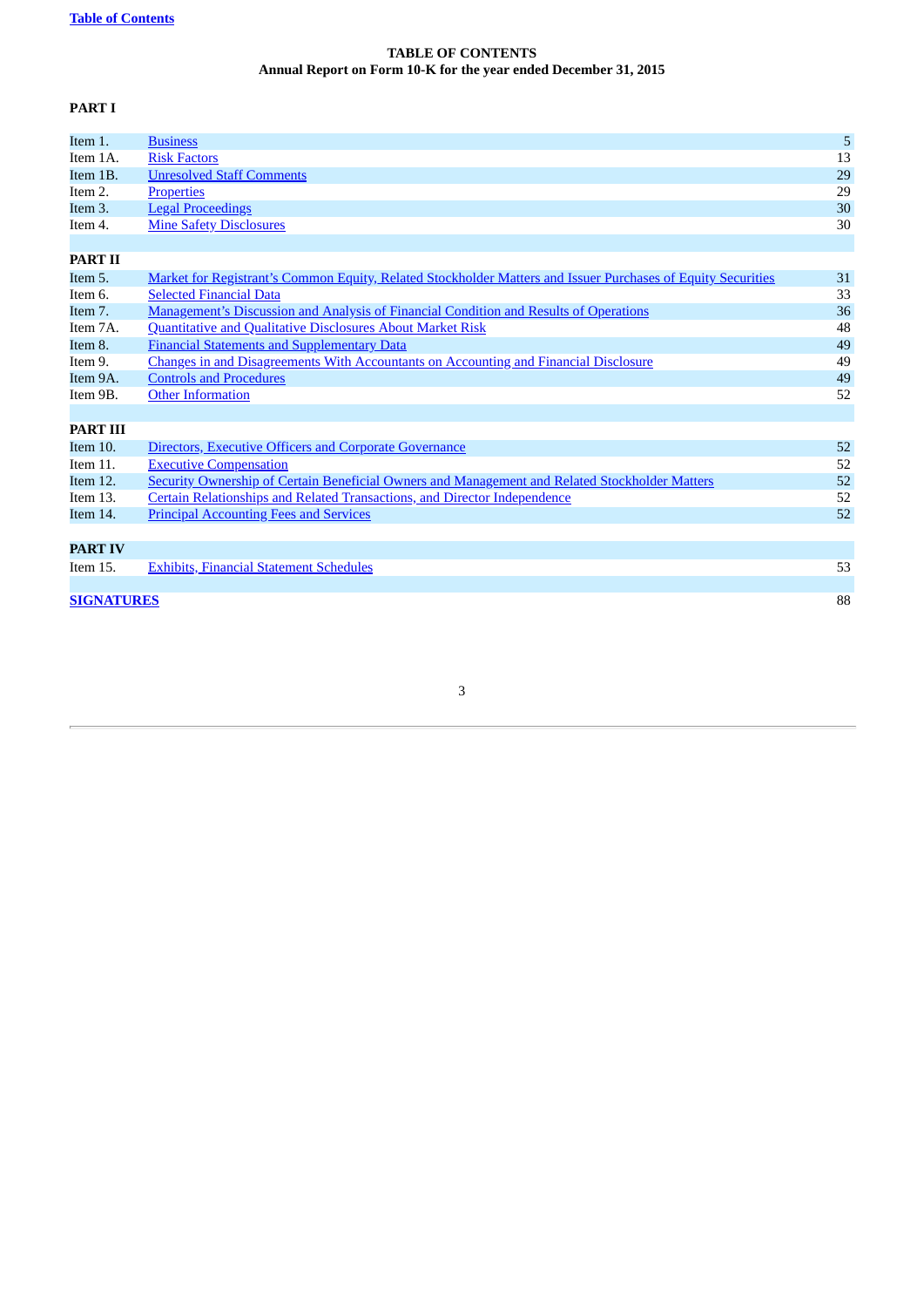**Table of Contents**

# TABLE OF CONTENTS
## Annual Report on Form 10-K for the year ended December 31, 2015

**PART I**

| | | |
|---|---|---|
| Item 1. | Business | 5 |
| Item 1A. | Risk Factors | 13 |
| Item 1B. | Unresolved Staff Comments | 29 |
| Item 2. | Properties | 29 |
| Item 3. | Legal Proceedings | 30 |
| Item 4. | Mine Safety Disclosures | 30 |
| **PART II** | | |
| Item 5. | Market for Registrant's Common Equity, Related Stockholder Matters and Issuer Purchases of Equity Securities | 31 |
| Item 6. | Selected Financial Data | 33 |
| Item 7. | Management's Discussion and Analysis of Financial Condition and Results of Operations | 36 |
| Item 7A. | Quantitative and Qualitative Disclosures About Market Risk | 48 |
| Item 8. | Financial Statements and Supplementary Data | 49 |
| Item 9. | Changes in and Disagreements With Accountants on Accounting and Financial Disclosure | 49 |
| Item 9A. | Controls and Procedures | 49 |
| Item 9B. | Other Information | 52 |
| **PART III** | | |
| Item 10. | Directors, Executive Officers and Corporate Governance | 52 |
| Item 11. | Executive Compensation | 52 |
| Item 12. | Security Ownership of Certain Beneficial Owners and Management and Related Stockholder Matters | 52 |
| Item 13. | Certain Relationships and Related Transactions, and Director Independence | 52 |
| Item 14. | Principal Accounting Fees and Services | 52 |
| **PART IV** | | |
| Item 15. | Exhibits, Financial Statement Schedules | 53 |
| **SIGNATURES** | | 88 |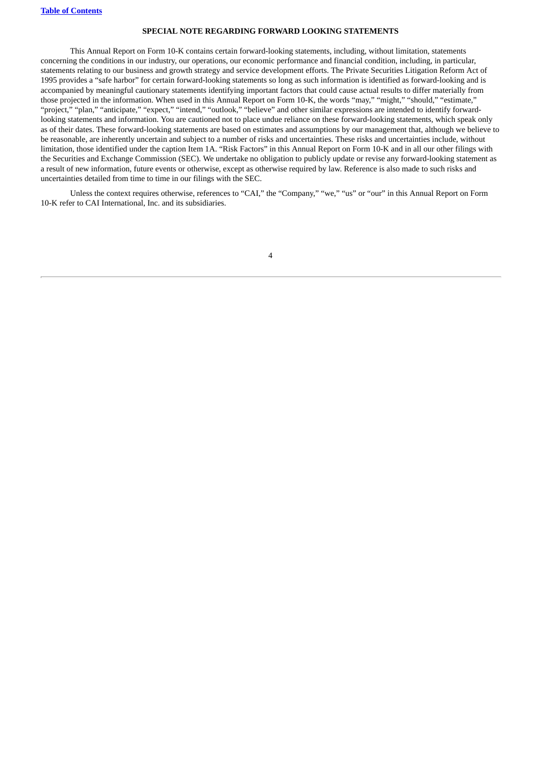## SPECIAL NOTE REGARDING FORWARD LOOKING STATEMENTS

This Annual Report on Form 10-K contains certain forward-looking statements, including, without limitation, statements concerning the conditions in our industry, our operations, our economic performance and financial condition, including, in particular, statements relating to our business and growth strategy and service development efforts. The Private Securities Litigation Reform Act of 1995 provides a "safe harbor" for certain forward-looking statements so long as such information is identified as forward-looking and is accompanied by meaningful cautionary statements identifying important factors that could cause actual results to differ materially from those projected in the information. When used in this Annual Report on Form 10-K, the words "may," "might," "should," "estimate," "project," "plan," "anticipate," "expect," "intend," "outlook," "believe" and other similar expressions are intended to identify forward-looking statements and information. You are cautioned not to place undue reliance on these forward-looking statements, which speak only as of their dates. These forward-looking statements are based on estimates and assumptions by our management that, although we believe to be reasonable, are inherently uncertain and subject to a number of risks and uncertainties. These risks and uncertainties include, without limitation, those identified under the caption Item 1A. "Risk Factors" in this Annual Report on Form 10-K and in all our other filings with the Securities and Exchange Commission (SEC). We undertake no obligation to publicly update or revise any forward-looking statement as a result of new information, future events or otherwise, except as otherwise required by law. Reference is also made to such risks and uncertainties detailed from time to time in our filings with the SEC.

Unless the context requires otherwise, references to "CAI," the "Company," "we," "us" or "our" in this Annual Report on Form 10-K refer to CAI International, Inc. and its subsidiaries.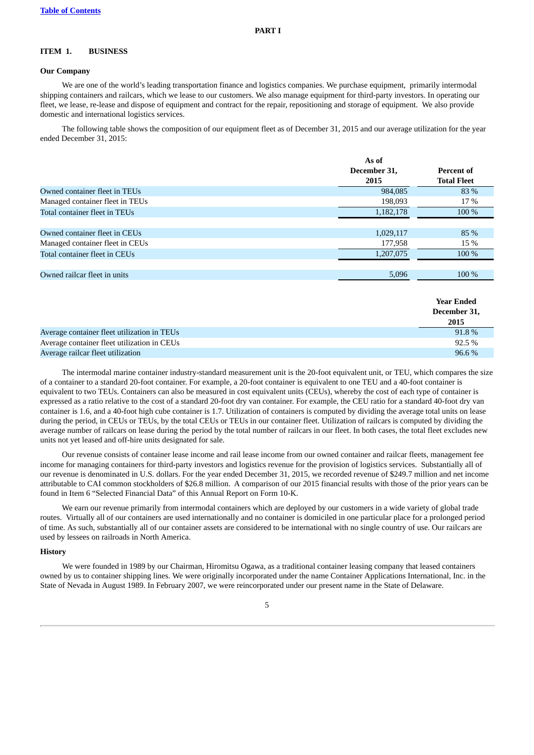# PART I

## ITEM 1. BUSINESS

### Our Company

We are one of the world's leading transportation finance and logistics companies. We purchase equipment, primarily intermodal shipping containers and railcars, which we lease to our customers. We also manage equipment for third-party investors. In operating our fleet, we lease, re-lease and dispose of equipment and contract for the repair, repositioning and storage of equipment. We also provide domestic and international logistics services.

The following table shows the composition of our equipment fleet as of December 31, 2015 and our average utilization for the year ended December 31, 2015:

| | As of December 31, 2015 | Percent of Total Fleet |
|---|---|---|
| Owned container fleet in TEUs | 984,085 | 83 % |
| Managed container fleet in TEUs | 198,093 | 17 % |
| Total container fleet in TEUs | 1,182,178 | 100 % |
| | | |
| Owned container fleet in CEUs | 1,029,117 | 85 % |
| Managed container fleet in CEUs | 177,958 | 15 % |
| Total container fleet in CEUs | 1,207,075 | 100 % |
| | | |
| Owned railcar fleet in units | 5,096 | 100 % |

| | Year Ended December 31, 2015 |
|---|---|
| Average container fleet utilization in TEUs | 91.8 % |
| Average container fleet utilization in CEUs | 92.5 % |
| Average railcar fleet utilization | 96.6 % |

The intermodal marine container industry-standard measurement unit is the 20-foot equivalent unit, or TEU, which compares the size of a container to a standard 20-foot container. For example, a 20-foot container is equivalent to one TEU and a 40-foot container is equivalent to two TEUs. Containers can also be measured in cost equivalent units (CEUs), whereby the cost of each type of container is expressed as a ratio relative to the cost of a standard 20-foot dry van container. For example, the CEU ratio for a standard 40-foot dry van container is 1.6, and a 40-foot high cube container is 1.7. Utilization of containers is computed by dividing the average total units on lease during the period, in CEUs or TEUs, by the total CEUs or TEUs in our container fleet. Utilization of railcars is computed by dividing the average number of railcars on lease during the period by the total number of railcars in our fleet. In both cases, the total fleet excludes new units not yet leased and off-hire units designated for sale.

Our revenue consists of container lease income and rail lease income from our owned container and railcar fleets, management fee income for managing containers for third-party investors and logistics revenue for the provision of logistics services. Substantially all of our revenue is denominated in U.S. dollars. For the year ended December 31, 2015, we recorded revenue of $249.7 million and net income attributable to CAI common stockholders of $26.8 million. A comparison of our 2015 financial results with those of the prior years can be found in Item 6 "Selected Financial Data" of this Annual Report on Form 10-K.

We earn our revenue primarily from intermodal containers which are deployed by our customers in a wide variety of global trade routes. Virtually all of our containers are used internationally and no container is domiciled in one particular place for a prolonged period of time. As such, substantially all of our container assets are considered to be international with no single country of use. Our railcars are used by lessees on railroads in North America.

### History

We were founded in 1989 by our Chairman, Hiromitsu Ogawa, as a traditional container leasing company that leased containers owned by us to container shipping lines. We were originally incorporated under the name Container Applications International, Inc. in the State of Nevada in August 1989. In February 2007, we were reincorporated under our present name in the State of Delaware.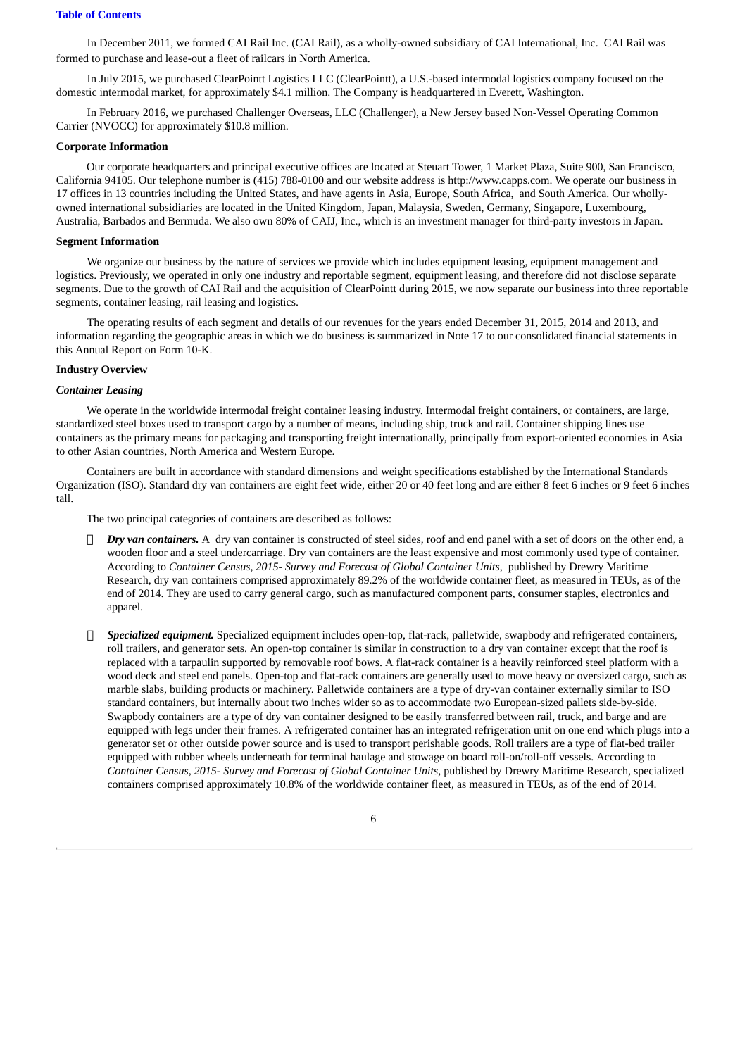In December 2011, we formed CAI Rail Inc. (CAI Rail), as a wholly-owned subsidiary of CAI International, Inc. CAI Rail was formed to purchase and lease-out a fleet of railcars in North America.

In July 2015, we purchased ClearPointt Logistics LLC (ClearPointt), a U.S.-based intermodal logistics company focused on the domestic intermodal market, for approximately $4.1 million. The Company is headquartered in Everett, Washington.

In February 2016, we purchased Challenger Overseas, LLC (Challenger), a New Jersey based Non-Vessel Operating Common Carrier (NVOCC) for approximately $10.8 million.

**Corporate Information**

Our corporate headquarters and principal executive offices are located at Steuart Tower, 1 Market Plaza, Suite 900, San Francisco, California 94105. Our telephone number is (415) 788-0100 and our website address is http://www.capps.com. We operate our business in 17 offices in 13 countries including the United States, and have agents in Asia, Europe, South Africa, and South America. Our wholly-owned international subsidiaries are located in the United Kingdom, Japan, Malaysia, Sweden, Germany, Singapore, Luxembourg, Australia, Barbados and Bermuda. We also own 80% of CAIJ, Inc., which is an investment manager for third-party investors in Japan.

**Segment Information**

We organize our business by the nature of services we provide which includes equipment leasing, equipment management and logistics. Previously, we operated in only one industry and reportable segment, equipment leasing, and therefore did not disclose separate segments. Due to the growth of CAI Rail and the acquisition of ClearPointt during 2015, we now separate our business into three reportable segments, container leasing, rail leasing and logistics.

The operating results of each segment and details of our revenues for the years ended December 31, 2015, 2014 and 2013, and information regarding the geographic areas in which we do business is summarized in Note 17 to our consolidated financial statements in this Annual Report on Form 10-K.

**Industry Overview**

***Container Leasing***

We operate in the worldwide intermodal freight container leasing industry. Intermodal freight containers, or containers, are large, standardized steel boxes used to transport cargo by a number of means, including ship, truck and rail. Container shipping lines use containers as the primary means for packaging and transporting freight internationally, principally from export-oriented economies in Asia to other Asian countries, North America and Western Europe.

Containers are built in accordance with standard dimensions and weight specifications established by the International Standards Organization (ISO). Standard dry van containers are eight feet wide, either 20 or 40 feet long and are either 8 feet 6 inches or 9 feet 6 inches tall.

The two principal categories of containers are described as follows:

- ***Dry van containers.*** A dry van container is constructed of steel sides, roof and end panel with a set of doors on the other end, a wooden floor and a steel undercarriage. Dry van containers are the least expensive and most commonly used type of container. According to *Container Census, 2015- Survey and Forecast of Global Container Units,* published by Drewry Maritime Research, dry van containers comprised approximately 89.2% of the worldwide container fleet, as measured in TEUs, as of the end of 2014. They are used to carry general cargo, such as manufactured component parts, consumer staples, electronics and apparel.

- ***Specialized equipment.*** Specialized equipment includes open-top, flat-rack, palletwide, swapbody and refrigerated containers, roll trailers, and generator sets. An open-top container is similar in construction to a dry van container except that the roof is replaced with a tarpaulin supported by removable roof bows. A flat-rack container is a heavily reinforced steel platform with a wood deck and steel end panels. Open-top and flat-rack containers are generally used to move heavy or oversized cargo, such as marble slabs, building products or machinery. Palletwide containers are a type of dry-van container externally similar to ISO standard containers, but internally about two inches wider so as to accommodate two European-sized pallets side-by-side. Swapbody containers are a type of dry van container designed to be easily transferred between rail, truck, and barge and are equipped with legs under their frames. A refrigerated container has an integrated refrigeration unit on one end which plugs into a generator set or other outside power source and is used to transport perishable goods. Roll trailers are a type of flat-bed trailer equipped with rubber wheels underneath for terminal haulage and stowage on board roll-on/roll-off vessels. According to *Container Census, 2015- Survey and Forecast of Global Container Units,* published by Drewry Maritime Research, specialized containers comprised approximately 10.8% of the worldwide container fleet, as measured in TEUs, as of the end of 2014.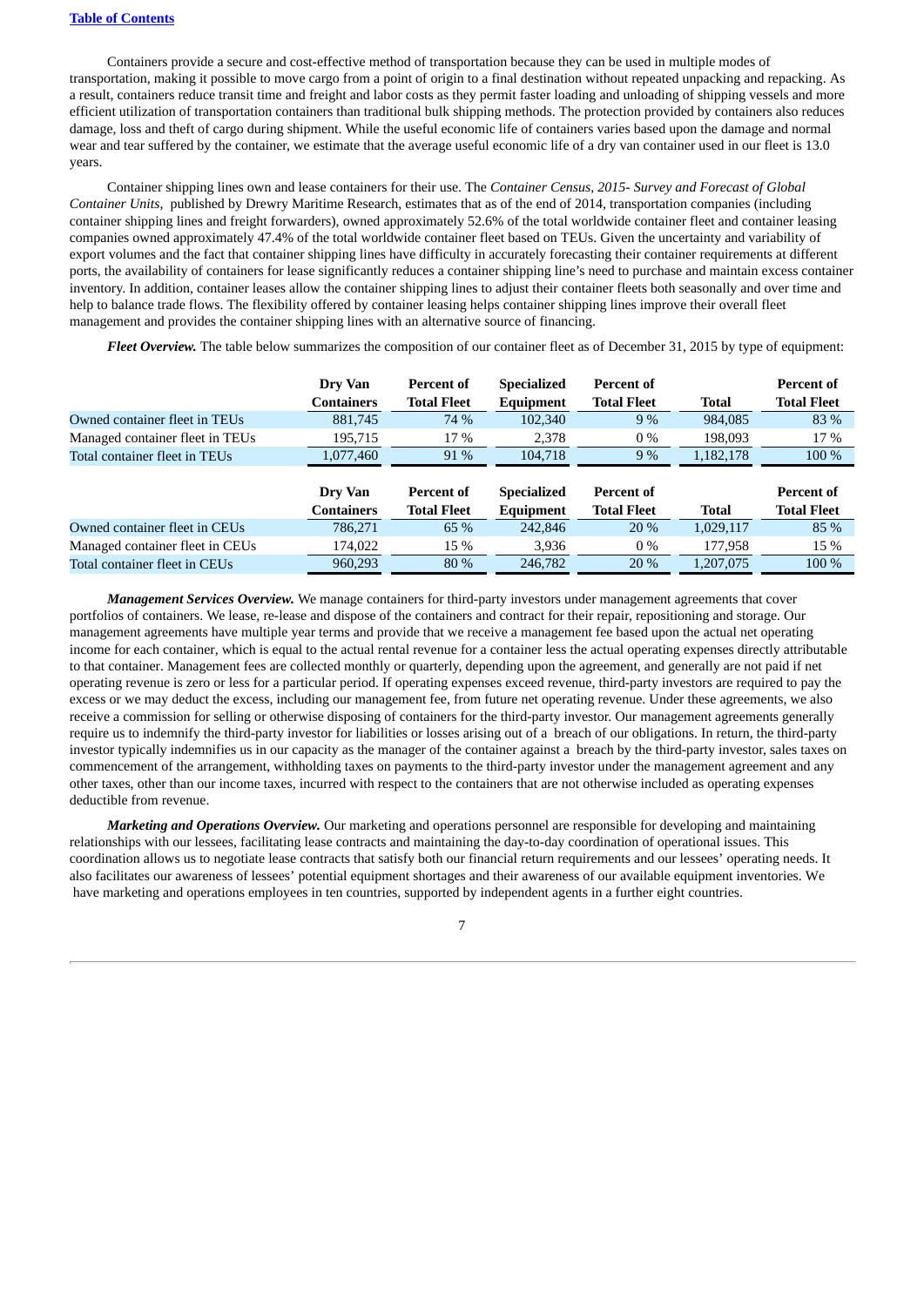Containers provide a secure and cost-effective method of transportation because they can be used in multiple modes of transportation, making it possible to move cargo from a point of origin to a final destination without repeated unpacking and repacking. As a result, containers reduce transit time and freight and labor costs as they permit faster loading and unloading of shipping vessels and more efficient utilization of transportation containers than traditional bulk shipping methods. The protection provided by containers also reduces damage, loss and theft of cargo during shipment. While the useful economic life of containers varies based upon the damage and normal wear and tear suffered by the container, we estimate that the average useful economic life of a dry van container used in our fleet is 13.0 years.

Container shipping lines own and lease containers for their use. The *Container Census, 2015- Survey and Forecast of Global Container Units,* published by Drewry Maritime Research, estimates that as of the end of 2014, transportation companies (including container shipping lines and freight forwarders), owned approximately 52.6% of the total worldwide container fleet and container leasing companies owned approximately 47.4% of the total worldwide container fleet based on TEUs. Given the uncertainty and variability of export volumes and the fact that container shipping lines have difficulty in accurately forecasting their container requirements at different ports, the availability of containers for lease significantly reduces a container shipping line's need to purchase and maintain excess container inventory. In addition, container leases allow the container shipping lines to adjust their container fleets both seasonally and over time and help to balance trade flows. The flexibility offered by container leasing helps container shipping lines improve their overall fleet management and provides the container shipping lines with an alternative source of financing.

***Fleet Overview.*** The table below summarizes the composition of our container fleet as of December 31, 2015 by type of equipment:

| | Dry Van Containers | Percent of Total Fleet | Specialized Equipment | Percent of Total Fleet | Total | Percent of Total Fleet |
|---|---|---|---|---|---|---|
| Owned container fleet in TEUs | 881,745 | 74 % | 102,340 | 9 % | 984,085 | 83 % |
| Managed container fleet in TEUs | 195,715 | 17 % | 2,378 | 0 % | 198,093 | 17 % |
| Total container fleet in TEUs | 1,077,460 | 91 % | 104,718 | 9 % | 1,182,178 | 100 % |

| | Dry Van Containers | Percent of Total Fleet | Specialized Equipment | Percent of Total Fleet | Total | Percent of Total Fleet |
|---|---|---|---|---|---|---|
| Owned container fleet in CEUs | 786,271 | 65 % | 242,846 | 20 % | 1,029,117 | 85 % |
| Managed container fleet in CEUs | 174,022 | 15 % | 3,936 | 0 % | 177,958 | 15 % |
| Total container fleet in CEUs | 960,293 | 80 % | 246,782 | 20 % | 1,207,075 | 100 % |

***Management Services Overview.*** We manage containers for third-party investors under management agreements that cover portfolios of containers. We lease, re-lease and dispose of the containers and contract for their repair, repositioning and storage. Our management agreements have multiple year terms and provide that we receive a management fee based upon the actual net operating income for each container, which is equal to the actual rental revenue for a container less the actual operating expenses directly attributable to that container. Management fees are collected monthly or quarterly, depending upon the agreement, and generally are not paid if net operating revenue is zero or less for a particular period. If operating expenses exceed revenue, third-party investors are required to pay the excess or we may deduct the excess, including our management fee, from future net operating revenue. Under these agreements, we also receive a commission for selling or otherwise disposing of containers for the third-party investor. Our management agreements generally require us to indemnify the third-party investor for liabilities or losses arising out of a breach of our obligations. In return, the third-party investor typically indemnifies us in our capacity as the manager of the container against a breach by the third-party investor, sales taxes on commencement of the arrangement, withholding taxes on payments to the third-party investor under the management agreement and any other taxes, other than our income taxes, incurred with respect to the containers that are not otherwise included as operating expenses deductible from revenue.

***Marketing and Operations Overview.*** Our marketing and operations personnel are responsible for developing and maintaining relationships with our lessees, facilitating lease contracts and maintaining the day-to-day coordination of operational issues. This coordination allows us to negotiate lease contracts that satisfy both our financial return requirements and our lessees' operating needs. It also facilitates our awareness of lessees' potential equipment shortages and their awareness of our available equipment inventories. We have marketing and operations employees in ten countries, supported by independent agents in a further eight countries.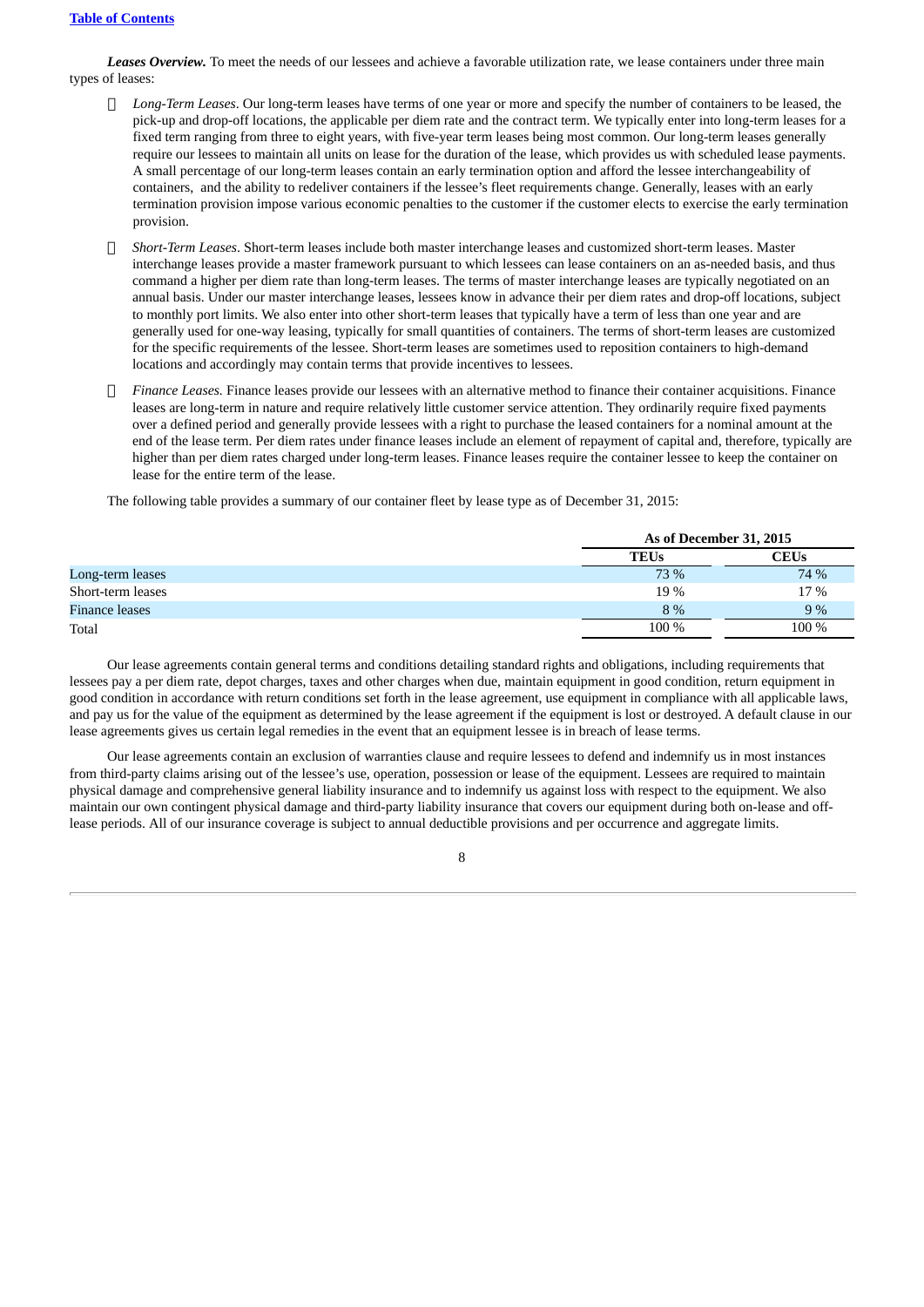***Leases Overview.*** To meet the needs of our lessees and achieve a favorable utilization rate, we lease containers under three main types of leases:

- *Long-Term Leases*. Our long-term leases have terms of one year or more and specify the number of containers to be leased, the pick-up and drop-off locations, the applicable per diem rate and the contract term. We typically enter into long-term leases for a fixed term ranging from three to eight years, with five-year term leases being most common. Our long-term leases generally require our lessees to maintain all units on lease for the duration of the lease, which provides us with scheduled lease payments. A small percentage of our long-term leases contain an early termination option and afford the lessee interchangeability of containers, and the ability to redeliver containers if the lessee's fleet requirements change. Generally, leases with an early termination provision impose various economic penalties to the customer if the customer elects to exercise the early termination provision.

- *Short-Term Leases*. Short-term leases include both master interchange leases and customized short-term leases. Master interchange leases provide a master framework pursuant to which lessees can lease containers on an as-needed basis, and thus command a higher per diem rate than long-term leases. The terms of master interchange leases are typically negotiated on an annual basis. Under our master interchange leases, lessees know in advance their per diem rates and drop-off locations, subject to monthly port limits. We also enter into other short-term leases that typically have a term of less than one year and are generally used for one-way leasing, typically for small quantities of containers. The terms of short-term leases are customized for the specific requirements of the lessee. Short-term leases are sometimes used to reposition containers to high-demand locations and accordingly may contain terms that provide incentives to lessees.

- *Finance Leases.* Finance leases provide our lessees with an alternative method to finance their container acquisitions. Finance leases are long-term in nature and require relatively little customer service attention. They ordinarily require fixed payments over a defined period and generally provide lessees with a right to purchase the leased containers for a nominal amount at the end of the lease term. Per diem rates under finance leases include an element of repayment of capital and, therefore, typically are higher than per diem rates charged under long-term leases. Finance leases require the container lessee to keep the container on lease for the entire term of the lease.

The following table provides a summary of our container fleet by lease type as of December 31, 2015:

| | As of December 31, 2015 | |
|---|---|---|
| | **TEUs** | **CEUs** |
| Long-term leases | 73 % | 74 % |
| Short-term leases | 19 % | 17 % |
| Finance leases | 8 % | 9 % |
| Total | 100 % | 100 % |

Our lease agreements contain general terms and conditions detailing standard rights and obligations, including requirements that lessees pay a per diem rate, depot charges, taxes and other charges when due, maintain equipment in good condition, return equipment in good condition in accordance with return conditions set forth in the lease agreement, use equipment in compliance with all applicable laws, and pay us for the value of the equipment as determined by the lease agreement if the equipment is lost or destroyed. A default clause in our lease agreements gives us certain legal remedies in the event that an equipment lessee is in breach of lease terms.

Our lease agreements contain an exclusion of warranties clause and require lessees to defend and indemnify us in most instances from third-party claims arising out of the lessee's use, operation, possession or lease of the equipment. Lessees are required to maintain physical damage and comprehensive general liability insurance and to indemnify us against loss with respect to the equipment. We also maintain our own contingent physical damage and third-party liability insurance that covers our equipment during both on-lease and off-lease periods. All of our insurance coverage is subject to annual deductible provisions and per occurrence and aggregate limits.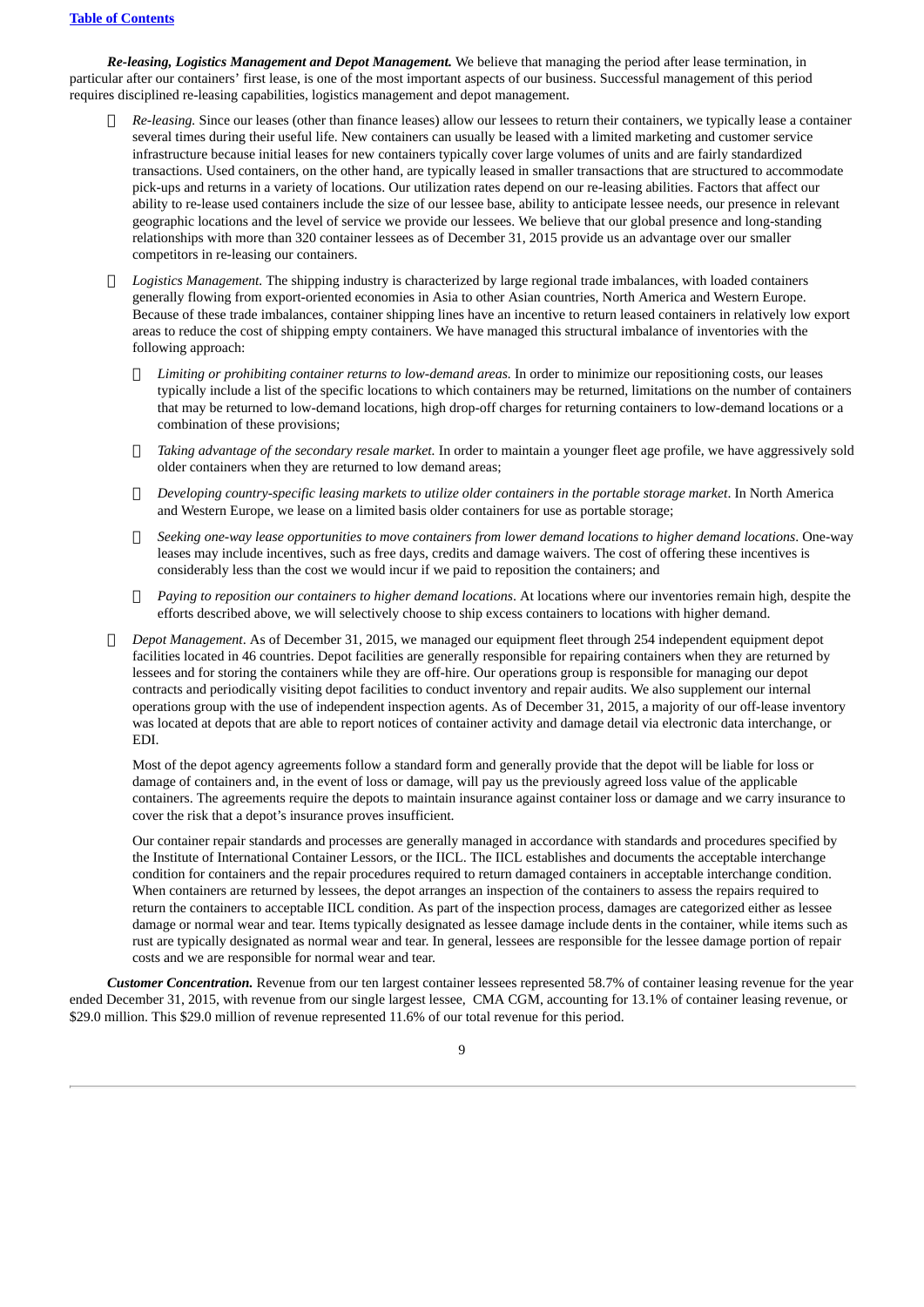***Re-leasing, Logistics Management and Depot Management.*** We believe that managing the period after lease termination, in particular after our containers' first lease, is one of the most important aspects of our business. Successful management of this period requires disciplined re-leasing capabilities, logistics management and depot management.

- *Re-leasing.* Since our leases (other than finance leases) allow our lessees to return their containers, we typically lease a container several times during their useful life. New containers can usually be leased with a limited marketing and customer service infrastructure because initial leases for new containers typically cover large volumes of units and are fairly standardized transactions. Used containers, on the other hand, are typically leased in smaller transactions that are structured to accommodate pick-ups and returns in a variety of locations. Our utilization rates depend on our re-leasing abilities. Factors that affect our ability to re-lease used containers include the size of our lessee base, ability to anticipate lessee needs, our presence in relevant geographic locations and the level of service we provide our lessees. We believe that our global presence and long-standing relationships with more than 320 container lessees as of December 31, 2015 provide us an advantage over our smaller competitors in re-leasing our containers.

- *Logistics Management.* The shipping industry is characterized by large regional trade imbalances, with loaded containers generally flowing from export-oriented economies in Asia to other Asian countries, North America and Western Europe. Because of these trade imbalances, container shipping lines have an incentive to return leased containers in relatively low export areas to reduce the cost of shipping empty containers. We have managed this structural imbalance of inventories with the following approach:

  - *Limiting or prohibiting container returns to low-demand areas.* In order to minimize our repositioning costs, our leases typically include a list of the specific locations to which containers may be returned, limitations on the number of containers that may be returned to low-demand locations, high drop-off charges for returning containers to low-demand locations or a combination of these provisions;

  - *Taking advantage of the secondary resale market.* In order to maintain a younger fleet age profile, we have aggressively sold older containers when they are returned to low demand areas;

  - *Developing country-specific leasing markets to utilize older containers in the portable storage market*. In North America and Western Europe, we lease on a limited basis older containers for use as portable storage;

  - *Seeking one-way lease opportunities to move containers from lower demand locations to higher demand locations*. One-way leases may include incentives, such as free days, credits and damage waivers. The cost of offering these incentives is considerably less than the cost we would incur if we paid to reposition the containers; and

  - *Paying to reposition our containers to higher demand locations*. At locations where our inventories remain high, despite the efforts described above, we will selectively choose to ship excess containers to locations with higher demand.

- *Depot Management*. As of December 31, 2015, we managed our equipment fleet through 254 independent equipment depot facilities located in 46 countries. Depot facilities are generally responsible for repairing containers when they are returned by lessees and for storing the containers while they are off-hire. Our operations group is responsible for managing our depot contracts and periodically visiting depot facilities to conduct inventory and repair audits. We also supplement our internal operations group with the use of independent inspection agents. As of December 31, 2015, a majority of our off-lease inventory was located at depots that are able to report notices of container activity and damage detail via electronic data interchange, or EDI.

  Most of the depot agency agreements follow a standard form and generally provide that the depot will be liable for loss or damage of containers and, in the event of loss or damage, will pay us the previously agreed loss value of the applicable containers. The agreements require the depots to maintain insurance against container loss or damage and we carry insurance to cover the risk that a depot's insurance proves insufficient.

  Our container repair standards and processes are generally managed in accordance with standards and procedures specified by the Institute of International Container Lessors, or the IICL. The IICL establishes and documents the acceptable interchange condition for containers and the repair procedures required to return damaged containers in acceptable interchange condition. When containers are returned by lessees, the depot arranges an inspection of the containers to assess the repairs required to return the containers to acceptable IICL condition. As part of the inspection process, damages are categorized either as lessee damage or normal wear and tear. Items typically designated as lessee damage include dents in the container, while items such as rust are typically designated as normal wear and tear. In general, lessees are responsible for the lessee damage portion of repair costs and we are responsible for normal wear and tear.

***Customer Concentration.*** Revenue from our ten largest container lessees represented 58.7% of container leasing revenue for the year ended December 31, 2015, with revenue from our single largest lessee, CMA CGM, accounting for 13.1% of container leasing revenue, or $29.0 million. This $29.0 million of revenue represented 11.6% of our total revenue for this period.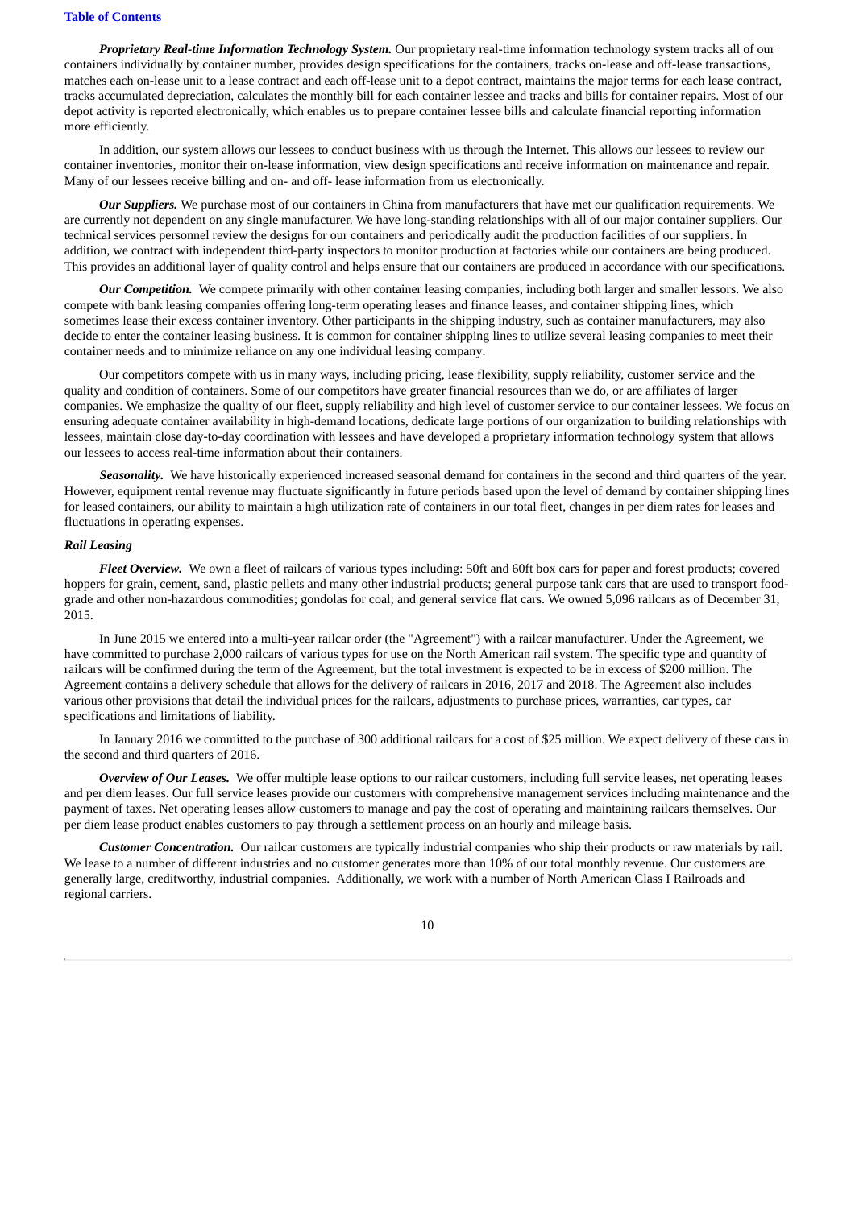***Proprietary Real-time Information Technology System.*** Our proprietary real-time information technology system tracks all of our containers individually by container number, provides design specifications for the containers, tracks on-lease and off-lease transactions, matches each on-lease unit to a lease contract and each off-lease unit to a depot contract, maintains the major terms for each lease contract, tracks accumulated depreciation, calculates the monthly bill for each container lessee and tracks and bills for container repairs. Most of our depot activity is reported electronically, which enables us to prepare container lessee bills and calculate financial reporting information more efficiently.

In addition, our system allows our lessees to conduct business with us through the Internet. This allows our lessees to review our container inventories, monitor their on-lease information, view design specifications and receive information on maintenance and repair. Many of our lessees receive billing and on- and off- lease information from us electronically.

***Our Suppliers.*** We purchase most of our containers in China from manufacturers that have met our qualification requirements. We are currently not dependent on any single manufacturer. We have long-standing relationships with all of our major container suppliers. Our technical services personnel review the designs for our containers and periodically audit the production facilities of our suppliers. In addition, we contract with independent third-party inspectors to monitor production at factories while our containers are being produced. This provides an additional layer of quality control and helps ensure that our containers are produced in accordance with our specifications.

***Our Competition.*** We compete primarily with other container leasing companies, including both larger and smaller lessors. We also compete with bank leasing companies offering long-term operating leases and finance leases, and container shipping lines, which sometimes lease their excess container inventory. Other participants in the shipping industry, such as container manufacturers, may also decide to enter the container leasing business. It is common for container shipping lines to utilize several leasing companies to meet their container needs and to minimize reliance on any one individual leasing company.

Our competitors compete with us in many ways, including pricing, lease flexibility, supply reliability, customer service and the quality and condition of containers. Some of our competitors have greater financial resources than we do, or are affiliates of larger companies. We emphasize the quality of our fleet, supply reliability and high level of customer service to our container lessees. We focus on ensuring adequate container availability in high-demand locations, dedicate large portions of our organization to building relationships with lessees, maintain close day-to-day coordination with lessees and have developed a proprietary information technology system that allows our lessees to access real-time information about their containers.

***Seasonality.*** We have historically experienced increased seasonal demand for containers in the second and third quarters of the year. However, equipment rental revenue may fluctuate significantly in future periods based upon the level of demand by container shipping lines for leased containers, our ability to maintain a high utilization rate of containers in our total fleet, changes in per diem rates for leases and fluctuations in operating expenses.

### *Rail Leasing*

***Fleet Overview.*** We own a fleet of railcars of various types including: 50ft and 60ft box cars for paper and forest products; covered hoppers for grain, cement, sand, plastic pellets and many other industrial products; general purpose tank cars that are used to transport food-grade and other non-hazardous commodities; gondolas for coal; and general service flat cars. We owned 5,096 railcars as of December 31, 2015.

In June 2015 we entered into a multi-year railcar order (the "Agreement") with a railcar manufacturer. Under the Agreement, we have committed to purchase 2,000 railcars of various types for use on the North American rail system. The specific type and quantity of railcars will be confirmed during the term of the Agreement, but the total investment is expected to be in excess of $200 million. The Agreement contains a delivery schedule that allows for the delivery of railcars in 2016, 2017 and 2018. The Agreement also includes various other provisions that detail the individual prices for the railcars, adjustments to purchase prices, warranties, car types, car specifications and limitations of liability.

In January 2016 we committed to the purchase of 300 additional railcars for a cost of $25 million. We expect delivery of these cars in the second and third quarters of 2016.

***Overview of Our Leases.*** We offer multiple lease options to our railcar customers, including full service leases, net operating leases and per diem leases. Our full service leases provide our customers with comprehensive management services including maintenance and the payment of taxes. Net operating leases allow customers to manage and pay the cost of operating and maintaining railcars themselves. Our per diem lease product enables customers to pay through a settlement process on an hourly and mileage basis.

***Customer Concentration.*** Our railcar customers are typically industrial companies who ship their products or raw materials by rail. We lease to a number of different industries and no customer generates more than 10% of our total monthly revenue. Our customers are generally large, creditworthy, industrial companies. Additionally, we work with a number of North American Class I Railroads and regional carriers.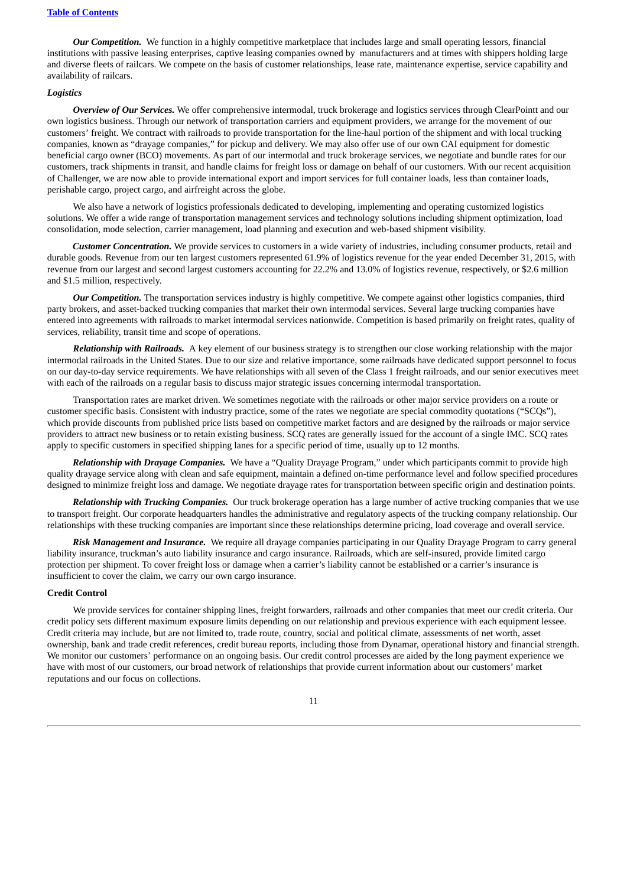***Our Competition.*** We function in a highly competitive marketplace that includes large and small operating lessors, financial institutions with passive leasing enterprises, captive leasing companies owned by manufacturers and at times with shippers holding large and diverse fleets of railcars. We compete on the basis of customer relationships, lease rate, maintenance expertise, service capability and availability of railcars.

### *Logistics*

***Overview of Our Services.*** We offer comprehensive intermodal, truck brokerage and logistics services through ClearPointt and our own logistics business. Through our network of transportation carriers and equipment providers, we arrange for the movement of our customers' freight. We contract with railroads to provide transportation for the line-haul portion of the shipment and with local trucking companies, known as "drayage companies," for pickup and delivery. We may also offer use of our own CAI equipment for domestic beneficial cargo owner (BCO) movements. As part of our intermodal and truck brokerage services, we negotiate and bundle rates for our customers, track shipments in transit, and handle claims for freight loss or damage on behalf of our customers. With our recent acquisition of Challenger, we are now able to provide international export and import services for full container loads, less than container loads, perishable cargo, project cargo, and airfreight across the globe.

We also have a network of logistics professionals dedicated to developing, implementing and operating customized logistics solutions. We offer a wide range of transportation management services and technology solutions including shipment optimization, load consolidation, mode selection, carrier management, load planning and execution and web-based shipment visibility.

***Customer Concentration.*** We provide services to customers in a wide variety of industries, including consumer products, retail and durable goods. Revenue from our ten largest customers represented 61.9% of logistics revenue for the year ended December 31, 2015, with revenue from our largest and second largest customers accounting for 22.2% and 13.0% of logistics revenue, respectively, or $2.6 million and $1.5 million, respectively.

***Our Competition.*** The transportation services industry is highly competitive. We compete against other logistics companies, third party brokers, and asset-backed trucking companies that market their own intermodal services. Several large trucking companies have entered into agreements with railroads to market intermodal services nationwide. Competition is based primarily on freight rates, quality of services, reliability, transit time and scope of operations.

***Relationship with Railroads.*** A key element of our business strategy is to strengthen our close working relationship with the major intermodal railroads in the United States. Due to our size and relative importance, some railroads have dedicated support personnel to focus on our day-to-day service requirements. We have relationships with all seven of the Class 1 freight railroads, and our senior executives meet with each of the railroads on a regular basis to discuss major strategic issues concerning intermodal transportation.

Transportation rates are market driven. We sometimes negotiate with the railroads or other major service providers on a route or customer specific basis. Consistent with industry practice, some of the rates we negotiate are special commodity quotations ("SCQs"), which provide discounts from published price lists based on competitive market factors and are designed by the railroads or major service providers to attract new business or to retain existing business. SCQ rates are generally issued for the account of a single IMC. SCQ rates apply to specific customers in specified shipping lanes for a specific period of time, usually up to 12 months.

***Relationship with Drayage Companies.*** We have a "Quality Drayage Program," under which participants commit to provide high quality drayage service along with clean and safe equipment, maintain a defined on-time performance level and follow specified procedures designed to minimize freight loss and damage. We negotiate drayage rates for transportation between specific origin and destination points.

***Relationship with Trucking Companies.*** Our truck brokerage operation has a large number of active trucking companies that we use to transport freight. Our corporate headquarters handles the administrative and regulatory aspects of the trucking company relationship. Our relationships with these trucking companies are important since these relationships determine pricing, load coverage and overall service.

***Risk Management and Insurance.*** We require all drayage companies participating in our Quality Drayage Program to carry general liability insurance, truckman's auto liability insurance and cargo insurance. Railroads, which are self-insured, provide limited cargo protection per shipment. To cover freight loss or damage when a carrier's liability cannot be established or a carrier's insurance is insufficient to cover the claim, we carry our own cargo insurance.

### Credit Control

We provide services for container shipping lines, freight forwarders, railroads and other companies that meet our credit criteria. Our credit policy sets different maximum exposure limits depending on our relationship and previous experience with each equipment lessee. Credit criteria may include, but are not limited to, trade route, country, social and political climate, assessments of net worth, asset ownership, bank and trade credit references, credit bureau reports, including those from Dynamar, operational history and financial strength. We monitor our customers' performance on an ongoing basis. Our credit control processes are aided by the long payment experience we have with most of our customers, our broad network of relationships that provide current information about our customers' market reputations and our focus on collections.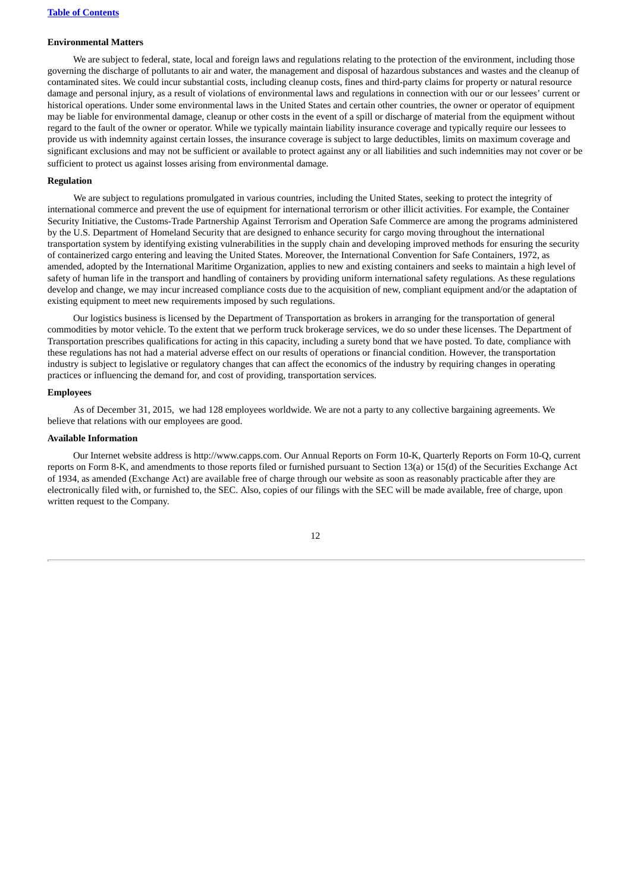**Environmental Matters**

We are subject to federal, state, local and foreign laws and regulations relating to the protection of the environment, including those governing the discharge of pollutants to air and water, the management and disposal of hazardous substances and wastes and the cleanup of contaminated sites. We could incur substantial costs, including cleanup costs, fines and third-party claims for property or natural resource damage and personal injury, as a result of violations of environmental laws and regulations in connection with our or our lessees' current or historical operations. Under some environmental laws in the United States and certain other countries, the owner or operator of equipment may be liable for environmental damage, cleanup or other costs in the event of a spill or discharge of material from the equipment without regard to the fault of the owner or operator. While we typically maintain liability insurance coverage and typically require our lessees to provide us with indemnity against certain losses, the insurance coverage is subject to large deductibles, limits on maximum coverage and significant exclusions and may not be sufficient or available to protect against any or all liabilities and such indemnities may not cover or be sufficient to protect us against losses arising from environmental damage.

**Regulation**

We are subject to regulations promulgated in various countries, including the United States, seeking to protect the integrity of international commerce and prevent the use of equipment for international terrorism or other illicit activities. For example, the Container Security Initiative, the Customs-Trade Partnership Against Terrorism and Operation Safe Commerce are among the programs administered by the U.S. Department of Homeland Security that are designed to enhance security for cargo moving throughout the international transportation system by identifying existing vulnerabilities in the supply chain and developing improved methods for ensuring the security of containerized cargo entering and leaving the United States. Moreover, the International Convention for Safe Containers, 1972, as amended, adopted by the International Maritime Organization, applies to new and existing containers and seeks to maintain a high level of safety of human life in the transport and handling of containers by providing uniform international safety regulations. As these regulations develop and change, we may incur increased compliance costs due to the acquisition of new, compliant equipment and/or the adaptation of existing equipment to meet new requirements imposed by such regulations.

Our logistics business is licensed by the Department of Transportation as brokers in arranging for the transportation of general commodities by motor vehicle. To the extent that we perform truck brokerage services, we do so under these licenses. The Department of Transportation prescribes qualifications for acting in this capacity, including a surety bond that we have posted. To date, compliance with these regulations has not had a material adverse effect on our results of operations or financial condition. However, the transportation industry is subject to legislative or regulatory changes that can affect the economics of the industry by requiring changes in operating practices or influencing the demand for, and cost of providing, transportation services.

**Employees**

As of December 31, 2015, we had 128 employees worldwide. We are not a party to any collective bargaining agreements. We believe that relations with our employees are good.

**Available Information**

Our Internet website address is http://www.capps.com. Our Annual Reports on Form 10-K, Quarterly Reports on Form 10-Q, current reports on Form 8-K, and amendments to those reports filed or furnished pursuant to Section 13(a) or 15(d) of the Securities Exchange Act of 1934, as amended (Exchange Act) are available free of charge through our website as soon as reasonably practicable after they are electronically filed with, or furnished to, the SEC. Also, copies of our filings with the SEC will be made available, free of charge, upon written request to the Company.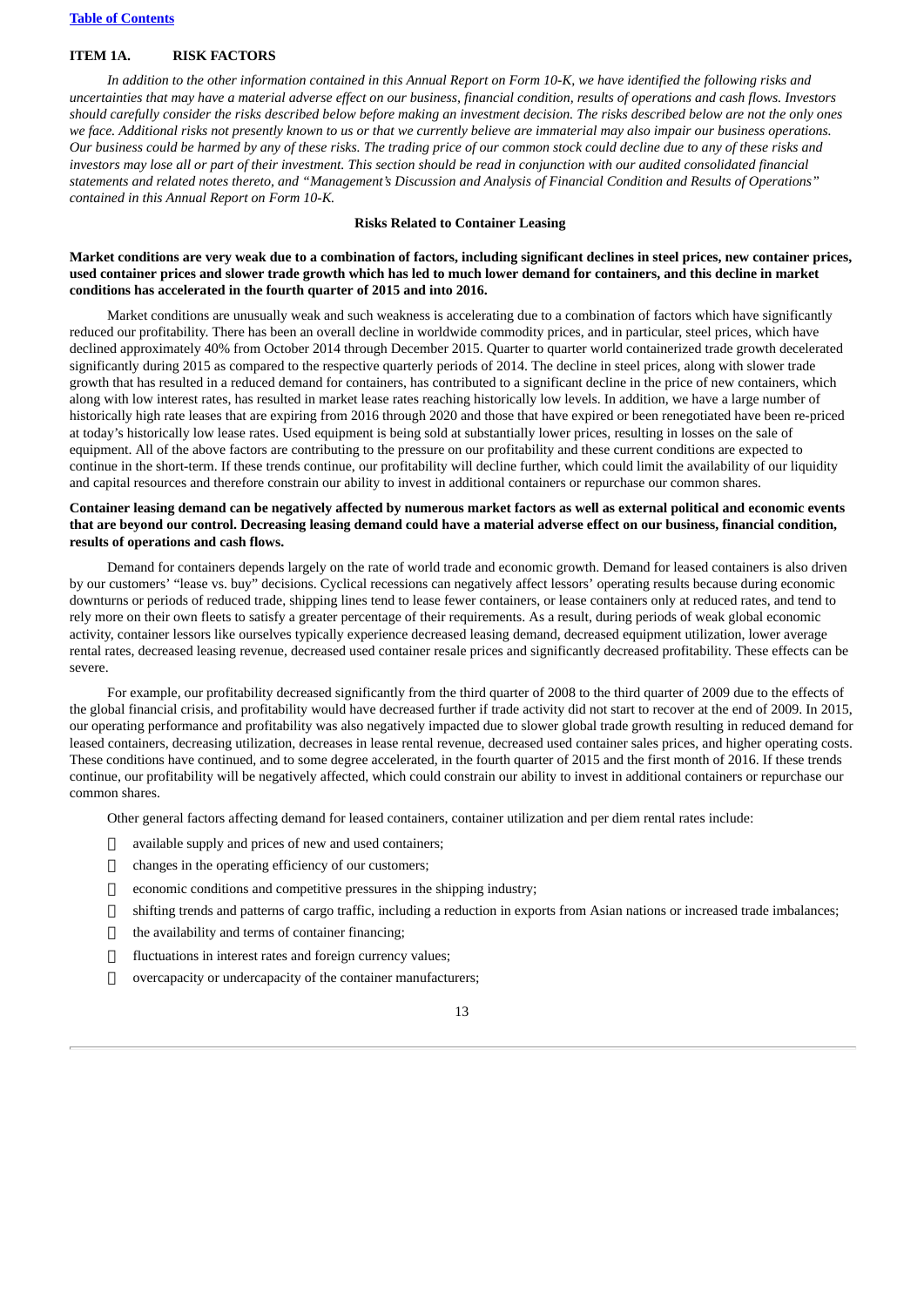## ITEM 1A. RISK FACTORS

*In addition to the other information contained in this Annual Report on Form 10-K, we have identified the following risks and uncertainties that may have a material adverse effect on our business, financial condition, results of operations and cash flows. Investors should carefully consider the risks described below before making an investment decision. The risks described below are not the only ones we face. Additional risks not presently known to us or that we currently believe are immaterial may also impair our business operations. Our business could be harmed by any of these risks. The trading price of our common stock could decline due to any of these risks and investors may lose all or part of their investment. This section should be read in conjunction with our audited consolidated financial statements and related notes thereto, and "Management's Discussion and Analysis of Financial Condition and Results of Operations" contained in this Annual Report on Form 10-K.*

### Risks Related to Container Leasing

**Market conditions are very weak due to a combination of factors, including significant declines in steel prices, new container prices, used container prices and slower trade growth which has led to much lower demand for containers, and this decline in market conditions has accelerated in the fourth quarter of 2015 and into 2016.**

Market conditions are unusually weak and such weakness is accelerating due to a combination of factors which have significantly reduced our profitability. There has been an overall decline in worldwide commodity prices, and in particular, steel prices, which have declined approximately 40% from October 2014 through December 2015. Quarter to quarter world containerized trade growth decelerated significantly during 2015 as compared to the respective quarterly periods of 2014. The decline in steel prices, along with slower trade growth that has resulted in a reduced demand for containers, has contributed to a significant decline in the price of new containers, which along with low interest rates, has resulted in market lease rates reaching historically low levels. In addition, we have a large number of historically high rate leases that are expiring from 2016 through 2020 and those that have expired or been renegotiated have been re-priced at today's historically low lease rates. Used equipment is being sold at substantially lower prices, resulting in losses on the sale of equipment. All of the above factors are contributing to the pressure on our profitability and these current conditions are expected to continue in the short-term. If these trends continue, our profitability will decline further, which could limit the availability of our liquidity and capital resources and therefore constrain our ability to invest in additional containers or repurchase our common shares.

**Container leasing demand can be negatively affected by numerous market factors as well as external political and economic events that are beyond our control. Decreasing leasing demand could have a material adverse effect on our business, financial condition, results of operations and cash flows.**

Demand for containers depends largely on the rate of world trade and economic growth. Demand for leased containers is also driven by our customers' "lease vs. buy" decisions. Cyclical recessions can negatively affect lessors' operating results because during economic downturns or periods of reduced trade, shipping lines tend to lease fewer containers, or lease containers only at reduced rates, and tend to rely more on their own fleets to satisfy a greater percentage of their requirements. As a result, during periods of weak global economic activity, container lessors like ourselves typically experience decreased leasing demand, decreased equipment utilization, lower average rental rates, decreased leasing revenue, decreased used container resale prices and significantly decreased profitability. These effects can be severe.

For example, our profitability decreased significantly from the third quarter of 2008 to the third quarter of 2009 due to the effects of the global financial crisis, and profitability would have decreased further if trade activity did not start to recover at the end of 2009. In 2015, our operating performance and profitability was also negatively impacted due to slower global trade growth resulting in reduced demand for leased containers, decreasing utilization, decreases in lease rental revenue, decreased used container sales prices, and higher operating costs. These conditions have continued, and to some degree accelerated, in the fourth quarter of 2015 and the first month of 2016. If these trends continue, our profitability will be negatively affected, which could constrain our ability to invest in additional containers or repurchase our common shares.

Other general factors affecting demand for leased containers, container utilization and per diem rental rates include:

- available supply and prices of new and used containers;
- changes in the operating efficiency of our customers;
- economic conditions and competitive pressures in the shipping industry;
- shifting trends and patterns of cargo traffic, including a reduction in exports from Asian nations or increased trade imbalances;
- the availability and terms of container financing;
- fluctuations in interest rates and foreign currency values;
- overcapacity or undercapacity of the container manufacturers;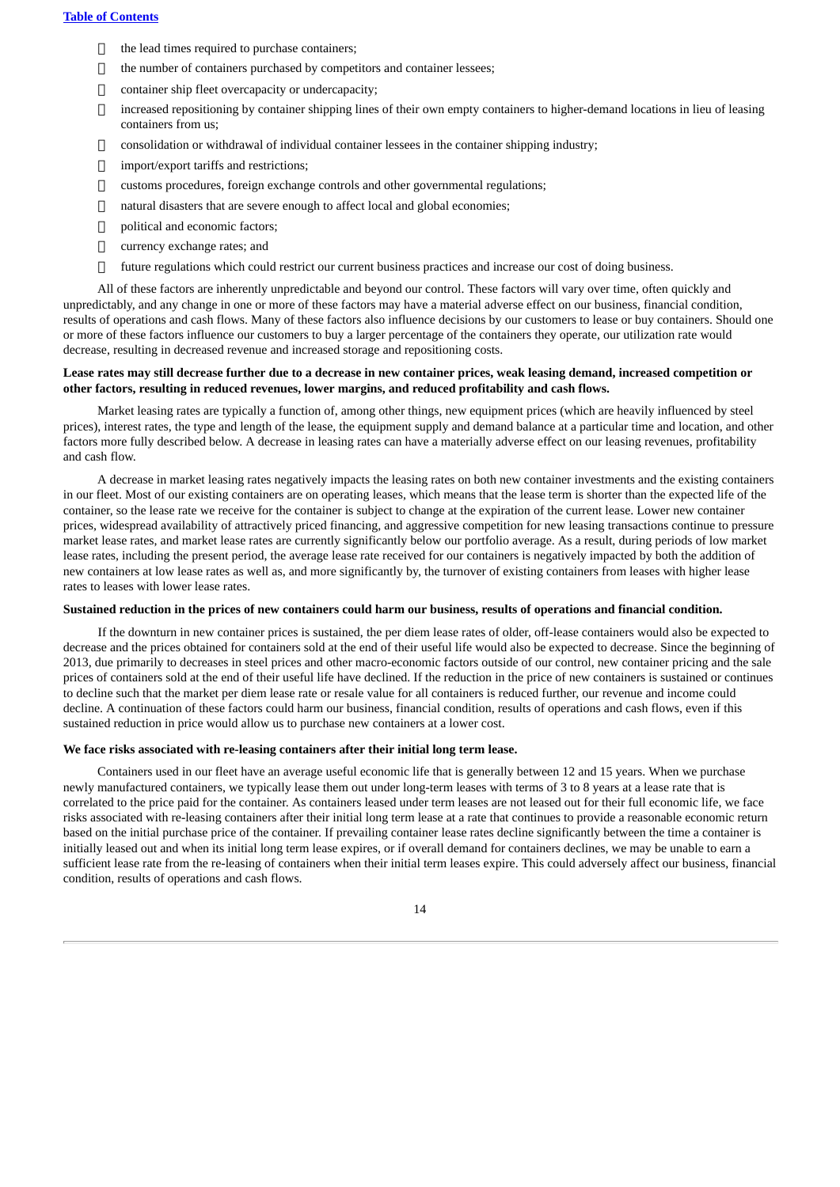- the lead times required to purchase containers;
- the number of containers purchased by competitors and container lessees;
- container ship fleet overcapacity or undercapacity;
- increased repositioning by container shipping lines of their own empty containers to higher-demand locations in lieu of leasing containers from us;
- consolidation or withdrawal of individual container lessees in the container shipping industry;
- import/export tariffs and restrictions;
- customs procedures, foreign exchange controls and other governmental regulations;
- natural disasters that are severe enough to affect local and global economies;
- political and economic factors;
- currency exchange rates; and
- future regulations which could restrict our current business practices and increase our cost of doing business.

All of these factors are inherently unpredictable and beyond our control. These factors will vary over time, often quickly and unpredictably, and any change in one or more of these factors may have a material adverse effect on our business, financial condition, results of operations and cash flows. Many of these factors also influence decisions by our customers to lease or buy containers. Should one or more of these factors influence our customers to buy a larger percentage of the containers they operate, our utilization rate would decrease, resulting in decreased revenue and increased storage and repositioning costs.

**Lease rates may still decrease further due to a decrease in new container prices, weak leasing demand, increased competition or other factors, resulting in reduced revenues, lower margins, and reduced profitability and cash flows.**

Market leasing rates are typically a function of, among other things, new equipment prices (which are heavily influenced by steel prices), interest rates, the type and length of the lease, the equipment supply and demand balance at a particular time and location, and other factors more fully described below. A decrease in leasing rates can have a materially adverse effect on our leasing revenues, profitability and cash flow.

A decrease in market leasing rates negatively impacts the leasing rates on both new container investments and the existing containers in our fleet. Most of our existing containers are on operating leases, which means that the lease term is shorter than the expected life of the container, so the lease rate we receive for the container is subject to change at the expiration of the current lease. Lower new container prices, widespread availability of attractively priced financing, and aggressive competition for new leasing transactions continue to pressure market lease rates, and market lease rates are currently significantly below our portfolio average. As a result, during periods of low market lease rates, including the present period, the average lease rate received for our containers is negatively impacted by both the addition of new containers at low lease rates as well as, and more significantly by, the turnover of existing containers from leases with higher lease rates to leases with lower lease rates.

**Sustained reduction in the prices of new containers could harm our business, results of operations and financial condition.**

If the downturn in new container prices is sustained, the per diem lease rates of older, off-lease containers would also be expected to decrease and the prices obtained for containers sold at the end of their useful life would also be expected to decrease. Since the beginning of 2013, due primarily to decreases in steel prices and other macro-economic factors outside of our control, new container pricing and the sale prices of containers sold at the end of their useful life have declined. If the reduction in the price of new containers is sustained or continues to decline such that the market per diem lease rate or resale value for all containers is reduced further, our revenue and income could decline. A continuation of these factors could harm our business, financial condition, results of operations and cash flows, even if this sustained reduction in price would allow us to purchase new containers at a lower cost.

**We face risks associated with re-leasing containers after their initial long term lease.**

Containers used in our fleet have an average useful economic life that is generally between 12 and 15 years. When we purchase newly manufactured containers, we typically lease them out under long-term leases with terms of 3 to 8 years at a lease rate that is correlated to the price paid for the container. As containers leased under term leases are not leased out for their full economic life, we face risks associated with re-leasing containers after their initial long term lease at a rate that continues to provide a reasonable economic return based on the initial purchase price of the container. If prevailing container lease rates decline significantly between the time a container is initially leased out and when its initial long term lease expires, or if overall demand for containers declines, we may be unable to earn a sufficient lease rate from the re-leasing of containers when their initial term leases expire. This could adversely affect our business, financial condition, results of operations and cash flows.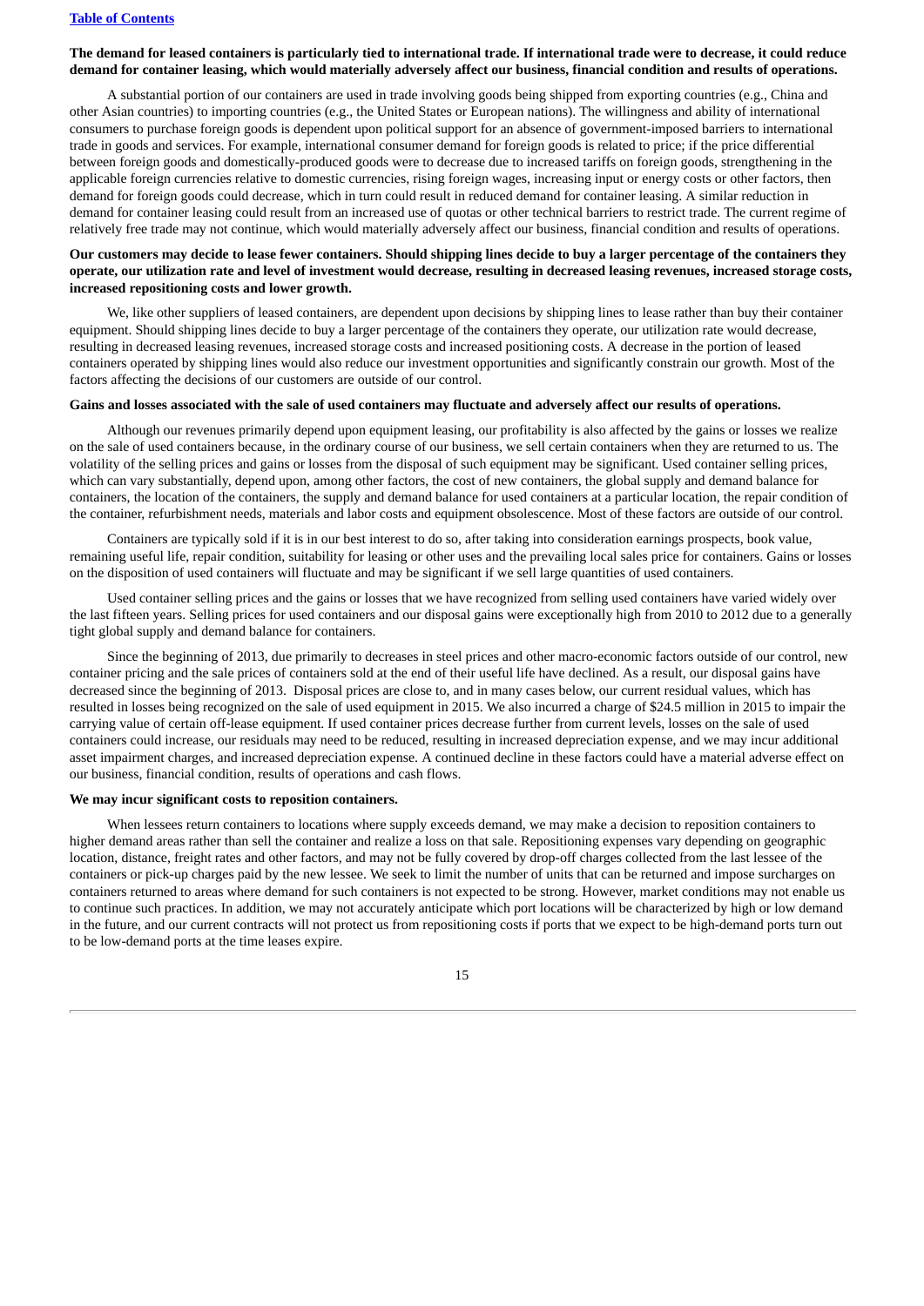**The demand for leased containers is particularly tied to international trade. If international trade were to decrease, it could reduce demand for container leasing, which would materially adversely affect our business, financial condition and results of operations.**

A substantial portion of our containers are used in trade involving goods being shipped from exporting countries (e.g., China and other Asian countries) to importing countries (e.g., the United States or European nations). The willingness and ability of international consumers to purchase foreign goods is dependent upon political support for an absence of government-imposed barriers to international trade in goods and services. For example, international consumer demand for foreign goods is related to price; if the price differential between foreign goods and domestically-produced goods were to decrease due to increased tariffs on foreign goods, strengthening in the applicable foreign currencies relative to domestic currencies, rising foreign wages, increasing input or energy costs or other factors, then demand for foreign goods could decrease, which in turn could result in reduced demand for container leasing. A similar reduction in demand for container leasing could result from an increased use of quotas or other technical barriers to restrict trade. The current regime of relatively free trade may not continue, which would materially adversely affect our business, financial condition and results of operations.

**Our customers may decide to lease fewer containers. Should shipping lines decide to buy a larger percentage of the containers they operate, our utilization rate and level of investment would decrease, resulting in decreased leasing revenues, increased storage costs, increased repositioning costs and lower growth.**

We, like other suppliers of leased containers, are dependent upon decisions by shipping lines to lease rather than buy their container equipment. Should shipping lines decide to buy a larger percentage of the containers they operate, our utilization rate would decrease, resulting in decreased leasing revenues, increased storage costs and increased positioning costs. A decrease in the portion of leased containers operated by shipping lines would also reduce our investment opportunities and significantly constrain our growth. Most of the factors affecting the decisions of our customers are outside of our control.

**Gains and losses associated with the sale of used containers may fluctuate and adversely affect our results of operations.**

Although our revenues primarily depend upon equipment leasing, our profitability is also affected by the gains or losses we realize on the sale of used containers because, in the ordinary course of our business, we sell certain containers when they are returned to us. The volatility of the selling prices and gains or losses from the disposal of such equipment may be significant. Used container selling prices, which can vary substantially, depend upon, among other factors, the cost of new containers, the global supply and demand balance for containers, the location of the containers, the supply and demand balance for used containers at a particular location, the repair condition of the container, refurbishment needs, materials and labor costs and equipment obsolescence. Most of these factors are outside of our control.

Containers are typically sold if it is in our best interest to do so, after taking into consideration earnings prospects, book value, remaining useful life, repair condition, suitability for leasing or other uses and the prevailing local sales price for containers. Gains or losses on the disposition of used containers will fluctuate and may be significant if we sell large quantities of used containers.

Used container selling prices and the gains or losses that we have recognized from selling used containers have varied widely over the last fifteen years. Selling prices for used containers and our disposal gains were exceptionally high from 2010 to 2012 due to a generally tight global supply and demand balance for containers.

Since the beginning of 2013, due primarily to decreases in steel prices and other macro-economic factors outside of our control, new container pricing and the sale prices of containers sold at the end of their useful life have declined. As a result, our disposal gains have decreased since the beginning of 2013. Disposal prices are close to, and in many cases below, our current residual values, which has resulted in losses being recognized on the sale of used equipment in 2015. We also incurred a charge of $24.5 million in 2015 to impair the carrying value of certain off-lease equipment. If used container prices decrease further from current levels, losses on the sale of used containers could increase, our residuals may need to be reduced, resulting in increased depreciation expense, and we may incur additional asset impairment charges, and increased depreciation expense. A continued decline in these factors could have a material adverse effect on our business, financial condition, results of operations and cash flows.

**We may incur significant costs to reposition containers.**

When lessees return containers to locations where supply exceeds demand, we may make a decision to reposition containers to higher demand areas rather than sell the container and realize a loss on that sale. Repositioning expenses vary depending on geographic location, distance, freight rates and other factors, and may not be fully covered by drop-off charges collected from the last lessee of the containers or pick-up charges paid by the new lessee. We seek to limit the number of units that can be returned and impose surcharges on containers returned to areas where demand for such containers is not expected to be strong. However, market conditions may not enable us to continue such practices. In addition, we may not accurately anticipate which port locations will be characterized by high or low demand in the future, and our current contracts will not protect us from repositioning costs if ports that we expect to be high-demand ports turn out to be low-demand ports at the time leases expire.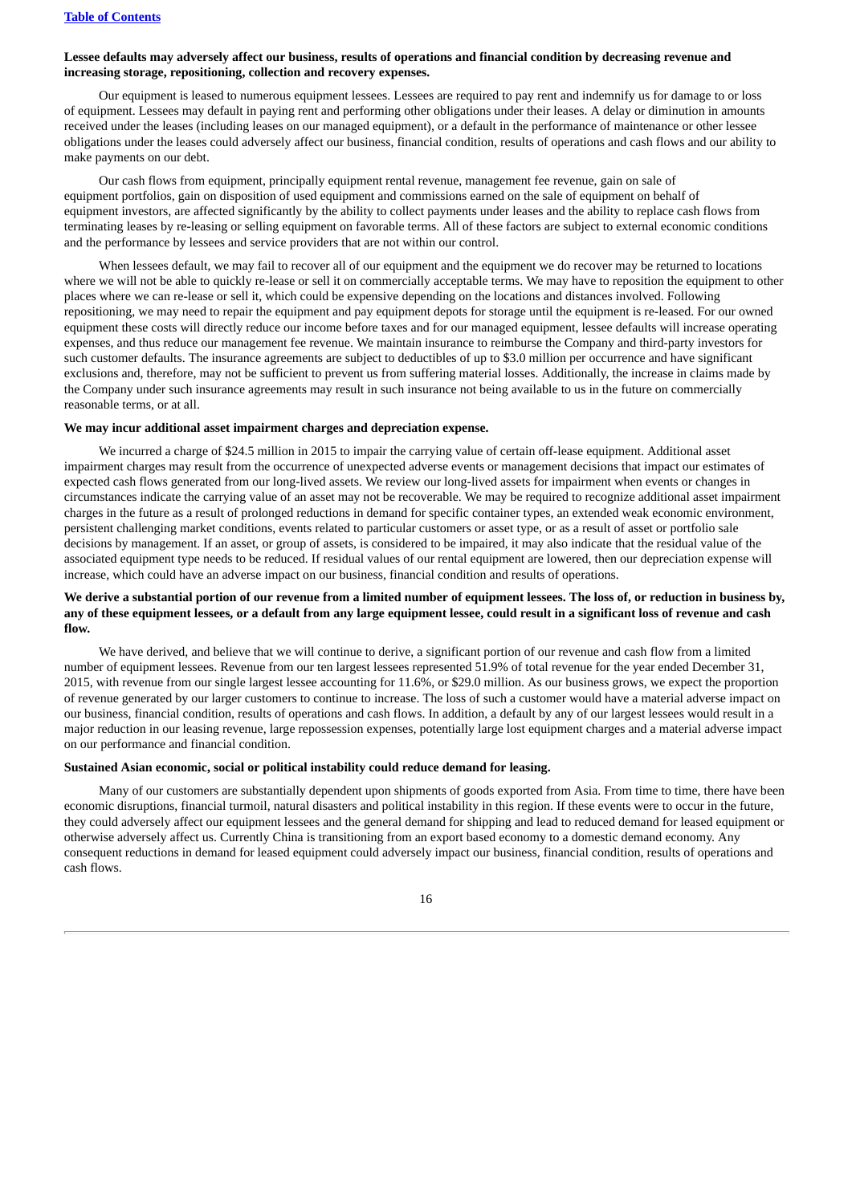**Lessee defaults may adversely affect our business, results of operations and financial condition by decreasing revenue and increasing storage, repositioning, collection and recovery expenses.**

Our equipment is leased to numerous equipment lessees. Lessees are required to pay rent and indemnify us for damage to or loss of equipment. Lessees may default in paying rent and performing other obligations under their leases. A delay or diminution in amounts received under the leases (including leases on our managed equipment), or a default in the performance of maintenance or other lessee obligations under the leases could adversely affect our business, financial condition, results of operations and cash flows and our ability to make payments on our debt.

Our cash flows from equipment, principally equipment rental revenue, management fee revenue, gain on sale of equipment portfolios, gain on disposition of used equipment and commissions earned on the sale of equipment on behalf of equipment investors, are affected significantly by the ability to collect payments under leases and the ability to replace cash flows from terminating leases by re-leasing or selling equipment on favorable terms. All of these factors are subject to external economic conditions and the performance by lessees and service providers that are not within our control.

When lessees default, we may fail to recover all of our equipment and the equipment we do recover may be returned to locations where we will not be able to quickly re-lease or sell it on commercially acceptable terms. We may have to reposition the equipment to other places where we can re-lease or sell it, which could be expensive depending on the locations and distances involved. Following repositioning, we may need to repair the equipment and pay equipment depots for storage until the equipment is re-leased. For our owned equipment these costs will directly reduce our income before taxes and for our managed equipment, lessee defaults will increase operating expenses, and thus reduce our management fee revenue. We maintain insurance to reimburse the Company and third-party investors for such customer defaults. The insurance agreements are subject to deductibles of up to $3.0 million per occurrence and have significant exclusions and, therefore, may not be sufficient to prevent us from suffering material losses. Additionally, the increase in claims made by the Company under such insurance agreements may result in such insurance not being available to us in the future on commercially reasonable terms, or at all.

**We may incur additional asset impairment charges and depreciation expense.**

We incurred a charge of $24.5 million in 2015 to impair the carrying value of certain off-lease equipment. Additional asset impairment charges may result from the occurrence of unexpected adverse events or management decisions that impact our estimates of expected cash flows generated from our long-lived assets. We review our long-lived assets for impairment when events or changes in circumstances indicate the carrying value of an asset may not be recoverable. We may be required to recognize additional asset impairment charges in the future as a result of prolonged reductions in demand for specific container types, an extended weak economic environment, persistent challenging market conditions, events related to particular customers or asset type, or as a result of asset or portfolio sale decisions by management. If an asset, or group of assets, is considered to be impaired, it may also indicate that the residual value of the associated equipment type needs to be reduced. If residual values of our rental equipment are lowered, then our depreciation expense will increase, which could have an adverse impact on our business, financial condition and results of operations.

**We derive a substantial portion of our revenue from a limited number of equipment lessees. The loss of, or reduction in business by, any of these equipment lessees, or a default from any large equipment lessee, could result in a significant loss of revenue and cash flow.**

We have derived, and believe that we will continue to derive, a significant portion of our revenue and cash flow from a limited number of equipment lessees. Revenue from our ten largest lessees represented 51.9% of total revenue for the year ended December 31, 2015, with revenue from our single largest lessee accounting for 11.6%, or $29.0 million. As our business grows, we expect the proportion of revenue generated by our larger customers to continue to increase. The loss of such a customer would have a material adverse impact on our business, financial condition, results of operations and cash flows. In addition, a default by any of our largest lessees would result in a major reduction in our leasing revenue, large repossession expenses, potentially large lost equipment charges and a material adverse impact on our performance and financial condition.

**Sustained Asian economic, social or political instability could reduce demand for leasing.**

Many of our customers are substantially dependent upon shipments of goods exported from Asia. From time to time, there have been economic disruptions, financial turmoil, natural disasters and political instability in this region. If these events were to occur in the future, they could adversely affect our equipment lessees and the general demand for shipping and lead to reduced demand for leased equipment or otherwise adversely affect us. Currently China is transitioning from an export based economy to a domestic demand economy. Any consequent reductions in demand for leased equipment could adversely impact our business, financial condition, results of operations and cash flows.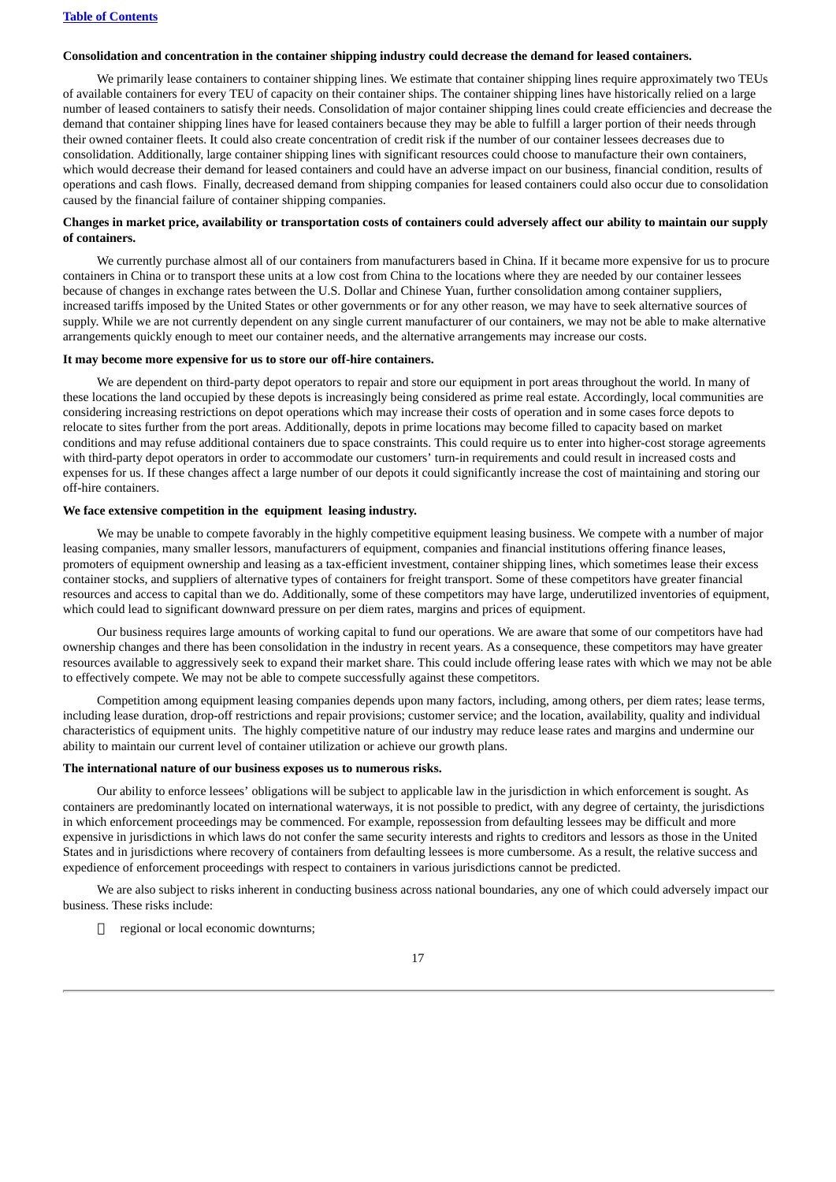**Consolidation and concentration in the container shipping industry could decrease the demand for leased containers.**

We primarily lease containers to container shipping lines. We estimate that container shipping lines require approximately two TEUs of available containers for every TEU of capacity on their container ships. The container shipping lines have historically relied on a large number of leased containers to satisfy their needs. Consolidation of major container shipping lines could create efficiencies and decrease the demand that container shipping lines have for leased containers because they may be able to fulfill a larger portion of their needs through their owned container fleets. It could also create concentration of credit risk if the number of our container lessees decreases due to consolidation. Additionally, large container shipping lines with significant resources could choose to manufacture their own containers, which would decrease their demand for leased containers and could have an adverse impact on our business, financial condition, results of operations and cash flows. Finally, decreased demand from shipping companies for leased containers could also occur due to consolidation caused by the financial failure of container shipping companies.

**Changes in market price, availability or transportation costs of containers could adversely affect our ability to maintain our supply of containers.**

We currently purchase almost all of our containers from manufacturers based in China. If it became more expensive for us to procure containers in China or to transport these units at a low cost from China to the locations where they are needed by our container lessees because of changes in exchange rates between the U.S. Dollar and Chinese Yuan, further consolidation among container suppliers, increased tariffs imposed by the United States or other governments or for any other reason, we may have to seek alternative sources of supply. While we are not currently dependent on any single current manufacturer of our containers, we may not be able to make alternative arrangements quickly enough to meet our container needs, and the alternative arrangements may increase our costs.

**It may become more expensive for us to store our off-hire containers.**

We are dependent on third-party depot operators to repair and store our equipment in port areas throughout the world. In many of these locations the land occupied by these depots is increasingly being considered as prime real estate. Accordingly, local communities are considering increasing restrictions on depot operations which may increase their costs of operation and in some cases force depots to relocate to sites further from the port areas. Additionally, depots in prime locations may become filled to capacity based on market conditions and may refuse additional containers due to space constraints. This could require us to enter into higher-cost storage agreements with third-party depot operators in order to accommodate our customers' turn-in requirements and could result in increased costs and expenses for us. If these changes affect a large number of our depots it could significantly increase the cost of maintaining and storing our off-hire containers.

**We face extensive competition in the equipment leasing industry.**

We may be unable to compete favorably in the highly competitive equipment leasing business. We compete with a number of major leasing companies, many smaller lessors, manufacturers of equipment, companies and financial institutions offering finance leases, promoters of equipment ownership and leasing as a tax-efficient investment, container shipping lines, which sometimes lease their excess container stocks, and suppliers of alternative types of containers for freight transport. Some of these competitors have greater financial resources and access to capital than we do. Additionally, some of these competitors may have large, underutilized inventories of equipment, which could lead to significant downward pressure on per diem rates, margins and prices of equipment.

Our business requires large amounts of working capital to fund our operations. We are aware that some of our competitors have had ownership changes and there has been consolidation in the industry in recent years. As a consequence, these competitors may have greater resources available to aggressively seek to expand their market share. This could include offering lease rates with which we may not be able to effectively compete. We may not be able to compete successfully against these competitors.

Competition among equipment leasing companies depends upon many factors, including, among others, per diem rates; lease terms, including lease duration, drop-off restrictions and repair provisions; customer service; and the location, availability, quality and individual characteristics of equipment units. The highly competitive nature of our industry may reduce lease rates and margins and undermine our ability to maintain our current level of container utilization or achieve our growth plans.

**The international nature of our business exposes us to numerous risks.**

Our ability to enforce lessees' obligations will be subject to applicable law in the jurisdiction in which enforcement is sought. As containers are predominantly located on international waterways, it is not possible to predict, with any degree of certainty, the jurisdictions in which enforcement proceedings may be commenced. For example, repossession from defaulting lessees may be difficult and more expensive in jurisdictions in which laws do not confer the same security interests and rights to creditors and lessors as those in the United States and in jurisdictions where recovery of containers from defaulting lessees is more cumbersome. As a result, the relative success and expedience of enforcement proceedings with respect to containers in various jurisdictions cannot be predicted.

We are also subject to risks inherent in conducting business across national boundaries, any one of which could adversely impact our business. These risks include:

- regional or local economic downturns;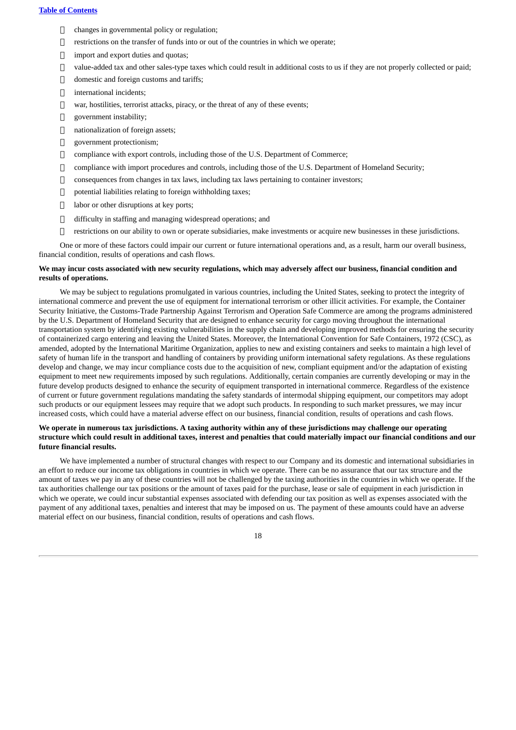- changes in governmental policy or regulation;
- restrictions on the transfer of funds into or out of the countries in which we operate;
- import and export duties and quotas;
- value-added tax and other sales-type taxes which could result in additional costs to us if they are not properly collected or paid;
- domestic and foreign customs and tariffs;
- international incidents;
- war, hostilities, terrorist attacks, piracy, or the threat of any of these events;
- government instability;
- nationalization of foreign assets;
- government protectionism;
- compliance with export controls, including those of the U.S. Department of Commerce;
- compliance with import procedures and controls, including those of the U.S. Department of Homeland Security;
- consequences from changes in tax laws, including tax laws pertaining to container investors;
- potential liabilities relating to foreign withholding taxes;
- labor or other disruptions at key ports;
- difficulty in staffing and managing widespread operations; and
- restrictions on our ability to own or operate subsidiaries, make investments or acquire new businesses in these jurisdictions.

One or more of these factors could impair our current or future international operations and, as a result, harm our overall business, financial condition, results of operations and cash flows.

**We may incur costs associated with new security regulations, which may adversely affect our business, financial condition and results of operations.**

We may be subject to regulations promulgated in various countries, including the United States, seeking to protect the integrity of international commerce and prevent the use of equipment for international terrorism or other illicit activities. For example, the Container Security Initiative, the Customs-Trade Partnership Against Terrorism and Operation Safe Commerce are among the programs administered by the U.S. Department of Homeland Security that are designed to enhance security for cargo moving throughout the international transportation system by identifying existing vulnerabilities in the supply chain and developing improved methods for ensuring the security of containerized cargo entering and leaving the United States. Moreover, the International Convention for Safe Containers, 1972 (CSC), as amended, adopted by the International Maritime Organization, applies to new and existing containers and seeks to maintain a high level of safety of human life in the transport and handling of containers by providing uniform international safety regulations. As these regulations develop and change, we may incur compliance costs due to the acquisition of new, compliant equipment and/or the adaptation of existing equipment to meet new requirements imposed by such regulations. Additionally, certain companies are currently developing or may in the future develop products designed to enhance the security of equipment transported in international commerce. Regardless of the existence of current or future government regulations mandating the safety standards of intermodal shipping equipment, our competitors may adopt such products or our equipment lessees may require that we adopt such products. In responding to such market pressures, we may incur increased costs, which could have a material adverse effect on our business, financial condition, results of operations and cash flows.

**We operate in numerous tax jurisdictions. A taxing authority within any of these jurisdictions may challenge our operating structure which could result in additional taxes, interest and penalties that could materially impact our financial conditions and our future financial results.**

We have implemented a number of structural changes with respect to our Company and its domestic and international subsidiaries in an effort to reduce our income tax obligations in countries in which we operate. There can be no assurance that our tax structure and the amount of taxes we pay in any of these countries will not be challenged by the taxing authorities in the countries in which we operate. If the tax authorities challenge our tax positions or the amount of taxes paid for the purchase, lease or sale of equipment in each jurisdiction in which we operate, we could incur substantial expenses associated with defending our tax position as well as expenses associated with the payment of any additional taxes, penalties and interest that may be imposed on us. The payment of these amounts could have an adverse material effect on our business, financial condition, results of operations and cash flows.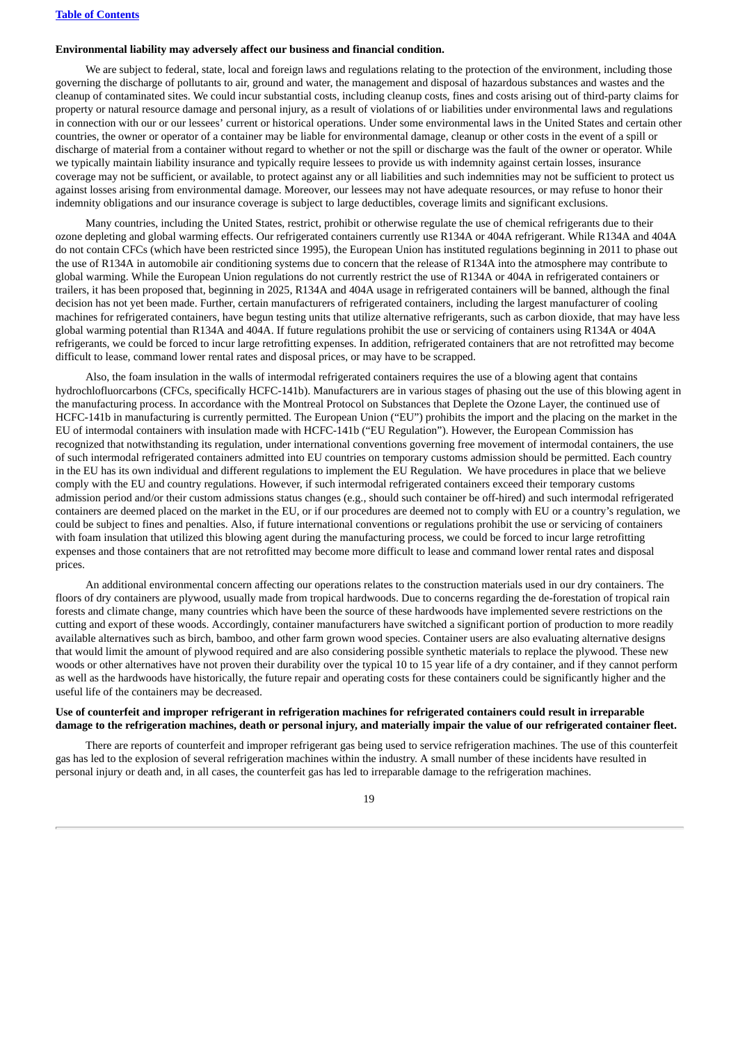**Environmental liability may adversely affect our business and financial condition.**

We are subject to federal, state, local and foreign laws and regulations relating to the protection of the environment, including those governing the discharge of pollutants to air, ground and water, the management and disposal of hazardous substances and wastes and the cleanup of contaminated sites. We could incur substantial costs, including cleanup costs, fines and costs arising out of third-party claims for property or natural resource damage and personal injury, as a result of violations of or liabilities under environmental laws and regulations in connection with our or our lessees' current or historical operations. Under some environmental laws in the United States and certain other countries, the owner or operator of a container may be liable for environmental damage, cleanup or other costs in the event of a spill or discharge of material from a container without regard to whether or not the spill or discharge was the fault of the owner or operator. While we typically maintain liability insurance and typically require lessees to provide us with indemnity against certain losses, insurance coverage may not be sufficient, or available, to protect against any or all liabilities and such indemnities may not be sufficient to protect us against losses arising from environmental damage. Moreover, our lessees may not have adequate resources, or may refuse to honor their indemnity obligations and our insurance coverage is subject to large deductibles, coverage limits and significant exclusions.

Many countries, including the United States, restrict, prohibit or otherwise regulate the use of chemical refrigerants due to their ozone depleting and global warming effects. Our refrigerated containers currently use R134A or 404A refrigerant. While R134A and 404A do not contain CFCs (which have been restricted since 1995), the European Union has instituted regulations beginning in 2011 to phase out the use of R134A in automobile air conditioning systems due to concern that the release of R134A into the atmosphere may contribute to global warming. While the European Union regulations do not currently restrict the use of R134A or 404A in refrigerated containers or trailers, it has been proposed that, beginning in 2025, R134A and 404A usage in refrigerated containers will be banned, although the final decision has not yet been made. Further, certain manufacturers of refrigerated containers, including the largest manufacturer of cooling machines for refrigerated containers, have begun testing units that utilize alternative refrigerants, such as carbon dioxide, that may have less global warming potential than R134A and 404A. If future regulations prohibit the use or servicing of containers using R134A or 404A refrigerants, we could be forced to incur large retrofitting expenses. In addition, refrigerated containers that are not retrofitted may become difficult to lease, command lower rental rates and disposal prices, or may have to be scrapped.

Also, the foam insulation in the walls of intermodal refrigerated containers requires the use of a blowing agent that contains hydrochlofluorcarbons (CFCs, specifically HCFC-141b). Manufacturers are in various stages of phasing out the use of this blowing agent in the manufacturing process. In accordance with the Montreal Protocol on Substances that Deplete the Ozone Layer, the continued use of HCFC-141b in manufacturing is currently permitted. The European Union ("EU") prohibits the import and the placing on the market in the EU of intermodal containers with insulation made with HCFC-141b ("EU Regulation"). However, the European Commission has recognized that notwithstanding its regulation, under international conventions governing free movement of intermodal containers, the use of such intermodal refrigerated containers admitted into EU countries on temporary customs admission should be permitted. Each country in the EU has its own individual and different regulations to implement the EU Regulation. We have procedures in place that we believe comply with the EU and country regulations. However, if such intermodal refrigerated containers exceed their temporary customs admission period and/or their custom admissions status changes (e.g., should such container be off-hired) and such intermodal refrigerated containers are deemed placed on the market in the EU, or if our procedures are deemed not to comply with EU or a country's regulation, we could be subject to fines and penalties. Also, if future international conventions or regulations prohibit the use or servicing of containers with foam insulation that utilized this blowing agent during the manufacturing process, we could be forced to incur large retrofitting expenses and those containers that are not retrofitted may become more difficult to lease and command lower rental rates and disposal prices.

An additional environmental concern affecting our operations relates to the construction materials used in our dry containers. The floors of dry containers are plywood, usually made from tropical hardwoods. Due to concerns regarding the de-forestation of tropical rain forests and climate change, many countries which have been the source of these hardwoods have implemented severe restrictions on the cutting and export of these woods. Accordingly, container manufacturers have switched a significant portion of production to more readily available alternatives such as birch, bamboo, and other farm grown wood species. Container users are also evaluating alternative designs that would limit the amount of plywood required and are also considering possible synthetic materials to replace the plywood. These new woods or other alternatives have not proven their durability over the typical 10 to 15 year life of a dry container, and if they cannot perform as well as the hardwoods have historically, the future repair and operating costs for these containers could be significantly higher and the useful life of the containers may be decreased.

**Use of counterfeit and improper refrigerant in refrigeration machines for refrigerated containers could result in irreparable damage to the refrigeration machines, death or personal injury, and materially impair the value of our refrigerated container fleet.**

There are reports of counterfeit and improper refrigerant gas being used to service refrigeration machines. The use of this counterfeit gas has led to the explosion of several refrigeration machines within the industry. A small number of these incidents have resulted in personal injury or death and, in all cases, the counterfeit gas has led to irreparable damage to the refrigeration machines.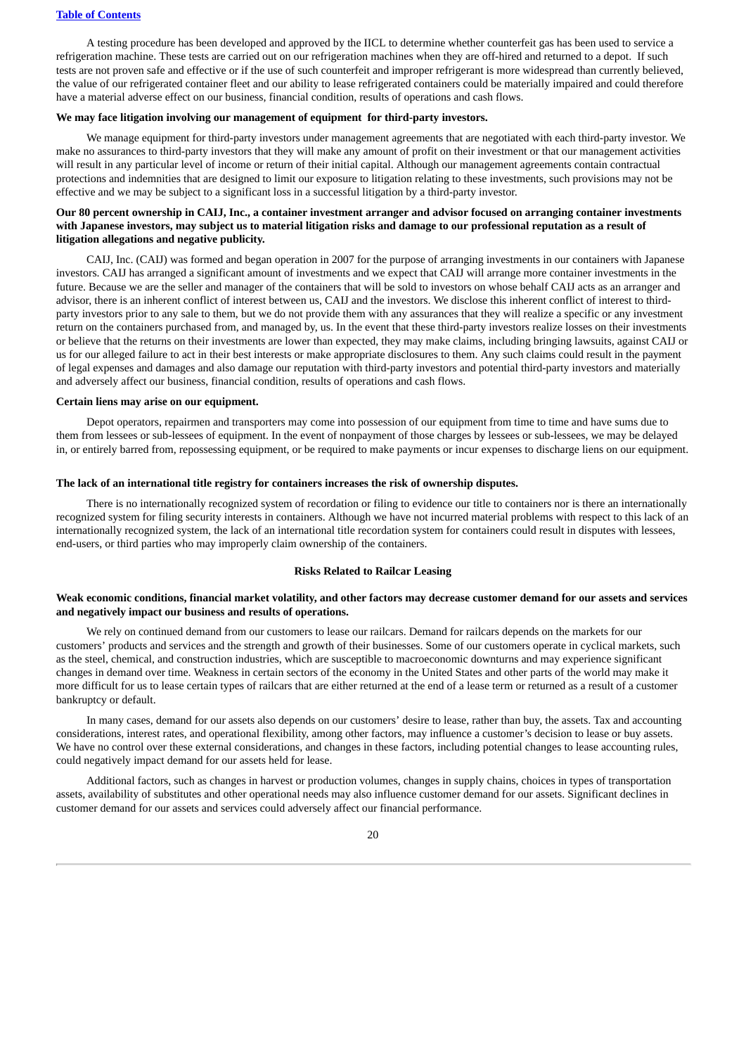A testing procedure has been developed and approved by the IICL to determine whether counterfeit gas has been used to service a refrigeration machine. These tests are carried out on our refrigeration machines when they are off-hired and returned to a depot. If such tests are not proven safe and effective or if the use of such counterfeit and improper refrigerant is more widespread than currently believed, the value of our refrigerated container fleet and our ability to lease refrigerated containers could be materially impaired and could therefore have a material adverse effect on our business, financial condition, results of operations and cash flows.

**We may face litigation involving our management of equipment for third-party investors.**

We manage equipment for third-party investors under management agreements that are negotiated with each third-party investor. We make no assurances to third-party investors that they will make any amount of profit on their investment or that our management activities will result in any particular level of income or return of their initial capital. Although our management agreements contain contractual protections and indemnities that are designed to limit our exposure to litigation relating to these investments, such provisions may not be effective and we may be subject to a significant loss in a successful litigation by a third-party investor.

**Our 80 percent ownership in CAIJ, Inc., a container investment arranger and advisor focused on arranging container investments with Japanese investors, may subject us to material litigation risks and damage to our professional reputation as a result of litigation allegations and negative publicity.**

CAIJ, Inc. (CAIJ) was formed and began operation in 2007 for the purpose of arranging investments in our containers with Japanese investors. CAIJ has arranged a significant amount of investments and we expect that CAIJ will arrange more container investments in the future. Because we are the seller and manager of the containers that will be sold to investors on whose behalf CAIJ acts as an arranger and advisor, there is an inherent conflict of interest between us, CAIJ and the investors. We disclose this inherent conflict of interest to third-party investors prior to any sale to them, but we do not provide them with any assurances that they will realize a specific or any investment return on the containers purchased from, and managed by, us. In the event that these third-party investors realize losses on their investments or believe that the returns on their investments are lower than expected, they may make claims, including bringing lawsuits, against CAIJ or us for our alleged failure to act in their best interests or make appropriate disclosures to them. Any such claims could result in the payment of legal expenses and damages and also damage our reputation with third-party investors and potential third-party investors and materially and adversely affect our business, financial condition, results of operations and cash flows.

**Certain liens may arise on our equipment.**

Depot operators, repairmen and transporters may come into possession of our equipment from time to time and have sums due to them from lessees or sub-lessees of equipment. In the event of nonpayment of those charges by lessees or sub-lessees, we may be delayed in, or entirely barred from, repossessing equipment, or be required to make payments or incur expenses to discharge liens on our equipment.

**The lack of an international title registry for containers increases the risk of ownership disputes.**

There is no internationally recognized system of recordation or filing to evidence our title to containers nor is there an internationally recognized system for filing security interests in containers. Although we have not incurred material problems with respect to this lack of an internationally recognized system, the lack of an international title recordation system for containers could result in disputes with lessees, end-users, or third parties who may improperly claim ownership of the containers.

## Risks Related to Railcar Leasing

**Weak economic conditions, financial market volatility, and other factors may decrease customer demand for our assets and services and negatively impact our business and results of operations.**

We rely on continued demand from our customers to lease our railcars. Demand for railcars depends on the markets for our customers' products and services and the strength and growth of their businesses. Some of our customers operate in cyclical markets, such as the steel, chemical, and construction industries, which are susceptible to macroeconomic downturns and may experience significant changes in demand over time. Weakness in certain sectors of the economy in the United States and other parts of the world may make it more difficult for us to lease certain types of railcars that are either returned at the end of a lease term or returned as a result of a customer bankruptcy or default.

In many cases, demand for our assets also depends on our customers' desire to lease, rather than buy, the assets. Tax and accounting considerations, interest rates, and operational flexibility, among other factors, may influence a customer's decision to lease or buy assets. We have no control over these external considerations, and changes in these factors, including potential changes to lease accounting rules, could negatively impact demand for our assets held for lease.

Additional factors, such as changes in harvest or production volumes, changes in supply chains, choices in types of transportation assets, availability of substitutes and other operational needs may also influence customer demand for our assets. Significant declines in customer demand for our assets and services could adversely affect our financial performance.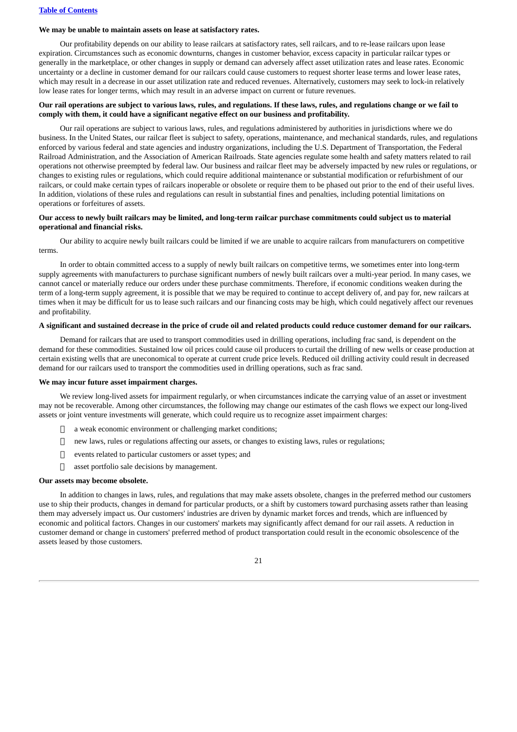**We may be unable to maintain assets on lease at satisfactory rates.**

Our profitability depends on our ability to lease railcars at satisfactory rates, sell railcars, and to re-lease railcars upon lease expiration. Circumstances such as economic downturns, changes in customer behavior, excess capacity in particular railcar types or generally in the marketplace, or other changes in supply or demand can adversely affect asset utilization rates and lease rates. Economic uncertainty or a decline in customer demand for our railcars could cause customers to request shorter lease terms and lower lease rates, which may result in a decrease in our asset utilization rate and reduced revenues. Alternatively, customers may seek to lock-in relatively low lease rates for longer terms, which may result in an adverse impact on current or future revenues.

**Our rail operations are subject to various laws, rules, and regulations. If these laws, rules, and regulations change or we fail to comply with them, it could have a significant negative effect on our business and profitability.**

Our rail operations are subject to various laws, rules, and regulations administered by authorities in jurisdictions where we do business. In the United States, our railcar fleet is subject to safety, operations, maintenance, and mechanical standards, rules, and regulations enforced by various federal and state agencies and industry organizations, including the U.S. Department of Transportation, the Federal Railroad Administration, and the Association of American Railroads. State agencies regulate some health and safety matters related to rail operations not otherwise preempted by federal law. Our business and railcar fleet may be adversely impacted by new rules or regulations, or changes to existing rules or regulations, which could require additional maintenance or substantial modification or refurbishment of our railcars, or could make certain types of railcars inoperable or obsolete or require them to be phased out prior to the end of their useful lives. In addition, violations of these rules and regulations can result in substantial fines and penalties, including potential limitations on operations or forfeitures of assets.

**Our access to newly built railcars may be limited, and long-term railcar purchase commitments could subject us to material operational and financial risks.**

Our ability to acquire newly built railcars could be limited if we are unable to acquire railcars from manufacturers on competitive terms.

In order to obtain committed access to a supply of newly built railcars on competitive terms, we sometimes enter into long-term supply agreements with manufacturers to purchase significant numbers of newly built railcars over a multi-year period. In many cases, we cannot cancel or materially reduce our orders under these purchase commitments. Therefore, if economic conditions weaken during the term of a long-term supply agreement, it is possible that we may be required to continue to accept delivery of, and pay for, new railcars at times when it may be difficult for us to lease such railcars and our financing costs may be high, which could negatively affect our revenues and profitability.

**A significant and sustained decrease in the price of crude oil and related products could reduce customer demand for our railcars.**

Demand for railcars that are used to transport commodities used in drilling operations, including frac sand, is dependent on the demand for these commodities. Sustained low oil prices could cause oil producers to curtail the drilling of new wells or cease production at certain existing wells that are uneconomical to operate at current crude price levels. Reduced oil drilling activity could result in decreased demand for our railcars used to transport the commodities used in drilling operations, such as frac sand.

**We may incur future asset impairment charges.**

We review long-lived assets for impairment regularly, or when circumstances indicate the carrying value of an asset or investment may not be recoverable. Among other circumstances, the following may change our estimates of the cash flows we expect our long-lived assets or joint venture investments will generate, which could require us to recognize asset impairment charges:

- a weak economic environment or challenging market conditions;
- new laws, rules or regulations affecting our assets, or changes to existing laws, rules or regulations;
- events related to particular customers or asset types; and
- asset portfolio sale decisions by management.

**Our assets may become obsolete.**

In addition to changes in laws, rules, and regulations that may make assets obsolete, changes in the preferred method our customers use to ship their products, changes in demand for particular products, or a shift by customers toward purchasing assets rather than leasing them may adversely impact us. Our customers' industries are driven by dynamic market forces and trends, which are influenced by economic and political factors. Changes in our customers' markets may significantly affect demand for our rail assets. A reduction in customer demand or change in customers' preferred method of product transportation could result in the economic obsolescence of the assets leased by those customers.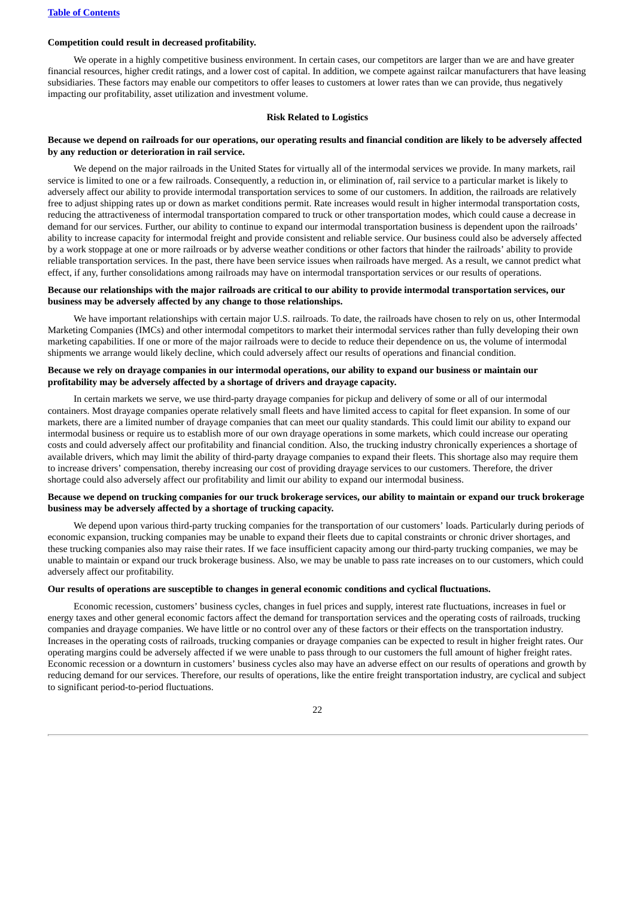**Competition could result in decreased profitability.**

We operate in a highly competitive business environment. In certain cases, our competitors are larger than we are and have greater financial resources, higher credit ratings, and a lower cost of capital. In addition, we compete against railcar manufacturers that have leasing subsidiaries. These factors may enable our competitors to offer leases to customers at lower rates than we can provide, thus negatively impacting our profitability, asset utilization and investment volume.

**Risk Related to Logistics**

**Because we depend on railroads for our operations, our operating results and financial condition are likely to be adversely affected by any reduction or deterioration in rail service.**

We depend on the major railroads in the United States for virtually all of the intermodal services we provide. In many markets, rail service is limited to one or a few railroads. Consequently, a reduction in, or elimination of, rail service to a particular market is likely to adversely affect our ability to provide intermodal transportation services to some of our customers. In addition, the railroads are relatively free to adjust shipping rates up or down as market conditions permit. Rate increases would result in higher intermodal transportation costs, reducing the attractiveness of intermodal transportation compared to truck or other transportation modes, which could cause a decrease in demand for our services. Further, our ability to continue to expand our intermodal transportation business is dependent upon the railroads' ability to increase capacity for intermodal freight and provide consistent and reliable service. Our business could also be adversely affected by a work stoppage at one or more railroads or by adverse weather conditions or other factors that hinder the railroads' ability to provide reliable transportation services. In the past, there have been service issues when railroads have merged. As a result, we cannot predict what effect, if any, further consolidations among railroads may have on intermodal transportation services or our results of operations.

**Because our relationships with the major railroads are critical to our ability to provide intermodal transportation services, our business may be adversely affected by any change to those relationships.**

We have important relationships with certain major U.S. railroads. To date, the railroads have chosen to rely on us, other Intermodal Marketing Companies (IMCs) and other intermodal competitors to market their intermodal services rather than fully developing their own marketing capabilities. If one or more of the major railroads were to decide to reduce their dependence on us, the volume of intermodal shipments we arrange would likely decline, which could adversely affect our results of operations and financial condition.

**Because we rely on drayage companies in our intermodal operations, our ability to expand our business or maintain our profitability may be adversely affected by a shortage of drivers and drayage capacity.**

In certain markets we serve, we use third-party drayage companies for pickup and delivery of some or all of our intermodal containers. Most drayage companies operate relatively small fleets and have limited access to capital for fleet expansion. In some of our markets, there are a limited number of drayage companies that can meet our quality standards. This could limit our ability to expand our intermodal business or require us to establish more of our own drayage operations in some markets, which could increase our operating costs and could adversely affect our profitability and financial condition. Also, the trucking industry chronically experiences a shortage of available drivers, which may limit the ability of third-party drayage companies to expand their fleets. This shortage also may require them to increase drivers' compensation, thereby increasing our cost of providing drayage services to our customers. Therefore, the driver shortage could also adversely affect our profitability and limit our ability to expand our intermodal business.

**Because we depend on trucking companies for our truck brokerage services, our ability to maintain or expand our truck brokerage business may be adversely affected by a shortage of trucking capacity.**

We depend upon various third-party trucking companies for the transportation of our customers' loads. Particularly during periods of economic expansion, trucking companies may be unable to expand their fleets due to capital constraints or chronic driver shortages, and these trucking companies also may raise their rates. If we face insufficient capacity among our third-party trucking companies, we may be unable to maintain or expand our truck brokerage business. Also, we may be unable to pass rate increases on to our customers, which could adversely affect our profitability.

**Our results of operations are susceptible to changes in general economic conditions and cyclical fluctuations.**

Economic recession, customers' business cycles, changes in fuel prices and supply, interest rate fluctuations, increases in fuel or energy taxes and other general economic factors affect the demand for transportation services and the operating costs of railroads, trucking companies and drayage companies. We have little or no control over any of these factors or their effects on the transportation industry. Increases in the operating costs of railroads, trucking companies or drayage companies can be expected to result in higher freight rates. Our operating margins could be adversely affected if we were unable to pass through to our customers the full amount of higher freight rates. Economic recession or a downturn in customers' business cycles also may have an adverse effect on our results of operations and growth by reducing demand for our services. Therefore, our results of operations, like the entire freight transportation industry, are cyclical and subject to significant period-to-period fluctuations.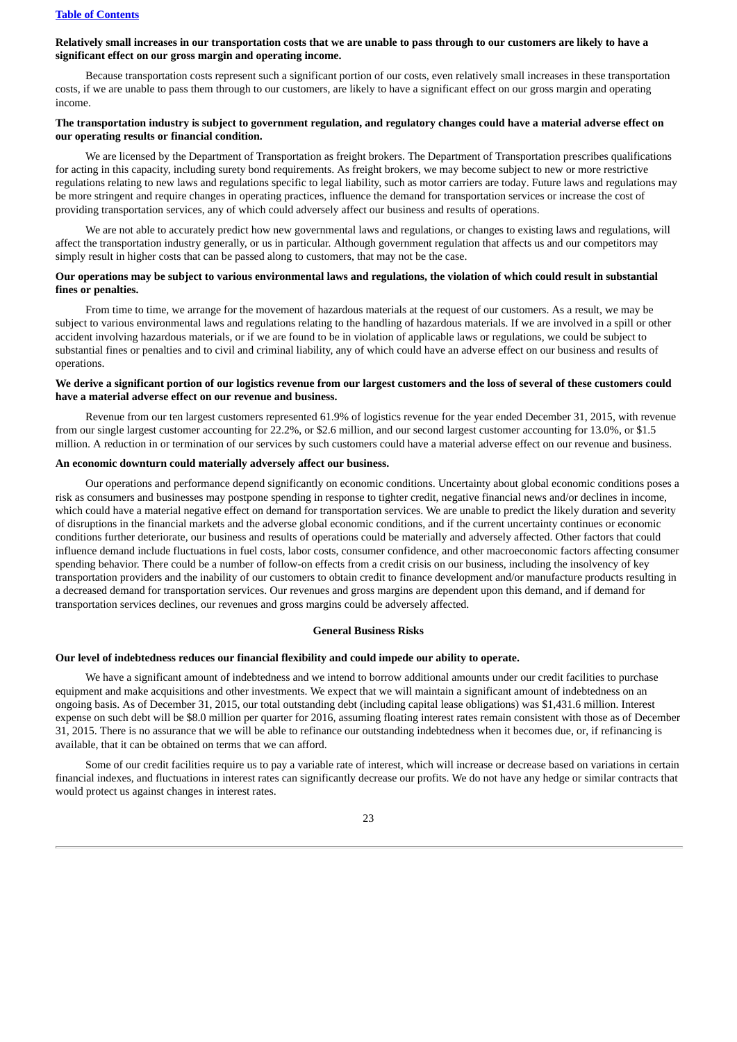**Relatively small increases in our transportation costs that we are unable to pass through to our customers are likely to have a significant effect on our gross margin and operating income.**

Because transportation costs represent such a significant portion of our costs, even relatively small increases in these transportation costs, if we are unable to pass them through to our customers, are likely to have a significant effect on our gross margin and operating income.

**The transportation industry is subject to government regulation, and regulatory changes could have a material adverse effect on our operating results or financial condition.**

We are licensed by the Department of Transportation as freight brokers. The Department of Transportation prescribes qualifications for acting in this capacity, including surety bond requirements. As freight brokers, we may become subject to new or more restrictive regulations relating to new laws and regulations specific to legal liability, such as motor carriers are today. Future laws and regulations may be more stringent and require changes in operating practices, influence the demand for transportation services or increase the cost of providing transportation services, any of which could adversely affect our business and results of operations.

We are not able to accurately predict how new governmental laws and regulations, or changes to existing laws and regulations, will affect the transportation industry generally, or us in particular. Although government regulation that affects us and our competitors may simply result in higher costs that can be passed along to customers, that may not be the case.

**Our operations may be subject to various environmental laws and regulations, the violation of which could result in substantial fines or penalties.**

From time to time, we arrange for the movement of hazardous materials at the request of our customers. As a result, we may be subject to various environmental laws and regulations relating to the handling of hazardous materials. If we are involved in a spill or other accident involving hazardous materials, or if we are found to be in violation of applicable laws or regulations, we could be subject to substantial fines or penalties and to civil and criminal liability, any of which could have an adverse effect on our business and results of operations.

**We derive a significant portion of our logistics revenue from our largest customers and the loss of several of these customers could have a material adverse effect on our revenue and business.**

Revenue from our ten largest customers represented 61.9% of logistics revenue for the year ended December 31, 2015, with revenue from our single largest customer accounting for 22.2%, or $2.6 million, and our second largest customer accounting for 13.0%, or $1.5 million. A reduction in or termination of our services by such customers could have a material adverse effect on our revenue and business.

**An economic downturn could materially adversely affect our business.**

Our operations and performance depend significantly on economic conditions. Uncertainty about global economic conditions poses a risk as consumers and businesses may postpone spending in response to tighter credit, negative financial news and/or declines in income, which could have a material negative effect on demand for transportation services. We are unable to predict the likely duration and severity of disruptions in the financial markets and the adverse global economic conditions, and if the current uncertainty continues or economic conditions further deteriorate, our business and results of operations could be materially and adversely affected. Other factors that could influence demand include fluctuations in fuel costs, labor costs, consumer confidence, and other macroeconomic factors affecting consumer spending behavior. There could be a number of follow-on effects from a credit crisis on our business, including the insolvency of key transportation providers and the inability of our customers to obtain credit to finance development and/or manufacture products resulting in a decreased demand for transportation services. Our revenues and gross margins are dependent upon this demand, and if demand for transportation services declines, our revenues and gross margins could be adversely affected.

**General Business Risks**

**Our level of indebtedness reduces our financial flexibility and could impede our ability to operate.**

We have a significant amount of indebtedness and we intend to borrow additional amounts under our credit facilities to purchase equipment and make acquisitions and other investments. We expect that we will maintain a significant amount of indebtedness on an ongoing basis. As of December 31, 2015, our total outstanding debt (including capital lease obligations) was $1,431.6 million. Interest expense on such debt will be $8.0 million per quarter for 2016, assuming floating interest rates remain consistent with those as of December 31, 2015. There is no assurance that we will be able to refinance our outstanding indebtedness when it becomes due, or, if refinancing is available, that it can be obtained on terms that we can afford.

Some of our credit facilities require us to pay a variable rate of interest, which will increase or decrease based on variations in certain financial indexes, and fluctuations in interest rates can significantly decrease our profits. We do not have any hedge or similar contracts that would protect us against changes in interest rates.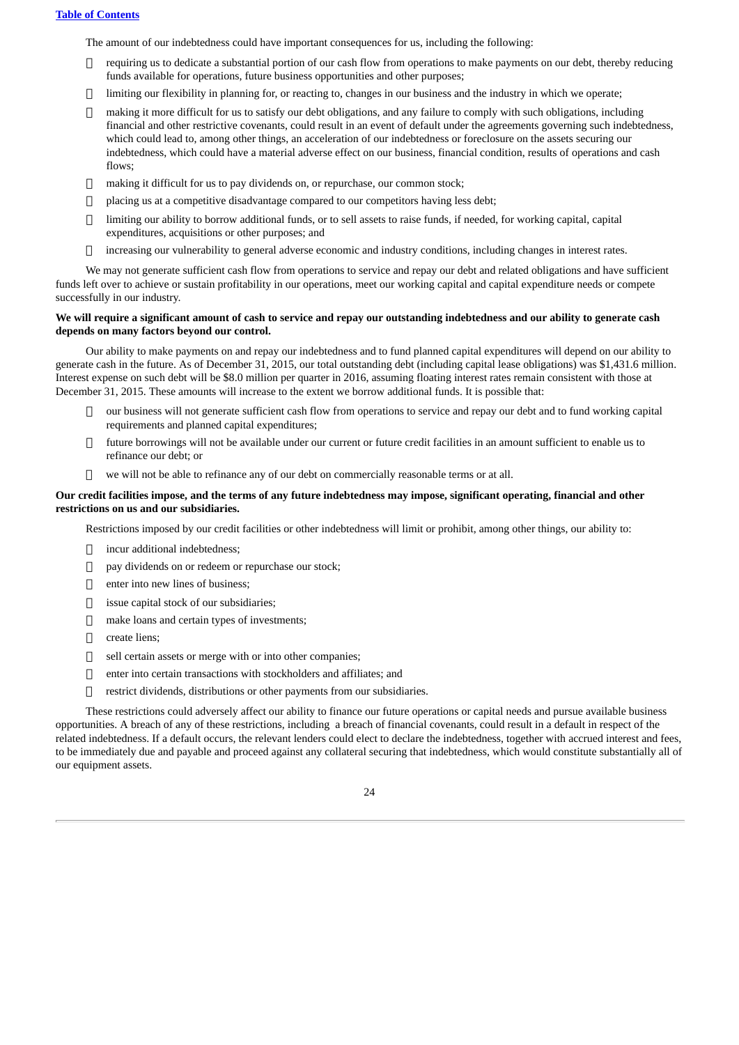The amount of our indebtedness could have important consequences for us, including the following:

- requiring us to dedicate a substantial portion of our cash flow from operations to make payments on our debt, thereby reducing funds available for operations, future business opportunities and other purposes;
- limiting our flexibility in planning for, or reacting to, changes in our business and the industry in which we operate;
- making it more difficult for us to satisfy our debt obligations, and any failure to comply with such obligations, including financial and other restrictive covenants, could result in an event of default under the agreements governing such indebtedness, which could lead to, among other things, an acceleration of our indebtedness or foreclosure on the assets securing our indebtedness, which could have a material adverse effect on our business, financial condition, results of operations and cash flows;
- making it difficult for us to pay dividends on, or repurchase, our common stock;
- placing us at a competitive disadvantage compared to our competitors having less debt;
- limiting our ability to borrow additional funds, or to sell assets to raise funds, if needed, for working capital, capital expenditures, acquisitions or other purposes; and
- increasing our vulnerability to general adverse economic and industry conditions, including changes in interest rates.

We may not generate sufficient cash flow from operations to service and repay our debt and related obligations and have sufficient funds left over to achieve or sustain profitability in our operations, meet our working capital and capital expenditure needs or compete successfully in our industry.

**We will require a significant amount of cash to service and repay our outstanding indebtedness and our ability to generate cash depends on many factors beyond our control.**

Our ability to make payments on and repay our indebtedness and to fund planned capital expenditures will depend on our ability to generate cash in the future. As of December 31, 2015, our total outstanding debt (including capital lease obligations) was $1,431.6 million. Interest expense on such debt will be $8.0 million per quarter in 2016, assuming floating interest rates remain consistent with those at December 31, 2015. These amounts will increase to the extent we borrow additional funds. It is possible that:

- our business will not generate sufficient cash flow from operations to service and repay our debt and to fund working capital requirements and planned capital expenditures;
- future borrowings will not be available under our current or future credit facilities in an amount sufficient to enable us to refinance our debt; or
- we will not be able to refinance any of our debt on commercially reasonable terms or at all.

**Our credit facilities impose, and the terms of any future indebtedness may impose, significant operating, financial and other restrictions on us and our subsidiaries.**

Restrictions imposed by our credit facilities or other indebtedness will limit or prohibit, among other things, our ability to:

- incur additional indebtedness;
- pay dividends on or redeem or repurchase our stock;
- enter into new lines of business;
- issue capital stock of our subsidiaries;
- make loans and certain types of investments;
- create liens;
- sell certain assets or merge with or into other companies;
- enter into certain transactions with stockholders and affiliates; and
- restrict dividends, distributions or other payments from our subsidiaries.

These restrictions could adversely affect our ability to finance our future operations or capital needs and pursue available business opportunities. A breach of any of these restrictions, including a breach of financial covenants, could result in a default in respect of the related indebtedness. If a default occurs, the relevant lenders could elect to declare the indebtedness, together with accrued interest and fees, to be immediately due and payable and proceed against any collateral securing that indebtedness, which would constitute substantially all of our equipment assets.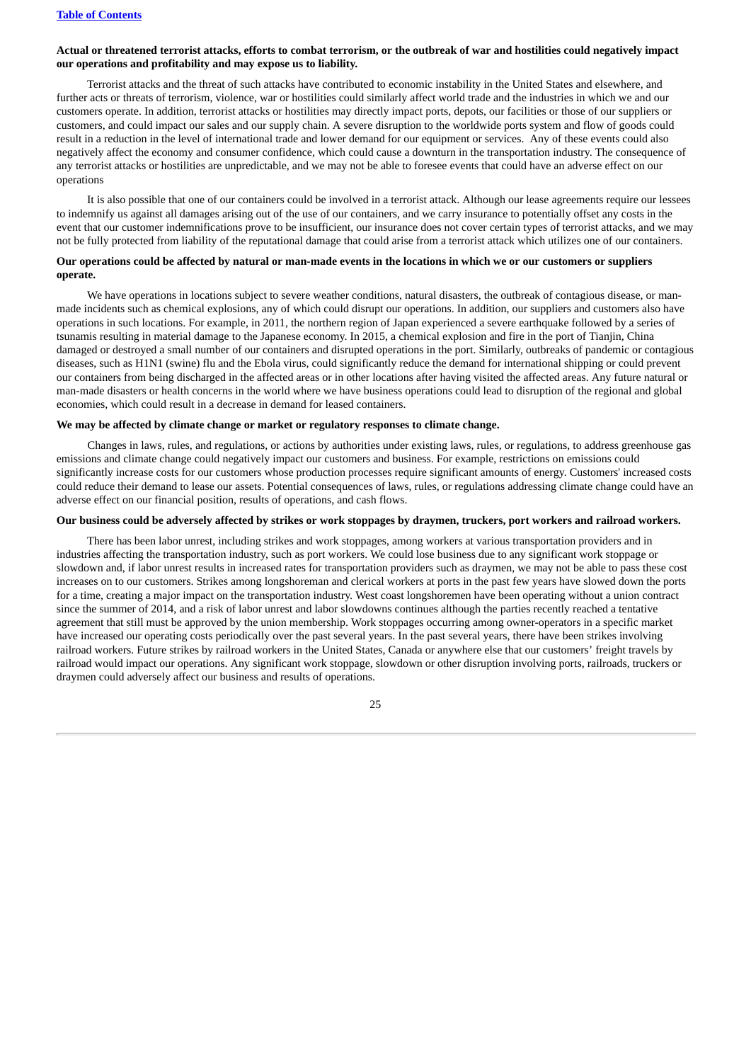**Actual or threatened terrorist attacks, efforts to combat terrorism, or the outbreak of war and hostilities could negatively impact our operations and profitability and may expose us to liability.**

Terrorist attacks and the threat of such attacks have contributed to economic instability in the United States and elsewhere, and further acts or threats of terrorism, violence, war or hostilities could similarly affect world trade and the industries in which we and our customers operate. In addition, terrorist attacks or hostilities may directly impact ports, depots, our facilities or those of our suppliers or customers, and could impact our sales and our supply chain. A severe disruption to the worldwide ports system and flow of goods could result in a reduction in the level of international trade and lower demand for our equipment or services. Any of these events could also negatively affect the economy and consumer confidence, which could cause a downturn in the transportation industry. The consequence of any terrorist attacks or hostilities are unpredictable, and we may not be able to foresee events that could have an adverse effect on our operations

It is also possible that one of our containers could be involved in a terrorist attack. Although our lease agreements require our lessees to indemnify us against all damages arising out of the use of our containers, and we carry insurance to potentially offset any costs in the event that our customer indemnifications prove to be insufficient, our insurance does not cover certain types of terrorist attacks, and we may not be fully protected from liability of the reputational damage that could arise from a terrorist attack which utilizes one of our containers.

**Our operations could be affected by natural or man-made events in the locations in which we or our customers or suppliers operate.**

We have operations in locations subject to severe weather conditions, natural disasters, the outbreak of contagious disease, or man-made incidents such as chemical explosions, any of which could disrupt our operations. In addition, our suppliers and customers also have operations in such locations. For example, in 2011, the northern region of Japan experienced a severe earthquake followed by a series of tsunamis resulting in material damage to the Japanese economy. In 2015, a chemical explosion and fire in the port of Tianjin, China damaged or destroyed a small number of our containers and disrupted operations in the port. Similarly, outbreaks of pandemic or contagious diseases, such as H1N1 (swine) flu and the Ebola virus, could significantly reduce the demand for international shipping or could prevent our containers from being discharged in the affected areas or in other locations after having visited the affected areas. Any future natural or man-made disasters or health concerns in the world where we have business operations could lead to disruption of the regional and global economies, which could result in a decrease in demand for leased containers.

**We may be affected by climate change or market or regulatory responses to climate change.**

Changes in laws, rules, and regulations, or actions by authorities under existing laws, rules, or regulations, to address greenhouse gas emissions and climate change could negatively impact our customers and business. For example, restrictions on emissions could significantly increase costs for our customers whose production processes require significant amounts of energy. Customers' increased costs could reduce their demand to lease our assets. Potential consequences of laws, rules, or regulations addressing climate change could have an adverse effect on our financial position, results of operations, and cash flows.

**Our business could be adversely affected by strikes or work stoppages by draymen, truckers, port workers and railroad workers.**

There has been labor unrest, including strikes and work stoppages, among workers at various transportation providers and in industries affecting the transportation industry, such as port workers. We could lose business due to any significant work stoppage or slowdown and, if labor unrest results in increased rates for transportation providers such as draymen, we may not be able to pass these cost increases on to our customers. Strikes among longshoreman and clerical workers at ports in the past few years have slowed down the ports for a time, creating a major impact on the transportation industry. West coast longshoremen have been operating without a union contract since the summer of 2014, and a risk of labor unrest and labor slowdowns continues although the parties recently reached a tentative agreement that still must be approved by the union membership. Work stoppages occurring among owner-operators in a specific market have increased our operating costs periodically over the past several years. In the past several years, there have been strikes involving railroad workers. Future strikes by railroad workers in the United States, Canada or anywhere else that our customers' freight travels by railroad would impact our operations. Any significant work stoppage, slowdown or other disruption involving ports, railroads, truckers or draymen could adversely affect our business and results of operations.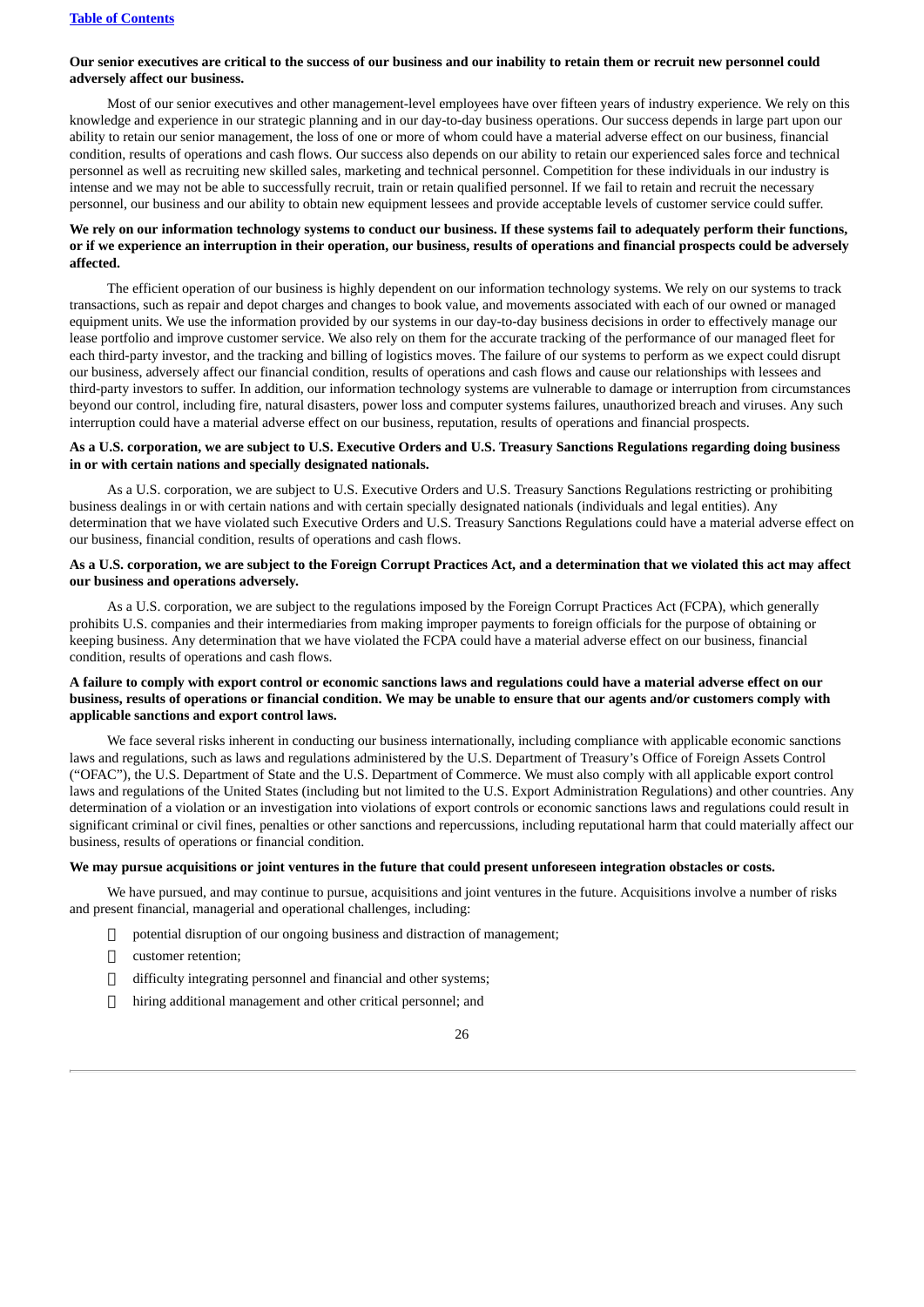**Our senior executives are critical to the success of our business and our inability to retain them or recruit new personnel could adversely affect our business.**

Most of our senior executives and other management-level employees have over fifteen years of industry experience. We rely on this knowledge and experience in our strategic planning and in our day-to-day business operations. Our success depends in large part upon our ability to retain our senior management, the loss of one or more of whom could have a material adverse effect on our business, financial condition, results of operations and cash flows. Our success also depends on our ability to retain our experienced sales force and technical personnel as well as recruiting new skilled sales, marketing and technical personnel. Competition for these individuals in our industry is intense and we may not be able to successfully recruit, train or retain qualified personnel. If we fail to retain and recruit the necessary personnel, our business and our ability to obtain new equipment lessees and provide acceptable levels of customer service could suffer.

**We rely on our information technology systems to conduct our business. If these systems fail to adequately perform their functions, or if we experience an interruption in their operation, our business, results of operations and financial prospects could be adversely affected.**

The efficient operation of our business is highly dependent on our information technology systems. We rely on our systems to track transactions, such as repair and depot charges and changes to book value, and movements associated with each of our owned or managed equipment units. We use the information provided by our systems in our day-to-day business decisions in order to effectively manage our lease portfolio and improve customer service. We also rely on them for the accurate tracking of the performance of our managed fleet for each third-party investor, and the tracking and billing of logistics moves. The failure of our systems to perform as we expect could disrupt our business, adversely affect our financial condition, results of operations and cash flows and cause our relationships with lessees and third-party investors to suffer. In addition, our information technology systems are vulnerable to damage or interruption from circumstances beyond our control, including fire, natural disasters, power loss and computer systems failures, unauthorized breach and viruses. Any such interruption could have a material adverse effect on our business, reputation, results of operations and financial prospects.

**As a U.S. corporation, we are subject to U.S. Executive Orders and U.S. Treasury Sanctions Regulations regarding doing business in or with certain nations and specially designated nationals.**

As a U.S. corporation, we are subject to U.S. Executive Orders and U.S. Treasury Sanctions Regulations restricting or prohibiting business dealings in or with certain nations and with certain specially designated nationals (individuals and legal entities). Any determination that we have violated such Executive Orders and U.S. Treasury Sanctions Regulations could have a material adverse effect on our business, financial condition, results of operations and cash flows.

**As a U.S. corporation, we are subject to the Foreign Corrupt Practices Act, and a determination that we violated this act may affect our business and operations adversely.**

As a U.S. corporation, we are subject to the regulations imposed by the Foreign Corrupt Practices Act (FCPA), which generally prohibits U.S. companies and their intermediaries from making improper payments to foreign officials for the purpose of obtaining or keeping business. Any determination that we have violated the FCPA could have a material adverse effect on our business, financial condition, results of operations and cash flows.

**A failure to comply with export control or economic sanctions laws and regulations could have a material adverse effect on our business, results of operations or financial condition. We may be unable to ensure that our agents and/or customers comply with applicable sanctions and export control laws.**

We face several risks inherent in conducting our business internationally, including compliance with applicable economic sanctions laws and regulations, such as laws and regulations administered by the U.S. Department of Treasury's Office of Foreign Assets Control ("OFAC"), the U.S. Department of State and the U.S. Department of Commerce. We must also comply with all applicable export control laws and regulations of the United States (including but not limited to the U.S. Export Administration Regulations) and other countries. Any determination of a violation or an investigation into violations of export controls or economic sanctions laws and regulations could result in significant criminal or civil fines, penalties or other sanctions and repercussions, including reputational harm that could materially affect our business, results of operations or financial condition.

**We may pursue acquisitions or joint ventures in the future that could present unforeseen integration obstacles or costs.**

We have pursued, and may continue to pursue, acquisitions and joint ventures in the future. Acquisitions involve a number of risks and present financial, managerial and operational challenges, including:

- potential disruption of our ongoing business and distraction of management;
- customer retention;
- difficulty integrating personnel and financial and other systems;
- hiring additional management and other critical personnel; and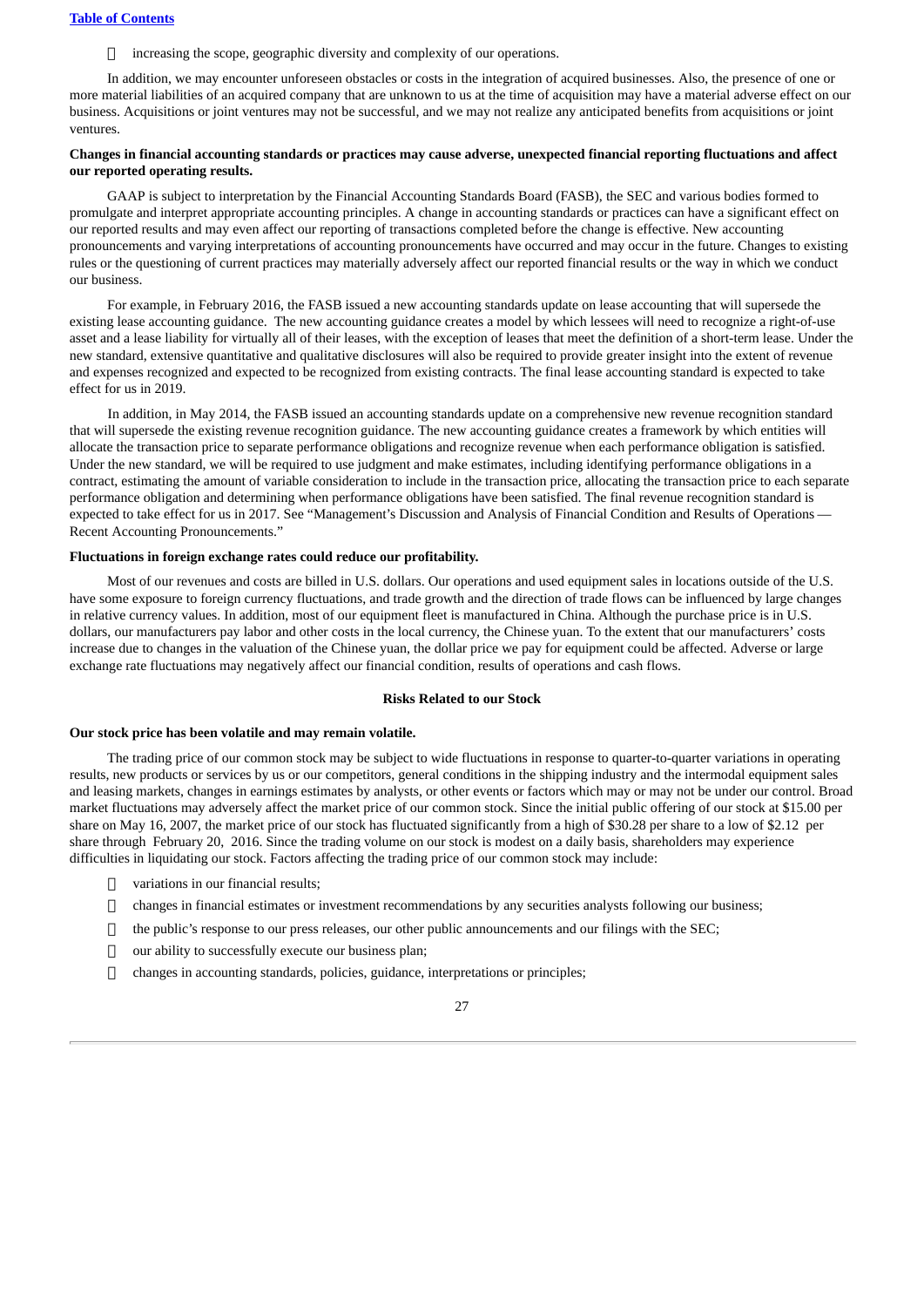- increasing the scope, geographic diversity and complexity of our operations.

In addition, we may encounter unforeseen obstacles or costs in the integration of acquired businesses. Also, the presence of one or more material liabilities of an acquired company that are unknown to us at the time of acquisition may have a material adverse effect on our business. Acquisitions or joint ventures may not be successful, and we may not realize any anticipated benefits from acquisitions or joint ventures.

**Changes in financial accounting standards or practices may cause adverse, unexpected financial reporting fluctuations and affect our reported operating results.**

GAAP is subject to interpretation by the Financial Accounting Standards Board (FASB), the SEC and various bodies formed to promulgate and interpret appropriate accounting principles. A change in accounting standards or practices can have a significant effect on our reported results and may even affect our reporting of transactions completed before the change is effective. New accounting pronouncements and varying interpretations of accounting pronouncements have occurred and may occur in the future. Changes to existing rules or the questioning of current practices may materially adversely affect our reported financial results or the way in which we conduct our business.

For example, in February 2016, the FASB issued a new accounting standards update on lease accounting that will supersede the existing lease accounting guidance. The new accounting guidance creates a model by which lessees will need to recognize a right-of-use asset and a lease liability for virtually all of their leases, with the exception of leases that meet the definition of a short-term lease. Under the new standard, extensive quantitative and qualitative disclosures will also be required to provide greater insight into the extent of revenue and expenses recognized and expected to be recognized from existing contracts. The final lease accounting standard is expected to take effect for us in 2019.

In addition, in May 2014, the FASB issued an accounting standards update on a comprehensive new revenue recognition standard that will supersede the existing revenue recognition guidance. The new accounting guidance creates a framework by which entities will allocate the transaction price to separate performance obligations and recognize revenue when each performance obligation is satisfied. Under the new standard, we will be required to use judgment and make estimates, including identifying performance obligations in a contract, estimating the amount of variable consideration to include in the transaction price, allocating the transaction price to each separate performance obligation and determining when performance obligations have been satisfied. The final revenue recognition standard is expected to take effect for us in 2017. See "Management's Discussion and Analysis of Financial Condition and Results of Operations — Recent Accounting Pronouncements."

**Fluctuations in foreign exchange rates could reduce our profitability.**

Most of our revenues and costs are billed in U.S. dollars. Our operations and used equipment sales in locations outside of the U.S. have some exposure to foreign currency fluctuations, and trade growth and the direction of trade flows can be influenced by large changes in relative currency values. In addition, most of our equipment fleet is manufactured in China. Although the purchase price is in U.S. dollars, our manufacturers pay labor and other costs in the local currency, the Chinese yuan. To the extent that our manufacturers' costs increase due to changes in the valuation of the Chinese yuan, the dollar price we pay for equipment could be affected. Adverse or large exchange rate fluctuations may negatively affect our financial condition, results of operations and cash flows.

**Risks Related to our Stock**

**Our stock price has been volatile and may remain volatile.**

The trading price of our common stock may be subject to wide fluctuations in response to quarter-to-quarter variations in operating results, new products or services by us or our competitors, general conditions in the shipping industry and the intermodal equipment sales and leasing markets, changes in earnings estimates by analysts, or other events or factors which may or may not be under our control. Broad market fluctuations may adversely affect the market price of our common stock. Since the initial public offering of our stock at $15.00 per share on May 16, 2007, the market price of our stock has fluctuated significantly from a high of $30.28 per share to a low of $2.12 per share through February 20, 2016. Since the trading volume on our stock is modest on a daily basis, shareholders may experience difficulties in liquidating our stock. Factors affecting the trading price of our common stock may include:

- variations in our financial results;
- changes in financial estimates or investment recommendations by any securities analysts following our business;
- the public's response to our press releases, our other public announcements and our filings with the SEC;
- our ability to successfully execute our business plan;
- changes in accounting standards, policies, guidance, interpretations or principles;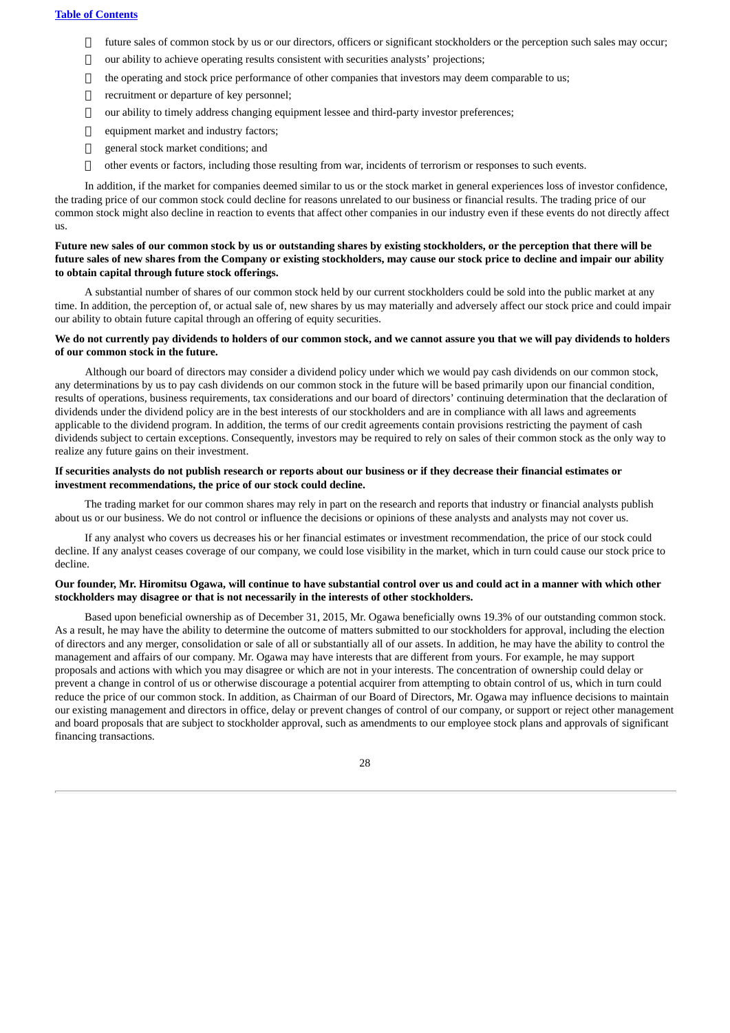- future sales of common stock by us or our directors, officers or significant stockholders or the perception such sales may occur;
- our ability to achieve operating results consistent with securities analysts' projections;
- the operating and stock price performance of other companies that investors may deem comparable to us;
- recruitment or departure of key personnel;
- our ability to timely address changing equipment lessee and third-party investor preferences;
- equipment market and industry factors;
- general stock market conditions; and
- other events or factors, including those resulting from war, incidents of terrorism or responses to such events.

In addition, if the market for companies deemed similar to us or the stock market in general experiences loss of investor confidence, the trading price of our common stock could decline for reasons unrelated to our business or financial results. The trading price of our common stock might also decline in reaction to events that affect other companies in our industry even if these events do not directly affect us.

**Future new sales of our common stock by us or outstanding shares by existing stockholders, or the perception that there will be future sales of new shares from the Company or existing stockholders, may cause our stock price to decline and impair our ability to obtain capital through future stock offerings.**

A substantial number of shares of our common stock held by our current stockholders could be sold into the public market at any time. In addition, the perception of, or actual sale of, new shares by us may materially and adversely affect our stock price and could impair our ability to obtain future capital through an offering of equity securities.

**We do not currently pay dividends to holders of our common stock, and we cannot assure you that we will pay dividends to holders of our common stock in the future.**

Although our board of directors may consider a dividend policy under which we would pay cash dividends on our common stock, any determinations by us to pay cash dividends on our common stock in the future will be based primarily upon our financial condition, results of operations, business requirements, tax considerations and our board of directors' continuing determination that the declaration of dividends under the dividend policy are in the best interests of our stockholders and are in compliance with all laws and agreements applicable to the dividend program. In addition, the terms of our credit agreements contain provisions restricting the payment of cash dividends subject to certain exceptions. Consequently, investors may be required to rely on sales of their common stock as the only way to realize any future gains on their investment.

**If securities analysts do not publish research or reports about our business or if they decrease their financial estimates or investment recommendations, the price of our stock could decline.**

The trading market for our common shares may rely in part on the research and reports that industry or financial analysts publish about us or our business. We do not control or influence the decisions or opinions of these analysts and analysts may not cover us.

If any analyst who covers us decreases his or her financial estimates or investment recommendation, the price of our stock could decline. If any analyst ceases coverage of our company, we could lose visibility in the market, which in turn could cause our stock price to decline.

**Our founder, Mr. Hiromitsu Ogawa, will continue to have substantial control over us and could act in a manner with which other stockholders may disagree or that is not necessarily in the interests of other stockholders.**

Based upon beneficial ownership as of December 31, 2015, Mr. Ogawa beneficially owns 19.3% of our outstanding common stock. As a result, he may have the ability to determine the outcome of matters submitted to our stockholders for approval, including the election of directors and any merger, consolidation or sale of all or substantially all of our assets. In addition, he may have the ability to control the management and affairs of our company. Mr. Ogawa may have interests that are different from yours. For example, he may support proposals and actions with which you may disagree or which are not in your interests. The concentration of ownership could delay or prevent a change in control of us or otherwise discourage a potential acquirer from attempting to obtain control of us, which in turn could reduce the price of our common stock. In addition, as Chairman of our Board of Directors, Mr. Ogawa may influence decisions to maintain our existing management and directors in office, delay or prevent changes of control of our company, or support or reject other management and board proposals that are subject to stockholder approval, such as amendments to our employee stock plans and approvals of significant financing transactions.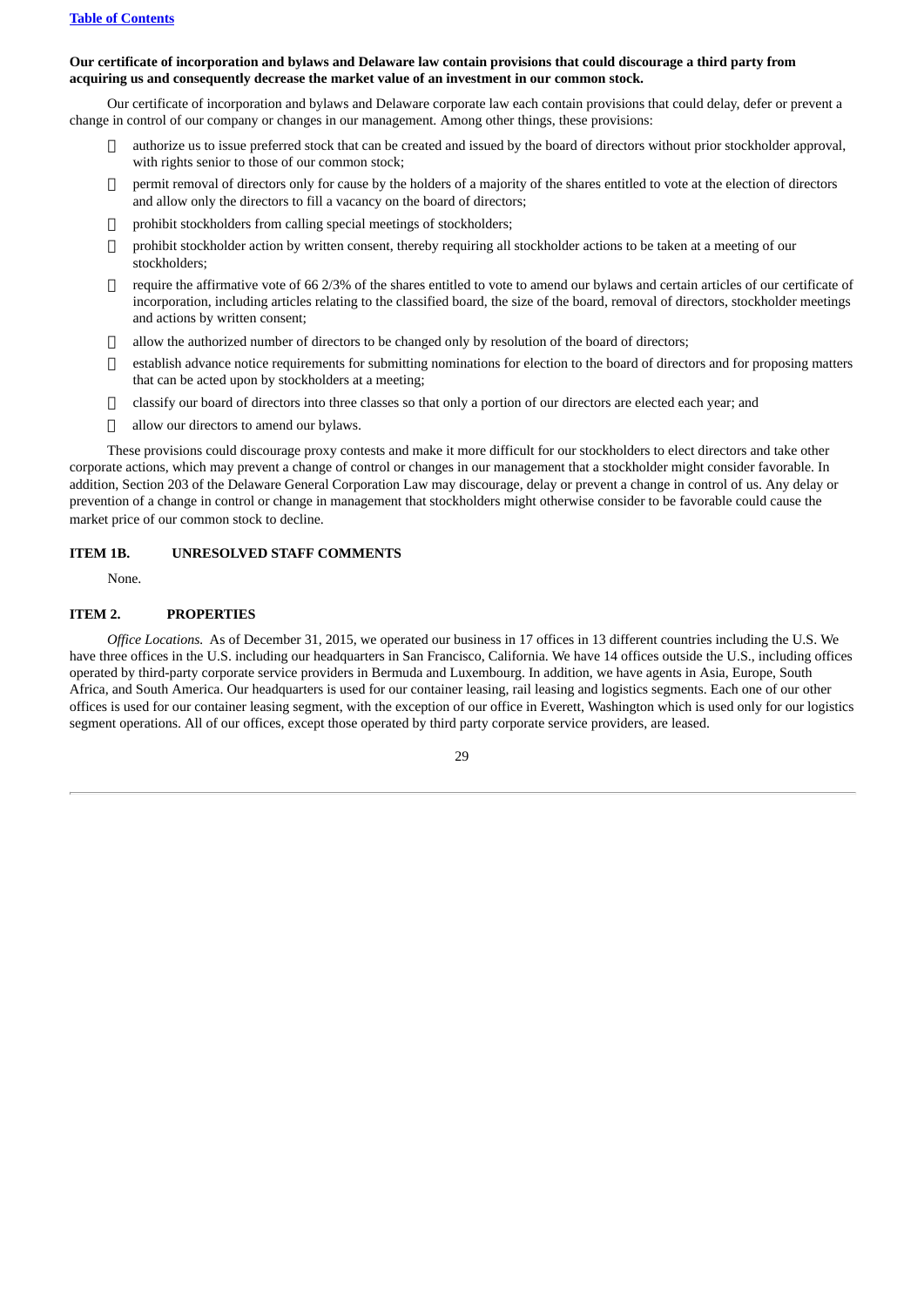**Our certificate of incorporation and bylaws and Delaware law contain provisions that could discourage a third party from acquiring us and consequently decrease the market value of an investment in our common stock.**

Our certificate of incorporation and bylaws and Delaware corporate law each contain provisions that could delay, defer or prevent a change in control of our company or changes in our management. Among other things, these provisions:

- authorize us to issue preferred stock that can be created and issued by the board of directors without prior stockholder approval, with rights senior to those of our common stock;
- permit removal of directors only for cause by the holders of a majority of the shares entitled to vote at the election of directors and allow only the directors to fill a vacancy on the board of directors;
- prohibit stockholders from calling special meetings of stockholders;
- prohibit stockholder action by written consent, thereby requiring all stockholder actions to be taken at a meeting of our stockholders;
- require the affirmative vote of 66 2/3% of the shares entitled to vote to amend our bylaws and certain articles of our certificate of incorporation, including articles relating to the classified board, the size of the board, removal of directors, stockholder meetings and actions by written consent;
- allow the authorized number of directors to be changed only by resolution of the board of directors;
- establish advance notice requirements for submitting nominations for election to the board of directors and for proposing matters that can be acted upon by stockholders at a meeting;
- classify our board of directors into three classes so that only a portion of our directors are elected each year; and
- allow our directors to amend our bylaws.

These provisions could discourage proxy contests and make it more difficult for our stockholders to elect directors and take other corporate actions, which may prevent a change of control or changes in our management that a stockholder might consider favorable. In addition, Section 203 of the Delaware General Corporation Law may discourage, delay or prevent a change in control of us. Any delay or prevention of a change in control or change in management that stockholders might otherwise consider to be favorable could cause the market price of our common stock to decline.

## ITEM 1B. UNRESOLVED STAFF COMMENTS

None.

## ITEM 2. PROPERTIES

*Office Locations.* As of December 31, 2015, we operated our business in 17 offices in 13 different countries including the U.S. We have three offices in the U.S. including our headquarters in San Francisco, California. We have 14 offices outside the U.S., including offices operated by third-party corporate service providers in Bermuda and Luxembourg. In addition, we have agents in Asia, Europe, South Africa, and South America. Our headquarters is used for our container leasing, rail leasing and logistics segments. Each one of our other offices is used for our container leasing segment, with the exception of our office in Everett, Washington which is used only for our logistics segment operations. All of our offices, except those operated by third party corporate service providers, are leased.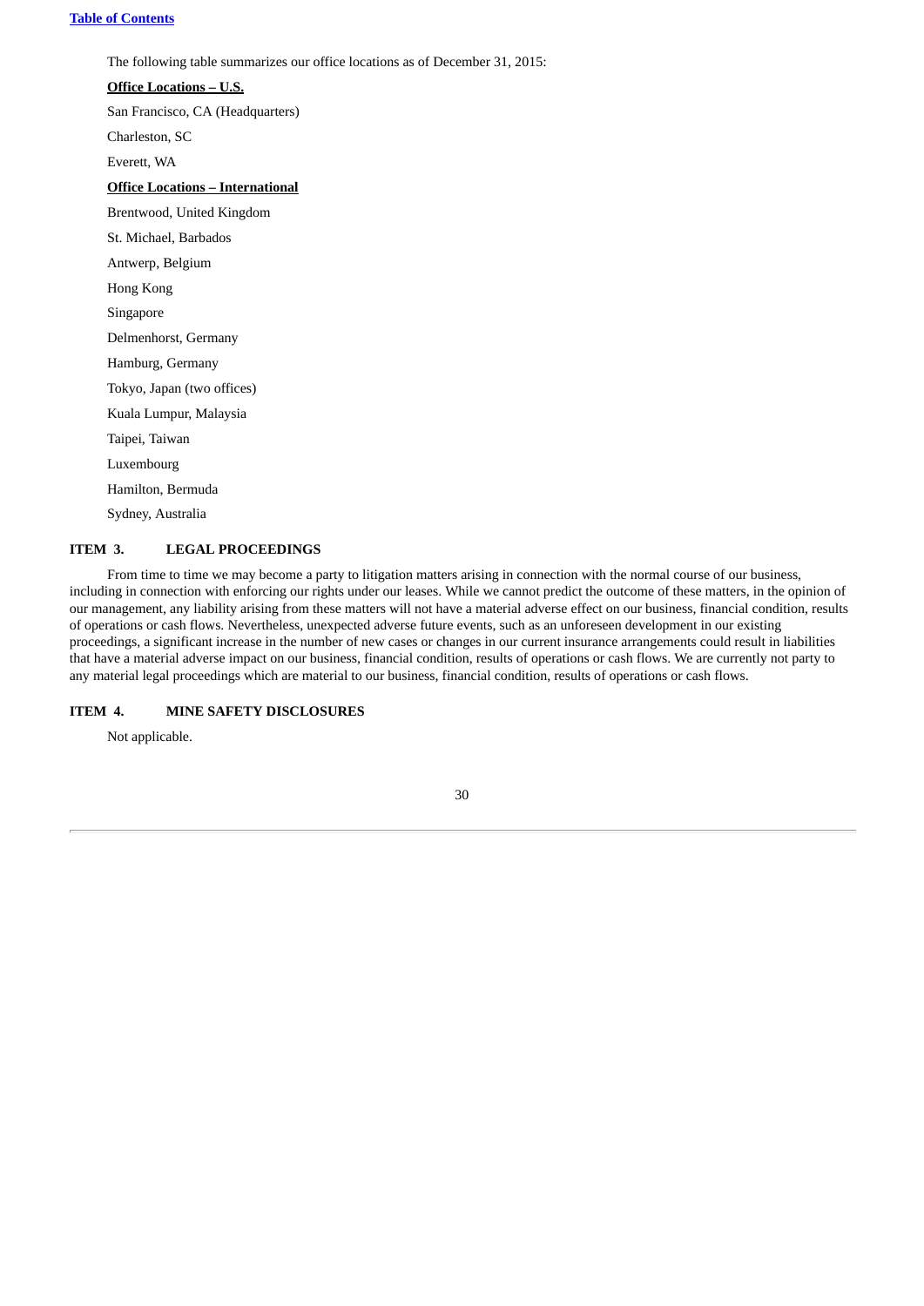The following table summarizes our office locations as of December 31, 2015:

**Office Locations – U.S.**

San Francisco, CA (Headquarters)

Charleston, SC

Everett, WA

**Office Locations – International**

Brentwood, United Kingdom

St. Michael, Barbados

Antwerp, Belgium

Hong Kong

Singapore

Delmenhorst, Germany

Hamburg, Germany

Tokyo, Japan (two offices)

Kuala Lumpur, Malaysia

Taipei, Taiwan

Luxembourg

Hamilton, Bermuda

Sydney, Australia

## ITEM 3. LEGAL PROCEEDINGS

From time to time we may become a party to litigation matters arising in connection with the normal course of our business, including in connection with enforcing our rights under our leases. While we cannot predict the outcome of these matters, in the opinion of our management, any liability arising from these matters will not have a material adverse effect on our business, financial condition, results of operations or cash flows. Nevertheless, unexpected adverse future events, such as an unforeseen development in our existing proceedings, a significant increase in the number of new cases or changes in our current insurance arrangements could result in liabilities that have a material adverse impact on our business, financial condition, results of operations or cash flows. We are currently not party to any material legal proceedings which are material to our business, financial condition, results of operations or cash flows.

## ITEM 4. MINE SAFETY DISCLOSURES

Not applicable.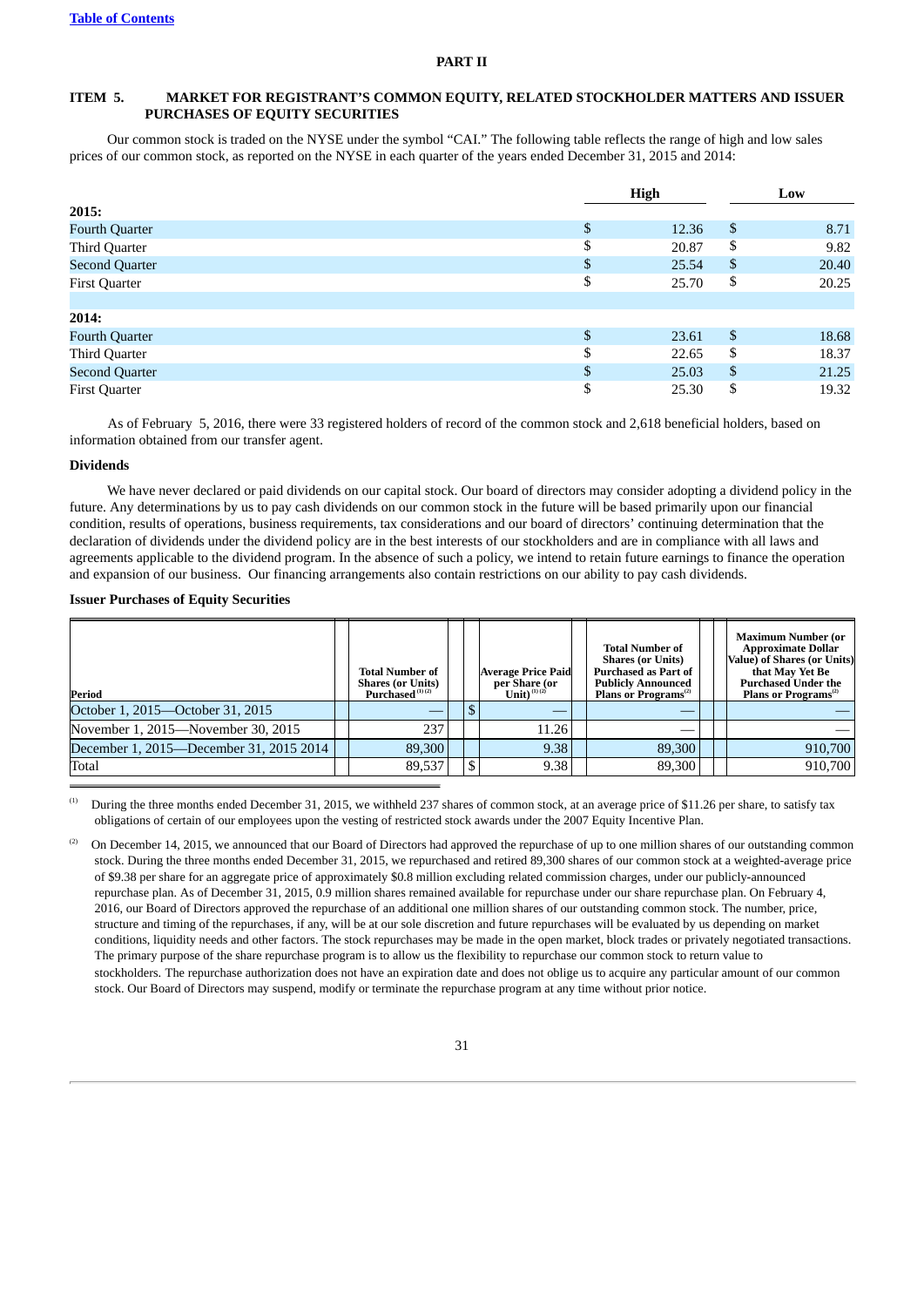[Table of Contents](#)

# PART II

## ITEM 5. MARKET FOR REGISTRANT'S COMMON EQUITY, RELATED STOCKHOLDER MATTERS AND ISSUER PURCHASES OF EQUITY SECURITIES

Our common stock is traded on the NYSE under the symbol "CAI." The following table reflects the range of high and low sales prices of our common stock, as reported on the NYSE in each quarter of the years ended December 31, 2015 and 2014:

| | High | Low |
|---|---|---|
| **2015:** | | |
| Fourth Quarter | $ 12.36 | $ 8.71 |
| Third Quarter | $ 20.87 | $ 9.82 |
| Second Quarter | $ 25.54 | $ 20.40 |
| First Quarter | $ 25.70 | $ 20.25 |
| **2014:** | | |
| Fourth Quarter | $ 23.61 | $ 18.68 |
| Third Quarter | $ 22.65 | $ 18.37 |
| Second Quarter | $ 25.03 | $ 21.25 |
| First Quarter | $ 25.30 | $ 19.32 |

As of February 5, 2016, there were 33 registered holders of record of the common stock and 2,618 beneficial holders, based on information obtained from our transfer agent.

### Dividends

We have never declared or paid dividends on our capital stock. Our board of directors may consider adopting a dividend policy in the future. Any determinations by us to pay cash dividends on our common stock in the future will be based primarily upon our financial condition, results of operations, business requirements, tax considerations and our board of directors' continuing determination that the declaration of dividends under the dividend policy are in the best interests of our stockholders and are in compliance with all laws and agreements applicable to the dividend program. In the absence of such a policy, we intend to retain future earnings to finance the operation and expansion of our business. Our financing arrangements also contain restrictions on our ability to pay cash dividends.

### Issuer Purchases of Equity Securities

| Period | Total Number of Shares (or Units) Purchased [(1) (2)] | Average Price Paid per Share (or Unit) [(1) (2)] | Total Number of Shares (or Units) Purchased as Part of Publicly Announced Plans or Programs[(2)] | Maximum Number (or Approximate Dollar Value) of Shares (or Units) that May Yet Be Purchased Under the Plans or Programs[(2)] |
|---|---|---|---|---|
| October 1, 2015—October 31, 2015 | — | $ — | — | — |
| November 1, 2015—November 30, 2015 | 237 | 11.26 | — | — |
| December 1, 2015—December 31, 2015 2014 | 89,300 | 9.38 | 89,300 | 910,700 |
| Total | 89,537 | $ 9.38 | 89,300 | 910,700 |

(1) During the three months ended December 31, 2015, we withheld 237 shares of common stock, at an average price of $11.26 per share, to satisfy tax obligations of certain of our employees upon the vesting of restricted stock awards under the 2007 Equity Incentive Plan.

(2) On December 14, 2015, we announced that our Board of Directors had approved the repurchase of up to one million shares of our outstanding common stock. During the three months ended December 31, 2015, we repurchased and retired 89,300 shares of our common stock at a weighted-average price of $9.38 per share for an aggregate price of approximately $0.8 million excluding related commission charges, under our publicly-announced repurchase plan. As of December 31, 2015, 0.9 million shares remained available for repurchase under our share repurchase plan. On February 4, 2016, our Board of Directors approved the repurchase of an additional one million shares of our outstanding common stock. The number, price, structure and timing of the repurchases, if any, will be at our sole discretion and future repurchases will be evaluated by us depending on market conditions, liquidity needs and other factors. The stock repurchases may be made in the open market, block trades or privately negotiated transactions. The primary purpose of the share repurchase program is to allow us the flexibility to repurchase our common stock to return value to stockholders. The repurchase authorization does not have an expiration date and does not oblige us to acquire any particular amount of our common stock. Our Board of Directors may suspend, modify or terminate the repurchase program at any time without prior notice.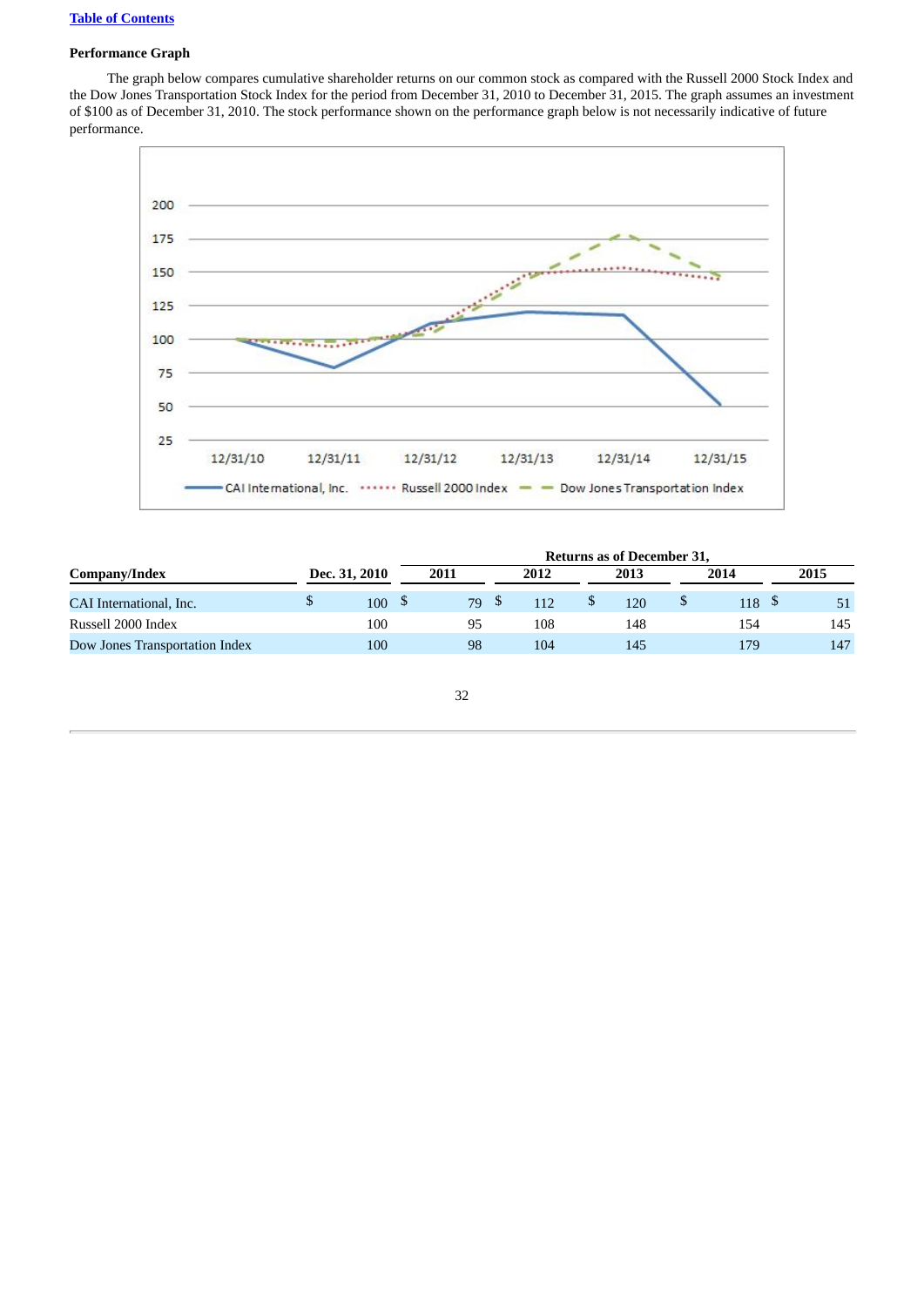[Table of Contents](#)

**Performance Graph**

The graph below compares cumulative shareholder returns on our common stock as compared with the Russell 2000 Stock Index and the Dow Jones Transportation Stock Index for the period from December 31, 2010 to December 31, 2015. The graph assumes an investment of $100 as of December 31, 2010. The stock performance shown on the performance graph below is not necessarily indicative of future performance.

| Company/Index | Dec. 31, 2010 | Returns as of December 31, 2011 | 2012 | 2013 | 2014 | 2015 |
|---|---|---|---|---|---|---|
| CAI International, Inc. | $ 100 | $ 79 | $ 112 | $ 120 | $ 118 | $ 51 |
| Russell 2000 Index | 100 | 95 | 108 | 148 | 154 | 145 |
| Dow Jones Transportation Index | 100 | 98 | 104 | 145 | 179 | 147 |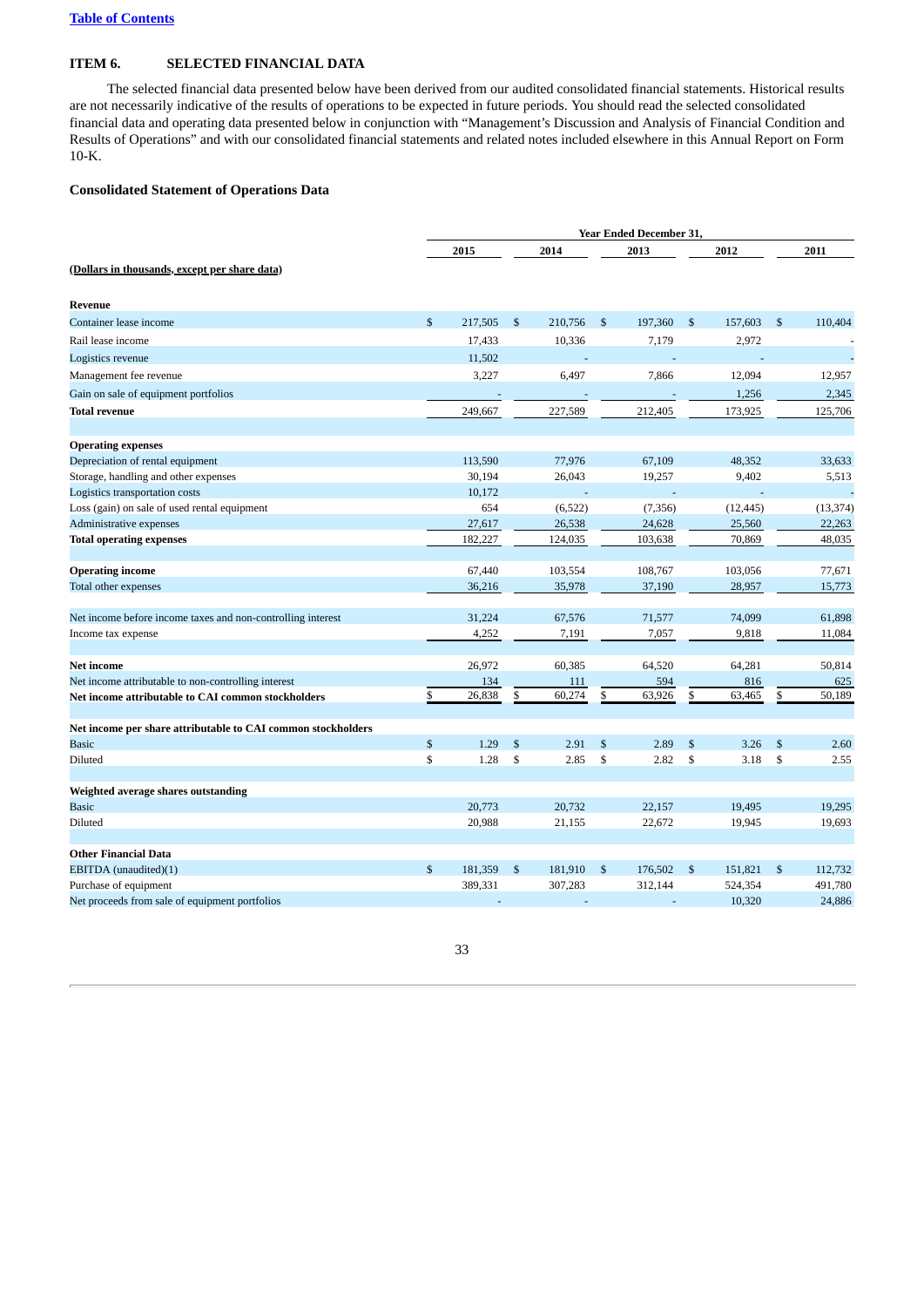[Table of Contents](#)

## ITEM 6. SELECTED FINANCIAL DATA

The selected financial data presented below have been derived from our audited consolidated financial statements. Historical results are not necessarily indicative of the results of operations to be expected in future periods. You should read the selected consolidated financial data and operating data presented below in conjunction with "Management's Discussion and Analysis of Financial Condition and Results of Operations" and with our consolidated financial statements and related notes included elsewhere in this Annual Report on Form 10-K.

### Consolidated Statement of Operations Data

| (Dollars in thousands, except per share data) | Year Ended December 31, 2015 | 2014 | 2013 | 2012 | 2011 |
|---|---|---|---|---|---|
| **Revenue** | | | | | |
| Container lease income | $ 217,505 | $ 210,756 | $ 197,360 | $ 157,603 | $ 110,404 |
| Rail lease income | 17,433 | 10,336 | 7,179 | 2,972 | - |
| Logistics revenue | 11,502 | - | - | - | - |
| Management fee revenue | 3,227 | 6,497 | 7,866 | 12,094 | 12,957 |
| Gain on sale of equipment portfolios | - | - | - | 1,256 | 2,345 |
| **Total revenue** | 249,667 | 227,589 | 212,405 | 173,925 | 125,706 |
| **Operating expenses** | | | | | |
| Depreciation of rental equipment | 113,590 | 77,976 | 67,109 | 48,352 | 33,633 |
| Storage, handling and other expenses | 30,194 | 26,043 | 19,257 | 9,402 | 5,513 |
| Logistics transportation costs | 10,172 | - | - | - | - |
| Loss (gain) on sale of used rental equipment | 654 | (6,522) | (7,356) | (12,445) | (13,374) |
| Administrative expenses | 27,617 | 26,538 | 24,628 | 25,560 | 22,263 |
| **Total operating expenses** | 182,227 | 124,035 | 103,638 | 70,869 | 48,035 |
| **Operating income** | 67,440 | 103,554 | 108,767 | 103,056 | 77,671 |
| Total other expenses | 36,216 | 35,978 | 37,190 | 28,957 | 15,773 |
| Net income before income taxes and non-controlling interest | 31,224 | 67,576 | 71,577 | 74,099 | 61,898 |
| Income tax expense | 4,252 | 7,191 | 7,057 | 9,818 | 11,084 |
| **Net income** | 26,972 | 60,385 | 64,520 | 64,281 | 50,814 |
| Net income attributable to non-controlling interest | 134 | 111 | 594 | 816 | 625 |
| **Net income attributable to CAI common stockholders** | $ 26,838 | $ 60,274 | $ 63,926 | $ 63,465 | $ 50,189 |
| **Net income per share attributable to CAI common stockholders** | | | | | |
| Basic | $ 1.29 | $ 2.91 | $ 2.89 | $ 3.26 | $ 2.60 |
| Diluted | $ 1.28 | $ 2.85 | $ 2.82 | $ 3.18 | $ 2.55 |
| **Weighted average shares outstanding** | | | | | |
| Basic | 20,773 | 20,732 | 22,157 | 19,495 | 19,295 |
| Diluted | 20,988 | 21,155 | 22,672 | 19,945 | 19,693 |
| **Other Financial Data** | | | | | |
| EBITDA (unaudited)(1) | $ 181,359 | $ 181,910 | $ 176,502 | $ 151,821 | $ 112,732 |
| Purchase of equipment | 389,331 | 307,283 | 312,144 | 524,354 | 491,780 |
| Net proceeds from sale of equipment portfolios | - | - | - | 10,320 | 24,886 |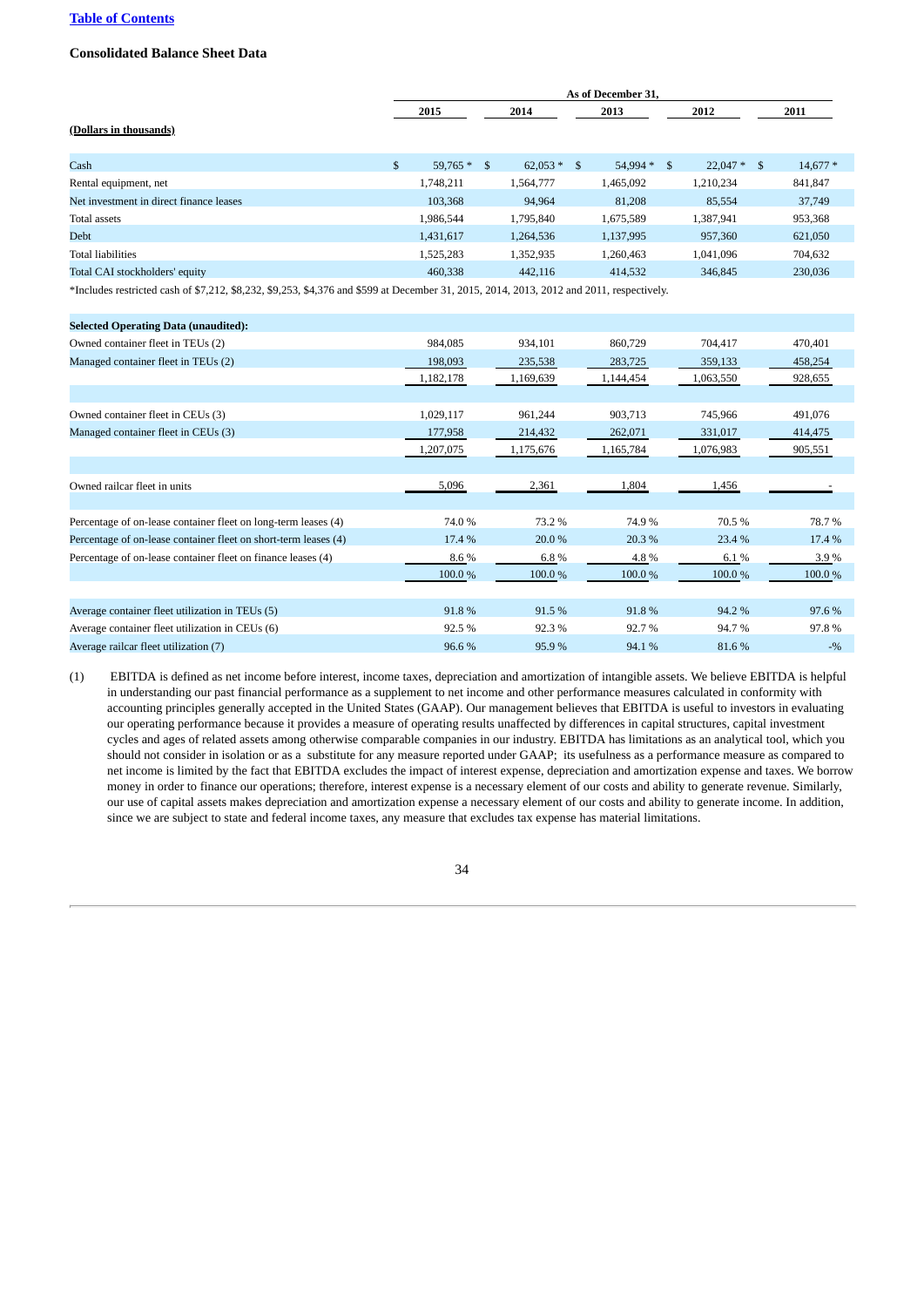[Table of Contents](#)

**Consolidated Balance Sheet Data**

| | As of December 31, | | | | |
|---|---|---|---|---|---|
| | 2015 | 2014 | 2013 | 2012 | 2011 |
| **(Dollars in thousands)** | | | | | |
| Cash | $ 59,765 * | $ 62,053 * | $ 54,994 * | $ 22,047 * | $ 14,677 * |
| Rental equipment, net | 1,748,211 | 1,564,777 | 1,465,092 | 1,210,234 | 841,847 |
| Net investment in direct finance leases | 103,368 | 94,964 | 81,208 | 85,554 | 37,749 |
| Total assets | 1,986,544 | 1,795,840 | 1,675,589 | 1,387,941 | 953,368 |
| Debt | 1,431,617 | 1,264,536 | 1,137,995 | 957,360 | 621,050 |
| Total liabilities | 1,525,283 | 1,352,935 | 1,260,463 | 1,041,096 | 704,632 |
| Total CAI stockholders' equity | 460,338 | 442,116 | 414,532 | 346,845 | 230,036 |

*Includes restricted cash of $7,212, $8,232, $9,253, $4,376 and $599 at December 31, 2015, 2014, 2013, 2012 and 2011, respectively.

| **Selected Operating Data (unaudited):** | 2015 | 2014 | 2013 | 2012 | 2011 |
|---|---|---|---|---|---|
| Owned container fleet in TEUs (2) | 984,085 | 934,101 | 860,729 | 704,417 | 470,401 |
| Managed container fleet in TEUs (2) | 198,093 | 235,538 | 283,725 | 359,133 | 458,254 |
| | 1,182,178 | 1,169,639 | 1,144,454 | 1,063,550 | 928,655 |
| | | | | | |
| Owned container fleet in CEUs (3) | 1,029,117 | 961,244 | 903,713 | 745,966 | 491,076 |
| Managed container fleet in CEUs (3) | 177,958 | 214,432 | 262,071 | 331,017 | 414,475 |
| | 1,207,075 | 1,175,676 | 1,165,784 | 1,076,983 | 905,551 |
| | | | | | |
| Owned railcar fleet in units | 5,096 | 2,361 | 1,804 | 1,456 | - |
| | | | | | |
| Percentage of on-lease container fleet on long-term leases (4) | 74.0 % | 73.2 % | 74.9 % | 70.5 % | 78.7 % |
| Percentage of on-lease container fleet on short-term leases (4) | 17.4 % | 20.0 % | 20.3 % | 23.4 % | 17.4 % |
| Percentage of on-lease container fleet on finance leases (4) | 8.6 % | 6.8 % | 4.8 % | 6.1 % | 3.9 % |
| | 100.0 % | 100.0 % | 100.0 % | 100.0 % | 100.0 % |
| | | | | | |
| Average container fleet utilization in TEUs (5) | 91.8 % | 91.5 % | 91.8 % | 94.2 % | 97.6 % |
| Average container fleet utilization in CEUs (6) | 92.5 % | 92.3 % | 92.7 % | 94.7 % | 97.8 % |
| Average railcar fleet utilization (7) | 96.6 % | 95.9 % | 94.1 % | 81.6 % | -% |

(1) EBITDA is defined as net income before interest, income taxes, depreciation and amortization of intangible assets. We believe EBITDA is helpful in understanding our past financial performance as a supplement to net income and other performance measures calculated in conformity with accounting principles generally accepted in the United States (GAAP). Our management believes that EBITDA is useful to investors in evaluating our operating performance because it provides a measure of operating results unaffected by differences in capital structures, capital investment cycles and ages of related assets among otherwise comparable companies in our industry. EBITDA has limitations as an analytical tool, which you should not consider in isolation or as a substitute for any measure reported under GAAP; its usefulness as a performance measure as compared to net income is limited by the fact that EBITDA excludes the impact of interest expense, depreciation and amortization expense and taxes. We borrow money in order to finance our operations; therefore, interest expense is a necessary element of our costs and ability to generate revenue. Similarly, our use of capital assets makes depreciation and amortization expense a necessary element of our costs and ability to generate income. In addition, since we are subject to state and federal income taxes, any measure that excludes tax expense has material limitations.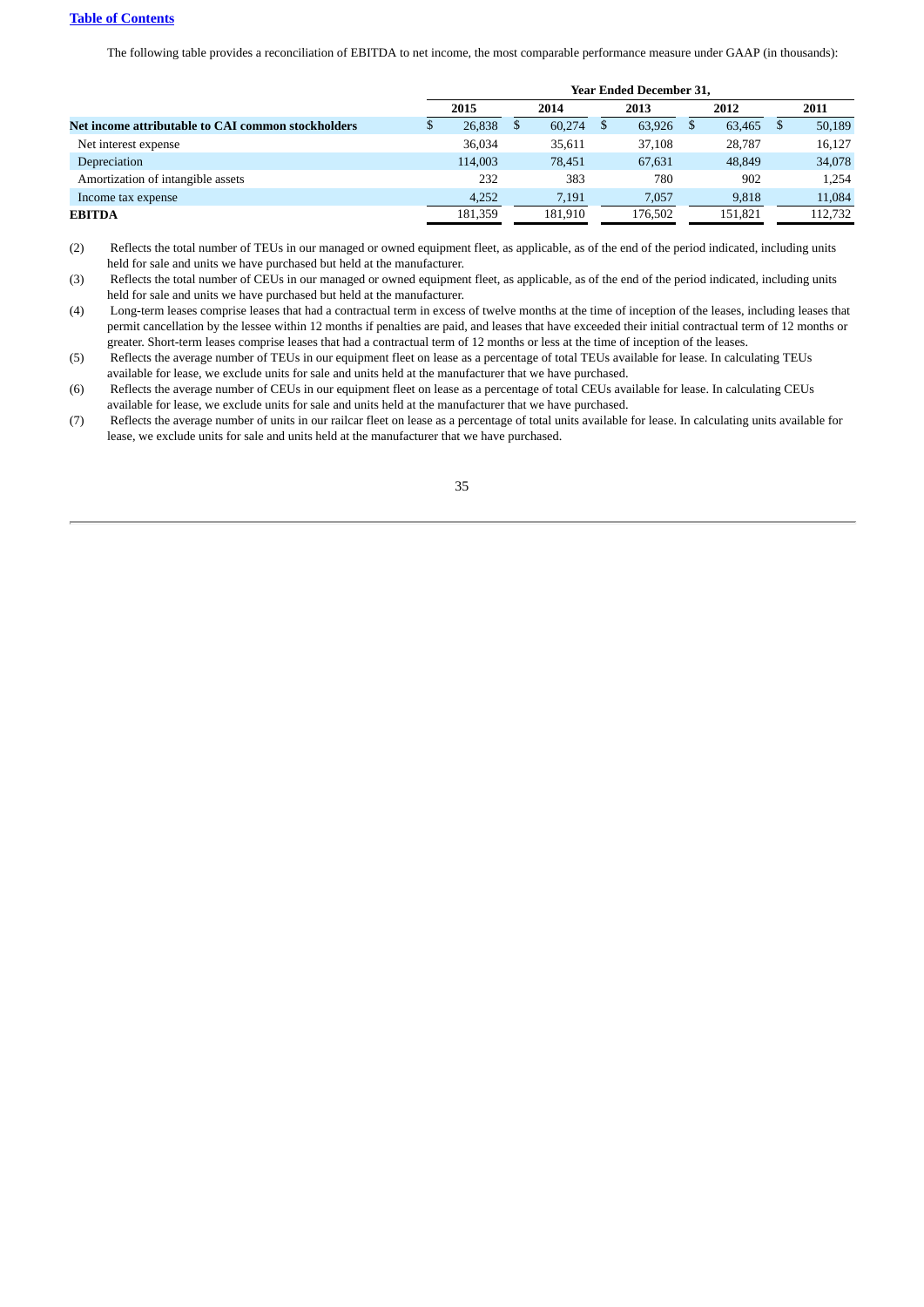The following table provides a reconciliation of EBITDA to net income, the most comparable performance measure under GAAP (in thousands):

| | Year Ended December 31, | | | | |
|---|---|---|---|---|---|
| | 2015 | 2014 | 2013 | 2012 | 2011 |
| **Net income attributable to CAI common stockholders** | $ 26,838 | $ 60,274 | $ 63,926 | $ 63,465 | $ 50,189 |
| Net interest expense | 36,034 | 35,611 | 37,108 | 28,787 | 16,127 |
| Depreciation | 114,003 | 78,451 | 67,631 | 48,849 | 34,078 |
| Amortization of intangible assets | 232 | 383 | 780 | 902 | 1,254 |
| Income tax expense | 4,252 | 7,191 | 7,057 | 9,818 | 11,084 |
| **EBITDA** | 181,359 | 181,910 | 176,502 | 151,821 | 112,732 |

(2) Reflects the total number of TEUs in our managed or owned equipment fleet, as applicable, as of the end of the period indicated, including units held for sale and units we have purchased but held at the manufacturer.

(3) Reflects the total number of CEUs in our managed or owned equipment fleet, as applicable, as of the end of the period indicated, including units held for sale and units we have purchased but held at the manufacturer.

(4) Long-term leases comprise leases that had a contractual term in excess of twelve months at the time of inception of the leases, including leases that permit cancellation by the lessee within 12 months if penalties are paid, and leases that have exceeded their initial contractual term of 12 months or greater. Short-term leases comprise leases that had a contractual term of 12 months or less at the time of inception of the leases.

(5) Reflects the average number of TEUs in our equipment fleet on lease as a percentage of total TEUs available for lease. In calculating TEUs available for lease, we exclude units for sale and units held at the manufacturer that we have purchased.

(6) Reflects the average number of CEUs in our equipment fleet on lease as a percentage of total CEUs available for lease. In calculating CEUs available for lease, we exclude units for sale and units held at the manufacturer that we have purchased.

(7) Reflects the average number of units in our railcar fleet on lease as a percentage of total units available for lease. In calculating units available for lease, we exclude units for sale and units held at the manufacturer that we have purchased.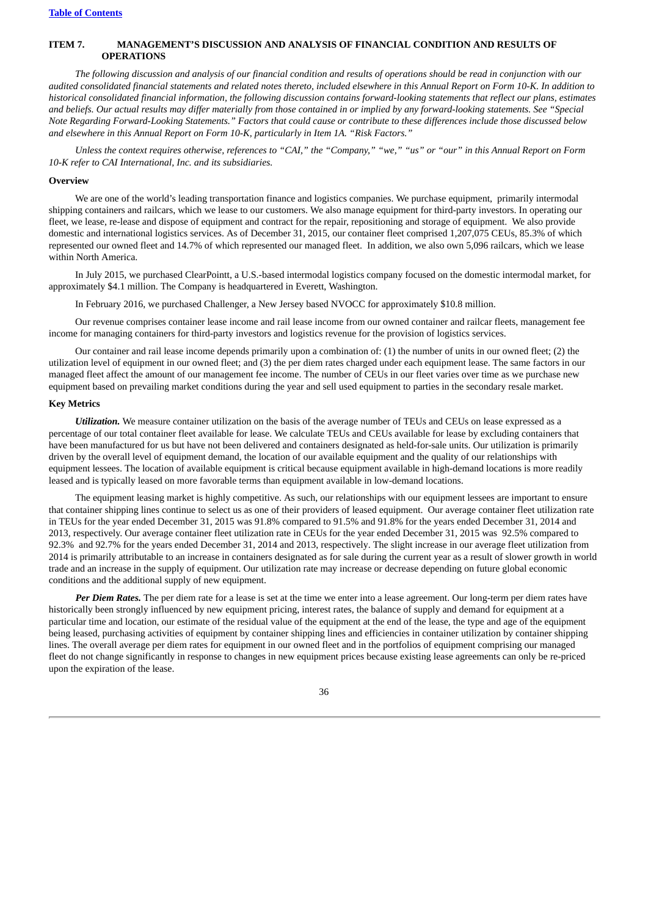[Table of Contents](#)

## ITEM 7. MANAGEMENT'S DISCUSSION AND ANALYSIS OF FINANCIAL CONDITION AND RESULTS OF OPERATIONS

*The following discussion and analysis of our financial condition and results of operations should be read in conjunction with our audited consolidated financial statements and related notes thereto, included elsewhere in this Annual Report on Form 10-K. In addition to historical consolidated financial information, the following discussion contains forward-looking statements that reflect our plans, estimates and beliefs. Our actual results may differ materially from those contained in or implied by any forward-looking statements. See "Special Note Regarding Forward-Looking Statements." Factors that could cause or contribute to these differences include those discussed below and elsewhere in this Annual Report on Form 10-K, particularly in Item 1A. "Risk Factors."*

*Unless the context requires otherwise, references to "CAI," the "Company," "we," "us" or "our" in this Annual Report on Form 10-K refer to CAI International, Inc. and its subsidiaries.*

### Overview

We are one of the world's leading transportation finance and logistics companies. We purchase equipment, primarily intermodal shipping containers and railcars, which we lease to our customers. We also manage equipment for third-party investors. In operating our fleet, we lease, re-lease and dispose of equipment and contract for the repair, repositioning and storage of equipment. We also provide domestic and international logistics services. As of December 31, 2015, our container fleet comprised 1,207,075 CEUs, 85.3% of which represented our owned fleet and 14.7% of which represented our managed fleet. In addition, we also own 5,096 railcars, which we lease within North America.

In July 2015, we purchased ClearPointt, a U.S.-based intermodal logistics company focused on the domestic intermodal market, for approximately $4.1 million. The Company is headquartered in Everett, Washington.

In February 2016, we purchased Challenger, a New Jersey based NVOCC for approximately $10.8 million.

Our revenue comprises container lease income and rail lease income from our owned container and railcar fleets, management fee income for managing containers for third-party investors and logistics revenue for the provision of logistics services.

Our container and rail lease income depends primarily upon a combination of: (1) the number of units in our owned fleet; (2) the utilization level of equipment in our owned fleet; and (3) the per diem rates charged under each equipment lease. The same factors in our managed fleet affect the amount of our management fee income. The number of CEUs in our fleet varies over time as we purchase new equipment based on prevailing market conditions during the year and sell used equipment to parties in the secondary resale market.

### Key Metrics

***Utilization.*** We measure container utilization on the basis of the average number of TEUs and CEUs on lease expressed as a percentage of our total container fleet available for lease. We calculate TEUs and CEUs available for lease by excluding containers that have been manufactured for us but have not been delivered and containers designated as held-for-sale units. Our utilization is primarily driven by the overall level of equipment demand, the location of our available equipment and the quality of our relationships with equipment lessees. The location of available equipment is critical because equipment available in high-demand locations is more readily leased and is typically leased on more favorable terms than equipment available in low-demand locations.

The equipment leasing market is highly competitive. As such, our relationships with our equipment lessees are important to ensure that container shipping lines continue to select us as one of their providers of leased equipment. Our average container fleet utilization rate in TEUs for the year ended December 31, 2015 was 91.8% compared to 91.5% and 91.8% for the years ended December 31, 2014 and 2013, respectively. Our average container fleet utilization rate in CEUs for the year ended December 31, 2015 was 92.5% compared to 92.3% and 92.7% for the years ended December 31, 2014 and 2013, respectively. The slight increase in our average fleet utilization from 2014 is primarily attributable to an increase in containers designated as for sale during the current year as a result of slower growth in world trade and an increase in the supply of equipment. Our utilization rate may increase or decrease depending on future global economic conditions and the additional supply of new equipment.

***Per Diem Rates.*** The per diem rate for a lease is set at the time we enter into a lease agreement. Our long-term per diem rates have historically been strongly influenced by new equipment pricing, interest rates, the balance of supply and demand for equipment at a particular time and location, our estimate of the residual value of the equipment at the end of the lease, the type and age of the equipment being leased, purchasing activities of equipment by container shipping lines and efficiencies in container utilization by container shipping lines. The overall average per diem rates for equipment in our owned fleet and in the portfolios of equipment comprising our managed fleet do not change significantly in response to changes in new equipment prices because existing lease agreements can only be re-priced upon the expiration of the lease.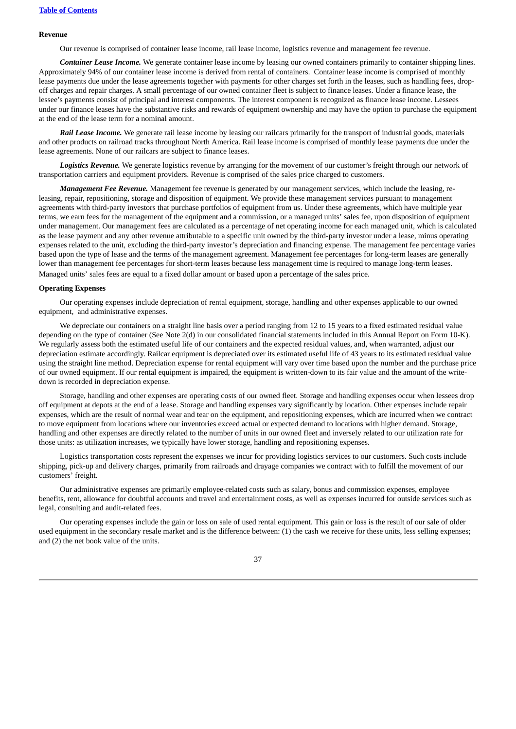**Revenue**

Our revenue is comprised of container lease income, rail lease income, logistics revenue and management fee revenue.

***Container Lease Income.*** We generate container lease income by leasing our owned containers primarily to container shipping lines. Approximately 94% of our container lease income is derived from rental of containers. Container lease income is comprised of monthly lease payments due under the lease agreements together with payments for other charges set forth in the leases, such as handling fees, drop-off charges and repair charges. A small percentage of our owned container fleet is subject to finance leases. Under a finance lease, the lessee's payments consist of principal and interest components. The interest component is recognized as finance lease income. Lessees under our finance leases have the substantive risks and rewards of equipment ownership and may have the option to purchase the equipment at the end of the lease term for a nominal amount.

***Rail Lease Income.*** We generate rail lease income by leasing our railcars primarily for the transport of industrial goods, materials and other products on railroad tracks throughout North America. Rail lease income is comprised of monthly lease payments due under the lease agreements. None of our railcars are subject to finance leases.

***Logistics Revenue.*** We generate logistics revenue by arranging for the movement of our customer's freight through our network of transportation carriers and equipment providers. Revenue is comprised of the sales price charged to customers.

***Management Fee Revenue.*** Management fee revenue is generated by our management services, which include the leasing, re-leasing, repair, repositioning, storage and disposition of equipment. We provide these management services pursuant to management agreements with third-party investors that purchase portfolios of equipment from us. Under these agreements, which have multiple year terms, we earn fees for the management of the equipment and a commission, or a managed units' sales fee, upon disposition of equipment under management. Our management fees are calculated as a percentage of net operating income for each managed unit, which is calculated as the lease payment and any other revenue attributable to a specific unit owned by the third-party investor under a lease, minus operating expenses related to the unit, excluding the third-party investor's depreciation and financing expense. The management fee percentage varies based upon the type of lease and the terms of the management agreement. Management fee percentages for long-term leases are generally lower than management fee percentages for short-term leases because less management time is required to manage long-term leases. Managed units' sales fees are equal to a fixed dollar amount or based upon a percentage of the sales price.

**Operating Expenses**

Our operating expenses include depreciation of rental equipment, storage, handling and other expenses applicable to our owned equipment, and administrative expenses.

We depreciate our containers on a straight line basis over a period ranging from 12 to 15 years to a fixed estimated residual value depending on the type of container (See Note 2(d) in our consolidated financial statements included in this Annual Report on Form 10-K). We regularly assess both the estimated useful life of our containers and the expected residual values, and, when warranted, adjust our depreciation estimate accordingly. Railcar equipment is depreciated over its estimated useful life of 43 years to its estimated residual value using the straight line method. Depreciation expense for rental equipment will vary over time based upon the number and the purchase price of our owned equipment. If our rental equipment is impaired, the equipment is written-down to its fair value and the amount of the write-down is recorded in depreciation expense.

Storage, handling and other expenses are operating costs of our owned fleet. Storage and handling expenses occur when lessees drop off equipment at depots at the end of a lease. Storage and handling expenses vary significantly by location. Other expenses include repair expenses, which are the result of normal wear and tear on the equipment, and repositioning expenses, which are incurred when we contract to move equipment from locations where our inventories exceed actual or expected demand to locations with higher demand. Storage, handling and other expenses are directly related to the number of units in our owned fleet and inversely related to our utilization rate for those units: as utilization increases, we typically have lower storage, handling and repositioning expenses.

Logistics transportation costs represent the expenses we incur for providing logistics services to our customers. Such costs include shipping, pick-up and delivery charges, primarily from railroads and drayage companies we contract with to fulfill the movement of our customers' freight.

Our administrative expenses are primarily employee-related costs such as salary, bonus and commission expenses, employee benefits, rent, allowance for doubtful accounts and travel and entertainment costs, as well as expenses incurred for outside services such as legal, consulting and audit-related fees.

Our operating expenses include the gain or loss on sale of used rental equipment. This gain or loss is the result of our sale of older used equipment in the secondary resale market and is the difference between: (1) the cash we receive for these units, less selling expenses; and (2) the net book value of the units.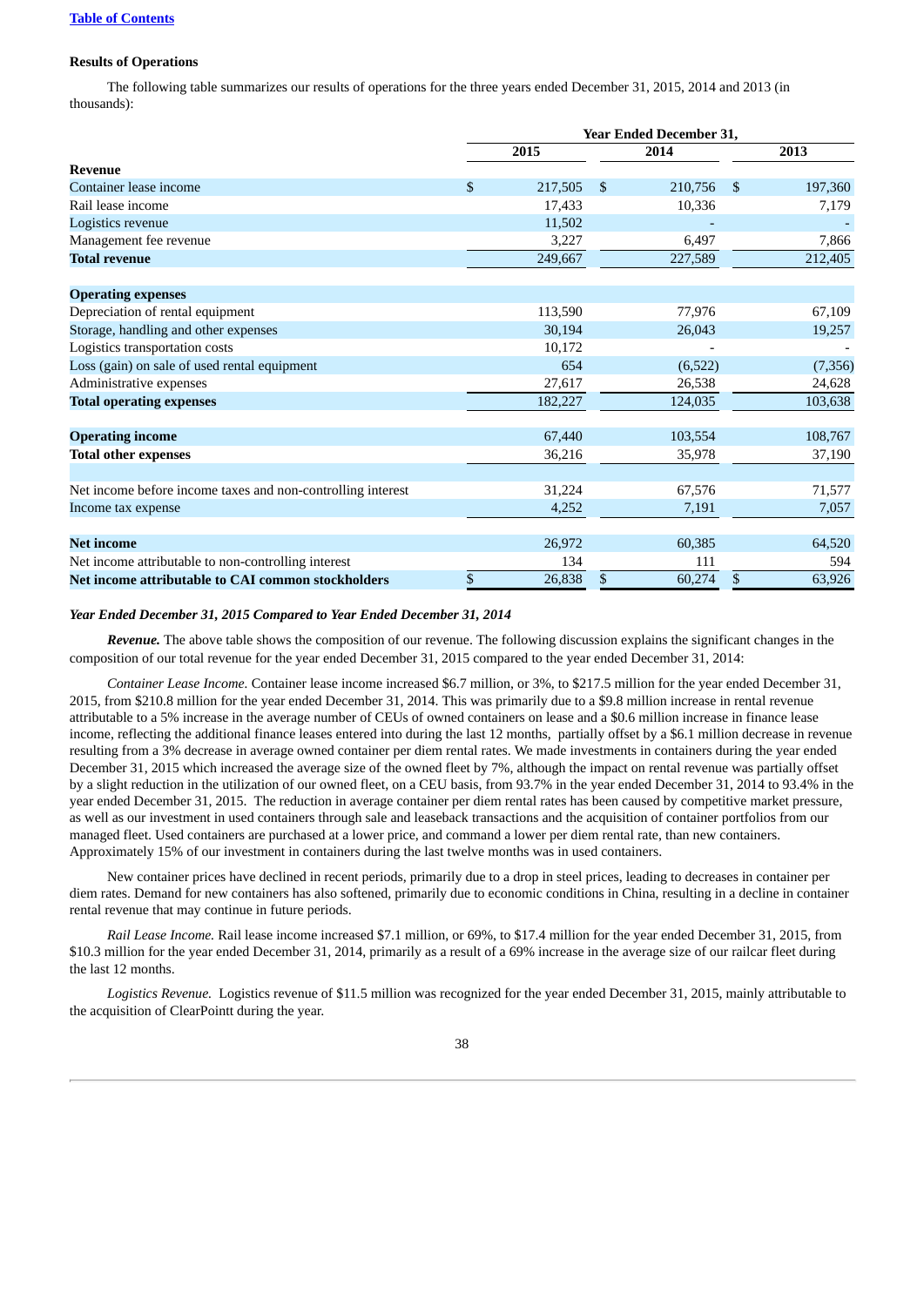[Table of Contents](#)

**Results of Operations**

The following table summarizes our results of operations for the three years ended December 31, 2015, 2014 and 2013 (in thousands):

| | Year Ended December 31, | | |
|---|---|---|---|
| | 2015 | 2014 | 2013 |
| **Revenue** | | | |
| Container lease income | $ 217,505 | $ 210,756 | $ 197,360 |
| Rail lease income | 17,433 | 10,336 | 7,179 |
| Logistics revenue | 11,502 | - | - |
| Management fee revenue | 3,227 | 6,497 | 7,866 |
| **Total revenue** | 249,667 | 227,589 | 212,405 |
| | | | |
| **Operating expenses** | | | |
| Depreciation of rental equipment | 113,590 | 77,976 | 67,109 |
| Storage, handling and other expenses | 30,194 | 26,043 | 19,257 |
| Logistics transportation costs | 10,172 | - | - |
| Loss (gain) on sale of used rental equipment | 654 | (6,522) | (7,356) |
| Administrative expenses | 27,617 | 26,538 | 24,628 |
| **Total operating expenses** | 182,227 | 124,035 | 103,638 |
| | | | |
| **Operating income** | 67,440 | 103,554 | 108,767 |
| **Total other expenses** | 36,216 | 35,978 | 37,190 |
| | | | |
| Net income before income taxes and non-controlling interest | 31,224 | 67,576 | 71,577 |
| Income tax expense | 4,252 | 7,191 | 7,057 |
| | | | |
| **Net income** | 26,972 | 60,385 | 64,520 |
| Net income attributable to non-controlling interest | 134 | 111 | 594 |
| **Net income attributable to CAI common stockholders** | $ 26,838 | $ 60,274 | $ 63,926 |

***Year Ended December 31, 2015 Compared to Year Ended December 31, 2014***

***Revenue.*** The above table shows the composition of our revenue. The following discussion explains the significant changes in the composition of our total revenue for the year ended December 31, 2015 compared to the year ended December 31, 2014:

*Container Lease Income.* Container lease income increased $6.7 million, or 3%, to $217.5 million for the year ended December 31, 2015, from $210.8 million for the year ended December 31, 2014. This was primarily due to a $9.8 million increase in rental revenue attributable to a 5% increase in the average number of CEUs of owned containers on lease and a $0.6 million increase in finance lease income, reflecting the additional finance leases entered into during the last 12 months, partially offset by a $6.1 million decrease in revenue resulting from a 3% decrease in average owned container per diem rental rates. We made investments in containers during the year ended December 31, 2015 which increased the average size of the owned fleet by 7%, although the impact on rental revenue was partially offset by a slight reduction in the utilization of our owned fleet, on a CEU basis, from 93.7% in the year ended December 31, 2014 to 93.4% in the year ended December 31, 2015. The reduction in average container per diem rental rates has been caused by competitive market pressure, as well as our investment in used containers through sale and leaseback transactions and the acquisition of container portfolios from our managed fleet. Used containers are purchased at a lower price, and command a lower per diem rental rate, than new containers. Approximately 15% of our investment in containers during the last twelve months was in used containers.

New container prices have declined in recent periods, primarily due to a drop in steel prices, leading to decreases in container per diem rates. Demand for new containers has also softened, primarily due to economic conditions in China, resulting in a decline in container rental revenue that may continue in future periods.

*Rail Lease Income.* Rail lease income increased $7.1 million, or 69%, to $17.4 million for the year ended December 31, 2015, from $10.3 million for the year ended December 31, 2014, primarily as a result of a 69% increase in the average size of our railcar fleet during the last 12 months.

*Logistics Revenue.* Logistics revenue of $11.5 million was recognized for the year ended December 31, 2015, mainly attributable to the acquisition of ClearPointt during the year.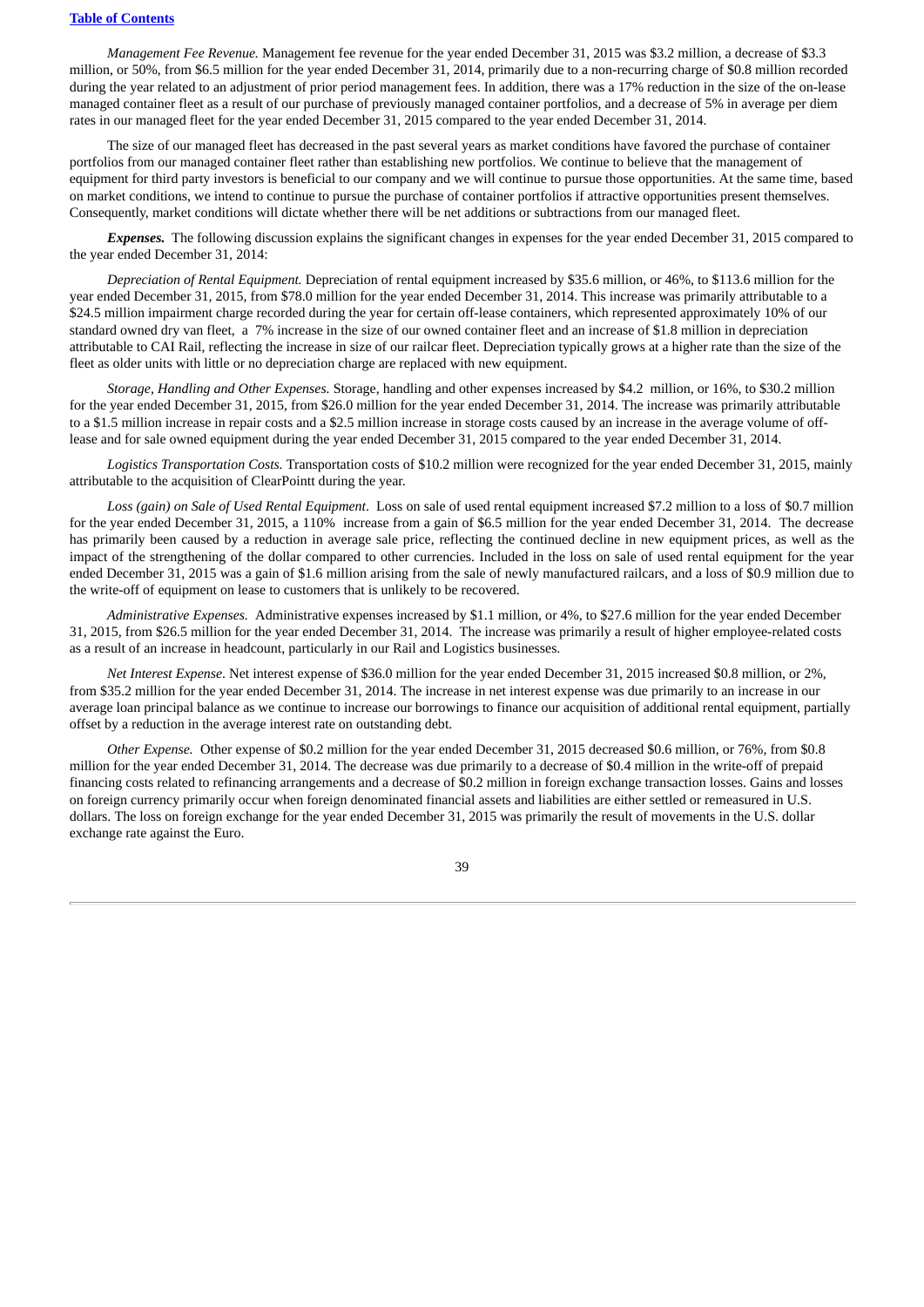*Management Fee Revenue.* Management fee revenue for the year ended December 31, 2015 was $3.2 million, a decrease of $3.3 million, or 50%, from $6.5 million for the year ended December 31, 2014, primarily due to a non-recurring charge of $0.8 million recorded during the year related to an adjustment of prior period management fees. In addition, there was a 17% reduction in the size of the on-lease managed container fleet as a result of our purchase of previously managed container portfolios, and a decrease of 5% in average per diem rates in our managed fleet for the year ended December 31, 2015 compared to the year ended December 31, 2014.

The size of our managed fleet has decreased in the past several years as market conditions have favored the purchase of container portfolios from our managed container fleet rather than establishing new portfolios. We continue to believe that the management of equipment for third party investors is beneficial to our company and we will continue to pursue those opportunities. At the same time, based on market conditions, we intend to continue to pursue the purchase of container portfolios if attractive opportunities present themselves. Consequently, market conditions will dictate whether there will be net additions or subtractions from our managed fleet.

***Expenses.*** The following discussion explains the significant changes in expenses for the year ended December 31, 2015 compared to the year ended December 31, 2014:

*Depreciation of Rental Equipment.* Depreciation of rental equipment increased by $35.6 million, or 46%, to $113.6 million for the year ended December 31, 2015, from $78.0 million for the year ended December 31, 2014. This increase was primarily attributable to a $24.5 million impairment charge recorded during the year for certain off-lease containers, which represented approximately 10% of our standard owned dry van fleet, a 7% increase in the size of our owned container fleet and an increase of $1.8 million in depreciation attributable to CAI Rail, reflecting the increase in size of our railcar fleet. Depreciation typically grows at a higher rate than the size of the fleet as older units with little or no depreciation charge are replaced with new equipment.

*Storage, Handling and Other Expenses.* Storage, handling and other expenses increased by $4.2 million, or 16%, to $30.2 million for the year ended December 31, 2015, from $26.0 million for the year ended December 31, 2014. The increase was primarily attributable to a $1.5 million increase in repair costs and a $2.5 million increase in storage costs caused by an increase in the average volume of off-lease and for sale owned equipment during the year ended December 31, 2015 compared to the year ended December 31, 2014.

*Logistics Transportation Costs.* Transportation costs of $10.2 million were recognized for the year ended December 31, 2015, mainly attributable to the acquisition of ClearPointt during the year.

*Loss (gain) on Sale of Used Rental Equipment*. Loss on sale of used rental equipment increased $7.2 million to a loss of $0.7 million for the year ended December 31, 2015, a 110% increase from a gain of $6.5 million for the year ended December 31, 2014. The decrease has primarily been caused by a reduction in average sale price, reflecting the continued decline in new equipment prices, as well as the impact of the strengthening of the dollar compared to other currencies. Included in the loss on sale of used rental equipment for the year ended December 31, 2015 was a gain of $1.6 million arising from the sale of newly manufactured railcars, and a loss of $0.9 million due to the write-off of equipment on lease to customers that is unlikely to be recovered.

*Administrative Expenses.* Administrative expenses increased by $1.1 million, or 4%, to $27.6 million for the year ended December 31, 2015, from $26.5 million for the year ended December 31, 2014. The increase was primarily a result of higher employee-related costs as a result of an increase in headcount, particularly in our Rail and Logistics businesses.

*Net Interest Expense*. Net interest expense of $36.0 million for the year ended December 31, 2015 increased $0.8 million, or 2%, from $35.2 million for the year ended December 31, 2014. The increase in net interest expense was due primarily to an increase in our average loan principal balance as we continue to increase our borrowings to finance our acquisition of additional rental equipment, partially offset by a reduction in the average interest rate on outstanding debt.

*Other Expense.* Other expense of $0.2 million for the year ended December 31, 2015 decreased $0.6 million, or 76%, from $0.8 million for the year ended December 31, 2014. The decrease was due primarily to a decrease of $0.4 million in the write-off of prepaid financing costs related to refinancing arrangements and a decrease of $0.2 million in foreign exchange transaction losses. Gains and losses on foreign currency primarily occur when foreign denominated financial assets and liabilities are either settled or remeasured in U.S. dollars. The loss on foreign exchange for the year ended December 31, 2015 was primarily the result of movements in the U.S. dollar exchange rate against the Euro.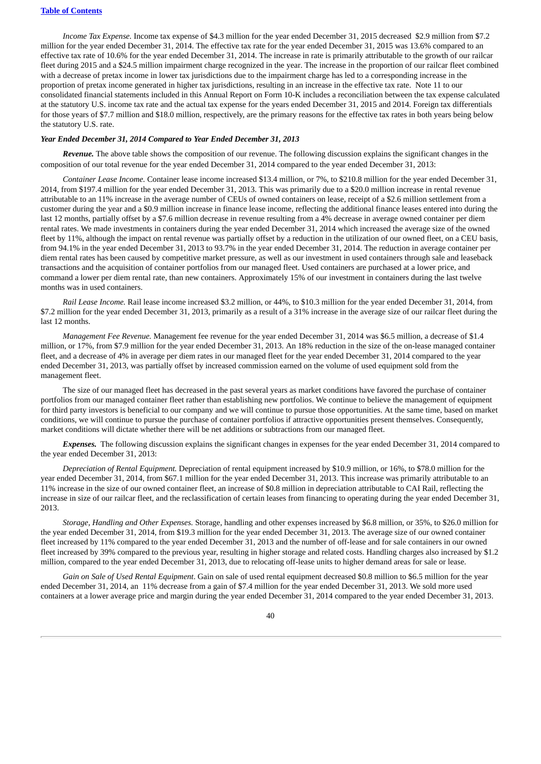*Income Tax Expense.* Income tax expense of $4.3 million for the year ended December 31, 2015 decreased $2.9 million from $7.2 million for the year ended December 31, 2014. The effective tax rate for the year ended December 31, 2015 was 13.6% compared to an effective tax rate of 10.6% for the year ended December 31, 2014. The increase in rate is primarily attributable to the growth of our railcar fleet during 2015 and a $24.5 million impairment charge recognized in the year. The increase in the proportion of our railcar fleet combined with a decrease of pretax income in lower tax jurisdictions due to the impairment charge has led to a corresponding increase in the proportion of pretax income generated in higher tax jurisdictions, resulting in an increase in the effective tax rate. Note 11 to our consolidated financial statements included in this Annual Report on Form 10-K includes a reconciliation between the tax expense calculated at the statutory U.S. income tax rate and the actual tax expense for the years ended December 31, 2015 and 2014. Foreign tax differentials for those years of $7.7 million and $18.0 million, respectively, are the primary reasons for the effective tax rates in both years being below the statutory U.S. rate.

***Year Ended December 31, 2014 Compared to Year Ended December 31, 2013***

***Revenue.*** The above table shows the composition of our revenue. The following discussion explains the significant changes in the composition of our total revenue for the year ended December 31, 2014 compared to the year ended December 31, 2013:

*Container Lease Income.* Container lease income increased $13.4 million, or 7%, to $210.8 million for the year ended December 31, 2014, from $197.4 million for the year ended December 31, 2013. This was primarily due to a $20.0 million increase in rental revenue attributable to an 11% increase in the average number of CEUs of owned containers on lease, receipt of a $2.6 million settlement from a customer during the year and a $0.9 million increase in finance lease income, reflecting the additional finance leases entered into during the last 12 months, partially offset by a $7.6 million decrease in revenue resulting from a 4% decrease in average owned container per diem rental rates. We made investments in containers during the year ended December 31, 2014 which increased the average size of the owned fleet by 11%, although the impact on rental revenue was partially offset by a reduction in the utilization of our owned fleet, on a CEU basis, from 94.1% in the year ended December 31, 2013 to 93.7% in the year ended December 31, 2014. The reduction in average container per diem rental rates has been caused by competitive market pressure, as well as our investment in used containers through sale and leaseback transactions and the acquisition of container portfolios from our managed fleet. Used containers are purchased at a lower price, and command a lower per diem rental rate, than new containers. Approximately 15% of our investment in containers during the last twelve months was in used containers.

*Rail Lease Income.* Rail lease income increased $3.2 million, or 44%, to $10.3 million for the year ended December 31, 2014, from $7.2 million for the year ended December 31, 2013, primarily as a result of a 31% increase in the average size of our railcar fleet during the last 12 months.

*Management Fee Revenue.* Management fee revenue for the year ended December 31, 2014 was $6.5 million, a decrease of $1.4 million, or 17%, from $7.9 million for the year ended December 31, 2013. An 18% reduction in the size of the on-lease managed container fleet, and a decrease of 4% in average per diem rates in our managed fleet for the year ended December 31, 2014 compared to the year ended December 31, 2013, was partially offset by increased commission earned on the volume of used equipment sold from the management fleet.

The size of our managed fleet has decreased in the past several years as market conditions have favored the purchase of container portfolios from our managed container fleet rather than establishing new portfolios. We continue to believe the management of equipment for third party investors is beneficial to our company and we will continue to pursue those opportunities. At the same time, based on market conditions, we will continue to pursue the purchase of container portfolios if attractive opportunities present themselves. Consequently, market conditions will dictate whether there will be net additions or subtractions from our managed fleet.

***Expenses.*** The following discussion explains the significant changes in expenses for the year ended December 31, 2014 compared to the year ended December 31, 2013:

*Depreciation of Rental Equipment.* Depreciation of rental equipment increased by $10.9 million, or 16%, to $78.0 million for the year ended December 31, 2014, from $67.1 million for the year ended December 31, 2013. This increase was primarily attributable to an 11% increase in the size of our owned container fleet, an increase of $0.8 million in depreciation attributable to CAI Rail, reflecting the increase in size of our railcar fleet, and the reclassification of certain leases from financing to operating during the year ended December 31, 2013.

*Storage, Handling and Other Expenses.* Storage, handling and other expenses increased by $6.8 million, or 35%, to $26.0 million for the year ended December 31, 2014, from $19.3 million for the year ended December 31, 2013. The average size of our owned container fleet increased by 11% compared to the year ended December 31, 2013 and the number of off-lease and for sale containers in our owned fleet increased by 39% compared to the previous year, resulting in higher storage and related costs. Handling charges also increased by $1.2 million, compared to the year ended December 31, 2013, due to relocating off-lease units to higher demand areas for sale or lease.

*Gain on Sale of Used Rental Equipment*. Gain on sale of used rental equipment decreased $0.8 million to $6.5 million for the year ended December 31, 2014, an 11% decrease from a gain of $7.4 million for the year ended December 31, 2013. We sold more used containers at a lower average price and margin during the year ended December 31, 2014 compared to the year ended December 31, 2013.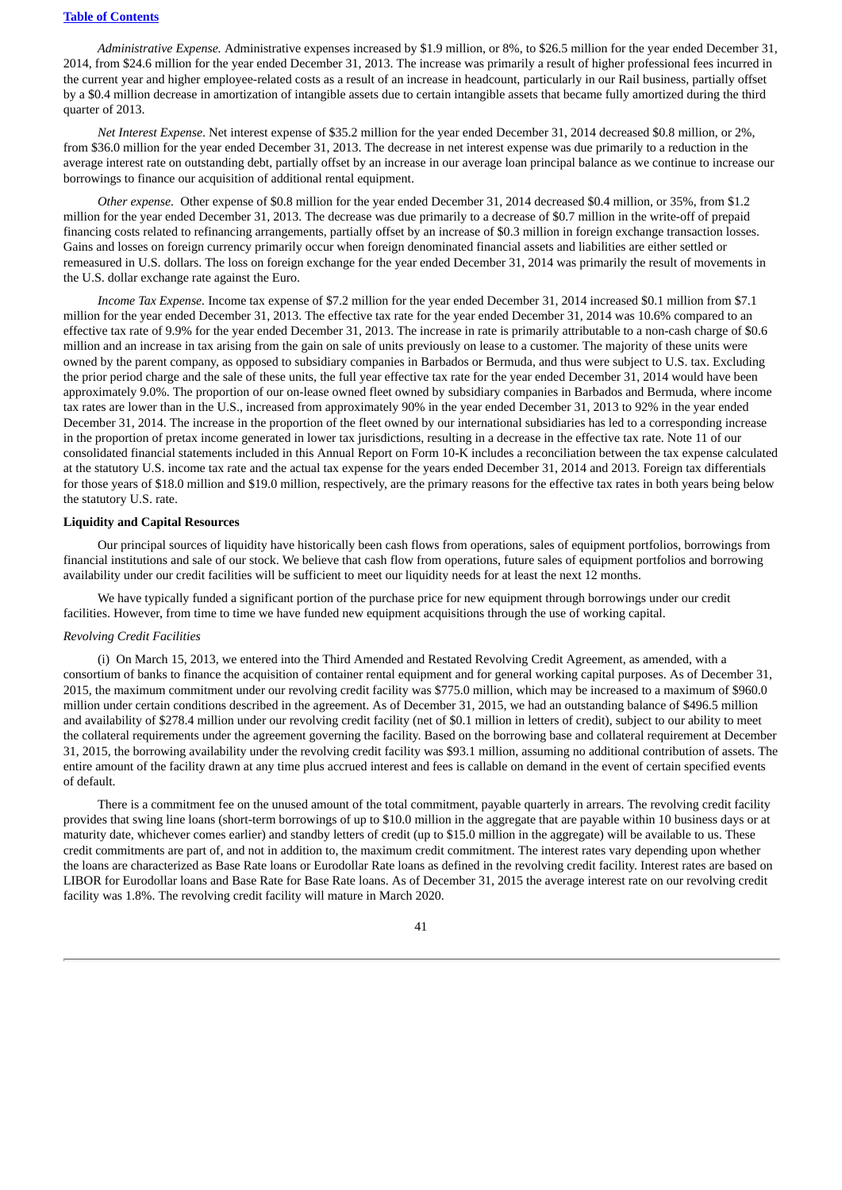*Administrative Expense.* Administrative expenses increased by $1.9 million, or 8%, to $26.5 million for the year ended December 31, 2014, from $24.6 million for the year ended December 31, 2013. The increase was primarily a result of higher professional fees incurred in the current year and higher employee-related costs as a result of an increase in headcount, particularly in our Rail business, partially offset by a $0.4 million decrease in amortization of intangible assets due to certain intangible assets that became fully amortized during the third quarter of 2013.

*Net Interest Expense.* Net interest expense of $35.2 million for the year ended December 31, 2014 decreased $0.8 million, or 2%, from $36.0 million for the year ended December 31, 2013. The decrease in net interest expense was due primarily to a reduction in the average interest rate on outstanding debt, partially offset by an increase in our average loan principal balance as we continue to increase our borrowings to finance our acquisition of additional rental equipment.

*Other expense.* Other expense of $0.8 million for the year ended December 31, 2014 decreased $0.4 million, or 35%, from $1.2 million for the year ended December 31, 2013. The decrease was due primarily to a decrease of $0.7 million in the write-off of prepaid financing costs related to refinancing arrangements, partially offset by an increase of $0.3 million in foreign exchange transaction losses. Gains and losses on foreign currency primarily occur when foreign denominated financial assets and liabilities are either settled or remeasured in U.S. dollars. The loss on foreign exchange for the year ended December 31, 2014 was primarily the result of movements in the U.S. dollar exchange rate against the Euro.

*Income Tax Expense.* Income tax expense of $7.2 million for the year ended December 31, 2014 increased $0.1 million from $7.1 million for the year ended December 31, 2013. The effective tax rate for the year ended December 31, 2014 was 10.6% compared to an effective tax rate of 9.9% for the year ended December 31, 2013. The increase in rate is primarily attributable to a non-cash charge of $0.6 million and an increase in tax arising from the gain on sale of units previously on lease to a customer. The majority of these units were owned by the parent company, as opposed to subsidiary companies in Barbados or Bermuda, and thus were subject to U.S. tax. Excluding the prior period charge and the sale of these units, the full year effective tax rate for the year ended December 31, 2014 would have been approximately 9.0%. The proportion of our on-lease owned fleet owned by subsidiary companies in Barbados and Bermuda, where income tax rates are lower than in the U.S., increased from approximately 90% in the year ended December 31, 2013 to 92% in the year ended December 31, 2014. The increase in the proportion of the fleet owned by our international subsidiaries has led to a corresponding increase in the proportion of pretax income generated in lower tax jurisdictions, resulting in a decrease in the effective tax rate. Note 11 of our consolidated financial statements included in this Annual Report on Form 10-K includes a reconciliation between the tax expense calculated at the statutory U.S. income tax rate and the actual tax expense for the years ended December 31, 2014 and 2013. Foreign tax differentials for those years of $18.0 million and $19.0 million, respectively, are the primary reasons for the effective tax rates in both years being below the statutory U.S. rate.

**Liquidity and Capital Resources**

Our principal sources of liquidity have historically been cash flows from operations, sales of equipment portfolios, borrowings from financial institutions and sale of our stock. We believe that cash flow from operations, future sales of equipment portfolios and borrowing availability under our credit facilities will be sufficient to meet our liquidity needs for at least the next 12 months.

We have typically funded a significant portion of the purchase price for new equipment through borrowings under our credit facilities. However, from time to time we have funded new equipment acquisitions through the use of working capital.

*Revolving Credit Facilities*

(i) On March 15, 2013, we entered into the Third Amended and Restated Revolving Credit Agreement, as amended, with a consortium of banks to finance the acquisition of container rental equipment and for general working capital purposes. As of December 31, 2015, the maximum commitment under our revolving credit facility was $775.0 million, which may be increased to a maximum of $960.0 million under certain conditions described in the agreement. As of December 31, 2015, we had an outstanding balance of $496.5 million and availability of $278.4 million under our revolving credit facility (net of $0.1 million in letters of credit), subject to our ability to meet the collateral requirements under the agreement governing the facility. Based on the borrowing base and collateral requirement at December 31, 2015, the borrowing availability under the revolving credit facility was $93.1 million, assuming no additional contribution of assets. The entire amount of the facility drawn at any time plus accrued interest and fees is callable on demand in the event of certain specified events of default.

There is a commitment fee on the unused amount of the total commitment, payable quarterly in arrears. The revolving credit facility provides that swing line loans (short-term borrowings of up to $10.0 million in the aggregate that are payable within 10 business days or at maturity date, whichever comes earlier) and standby letters of credit (up to $15.0 million in the aggregate) will be available to us. These credit commitments are part of, and not in addition to, the maximum credit commitment. The interest rates vary depending upon whether the loans are characterized as Base Rate loans or Eurodollar Rate loans as defined in the revolving credit facility. Interest rates are based on LIBOR for Eurodollar loans and Base Rate for Base Rate loans. As of December 31, 2015 the average interest rate on our revolving credit facility was 1.8%. The revolving credit facility will mature in March 2020.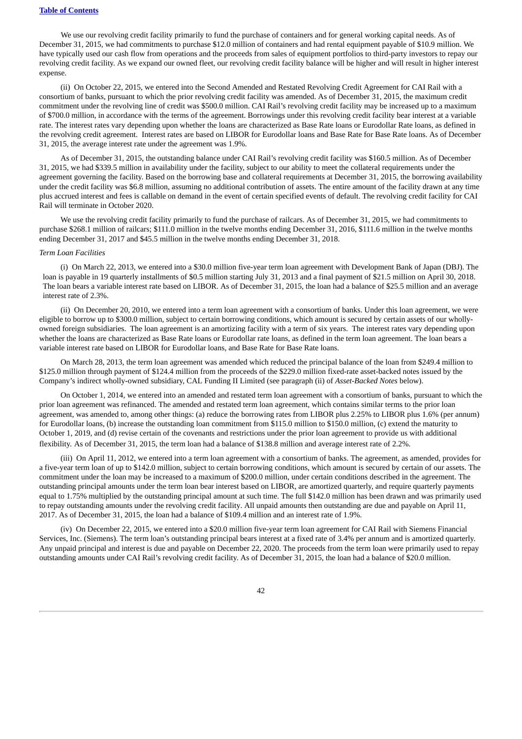We use our revolving credit facility primarily to fund the purchase of containers and for general working capital needs. As of December 31, 2015, we had commitments to purchase $12.0 million of containers and had rental equipment payable of $10.9 million. We have typically used our cash flow from operations and the proceeds from sales of equipment portfolios to third-party investors to repay our revolving credit facility. As we expand our owned fleet, our revolving credit facility balance will be higher and will result in higher interest expense.

(ii) On October 22, 2015, we entered into the Second Amended and Restated Revolving Credit Agreement for CAI Rail with a consortium of banks, pursuant to which the prior revolving credit facility was amended. As of December 31, 2015, the maximum credit commitment under the revolving line of credit was $500.0 million. CAI Rail's revolving credit facility may be increased up to a maximum of $700.0 million, in accordance with the terms of the agreement. Borrowings under this revolving credit facility bear interest at a variable rate. The interest rates vary depending upon whether the loans are characterized as Base Rate loans or Eurodollar Rate loans, as defined in the revolving credit agreement. Interest rates are based on LIBOR for Eurodollar loans and Base Rate for Base Rate loans. As of December 31, 2015, the average interest rate under the agreement was 1.9%.

As of December 31, 2015, the outstanding balance under CAI Rail's revolving credit facility was $160.5 million. As of December 31, 2015, we had $339.5 million in availability under the facility, subject to our ability to meet the collateral requirements under the agreement governing the facility. Based on the borrowing base and collateral requirements at December 31, 2015, the borrowing availability under the credit facility was $6.8 million, assuming no additional contribution of assets. The entire amount of the facility drawn at any time plus accrued interest and fees is callable on demand in the event of certain specified events of default. The revolving credit facility for CAI Rail will terminate in October 2020.

We use the revolving credit facility primarily to fund the purchase of railcars. As of December 31, 2015, we had commitments to purchase $268.1 million of railcars; $111.0 million in the twelve months ending December 31, 2016, $111.6 million in the twelve months ending December 31, 2017 and $45.5 million in the twelve months ending December 31, 2018.

*Term Loan Facilities*

(i) On March 22, 2013, we entered into a $30.0 million five-year term loan agreement with Development Bank of Japan (DBJ). The loan is payable in 19 quarterly installments of $0.5 million starting July 31, 2013 and a final payment of $21.5 million on April 30, 2018. The loan bears a variable interest rate based on LIBOR. As of December 31, 2015, the loan had a balance of $25.5 million and an average interest rate of 2.3%.

(ii) On December 20, 2010, we entered into a term loan agreement with a consortium of banks. Under this loan agreement, we were eligible to borrow up to $300.0 million, subject to certain borrowing conditions, which amount is secured by certain assets of our wholly-owned foreign subsidiaries. The loan agreement is an amortizing facility with a term of six years. The interest rates vary depending upon whether the loans are characterized as Base Rate loans or Eurodollar rate loans, as defined in the term loan agreement. The loan bears a variable interest rate based on LIBOR for Eurodollar loans, and Base Rate for Base Rate loans.

On March 28, 2013, the term loan agreement was amended which reduced the principal balance of the loan from $249.4 million to $125.0 million through payment of $124.4 million from the proceeds of the $229.0 million fixed-rate asset-backed notes issued by the Company's indirect wholly-owned subsidiary, CAL Funding II Limited (see paragraph (ii) of *Asset-Backed Notes* below).

On October 1, 2014, we entered into an amended and restated term loan agreement with a consortium of banks, pursuant to which the prior loan agreement was refinanced. The amended and restated term loan agreement, which contains similar terms to the prior loan agreement, was amended to, among other things: (a) reduce the borrowing rates from LIBOR plus 2.25% to LIBOR plus 1.6% (per annum) for Eurodollar loans, (b) increase the outstanding loan commitment from $115.0 million to $150.0 million, (c) extend the maturity to October 1, 2019, and (d) revise certain of the covenants and restrictions under the prior loan agreement to provide us with additional flexibility. As of December 31, 2015, the term loan had a balance of $138.8 million and average interest rate of 2.2%.

(iii) On April 11, 2012, we entered into a term loan agreement with a consortium of banks. The agreement, as amended, provides for a five-year term loan of up to $142.0 million, subject to certain borrowing conditions, which amount is secured by certain of our assets. The commitment under the loan may be increased to a maximum of $200.0 million, under certain conditions described in the agreement. The outstanding principal amounts under the term loan bear interest based on LIBOR, are amortized quarterly, and require quarterly payments equal to 1.75% multiplied by the outstanding principal amount at such time. The full $142.0 million has been drawn and was primarily used to repay outstanding amounts under the revolving credit facility. All unpaid amounts then outstanding are due and payable on April 11, 2017. As of December 31, 2015, the loan had a balance of $109.4 million and an interest rate of 1.9%.

(iv) On December 22, 2015, we entered into a $20.0 million five-year term loan agreement for CAI Rail with Siemens Financial Services, Inc. (Siemens). The term loan's outstanding principal bears interest at a fixed rate of 3.4% per annum and is amortized quarterly. Any unpaid principal and interest is due and payable on December 22, 2020. The proceeds from the term loan were primarily used to repay outstanding amounts under CAI Rail's revolving credit facility. As of December 31, 2015, the loan had a balance of $20.0 million.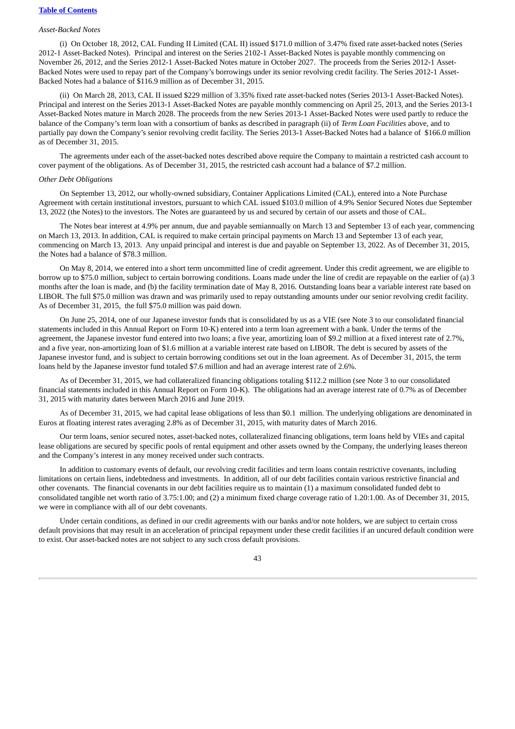*Asset-Backed Notes*

(i) On October 18, 2012, CAL Funding II Limited (CAL II) issued $171.0 million of 3.47% fixed rate asset-backed notes (Series 2012-1 Asset-Backed Notes). Principal and interest on the Series 2102-1 Asset-Backed Notes is payable monthly commencing on November 26, 2012, and the Series 2012-1 Asset-Backed Notes mature in October 2027. The proceeds from the Series 2012-1 Asset-Backed Notes were used to repay part of the Company's borrowings under its senior revolving credit facility. The Series 2012-1 Asset-Backed Notes had a balance of $116.9 million as of December 31, 2015.

(ii) On March 28, 2013, CAL II issued $229 million of 3.35% fixed rate asset-backed notes (Series 2013-1 Asset-Backed Notes). Principal and interest on the Series 2013-1 Asset-Backed Notes are payable monthly commencing on April 25, 2013, and the Series 2013-1 Asset-Backed Notes mature in March 2028. The proceeds from the new Series 2013-1 Asset-Backed Notes were used partly to reduce the balance of the Company's term loan with a consortium of banks as described in paragraph (ii) of *Term Loan Facilities* above, and to partially pay down the Company's senior revolving credit facility. The Series 2013-1 Asset-Backed Notes had a balance of $166.0 million as of December 31, 2015.

The agreements under each of the asset-backed notes described above require the Company to maintain a restricted cash account to cover payment of the obligations. As of December 31, 2015, the restricted cash account had a balance of $7.2 million.

*Other Debt Obligations*

On September 13, 2012, our wholly-owned subsidiary, Container Applications Limited (CAL), entered into a Note Purchase Agreement with certain institutional investors, pursuant to which CAL issued $103.0 million of 4.9% Senior Secured Notes due September 13, 2022 (the Notes) to the investors. The Notes are guaranteed by us and secured by certain of our assets and those of CAL.

The Notes bear interest at 4.9% per annum, due and payable semiannually on March 13 and September 13 of each year, commencing on March 13, 2013. In addition, CAL is required to make certain principal payments on March 13 and September 13 of each year, commencing on March 13, 2013. Any unpaid principal and interest is due and payable on September 13, 2022. As of December 31, 2015, the Notes had a balance of $78.3 million.

On May 8, 2014, we entered into a short term uncommitted line of credit agreement. Under this credit agreement, we are eligible to borrow up to $75.0 million, subject to certain borrowing conditions. Loans made under the line of credit are repayable on the earlier of (a) 3 months after the loan is made, and (b) the facility termination date of May 8, 2016. Outstanding loans bear a variable interest rate based on LIBOR. The full $75.0 million was drawn and was primarily used to repay outstanding amounts under our senior revolving credit facility. As of December 31, 2015, the full $75.0 million was paid down.

On June 25, 2014, one of our Japanese investor funds that is consolidated by us as a VIE (see Note 3 to our consolidated financial statements included in this Annual Report on Form 10-K) entered into a term loan agreement with a bank. Under the terms of the agreement, the Japanese investor fund entered into two loans; a five year, amortizing loan of $9.2 million at a fixed interest rate of 2.7%, and a five year, non-amortizing loan of $1.6 million at a variable interest rate based on LIBOR. The debt is secured by assets of the Japanese investor fund, and is subject to certain borrowing conditions set out in the loan agreement. As of December 31, 2015, the term loans held by the Japanese investor fund totaled $7.6 million and had an average interest rate of 2.6%.

As of December 31, 2015, we had collateralized financing obligations totaling $112.2 million (see Note 3 to our consolidated financial statements included in this Annual Report on Form 10-K). The obligations had an average interest rate of 0.7% as of December 31, 2015 with maturity dates between March 2016 and June 2019.

As of December 31, 2015, we had capital lease obligations of less than $0.1 million. The underlying obligations are denominated in Euros at floating interest rates averaging 2.8% as of December 31, 2015, with maturity dates of March 2016.

Our term loans, senior secured notes, asset-backed notes, collateralized financing obligations, term loans held by VIEs and capital lease obligations are secured by specific pools of rental equipment and other assets owned by the Company, the underlying leases thereon and the Company's interest in any money received under such contracts.

In addition to customary events of default, our revolving credit facilities and term loans contain restrictive covenants, including limitations on certain liens, indebtedness and investments. In addition, all of our debt facilities contain various restrictive financial and other covenants. The financial covenants in our debt facilities require us to maintain (1) a maximum consolidated funded debt to consolidated tangible net worth ratio of 3.75:1.00; and (2) a minimum fixed charge coverage ratio of 1.20:1.00. As of December 31, 2015, we were in compliance with all of our debt covenants.

Under certain conditions, as defined in our credit agreements with our banks and/or note holders, we are subject to certain cross default provisions that may result in an acceleration of principal repayment under these credit facilities if an uncured default condition were to exist. Our asset-backed notes are not subject to any such cross default provisions.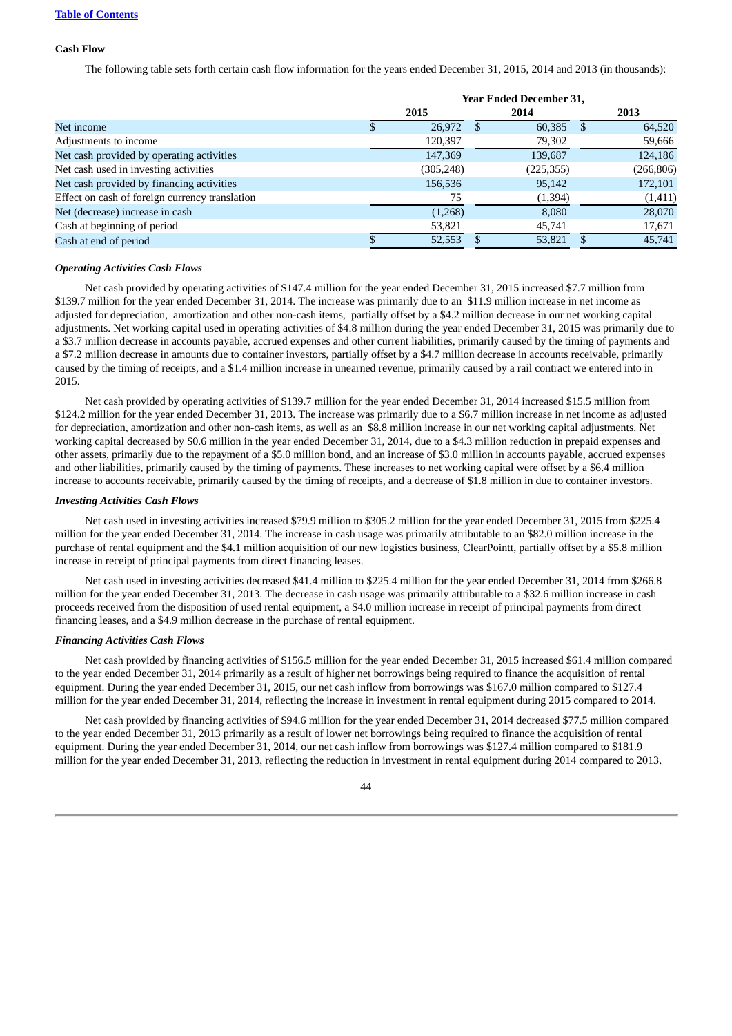**Cash Flow**

The following table sets forth certain cash flow information for the years ended December 31, 2015, 2014 and 2013 (in thousands):

| | Year Ended December 31, | | |
|---|---|---|---|
| | 2015 | 2014 | 2013 |
| Net income | $ 26,972 | $ 60,385 | $ 64,520 |
| Adjustments to income | 120,397 | 79,302 | 59,666 |
| Net cash provided by operating activities | 147,369 | 139,687 | 124,186 |
| Net cash used in investing activities | (305,248) | (225,355) | (266,806) |
| Net cash provided by financing activities | 156,536 | 95,142 | 172,101 |
| Effect on cash of foreign currency translation | 75 | (1,394) | (1,411) |
| Net (decrease) increase in cash | (1,268) | 8,080 | 28,070 |
| Cash at beginning of period | 53,821 | 45,741 | 17,671 |
| Cash at end of period | $ 52,553 | $ 53,821 | $ 45,741 |

***Operating Activities Cash Flows***

Net cash provided by operating activities of $147.4 million for the year ended December 31, 2015 increased $7.7 million from $139.7 million for the year ended December 31, 2014. The increase was primarily due to an $11.9 million increase in net income as adjusted for depreciation, amortization and other non-cash items, partially offset by a $4.2 million decrease in our net working capital adjustments. Net working capital used in operating activities of $4.8 million during the year ended December 31, 2015 was primarily due to a $3.7 million decrease in accounts payable, accrued expenses and other current liabilities, primarily caused by the timing of payments and a $7.2 million decrease in amounts due to container investors, partially offset by a $4.7 million decrease in accounts receivable, primarily caused by the timing of receipts, and a $1.4 million increase in unearned revenue, primarily caused by a rail contract we entered into in 2015.

Net cash provided by operating activities of $139.7 million for the year ended December 31, 2014 increased $15.5 million from $124.2 million for the year ended December 31, 2013. The increase was primarily due to a $6.7 million increase in net income as adjusted for depreciation, amortization and other non-cash items, as well as an $8.8 million increase in our net working capital adjustments. Net working capital decreased by $0.6 million in the year ended December 31, 2014, due to a $4.3 million reduction in prepaid expenses and other assets, primarily due to the repayment of a $5.0 million bond, and an increase of $3.0 million in accounts payable, accrued expenses and other liabilities, primarily caused by the timing of payments. These increases to net working capital were offset by a $6.4 million increase to accounts receivable, primarily caused by the timing of receipts, and a decrease of $1.8 million in due to container investors.

***Investing Activities Cash Flows***

Net cash used in investing activities increased $79.9 million to $305.2 million for the year ended December 31, 2015 from $225.4 million for the year ended December 31, 2014. The increase in cash usage was primarily attributable to an $82.0 million increase in the purchase of rental equipment and the $4.1 million acquisition of our new logistics business, ClearPointt, partially offset by a $5.8 million increase in receipt of principal payments from direct financing leases.

Net cash used in investing activities decreased $41.4 million to $225.4 million for the year ended December 31, 2014 from $266.8 million for the year ended December 31, 2013. The decrease in cash usage was primarily attributable to a $32.6 million increase in cash proceeds received from the disposition of used rental equipment, a $4.0 million increase in receipt of principal payments from direct financing leases, and a $4.9 million decrease in the purchase of rental equipment.

***Financing Activities Cash Flows***

Net cash provided by financing activities of $156.5 million for the year ended December 31, 2015 increased $61.4 million compared to the year ended December 31, 2014 primarily as a result of higher net borrowings being required to finance the acquisition of rental equipment. During the year ended December 31, 2015, our net cash inflow from borrowings was $167.0 million compared to $127.4 million for the year ended December 31, 2014, reflecting the increase in investment in rental equipment during 2015 compared to 2014.

Net cash provided by financing activities of $94.6 million for the year ended December 31, 2014 decreased $77.5 million compared to the year ended December 31, 2013 primarily as a result of lower net borrowings being required to finance the acquisition of rental equipment. During the year ended December 31, 2014, our net cash inflow from borrowings was $127.4 million compared to $181.9 million for the year ended December 31, 2013, reflecting the reduction in investment in rental equipment during 2014 compared to 2013.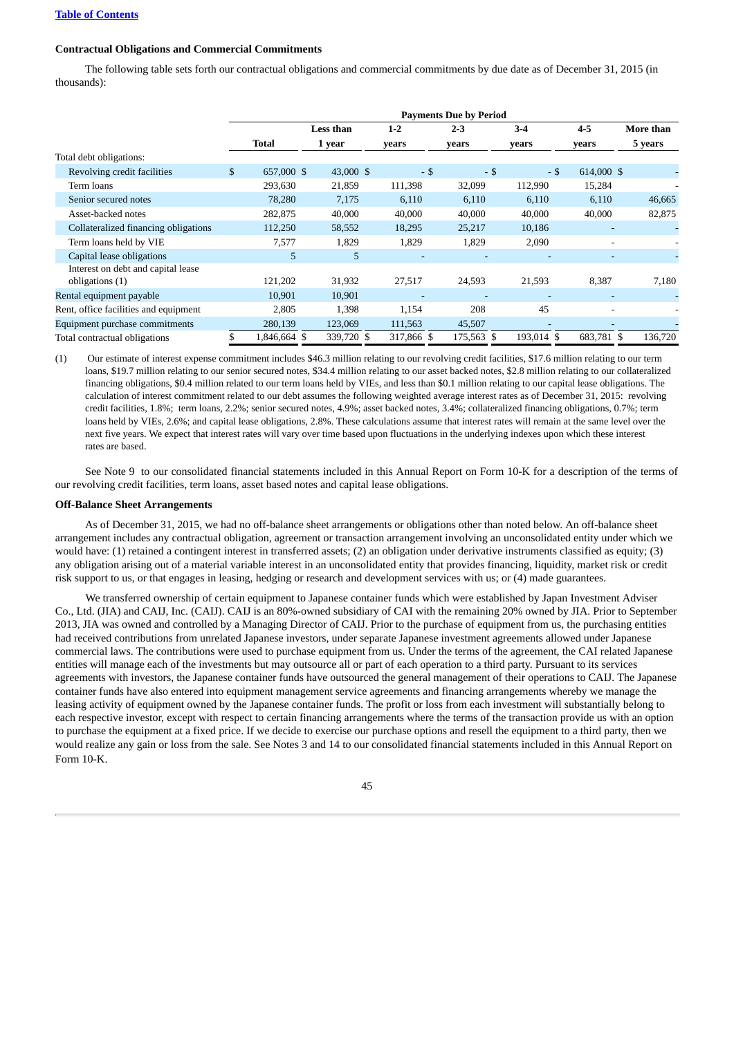[Table of Contents](#)

**Contractual Obligations and Commercial Commitments**

The following table sets forth our contractual obligations and commercial commitments by due date as of December 31, 2015 (in thousands):

| | Payments Due by Period | | | | | | |
|---|---|---|---|---|---|---|---|
| | Total | Less than 1 year | 1-2 years | 2-3 years | 3-4 years | 4-5 years | More than 5 years |
| Total debt obligations: | | | | | | | |
| Revolving credit facilities | $ 657,000 | $ 43,000 | $ - | $ - | $ - | $ 614,000 | $ - |
| Term loans | 293,630 | 21,859 | 111,398 | 32,099 | 112,990 | 15,284 | - |
| Senior secured notes | 78,280 | 7,175 | 6,110 | 6,110 | 6,110 | 6,110 | 46,665 |
| Asset-backed notes | 282,875 | 40,000 | 40,000 | 40,000 | 40,000 | 40,000 | 82,875 |
| Collateralized financing obligations | 112,250 | 58,552 | 18,295 | 25,217 | 10,186 | - | - |
| Term loans held by VIE | 7,577 | 1,829 | 1,829 | 1,829 | 2,090 | - | - |
| Capital lease obligations | 5 | 5 | - | - | - | - | - |
| Interest on debt and capital lease obligations (1) | 121,202 | 31,932 | 27,517 | 24,593 | 21,593 | 8,387 | 7,180 |
| Rental equipment payable | 10,901 | 10,901 | - | - | - | - | - |
| Rent, office facilities and equipment | 2,805 | 1,398 | 1,154 | 208 | 45 | - | - |
| Equipment purchase commitments | 280,139 | 123,069 | 111,563 | 45,507 | - | - | - |
| Total contractual obligations | $ 1,846,664 | $ 339,720 | $ 317,866 | $ 175,563 | $ 193,014 | $ 683,781 | $ 136,720 |

(1) Our estimate of interest expense commitment includes $46.3 million relating to our revolving credit facilities, $17.6 million relating to our term loans, $19.7 million relating to our senior secured notes, $34.4 million relating to our asset backed notes, $2.8 million relating to our collateralized financing obligations, $0.4 million related to our term loans held by VIEs, and less than $0.1 million relating to our capital lease obligations. The calculation of interest commitment related to our debt assumes the following weighted average interest rates as of December 31, 2015: revolving credit facilities, 1.8%; term loans, 2.2%; senior secured notes, 4.9%; asset backed notes, 3.4%; collateralized financing obligations, 0.7%; term loans held by VIEs, 2.6%; and capital lease obligations, 2.8%. These calculations assume that interest rates will remain at the same level over the next five years. We expect that interest rates will vary over time based upon fluctuations in the underlying indexes upon which these interest rates are based.

See Note 9 to our consolidated financial statements included in this Annual Report on Form 10-K for a description of the terms of our revolving credit facilities, term loans, asset based notes and capital lease obligations.

**Off-Balance Sheet Arrangements**

As of December 31, 2015, we had no off-balance sheet arrangements or obligations other than noted below. An off-balance sheet arrangement includes any contractual obligation, agreement or transaction arrangement involving an unconsolidated entity under which we would have: (1) retained a contingent interest in transferred assets; (2) an obligation under derivative instruments classified as equity; (3) any obligation arising out of a material variable interest in an unconsolidated entity that provides financing, liquidity, market risk or credit risk support to us, or that engages in leasing, hedging or research and development services with us; or (4) made guarantees.

We transferred ownership of certain equipment to Japanese container funds which were established by Japan Investment Adviser Co., Ltd. (JIA) and CAIJ, Inc. (CAIJ). CAIJ is an 80%-owned subsidiary of CAI with the remaining 20% owned by JIA. Prior to September 2013, JIA was owned and controlled by a Managing Director of CAIJ. Prior to the purchase of equipment from us, the purchasing entities had received contributions from unrelated Japanese investors, under separate Japanese investment agreements allowed under Japanese commercial laws. The contributions were used to purchase equipment from us. Under the terms of the agreement, the CAI related Japanese entities will manage each of the investments but may outsource all or part of each operation to a third party. Pursuant to its services agreements with investors, the Japanese container funds have outsourced the general management of their operations to CAIJ. The Japanese container funds have also entered into equipment management service agreements and financing arrangements whereby we manage the leasing activity of equipment owned by the Japanese container funds. The profit or loss from each investment will substantially belong to each respective investor, except with respect to certain financing arrangements where the terms of the transaction provide us with an option to purchase the equipment at a fixed price. If we decide to exercise our purchase options and resell the equipment to a third party, then we would realize any gain or loss from the sale. See Notes 3 and 14 to our consolidated financial statements included in this Annual Report on Form 10-K.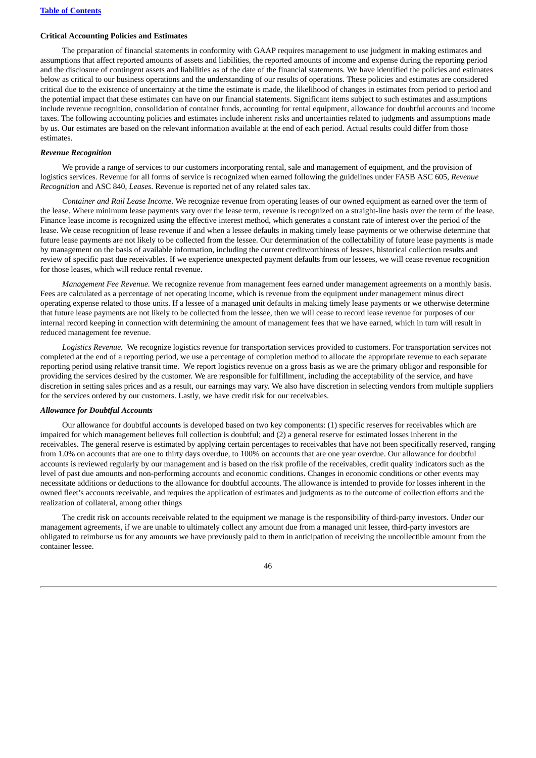**Critical Accounting Policies and Estimates**

The preparation of financial statements in conformity with GAAP requires management to use judgment in making estimates and assumptions that affect reported amounts of assets and liabilities, the reported amounts of income and expense during the reporting period and the disclosure of contingent assets and liabilities as of the date of the financial statements. We have identified the policies and estimates below as critical to our business operations and the understanding of our results of operations. These policies and estimates are considered critical due to the existence of uncertainty at the time the estimate is made, the likelihood of changes in estimates from period to period and the potential impact that these estimates can have on our financial statements. Significant items subject to such estimates and assumptions include revenue recognition, consolidation of container funds, accounting for rental equipment, allowance for doubtful accounts and income taxes. The following accounting policies and estimates include inherent risks and uncertainties related to judgments and assumptions made by us. Our estimates are based on the relevant information available at the end of each period. Actual results could differ from those estimates.

***Revenue Recognition***

We provide a range of services to our customers incorporating rental, sale and management of equipment, and the provision of logistics services. Revenue for all forms of service is recognized when earned following the guidelines under FASB ASC 605, *Revenue Recognition* and ASC 840, *Leases*. Revenue is reported net of any related sales tax.

*Container and Rail Lease Income.* We recognize revenue from operating leases of our owned equipment as earned over the term of the lease. Where minimum lease payments vary over the lease term, revenue is recognized on a straight-line basis over the term of the lease. Finance lease income is recognized using the effective interest method, which generates a constant rate of interest over the period of the lease. We cease recognition of lease revenue if and when a lessee defaults in making timely lease payments or we otherwise determine that future lease payments are not likely to be collected from the lessee. Our determination of the collectability of future lease payments is made by management on the basis of available information, including the current creditworthiness of lessees, historical collection results and review of specific past due receivables. If we experience unexpected payment defaults from our lessees, we will cease revenue recognition for those leases, which will reduce rental revenue.

*Management Fee Revenue.* We recognize revenue from management fees earned under management agreements on a monthly basis. Fees are calculated as a percentage of net operating income, which is revenue from the equipment under management minus direct operating expense related to those units. If a lessee of a managed unit defaults in making timely lease payments or we otherwise determine that future lease payments are not likely to be collected from the lessee, then we will cease to record lease revenue for purposes of our internal record keeping in connection with determining the amount of management fees that we have earned, which in turn will result in reduced management fee revenue.

*Logistics Revenue.* We recognize logistics revenue for transportation services provided to customers. For transportation services not completed at the end of a reporting period, we use a percentage of completion method to allocate the appropriate revenue to each separate reporting period using relative transit time. We report logistics revenue on a gross basis as we are the primary obligor and responsible for providing the services desired by the customer. We are responsible for fulfillment, including the acceptability of the service, and have discretion in setting sales prices and as a result, our earnings may vary. We also have discretion in selecting vendors from multiple suppliers for the services ordered by our customers. Lastly, we have credit risk for our receivables.

***Allowance for Doubtful Accounts***

Our allowance for doubtful accounts is developed based on two key components: (1) specific reserves for receivables which are impaired for which management believes full collection is doubtful; and (2) a general reserve for estimated losses inherent in the receivables. The general reserve is estimated by applying certain percentages to receivables that have not been specifically reserved, ranging from 1.0% on accounts that are one to thirty days overdue, to 100% on accounts that are one year overdue. Our allowance for doubtful accounts is reviewed regularly by our management and is based on the risk profile of the receivables, credit quality indicators such as the level of past due amounts and non-performing accounts and economic conditions. Changes in economic conditions or other events may necessitate additions or deductions to the allowance for doubtful accounts. The allowance is intended to provide for losses inherent in the owned fleet's accounts receivable, and requires the application of estimates and judgments as to the outcome of collection efforts and the realization of collateral, among other things

The credit risk on accounts receivable related to the equipment we manage is the responsibility of third-party investors. Under our management agreements, if we are unable to ultimately collect any amount due from a managed unit lessee, third-party investors are obligated to reimburse us for any amounts we have previously paid to them in anticipation of receiving the uncollectible amount from the container lessee.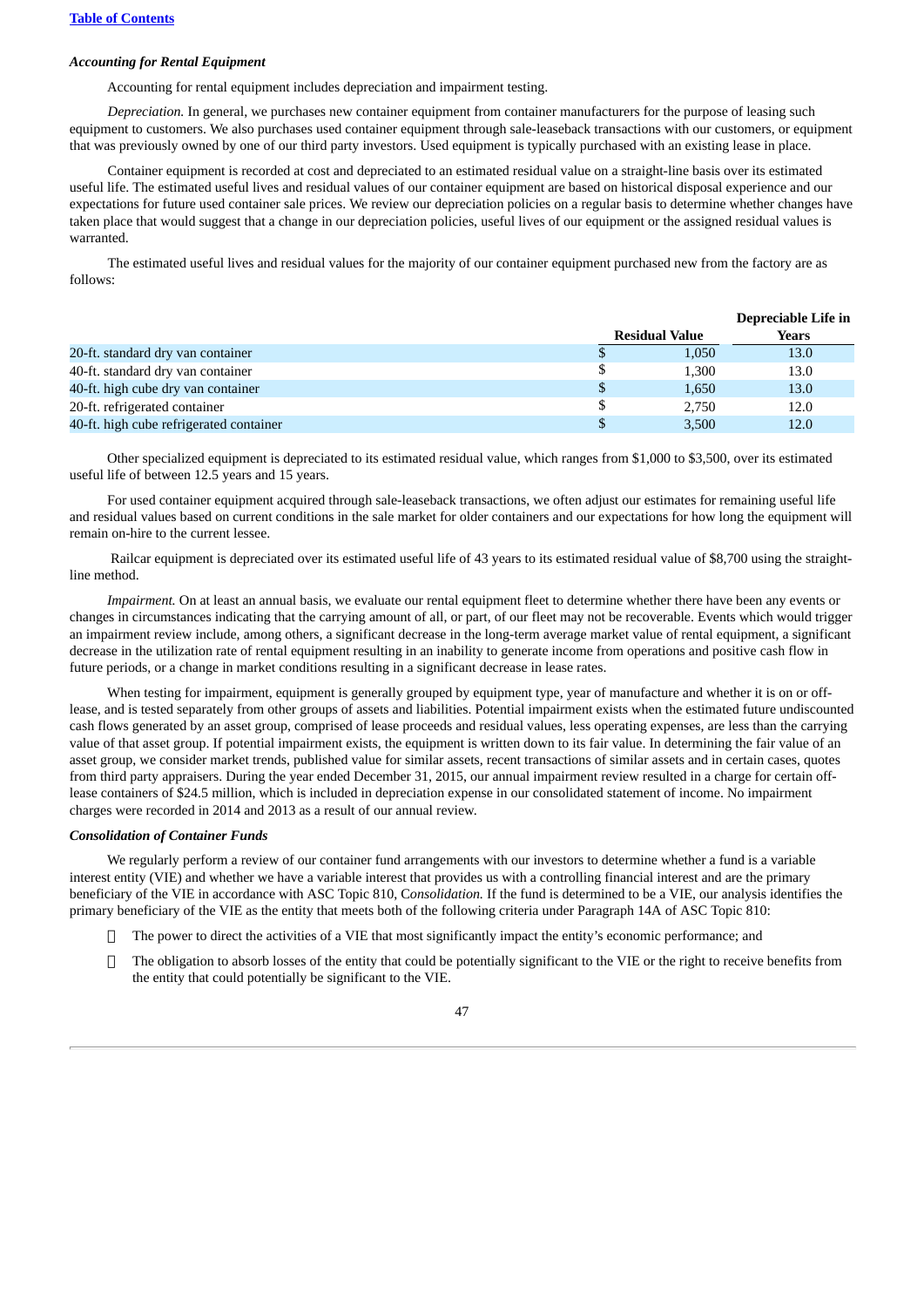### *Accounting for Rental Equipment*

Accounting for rental equipment includes depreciation and impairment testing.

*Depreciation.* In general, we purchases new container equipment from container manufacturers for the purpose of leasing such equipment to customers. We also purchases used container equipment through sale-leaseback transactions with our customers, or equipment that was previously owned by one of our third party investors. Used equipment is typically purchased with an existing lease in place.

Container equipment is recorded at cost and depreciated to an estimated residual value on a straight-line basis over its estimated useful life. The estimated useful lives and residual values of our container equipment are based on historical disposal experience and our expectations for future used container sale prices. We review our depreciation policies on a regular basis to determine whether changes have taken place that would suggest that a change in our depreciation policies, useful lives of our equipment or the assigned residual values is warranted.

The estimated useful lives and residual values for the majority of our container equipment purchased new from the factory are as follows:

| | Residual Value | Depreciable Life in Years |
|---|---|---|
| 20-ft. standard dry van container | $ 1,050 | 13.0 |
| 40-ft. standard dry van container | $ 1,300 | 13.0 |
| 40-ft. high cube dry van container | $ 1,650 | 13.0 |
| 20-ft. refrigerated container | $ 2,750 | 12.0 |
| 40-ft. high cube refrigerated container | $ 3,500 | 12.0 |

Other specialized equipment is depreciated to its estimated residual value, which ranges from $1,000 to $3,500, over its estimated useful life of between 12.5 years and 15 years.

For used container equipment acquired through sale-leaseback transactions, we often adjust our estimates for remaining useful life and residual values based on current conditions in the sale market for older containers and our expectations for how long the equipment will remain on-hire to the current lessee.

Railcar equipment is depreciated over its estimated useful life of 43 years to its estimated residual value of $8,700 using the straight-line method.

*Impairment.* On at least an annual basis, we evaluate our rental equipment fleet to determine whether there have been any events or changes in circumstances indicating that the carrying amount of all, or part, of our fleet may not be recoverable. Events which would trigger an impairment review include, among others, a significant decrease in the long-term average market value of rental equipment, a significant decrease in the utilization rate of rental equipment resulting in an inability to generate income from operations and positive cash flow in future periods, or a change in market conditions resulting in a significant decrease in lease rates.

When testing for impairment, equipment is generally grouped by equipment type, year of manufacture and whether it is on or off-lease, and is tested separately from other groups of assets and liabilities. Potential impairment exists when the estimated future undiscounted cash flows generated by an asset group, comprised of lease proceeds and residual values, less operating expenses, are less than the carrying value of that asset group. If potential impairment exists, the equipment is written down to its fair value. In determining the fair value of an asset group, we consider market trends, published value for similar assets, recent transactions of similar assets and in certain cases, quotes from third party appraisers. During the year ended December 31, 2015, our annual impairment review resulted in a charge for certain off-lease containers of $24.5 million, which is included in depreciation expense in our consolidated statement of income. No impairment charges were recorded in 2014 and 2013 as a result of our annual review.

### *Consolidation of Container Funds*

We regularly perform a review of our container fund arrangements with our investors to determine whether a fund is a variable interest entity (VIE) and whether we have a variable interest that provides us with a controlling financial interest and are the primary beneficiary of the VIE in accordance with ASC Topic 810, C*onsolidation.* If the fund is determined to be a VIE, our analysis identifies the primary beneficiary of the VIE as the entity that meets both of the following criteria under Paragraph 14A of ASC Topic 810:

- The power to direct the activities of a VIE that most significantly impact the entity's economic performance; and
- The obligation to absorb losses of the entity that could be potentially significant to the VIE or the right to receive benefits from the entity that could potentially be significant to the VIE.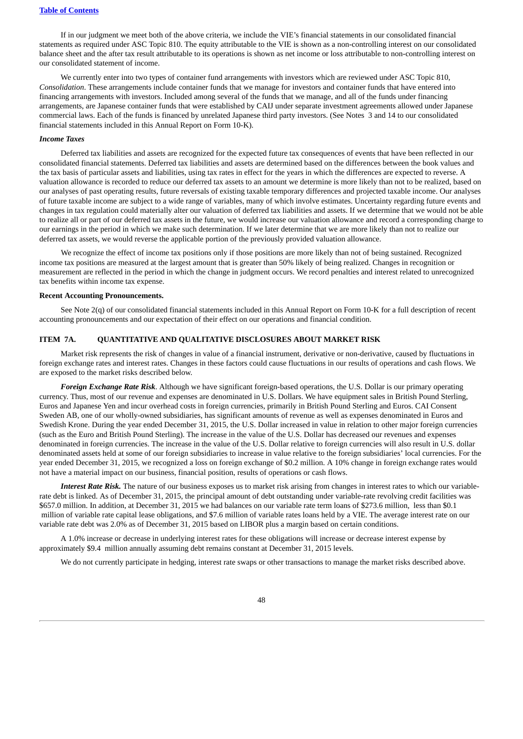If in our judgment we meet both of the above criteria, we include the VIE's financial statements in our consolidated financial statements as required under ASC Topic 810. The equity attributable to the VIE is shown as a non-controlling interest on our consolidated balance sheet and the after tax result attributable to its operations is shown as net income or loss attributable to non-controlling interest on our consolidated statement of income.

We currently enter into two types of container fund arrangements with investors which are reviewed under ASC Topic 810, *Consolidation*. These arrangements include container funds that we manage for investors and container funds that have entered into financing arrangements with investors. Included among several of the funds that we manage, and all of the funds under financing arrangements, are Japanese container funds that were established by CAIJ under separate investment agreements allowed under Japanese commercial laws. Each of the funds is financed by unrelated Japanese third party investors. (See Notes 3 and 14 to our consolidated financial statements included in this Annual Report on Form 10-K).

***Income Taxes***

Deferred tax liabilities and assets are recognized for the expected future tax consequences of events that have been reflected in our consolidated financial statements. Deferred tax liabilities and assets are determined based on the differences between the book values and the tax basis of particular assets and liabilities, using tax rates in effect for the years in which the differences are expected to reverse. A valuation allowance is recorded to reduce our deferred tax assets to an amount we determine is more likely than not to be realized, based on our analyses of past operating results, future reversals of existing taxable temporary differences and projected taxable income. Our analyses of future taxable income are subject to a wide range of variables, many of which involve estimates. Uncertainty regarding future events and changes in tax regulation could materially alter our valuation of deferred tax liabilities and assets. If we determine that we would not be able to realize all or part of our deferred tax assets in the future, we would increase our valuation allowance and record a corresponding charge to our earnings in the period in which we make such determination. If we later determine that we are more likely than not to realize our deferred tax assets, we would reverse the applicable portion of the previously provided valuation allowance.

We recognize the effect of income tax positions only if those positions are more likely than not of being sustained. Recognized income tax positions are measured at the largest amount that is greater than 50% likely of being realized. Changes in recognition or measurement are reflected in the period in which the change in judgment occurs. We record penalties and interest related to unrecognized tax benefits within income tax expense.

**Recent Accounting Pronouncements.**

See Note 2(q) of our consolidated financial statements included in this Annual Report on Form 10-K for a full description of recent accounting pronouncements and our expectation of their effect on our operations and financial condition.

## ITEM 7A. QUANTITATIVE AND QUALITATIVE DISCLOSURES ABOUT MARKET RISK

Market risk represents the risk of changes in value of a financial instrument, derivative or non-derivative, caused by fluctuations in foreign exchange rates and interest rates. Changes in these factors could cause fluctuations in our results of operations and cash flows. We are exposed to the market risks described below.

***Foreign Exchange Rate Risk***. Although we have significant foreign-based operations, the U.S. Dollar is our primary operating currency. Thus, most of our revenue and expenses are denominated in U.S. Dollars. We have equipment sales in British Pound Sterling, Euros and Japanese Yen and incur overhead costs in foreign currencies, primarily in British Pound Sterling and Euros. CAI Consent Sweden AB, one of our wholly-owned subsidiaries, has significant amounts of revenue as well as expenses denominated in Euros and Swedish Krone. During the year ended December 31, 2015, the U.S. Dollar increased in value in relation to other major foreign currencies (such as the Euro and British Pound Sterling). The increase in the value of the U.S. Dollar has decreased our revenues and expenses denominated in foreign currencies. The increase in the value of the U.S. Dollar relative to foreign currencies will also result in U.S. dollar denominated assets held at some of our foreign subsidiaries to increase in value relative to the foreign subsidiaries' local currencies. For the year ended December 31, 2015, we recognized a loss on foreign exchange of $0.2 million. A 10% change in foreign exchange rates would not have a material impact on our business, financial position, results of operations or cash flows.

***Interest Rate Risk.*** The nature of our business exposes us to market risk arising from changes in interest rates to which our variable-rate debt is linked. As of December 31, 2015, the principal amount of debt outstanding under variable-rate revolving credit facilities was $657.0 million. In addition, at December 31, 2015 we had balances on our variable rate term loans of $273.6 million, less than $0.1 million of variable rate capital lease obligations, and $7.6 million of variable rates loans held by a VIE. The average interest rate on our variable rate debt was 2.0% as of December 31, 2015 based on LIBOR plus a margin based on certain conditions.

A 1.0% increase or decrease in underlying interest rates for these obligations will increase or decrease interest expense by approximately $9.4 million annually assuming debt remains constant at December 31, 2015 levels.

We do not currently participate in hedging, interest rate swaps or other transactions to manage the market risks described above.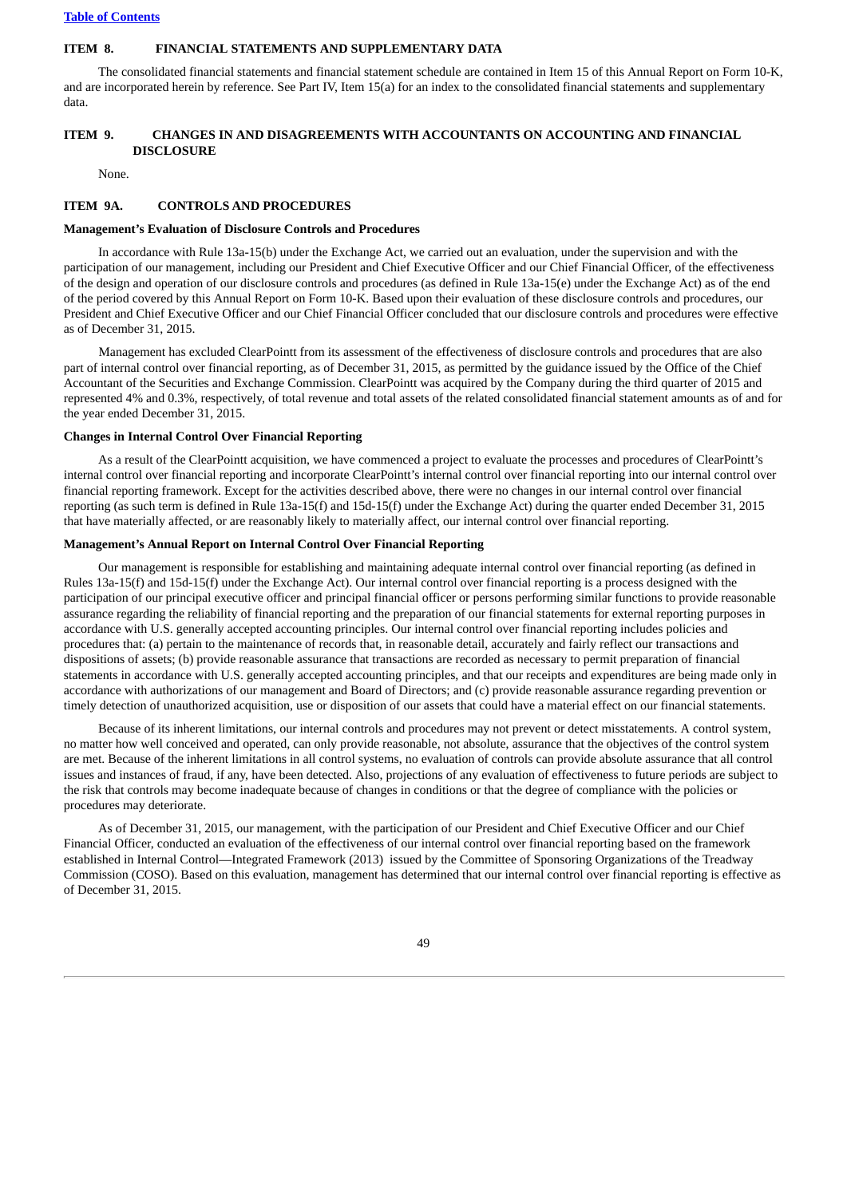[Table of Contents](#)

## ITEM 8. FINANCIAL STATEMENTS AND SUPPLEMENTARY DATA

The consolidated financial statements and financial statement schedule are contained in Item 15 of this Annual Report on Form 10-K, and are incorporated herein by reference. See Part IV, Item 15(a) for an index to the consolidated financial statements and supplementary data.

## ITEM 9. CHANGES IN AND DISAGREEMENTS WITH ACCOUNTANTS ON ACCOUNTING AND FINANCIAL DISCLOSURE

None.

## ITEM 9A. CONTROLS AND PROCEDURES

**Management's Evaluation of Disclosure Controls and Procedures**

In accordance with Rule 13a-15(b) under the Exchange Act, we carried out an evaluation, under the supervision and with the participation of our management, including our President and Chief Executive Officer and our Chief Financial Officer, of the effectiveness of the design and operation of our disclosure controls and procedures (as defined in Rule 13a-15(e) under the Exchange Act) as of the end of the period covered by this Annual Report on Form 10-K. Based upon their evaluation of these disclosure controls and procedures, our President and Chief Executive Officer and our Chief Financial Officer concluded that our disclosure controls and procedures were effective as of December 31, 2015.

Management has excluded ClearPointt from its assessment of the effectiveness of disclosure controls and procedures that are also part of internal control over financial reporting, as of December 31, 2015, as permitted by the guidance issued by the Office of the Chief Accountant of the Securities and Exchange Commission. ClearPointt was acquired by the Company during the third quarter of 2015 and represented 4% and 0.3%, respectively, of total revenue and total assets of the related consolidated financial statement amounts as of and for the year ended December 31, 2015.

**Changes in Internal Control Over Financial Reporting**

As a result of the ClearPointt acquisition, we have commenced a project to evaluate the processes and procedures of ClearPointt's internal control over financial reporting and incorporate ClearPointt's internal control over financial reporting into our internal control over financial reporting framework. Except for the activities described above, there were no changes in our internal control over financial reporting (as such term is defined in Rule 13a-15(f) and 15d-15(f) under the Exchange Act) during the quarter ended December 31, 2015 that have materially affected, or are reasonably likely to materially affect, our internal control over financial reporting.

**Management's Annual Report on Internal Control Over Financial Reporting**

Our management is responsible for establishing and maintaining adequate internal control over financial reporting (as defined in Rules 13a-15(f) and 15d-15(f) under the Exchange Act). Our internal control over financial reporting is a process designed with the participation of our principal executive officer and principal financial officer or persons performing similar functions to provide reasonable assurance regarding the reliability of financial reporting and the preparation of our financial statements for external reporting purposes in accordance with U.S. generally accepted accounting principles. Our internal control over financial reporting includes policies and procedures that: (a) pertain to the maintenance of records that, in reasonable detail, accurately and fairly reflect our transactions and dispositions of assets; (b) provide reasonable assurance that transactions are recorded as necessary to permit preparation of financial statements in accordance with U.S. generally accepted accounting principles, and that our receipts and expenditures are being made only in accordance with authorizations of our management and Board of Directors; and (c) provide reasonable assurance regarding prevention or timely detection of unauthorized acquisition, use or disposition of our assets that could have a material effect on our financial statements.

Because of its inherent limitations, our internal controls and procedures may not prevent or detect misstatements. A control system, no matter how well conceived and operated, can only provide reasonable, not absolute, assurance that the objectives of the control system are met. Because of the inherent limitations in all control systems, no evaluation of controls can provide absolute assurance that all control issues and instances of fraud, if any, have been detected. Also, projections of any evaluation of effectiveness to future periods are subject to the risk that controls may become inadequate because of changes in conditions or that the degree of compliance with the policies or procedures may deteriorate.

As of December 31, 2015, our management, with the participation of our President and Chief Executive Officer and our Chief Financial Officer, conducted an evaluation of the effectiveness of our internal control over financial reporting based on the framework established in Internal Control—Integrated Framework (2013) issued by the Committee of Sponsoring Organizations of the Treadway Commission (COSO). Based on this evaluation, management has determined that our internal control over financial reporting is effective as of December 31, 2015.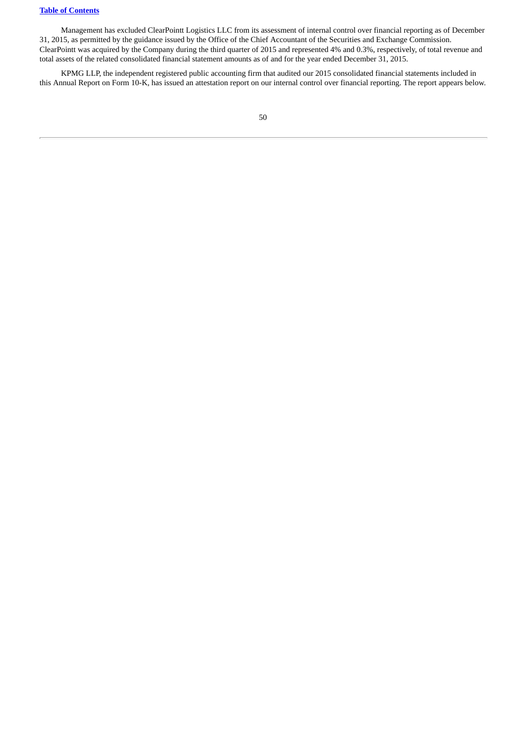Management has excluded ClearPointt Logistics LLC from its assessment of internal control over financial reporting as of December 31, 2015, as permitted by the guidance issued by the Office of the Chief Accountant of the Securities and Exchange Commission. ClearPointt was acquired by the Company during the third quarter of 2015 and represented 4% and 0.3%, respectively, of total revenue and total assets of the related consolidated financial statement amounts as of and for the year ended December 31, 2015.

KPMG LLP, the independent registered public accounting firm that audited our 2015 consolidated financial statements included in this Annual Report on Form 10-K, has issued an attestation report on our internal control over financial reporting. The report appears below.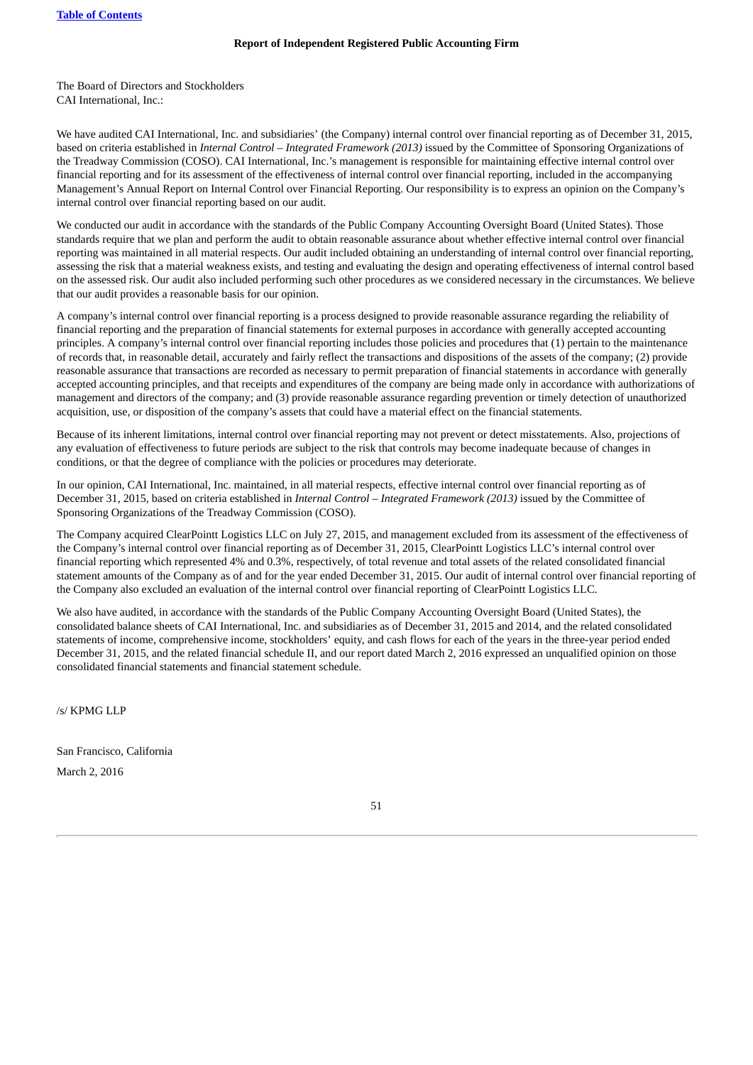**Report of Independent Registered Public Accounting Firm**

The Board of Directors and Stockholders
CAI International, Inc.:

We have audited CAI International, Inc. and subsidiaries' (the Company) internal control over financial reporting as of December 31, 2015, based on criteria established in *Internal Control – Integrated Framework (2013)* issued by the Committee of Sponsoring Organizations of the Treadway Commission (COSO). CAI International, Inc.'s management is responsible for maintaining effective internal control over financial reporting and for its assessment of the effectiveness of internal control over financial reporting, included in the accompanying Management's Annual Report on Internal Control over Financial Reporting. Our responsibility is to express an opinion on the Company's internal control over financial reporting based on our audit.

We conducted our audit in accordance with the standards of the Public Company Accounting Oversight Board (United States). Those standards require that we plan and perform the audit to obtain reasonable assurance about whether effective internal control over financial reporting was maintained in all material respects. Our audit included obtaining an understanding of internal control over financial reporting, assessing the risk that a material weakness exists, and testing and evaluating the design and operating effectiveness of internal control based on the assessed risk. Our audit also included performing such other procedures as we considered necessary in the circumstances. We believe that our audit provides a reasonable basis for our opinion.

A company's internal control over financial reporting is a process designed to provide reasonable assurance regarding the reliability of financial reporting and the preparation of financial statements for external purposes in accordance with generally accepted accounting principles. A company's internal control over financial reporting includes those policies and procedures that (1) pertain to the maintenance of records that, in reasonable detail, accurately and fairly reflect the transactions and dispositions of the assets of the company; (2) provide reasonable assurance that transactions are recorded as necessary to permit preparation of financial statements in accordance with generally accepted accounting principles, and that receipts and expenditures of the company are being made only in accordance with authorizations of management and directors of the company; and (3) provide reasonable assurance regarding prevention or timely detection of unauthorized acquisition, use, or disposition of the company's assets that could have a material effect on the financial statements.

Because of its inherent limitations, internal control over financial reporting may not prevent or detect misstatements. Also, projections of any evaluation of effectiveness to future periods are subject to the risk that controls may become inadequate because of changes in conditions, or that the degree of compliance with the policies or procedures may deteriorate.

In our opinion, CAI International, Inc. maintained, in all material respects, effective internal control over financial reporting as of December 31, 2015, based on criteria established in *Internal Control – Integrated Framework (2013)* issued by the Committee of Sponsoring Organizations of the Treadway Commission (COSO).

The Company acquired ClearPointt Logistics LLC on July 27, 2015, and management excluded from its assessment of the effectiveness of the Company's internal control over financial reporting as of December 31, 2015, ClearPointt Logistics LLC's internal control over financial reporting which represented 4% and 0.3%, respectively, of total revenue and total assets of the related consolidated financial statement amounts of the Company as of and for the year ended December 31, 2015. Our audit of internal control over financial reporting of the Company also excluded an evaluation of the internal control over financial reporting of ClearPointt Logistics LLC.

We also have audited, in accordance with the standards of the Public Company Accounting Oversight Board (United States), the consolidated balance sheets of CAI International, Inc. and subsidiaries as of December 31, 2015 and 2014, and the related consolidated statements of income, comprehensive income, stockholders' equity, and cash flows for each of the years in the three-year period ended December 31, 2015, and the related financial schedule II, and our report dated March 2, 2016 expressed an unqualified opinion on those consolidated financial statements and financial statement schedule.

/s/ KPMG LLP

San Francisco, California

March 2, 2016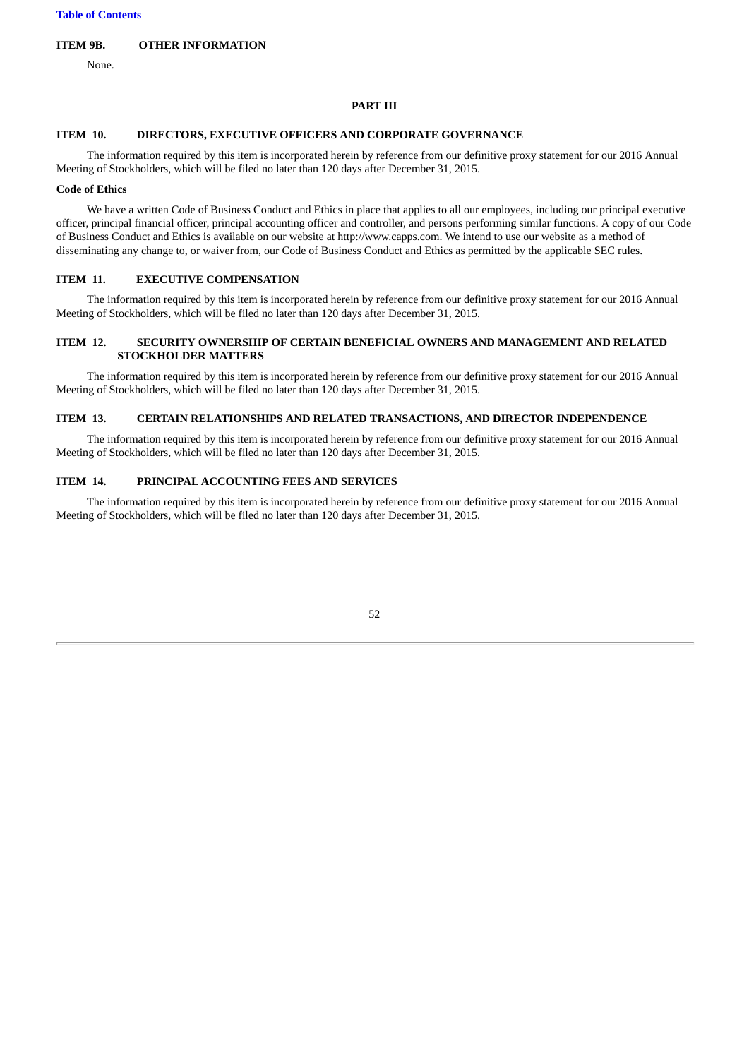## ITEM 9B. OTHER INFORMATION

None.

# PART III

## ITEM 10. DIRECTORS, EXECUTIVE OFFICERS AND CORPORATE GOVERNANCE

The information required by this item is incorporated herein by reference from our definitive proxy statement for our 2016 Annual Meeting of Stockholders, which will be filed no later than 120 days after December 31, 2015.

### Code of Ethics

We have a written Code of Business Conduct and Ethics in place that applies to all our employees, including our principal executive officer, principal financial officer, principal accounting officer and controller, and persons performing similar functions. A copy of our Code of Business Conduct and Ethics is available on our website at http://www.capps.com. We intend to use our website as a method of disseminating any change to, or waiver from, our Code of Business Conduct and Ethics as permitted by the applicable SEC rules.

## ITEM 11. EXECUTIVE COMPENSATION

The information required by this item is incorporated herein by reference from our definitive proxy statement for our 2016 Annual Meeting of Stockholders, which will be filed no later than 120 days after December 31, 2015.

## ITEM 12. SECURITY OWNERSHIP OF CERTAIN BENEFICIAL OWNERS AND MANAGEMENT AND RELATED STOCKHOLDER MATTERS

The information required by this item is incorporated herein by reference from our definitive proxy statement for our 2016 Annual Meeting of Stockholders, which will be filed no later than 120 days after December 31, 2015.

## ITEM 13. CERTAIN RELATIONSHIPS AND RELATED TRANSACTIONS, AND DIRECTOR INDEPENDENCE

The information required by this item is incorporated herein by reference from our definitive proxy statement for our 2016 Annual Meeting of Stockholders, which will be filed no later than 120 days after December 31, 2015.

## ITEM 14. PRINCIPAL ACCOUNTING FEES AND SERVICES

The information required by this item is incorporated herein by reference from our definitive proxy statement for our 2016 Annual Meeting of Stockholders, which will be filed no later than 120 days after December 31, 2015.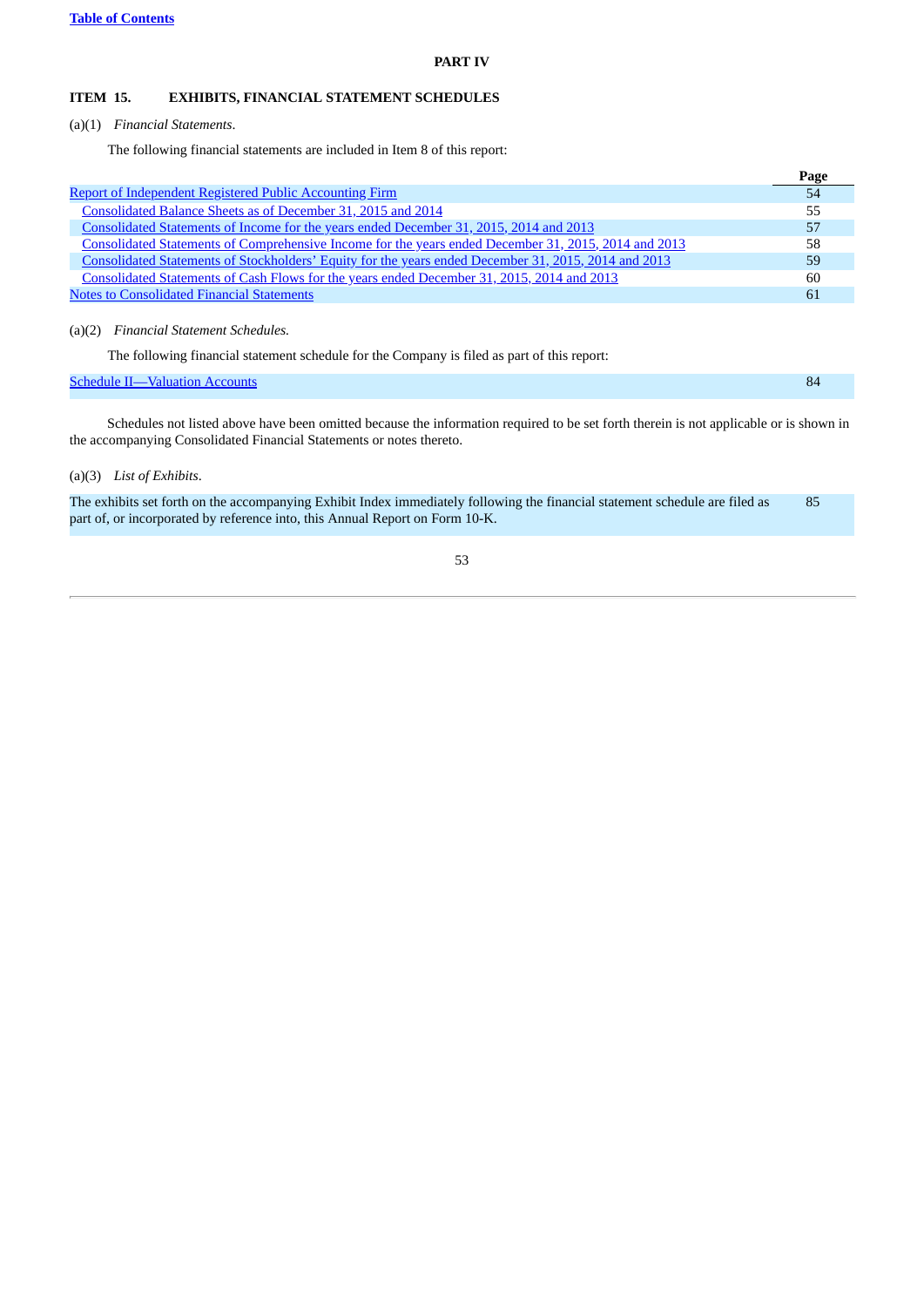# PART IV

## ITEM 15. EXHIBITS, FINANCIAL STATEMENT SCHEDULES

(a)(1) *Financial Statements*.

The following financial statements are included in Item 8 of this report:

| | Page |
|---|---|
| Report of Independent Registered Public Accounting Firm | 54 |
| Consolidated Balance Sheets as of December 31, 2015 and 2014 | 55 |
| Consolidated Statements of Income for the years ended December 31, 2015, 2014 and 2013 | 57 |
| Consolidated Statements of Comprehensive Income for the years ended December 31, 2015, 2014 and 2013 | 58 |
| Consolidated Statements of Stockholders' Equity for the years ended December 31, 2015, 2014 and 2013 | 59 |
| Consolidated Statements of Cash Flows for the years ended December 31, 2015, 2014 and 2013 | 60 |
| Notes to Consolidated Financial Statements | 61 |

(a)(2) *Financial Statement Schedules.*

The following financial statement schedule for the Company is filed as part of this report:

| | |
|---|---|
| Schedule II—Valuation Accounts | 84 |

Schedules not listed above have been omitted because the information required to be set forth therein is not applicable or is shown in the accompanying Consolidated Financial Statements or notes thereto.

(a)(3) *List of Exhibits*.

| | |
|---|---|
| The exhibits set forth on the accompanying Exhibit Index immediately following the financial statement schedule are filed as part of, or incorporated by reference into, this Annual Report on Form 10-K. | 85 |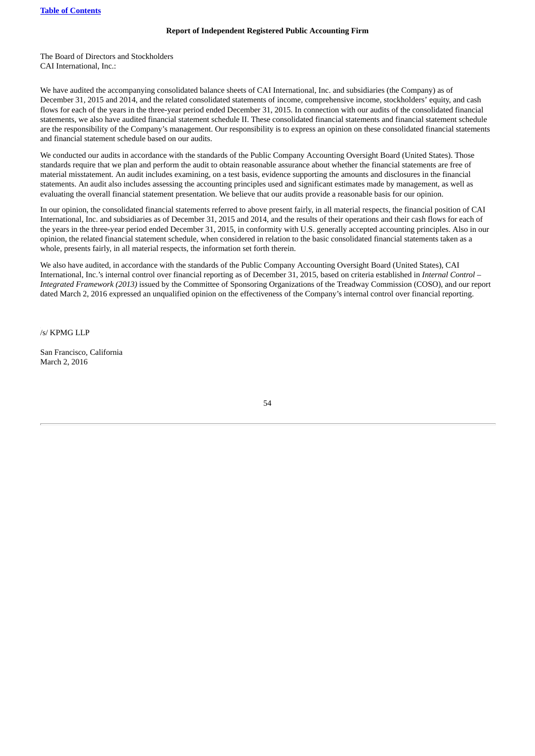## Report of Independent Registered Public Accounting Firm

The Board of Directors and Stockholders
CAI International, Inc.:

We have audited the accompanying consolidated balance sheets of CAI International, Inc. and subsidiaries (the Company) as of December 31, 2015 and 2014, and the related consolidated statements of income, comprehensive income, stockholders' equity, and cash flows for each of the years in the three-year period ended December 31, 2015. In connection with our audits of the consolidated financial statements, we also have audited financial statement schedule II. These consolidated financial statements and financial statement schedule are the responsibility of the Company's management. Our responsibility is to express an opinion on these consolidated financial statements and financial statement schedule based on our audits.

We conducted our audits in accordance with the standards of the Public Company Accounting Oversight Board (United States). Those standards require that we plan and perform the audit to obtain reasonable assurance about whether the financial statements are free of material misstatement. An audit includes examining, on a test basis, evidence supporting the amounts and disclosures in the financial statements. An audit also includes assessing the accounting principles used and significant estimates made by management, as well as evaluating the overall financial statement presentation. We believe that our audits provide a reasonable basis for our opinion.

In our opinion, the consolidated financial statements referred to above present fairly, in all material respects, the financial position of CAI International, Inc. and subsidiaries as of December 31, 2015 and 2014, and the results of their operations and their cash flows for each of the years in the three-year period ended December 31, 2015, in conformity with U.S. generally accepted accounting principles. Also in our opinion, the related financial statement schedule, when considered in relation to the basic consolidated financial statements taken as a whole, presents fairly, in all material respects, the information set forth therein.

We also have audited, in accordance with the standards of the Public Company Accounting Oversight Board (United States), CAI International, Inc.'s internal control over financial reporting as of December 31, 2015, based on criteria established in *Internal Control – Integrated Framework (2013)* issued by the Committee of Sponsoring Organizations of the Treadway Commission (COSO), and our report dated March 2, 2016 expressed an unqualified opinion on the effectiveness of the Company's internal control over financial reporting.

/s/ KPMG LLP

San Francisco, California
March 2, 2016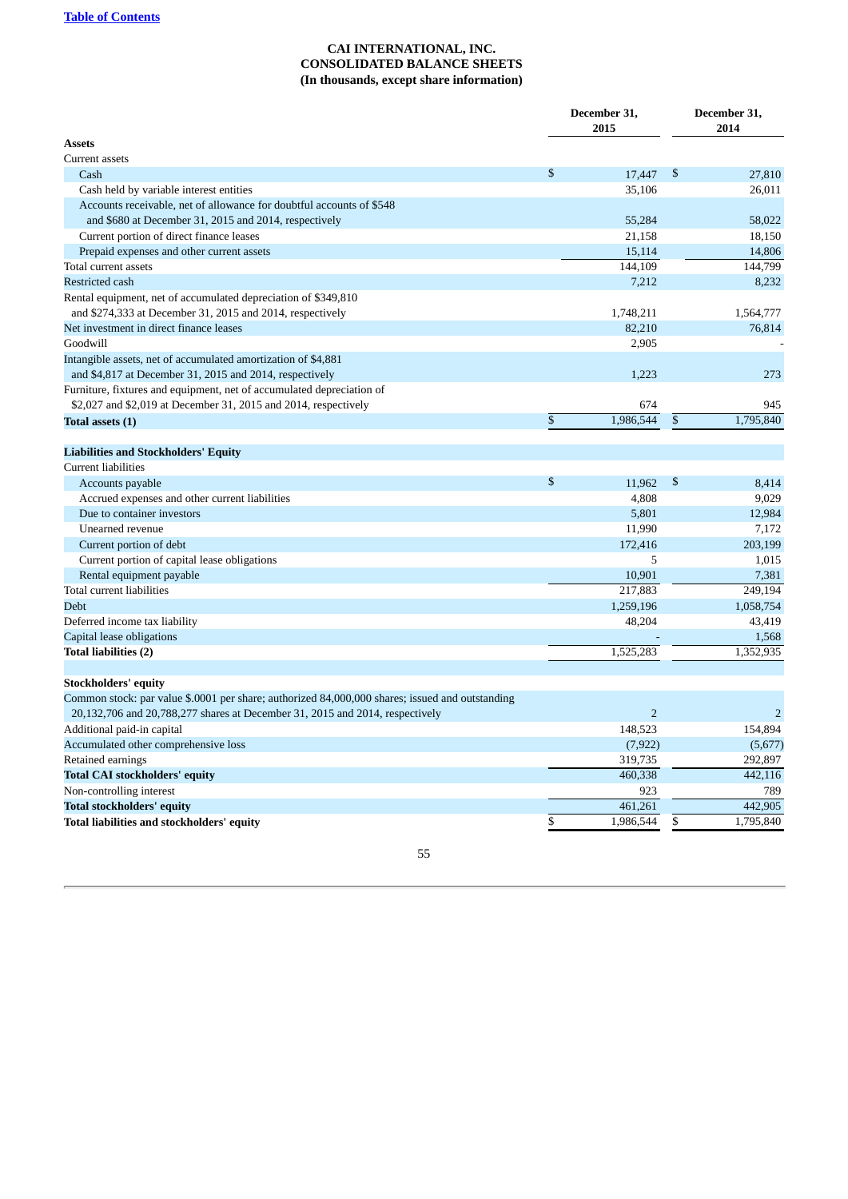[Table of Contents](#)

# CAI INTERNATIONAL, INC.
## CONSOLIDATED BALANCE SHEETS
### (In thousands, except share information)

| | December 31, 2015 | December 31, 2014 |
|---|---|---|
| **Assets** | | |
| Current assets | | |
| Cash | $ 17,447 | $ 27,810 |
| Cash held by variable interest entities | 35,106 | 26,011 |
| Accounts receivable, net of allowance for doubtful accounts of $548 and $680 at December 31, 2015 and 2014, respectively | 55,284 | 58,022 |
| Current portion of direct finance leases | 21,158 | 18,150 |
| Prepaid expenses and other current assets | 15,114 | 14,806 |
| Total current assets | 144,109 | 144,799 |
| Restricted cash | 7,212 | 8,232 |
| Rental equipment, net of accumulated depreciation of $349,810 and $274,333 at December 31, 2015 and 2014, respectively | 1,748,211 | 1,564,777 |
| Net investment in direct finance leases | 82,210 | 76,814 |
| Goodwill | 2,905 | - |
| Intangible assets, net of accumulated amortization of $4,881 and $4,817 at December 31, 2015 and 2014, respectively | 1,223 | 273 |
| Furniture, fixtures and equipment, net of accumulated depreciation of $2,027 and $2,019 at December 31, 2015 and 2014, respectively | 674 | 945 |
| **Total assets (1)** | $ 1,986,544 | $ 1,795,840 |
| | | |
| **Liabilities and Stockholders' Equity** | | |
| Current liabilities | | |
| Accounts payable | $ 11,962 | $ 8,414 |
| Accrued expenses and other current liabilities | 4,808 | 9,029 |
| Due to container investors | 5,801 | 12,984 |
| Unearned revenue | 11,990 | 7,172 |
| Current portion of debt | 172,416 | 203,199 |
| Current portion of capital lease obligations | 5 | 1,015 |
| Rental equipment payable | 10,901 | 7,381 |
| Total current liabilities | 217,883 | 249,194 |
| Debt | 1,259,196 | 1,058,754 |
| Deferred income tax liability | 48,204 | 43,419 |
| Capital lease obligations | - | 1,568 |
| **Total liabilities (2)** | 1,525,283 | 1,352,935 |
| | | |
| **Stockholders' equity** | | |
| Common stock: par value $.0001 per share; authorized 84,000,000 shares; issued and outstanding 20,132,706 and 20,788,277 shares at December 31, 2015 and 2014, respectively | 2 | 2 |
| Additional paid-in capital | 148,523 | 154,894 |
| Accumulated other comprehensive loss | (7,922) | (5,677) |
| Retained earnings | 319,735 | 292,897 |
| **Total CAI stockholders' equity** | 460,338 | 442,116 |
| Non-controlling interest | 923 | 789 |
| **Total stockholders' equity** | 461,261 | 442,905 |
| **Total liabilities and stockholders' equity** | $ 1,986,544 | $ 1,795,840 |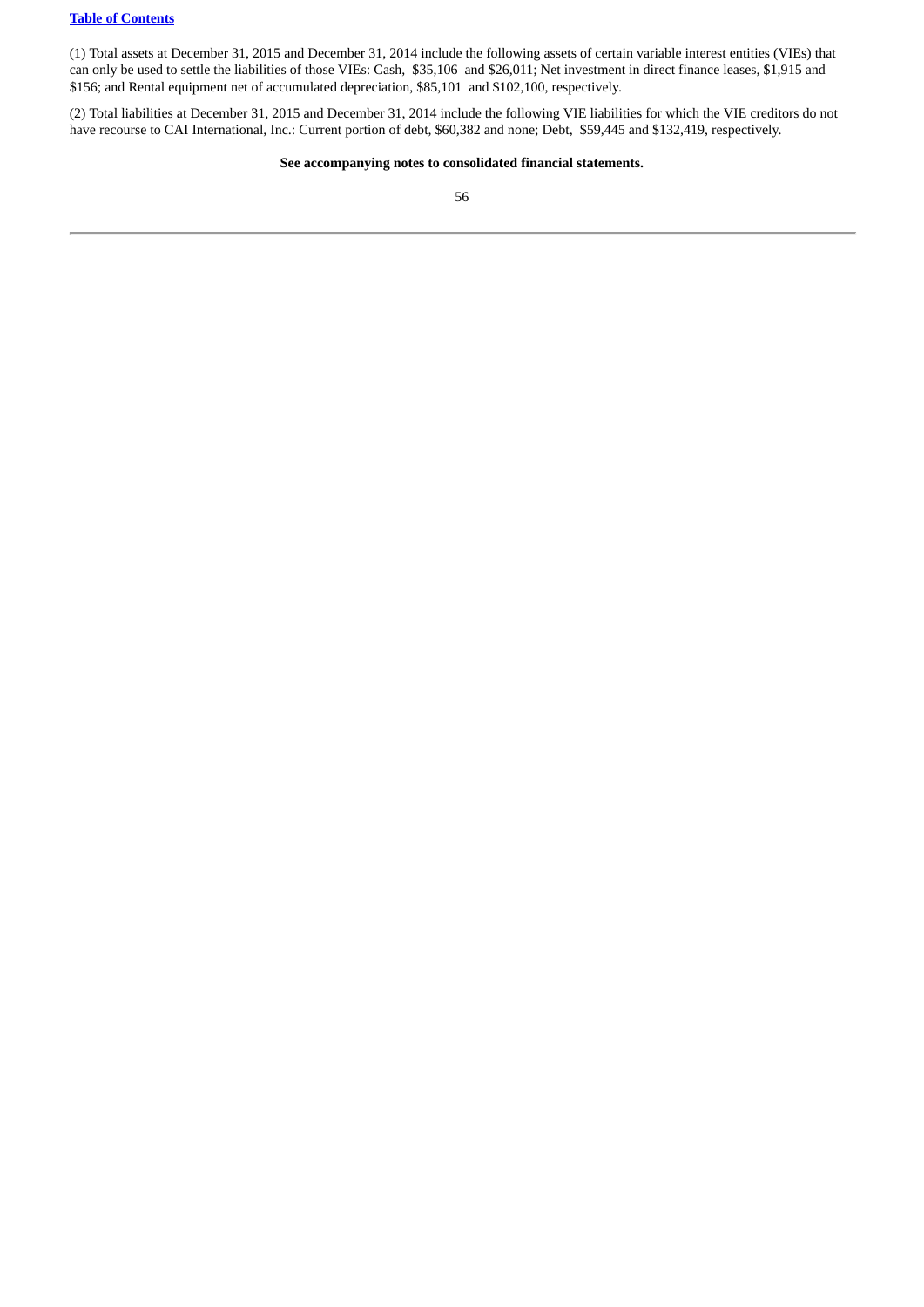(1) Total assets at December 31, 2015 and December 31, 2014 include the following assets of certain variable interest entities (VIEs) that can only be used to settle the liabilities of those VIEs: Cash, $35,106 and $26,011; Net investment in direct finance leases, $1,915 and $156; and Rental equipment net of accumulated depreciation, $85,101 and $102,100, respectively.

(2) Total liabilities at December 31, 2015 and December 31, 2014 include the following VIE liabilities for which the VIE creditors do not have recourse to CAI International, Inc.: Current portion of debt, $60,382 and none; Debt, $59,445 and $132,419, respectively.

**See accompanying notes to consolidated financial statements.**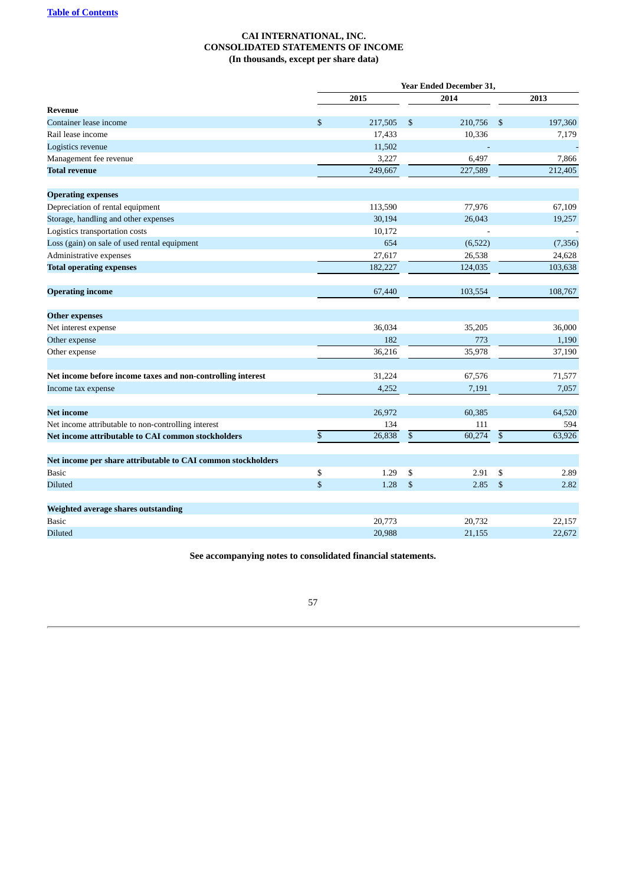[Table of Contents](#)

**CAI INTERNATIONAL, INC.**
**CONSOLIDATED STATEMENTS OF INCOME**
**(In thousands, except per share data)**

| | Year Ended December 31, | | |
|---|---|---|---|
| | 2015 | 2014 | 2013 |
| **Revenue** | | | |
| Container lease income | $ 217,505 | $ 210,756 | $ 197,360 |
| Rail lease income | 17,433 | 10,336 | 7,179 |
| Logistics revenue | 11,502 | - | - |
| Management fee revenue | 3,227 | 6,497 | 7,866 |
| **Total revenue** | 249,667 | 227,589 | 212,405 |
| | | | |
| **Operating expenses** | | | |
| Depreciation of rental equipment | 113,590 | 77,976 | 67,109 |
| Storage, handling and other expenses | 30,194 | 26,043 | 19,257 |
| Logistics transportation costs | 10,172 | - | - |
| Loss (gain) on sale of used rental equipment | 654 | (6,522) | (7,356) |
| Administrative expenses | 27,617 | 26,538 | 24,628 |
| **Total operating expenses** | 182,227 | 124,035 | 103,638 |
| | | | |
| **Operating income** | 67,440 | 103,554 | 108,767 |
| | | | |
| **Other expenses** | | | |
| Net interest expense | 36,034 | 35,205 | 36,000 |
| Other expense | 182 | 773 | 1,190 |
| Other expense | 36,216 | 35,978 | 37,190 |
| | | | |
| **Net income before income taxes and non-controlling interest** | 31,224 | 67,576 | 71,577 |
| Income tax expense | 4,252 | 7,191 | 7,057 |
| | | | |
| **Net income** | 26,972 | 60,385 | 64,520 |
| Net income attributable to non-controlling interest | 134 | 111 | 594 |
| **Net income attributable to CAI common stockholders** | $ 26,838 | $ 60,274 | $ 63,926 |
| | | | |
| **Net income per share attributable to CAI common stockholders** | | | |
| Basic | $ 1.29 | $ 2.91 | $ 2.89 |
| Diluted | $ 1.28 | $ 2.85 | $ 2.82 |
| | | | |
| **Weighted average shares outstanding** | | | |
| Basic | 20,773 | 20,732 | 22,157 |
| Diluted | 20,988 | 21,155 | 22,672 |

**See accompanying notes to consolidated financial statements.**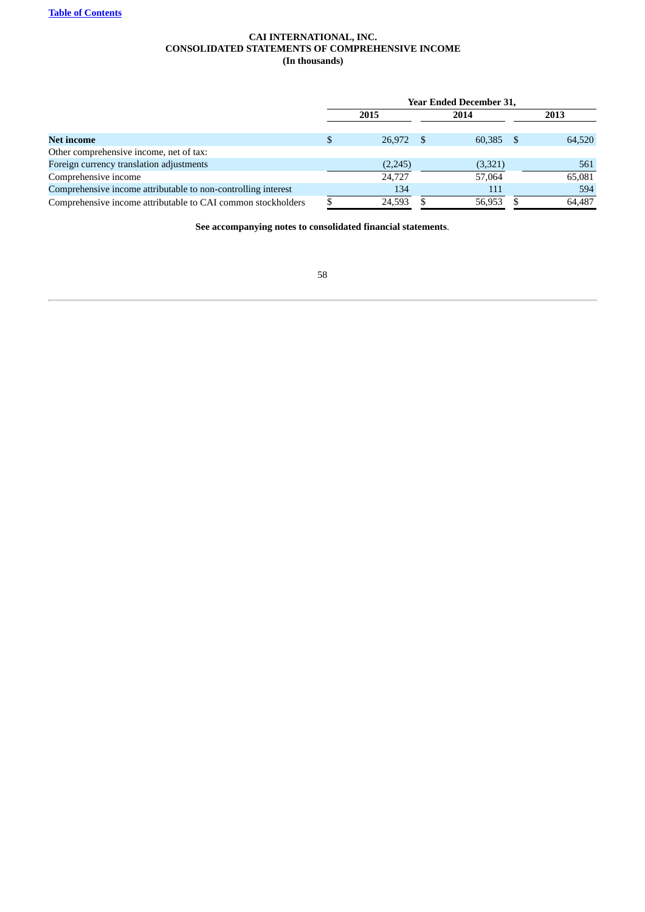[Table of Contents](#)

**CAI INTERNATIONAL, INC.**
**CONSOLIDATED STATEMENTS OF COMPREHENSIVE INCOME**
**(In thousands)**

| | Year Ended December 31, | | |
|---|---|---|---|
| | 2015 | 2014 | 2013 |
| **Net income** | $ 26,972 | $ 60,385 | $ 64,520 |
| Other comprehensive income, net of tax: | | | |
| Foreign currency translation adjustments | (2,245) | (3,321) | 561 |
| Comprehensive income | 24,727 | 57,064 | 65,081 |
| Comprehensive income attributable to non-controlling interest | 134 | 111 | 594 |
| Comprehensive income attributable to CAI common stockholders | $ 24,593 | $ 56,953 | $ 64,487 |

**See accompanying notes to consolidated financial statements**.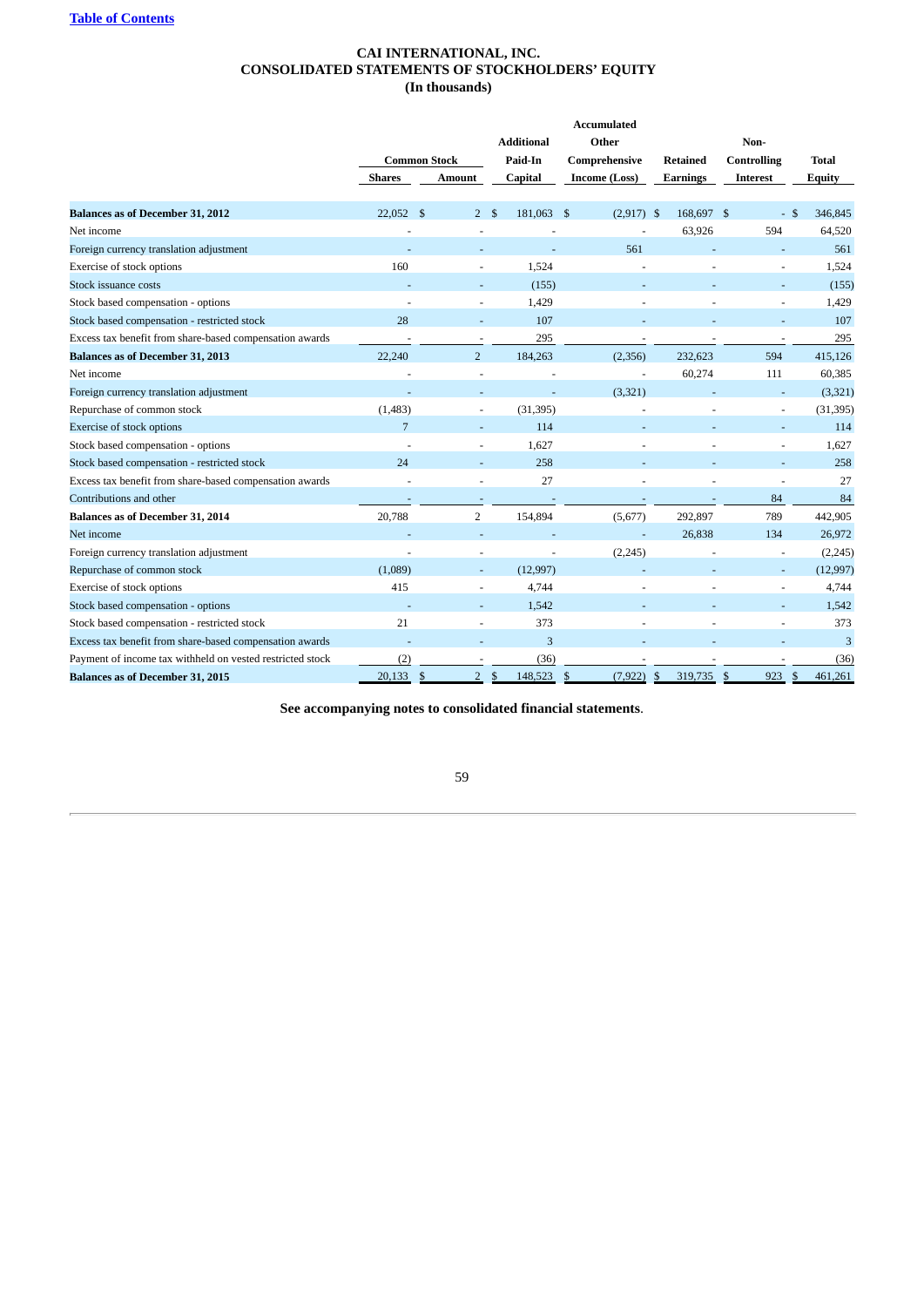[Table of Contents](#)

**CAI INTERNATIONAL, INC.**
**CONSOLIDATED STATEMENTS OF STOCKHOLDERS' EQUITY**
**(In thousands)**

| | Common Stock | | Additional Paid-In | Accumulated Other Comprehensive | Retained | Non-Controlling | Total |
|---|---|---|---|---|---|---|---|
| | Shares | Amount | Capital | Income (Loss) | Earnings | Interest | Equity |
| **Balances as of December 31, 2012** | 22,052 | $ 2 | $ 181,063 | $ (2,917) | $ 168,697 | $ - | $ 346,845 |
| Net income | - | - | - | - | 63,926 | 594 | 64,520 |
| Foreign currency translation adjustment | - | - | - | 561 | - | - | 561 |
| Exercise of stock options | 160 | - | 1,524 | - | - | - | 1,524 |
| Stock issuance costs | - | - | (155) | - | - | - | (155) |
| Stock based compensation - options | - | - | 1,429 | - | - | - | 1,429 |
| Stock based compensation - restricted stock | 28 | - | 107 | - | - | - | 107 |
| Excess tax benefit from share-based compensation awards | - | - | 295 | - | - | - | 295 |
| **Balances as of December 31, 2013** | 22,240 | 2 | 184,263 | (2,356) | 232,623 | 594 | 415,126 |
| Net income | - | - | - | - | 60,274 | 111 | 60,385 |
| Foreign currency translation adjustment | - | - | - | (3,321) | - | - | (3,321) |
| Repurchase of common stock | (1,483) | - | (31,395) | - | - | - | (31,395) |
| Exercise of stock options | 7 | - | 114 | - | - | - | 114 |
| Stock based compensation - options | - | - | 1,627 | - | - | - | 1,627 |
| Stock based compensation - restricted stock | 24 | - | 258 | - | - | - | 258 |
| Excess tax benefit from share-based compensation awards | - | - | 27 | - | - | - | 27 |
| Contributions and other | - | - | - | - | - | 84 | 84 |
| **Balances as of December 31, 2014** | 20,788 | 2 | 154,894 | (5,677) | 292,897 | 789 | 442,905 |
| Net income | - | - | - | - | 26,838 | 134 | 26,972 |
| Foreign currency translation adjustment | - | - | - | (2,245) | - | - | (2,245) |
| Repurchase of common stock | (1,089) | - | (12,997) | - | - | - | (12,997) |
| Exercise of stock options | 415 | - | 4,744 | - | - | - | 4,744 |
| Stock based compensation - options | - | - | 1,542 | - | - | - | 1,542 |
| Stock based compensation - restricted stock | 21 | - | 373 | - | - | - | 373 |
| Excess tax benefit from share-based compensation awards | - | - | 3 | - | - | - | 3 |
| Payment of income tax withheld on vested restricted stock | (2) | - | (36) | - | - | - | (36) |
| **Balances as of December 31, 2015** | 20,133 | $ 2 | $ 148,523 | $ (7,922) | $ 319,735 | $ 923 | $ 461,261 |

**See accompanying notes to consolidated financial statements**.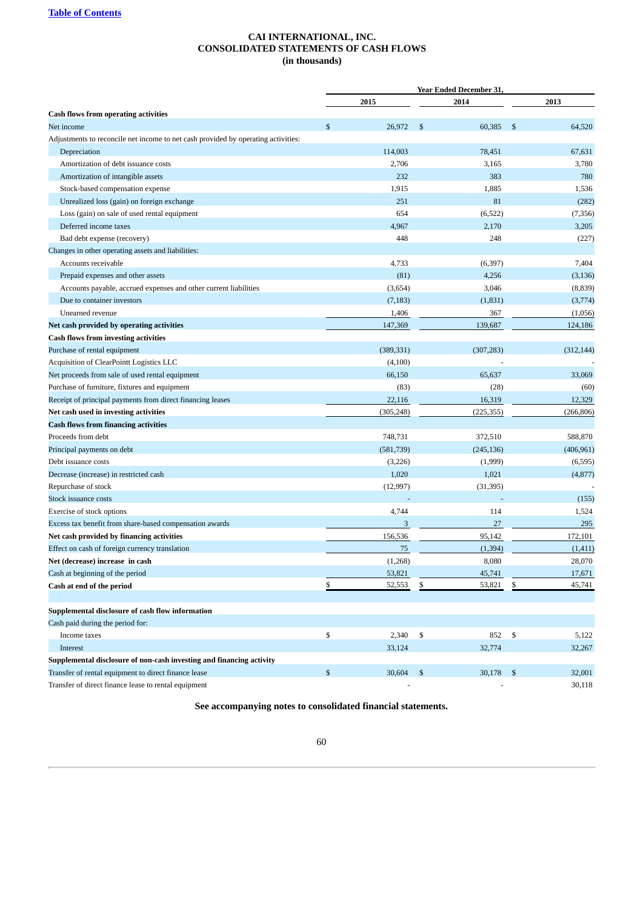[Table of Contents](#)

**CAI INTERNATIONAL, INC.**
**CONSOLIDATED STATEMENTS OF CASH FLOWS**
**(in thousands)**

| | Year Ended December 31, | | |
|---|---|---|---|
| | 2015 | 2014 | 2013 |
| **Cash flows from operating activities** | | | |
| Net income | $ 26,972 | $ 60,385 | $ 64,520 |
| Adjustments to reconcile net income to net cash provided by operating activities: | | | |
| Depreciation | 114,003 | 78,451 | 67,631 |
| Amortization of debt issuance costs | 2,706 | 3,165 | 3,780 |
| Amortization of intangible assets | 232 | 383 | 780 |
| Stock-based compensation expense | 1,915 | 1,885 | 1,536 |
| Unrealized loss (gain) on foreign exchange | 251 | 81 | (282) |
| Loss (gain) on sale of used rental equipment | 654 | (6,522) | (7,356) |
| Deferred income taxes | 4,967 | 2,170 | 3,205 |
| Bad debt expense (recovery) | 448 | 248 | (227) |
| Changes in other operating assets and liabilities: | | | |
| Accounts receivable | 4,733 | (6,397) | 7,404 |
| Prepaid expenses and other assets | (81) | 4,256 | (3,136) |
| Accounts payable, accrued expenses and other current liabilities | (3,654) | 3,046 | (8,839) |
| Due to container investors | (7,183) | (1,831) | (3,774) |
| Unearned revenue | 1,406 | 367 | (1,056) |
| **Net cash provided by operating activities** | 147,369 | 139,687 | 124,186 |
| **Cash flows from investing activities** | | | |
| Purchase of rental equipment | (389,331) | (307,283) | (312,144) |
| Acquisition of ClearPointt Logistics LLC | (4,100) | - | - |
| Net proceeds from sale of used rental equipment | 66,150 | 65,637 | 33,069 |
| Purchase of furniture, fixtures and equipment | (83) | (28) | (60) |
| Receipt of principal payments from direct financing leases | 22,116 | 16,319 | 12,329 |
| **Net cash used in investing activities** | (305,248) | (225,355) | (266,806) |
| **Cash flows from financing activities** | | | |
| Proceeds from debt | 748,731 | 372,510 | 588,870 |
| Principal payments on debt | (581,739) | (245,136) | (406,961) |
| Debt issuance costs | (3,226) | (1,999) | (6,595) |
| Decrease (increase) in restricted cash | 1,020 | 1,021 | (4,877) |
| Repurchase of stock | (12,997) | (31,395) | - |
| Stock issuance costs | - | - | (155) |
| Exercise of stock options | 4,744 | 114 | 1,524 |
| Excess tax benefit from share-based compensation awards | 3 | 27 | 295 |
| **Net cash provided by financing activities** | 156,536 | 95,142 | 172,101 |
| Effect on cash of foreign currency translation | 75 | (1,394) | (1,411) |
| **Net (decrease) increase in cash** | (1,268) | 8,080 | 28,070 |
| Cash at beginning of the period | 53,821 | 45,741 | 17,671 |
| **Cash at end of the period** | $ 52,553 | $ 53,821 | $ 45,741 |
| | | | |
| **Supplemental disclosure of cash flow information** | | | |
| Cash paid during the period for: | | | |
| Income taxes | $ 2,340 | $ 852 | $ 5,122 |
| Interest | 33,124 | 32,774 | 32,267 |
| **Supplemental disclosure of non-cash investing and financing activity** | | | |
| Transfer of rental equipment to direct finance lease | $ 30,604 | $ 30,178 | $ 32,001 |
| Transfer of direct finance lease to rental equipment | - | - | 30,118 |

**See accompanying notes to consolidated financial statements.**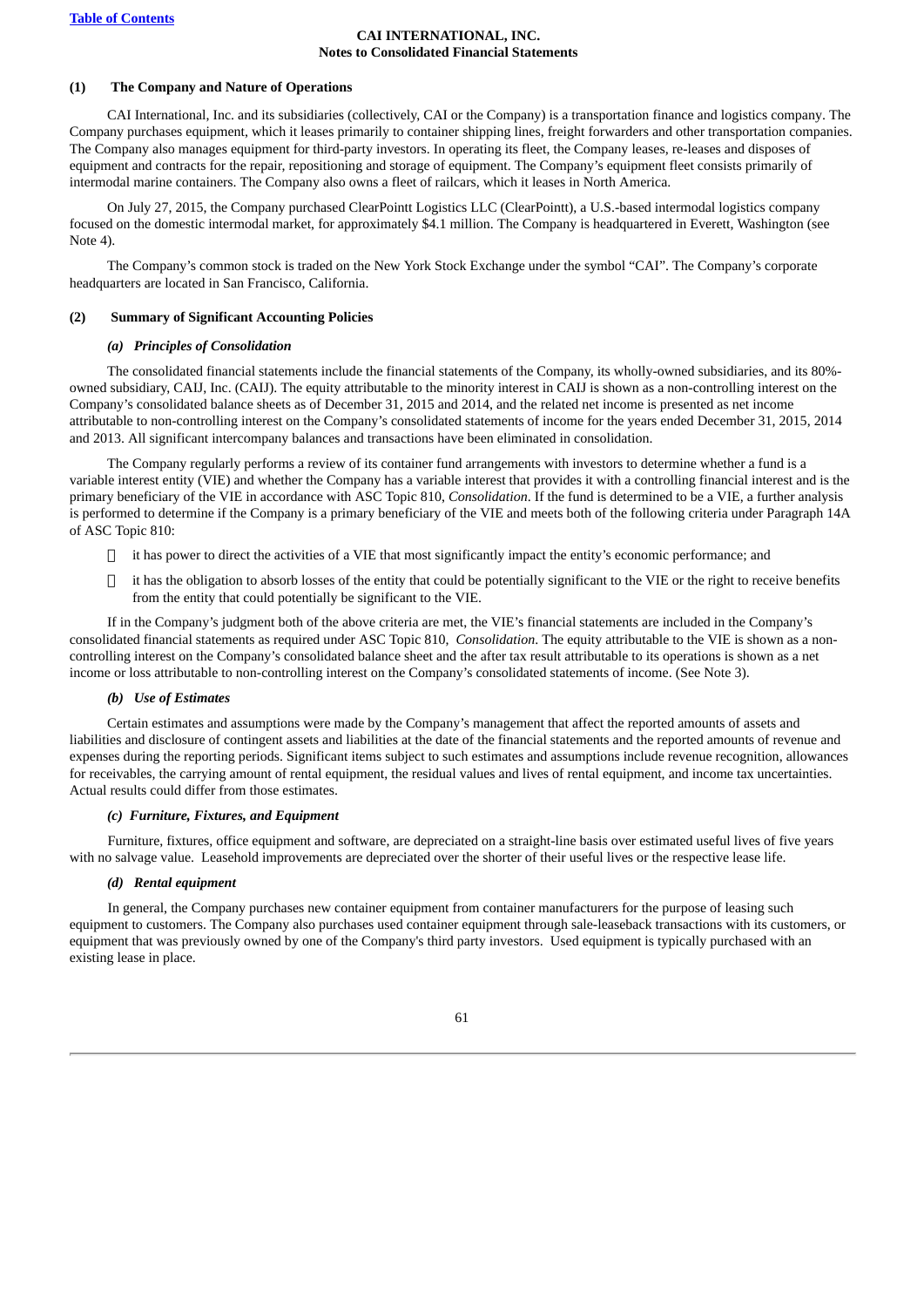**CAI INTERNATIONAL, INC.**
**Notes to Consolidated Financial Statements**

**(1) The Company and Nature of Operations**

CAI International, Inc. and its subsidiaries (collectively, CAI or the Company) is a transportation finance and logistics company. The Company purchases equipment, which it leases primarily to container shipping lines, freight forwarders and other transportation companies. The Company also manages equipment for third-party investors. In operating its fleet, the Company leases, re-leases and disposes of equipment and contracts for the repair, repositioning and storage of equipment. The Company's equipment fleet consists primarily of intermodal marine containers. The Company also owns a fleet of railcars, which it leases in North America.

On July 27, 2015, the Company purchased ClearPointt Logistics LLC (ClearPointt), a U.S.-based intermodal logistics company focused on the domestic intermodal market, for approximately $4.1 million. The Company is headquartered in Everett, Washington (see Note 4).

The Company's common stock is traded on the New York Stock Exchange under the symbol "CAI". The Company's corporate headquarters are located in San Francisco, California.

**(2) Summary of Significant Accounting Policies**

***(a) Principles of Consolidation***

The consolidated financial statements include the financial statements of the Company, its wholly-owned subsidiaries, and its 80%-owned subsidiary, CAIJ, Inc. (CAIJ). The equity attributable to the minority interest in CAIJ is shown as a non-controlling interest on the Company's consolidated balance sheets as of December 31, 2015 and 2014, and the related net income is presented as net income attributable to non-controlling interest on the Company's consolidated statements of income for the years ended December 31, 2015, 2014 and 2013. All significant intercompany balances and transactions have been eliminated in consolidation.

The Company regularly performs a review of its container fund arrangements with investors to determine whether a fund is a variable interest entity (VIE) and whether the Company has a variable interest that provides it with a controlling financial interest and is the primary beneficiary of the VIE in accordance with ASC Topic 810, *Consolidation*. If the fund is determined to be a VIE, a further analysis is performed to determine if the Company is a primary beneficiary of the VIE and meets both of the following criteria under Paragraph 14A of ASC Topic 810:

- it has power to direct the activities of a VIE that most significantly impact the entity's economic performance; and
- it has the obligation to absorb losses of the entity that could be potentially significant to the VIE or the right to receive benefits from the entity that could potentially be significant to the VIE.

If in the Company's judgment both of the above criteria are met, the VIE's financial statements are included in the Company's consolidated financial statements as required under ASC Topic 810, *Consolidation*. The equity attributable to the VIE is shown as a non-controlling interest on the Company's consolidated balance sheet and the after tax result attributable to its operations is shown as a net income or loss attributable to non-controlling interest on the Company's consolidated statements of income. (See Note 3).

***(b) Use of Estimates***

Certain estimates and assumptions were made by the Company's management that affect the reported amounts of assets and liabilities and disclosure of contingent assets and liabilities at the date of the financial statements and the reported amounts of revenue and expenses during the reporting periods. Significant items subject to such estimates and assumptions include revenue recognition, allowances for receivables, the carrying amount of rental equipment, the residual values and lives of rental equipment, and income tax uncertainties. Actual results could differ from those estimates.

***(c) Furniture, Fixtures, and Equipment***

Furniture, fixtures, office equipment and software, are depreciated on a straight-line basis over estimated useful lives of five years with no salvage value. Leasehold improvements are depreciated over the shorter of their useful lives or the respective lease life.

***(d) Rental equipment***

In general, the Company purchases new container equipment from container manufacturers for the purpose of leasing such equipment to customers. The Company also purchases used container equipment through sale-leaseback transactions with its customers, or equipment that was previously owned by one of the Company's third party investors. Used equipment is typically purchased with an existing lease in place.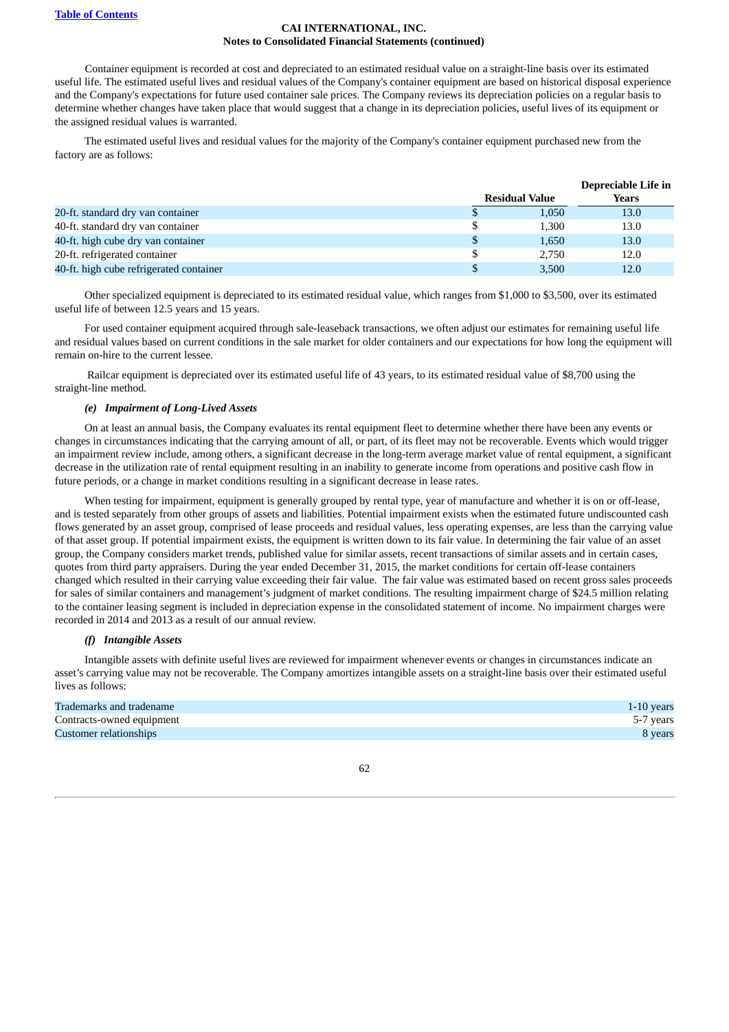Container equipment is recorded at cost and depreciated to an estimated residual value on a straight-line basis over its estimated useful life. The estimated useful lives and residual values of the Company's container equipment are based on historical disposal experience and the Company's expectations for future used container sale prices. The Company reviews its depreciation policies on a regular basis to determine whether changes have taken place that would suggest that a change in its depreciation policies, useful lives of its equipment or the assigned residual values is warranted.

The estimated useful lives and residual values for the majority of the Company's container equipment purchased new from the factory are as follows:

| | Residual Value | Depreciable Life in Years |
|---|---|---|
| 20-ft. standard dry van container | $ 1,050 | 13.0 |
| 40-ft. standard dry van container | $ 1,300 | 13.0 |
| 40-ft. high cube dry van container | $ 1,650 | 13.0 |
| 20-ft. refrigerated container | $ 2,750 | 12.0 |
| 40-ft. high cube refrigerated container | $ 3,500 | 12.0 |

Other specialized equipment is depreciated to its estimated residual value, which ranges from $1,000 to $3,500, over its estimated useful life of between 12.5 years and 15 years.

For used container equipment acquired through sale-leaseback transactions, we often adjust our estimates for remaining useful life and residual values based on current conditions in the sale market for older containers and our expectations for how long the equipment will remain on-hire to the current lessee.

Railcar equipment is depreciated over its estimated useful life of 43 years, to its estimated residual value of $8,700 using the straight-line method.

***(e) Impairment of Long-Lived Assets***

On at least an annual basis, the Company evaluates its rental equipment fleet to determine whether there have been any events or changes in circumstances indicating that the carrying amount of all, or part, of its fleet may not be recoverable. Events which would trigger an impairment review include, among others, a significant decrease in the long-term average market value of rental equipment, a significant decrease in the utilization rate of rental equipment resulting in an inability to generate income from operations and positive cash flow in future periods, or a change in market conditions resulting in a significant decrease in lease rates.

When testing for impairment, equipment is generally grouped by rental type, year of manufacture and whether it is on or off-lease, and is tested separately from other groups of assets and liabilities. Potential impairment exists when the estimated future undiscounted cash flows generated by an asset group, comprised of lease proceeds and residual values, less operating expenses, are less than the carrying value of that asset group. If potential impairment exists, the equipment is written down to its fair value. In determining the fair value of an asset group, the Company considers market trends, published value for similar assets, recent transactions of similar assets and in certain cases, quotes from third party appraisers. During the year ended December 31, 2015, the market conditions for certain off-lease containers changed which resulted in their carrying value exceeding their fair value. The fair value was estimated based on recent gross sales proceeds for sales of similar containers and management's judgment of market conditions. The resulting impairment charge of $24.5 million relating to the container leasing segment is included in depreciation expense in the consolidated statement of income. No impairment charges were recorded in 2014 and 2013 as a result of our annual review.

***(f) Intangible Assets***

Intangible assets with definite useful lives are reviewed for impairment whenever events or changes in circumstances indicate an asset's carrying value may not be recoverable. The Company amortizes intangible assets on a straight-line basis over their estimated useful lives as follows:

| | |
|---|---|
| Trademarks and tradename | 1-10 years |
| Contracts-owned equipment | 5-7 years |
| Customer relationships | 8 years |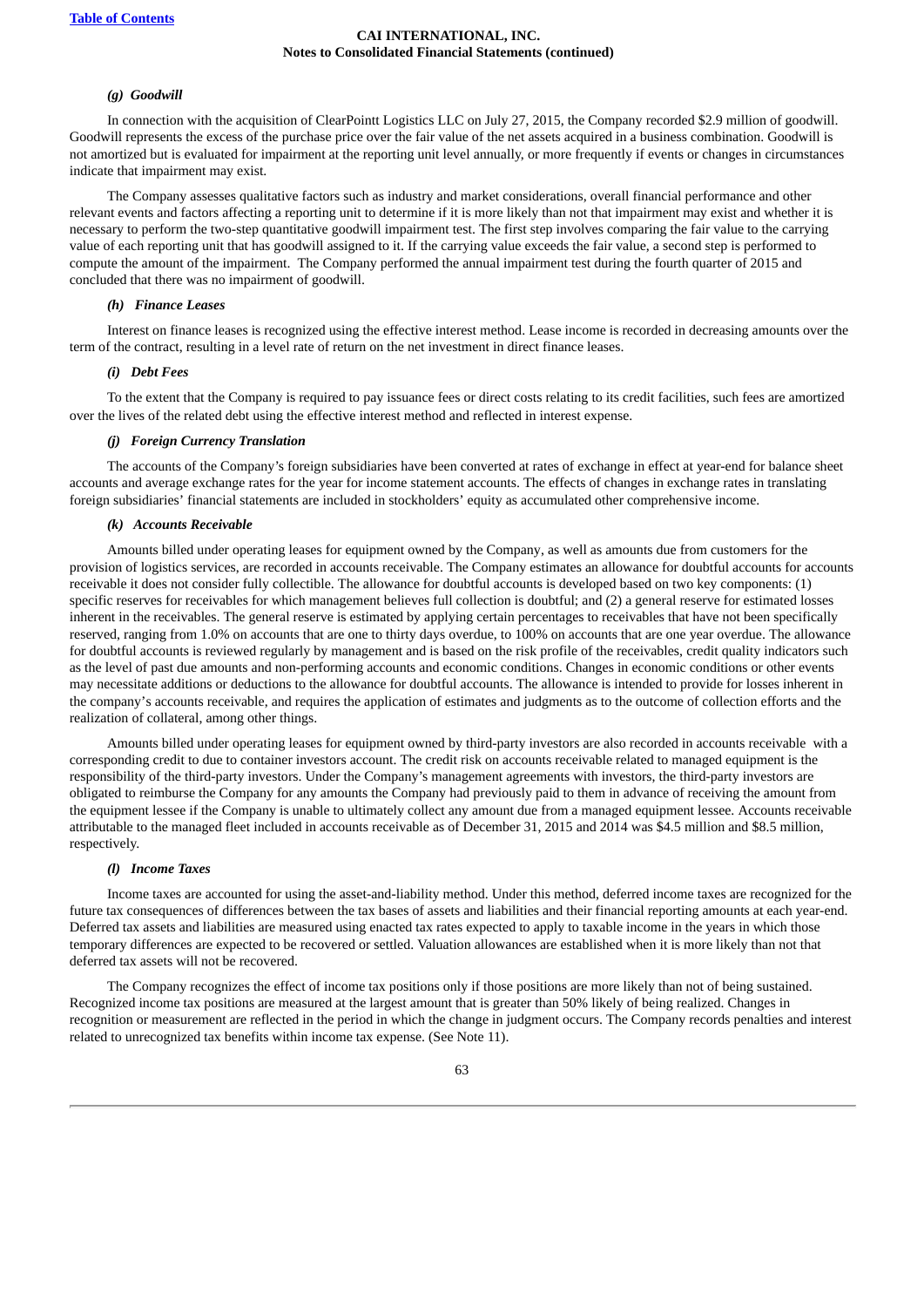### *(g) Goodwill*

In connection with the acquisition of ClearPointt Logistics LLC on July 27, 2015, the Company recorded $2.9 million of goodwill. Goodwill represents the excess of the purchase price over the fair value of the net assets acquired in a business combination. Goodwill is not amortized but is evaluated for impairment at the reporting unit level annually, or more frequently if events or changes in circumstances indicate that impairment may exist.

The Company assesses qualitative factors such as industry and market considerations, overall financial performance and other relevant events and factors affecting a reporting unit to determine if it is more likely than not that impairment may exist and whether it is necessary to perform the two-step quantitative goodwill impairment test. The first step involves comparing the fair value to the carrying value of each reporting unit that has goodwill assigned to it. If the carrying value exceeds the fair value, a second step is performed to compute the amount of the impairment. The Company performed the annual impairment test during the fourth quarter of 2015 and concluded that there was no impairment of goodwill.

### *(h) Finance Leases*

Interest on finance leases is recognized using the effective interest method. Lease income is recorded in decreasing amounts over the term of the contract, resulting in a level rate of return on the net investment in direct finance leases.

### *(i) Debt Fees*

To the extent that the Company is required to pay issuance fees or direct costs relating to its credit facilities, such fees are amortized over the lives of the related debt using the effective interest method and reflected in interest expense.

### *(j) Foreign Currency Translation*

The accounts of the Company's foreign subsidiaries have been converted at rates of exchange in effect at year-end for balance sheet accounts and average exchange rates for the year for income statement accounts. The effects of changes in exchange rates in translating foreign subsidiaries' financial statements are included in stockholders' equity as accumulated other comprehensive income.

### *(k) Accounts Receivable*

Amounts billed under operating leases for equipment owned by the Company, as well as amounts due from customers for the provision of logistics services, are recorded in accounts receivable. The Company estimates an allowance for doubtful accounts for accounts receivable it does not consider fully collectible. The allowance for doubtful accounts is developed based on two key components: (1) specific reserves for receivables for which management believes full collection is doubtful; and (2) a general reserve for estimated losses inherent in the receivables. The general reserve is estimated by applying certain percentages to receivables that have not been specifically reserved, ranging from 1.0% on accounts that are one to thirty days overdue, to 100% on accounts that are one year overdue. The allowance for doubtful accounts is reviewed regularly by management and is based on the risk profile of the receivables, credit quality indicators such as the level of past due amounts and non-performing accounts and economic conditions. Changes in economic conditions or other events may necessitate additions or deductions to the allowance for doubtful accounts. The allowance is intended to provide for losses inherent in the company's accounts receivable, and requires the application of estimates and judgments as to the outcome of collection efforts and the realization of collateral, among other things.

Amounts billed under operating leases for equipment owned by third-party investors are also recorded in accounts receivable with a corresponding credit to due to container investors account. The credit risk on accounts receivable related to managed equipment is the responsibility of the third-party investors. Under the Company's management agreements with investors, the third-party investors are obligated to reimburse the Company for any amounts the Company had previously paid to them in advance of receiving the amount from the equipment lessee if the Company is unable to ultimately collect any amount due from a managed equipment lessee. Accounts receivable attributable to the managed fleet included in accounts receivable as of December 31, 2015 and 2014 was $4.5 million and $8.5 million, respectively.

### *(l) Income Taxes*

Income taxes are accounted for using the asset-and-liability method. Under this method, deferred income taxes are recognized for the future tax consequences of differences between the tax bases of assets and liabilities and their financial reporting amounts at each year-end. Deferred tax assets and liabilities are measured using enacted tax rates expected to apply to taxable income in the years in which those temporary differences are expected to be recovered or settled. Valuation allowances are established when it is more likely than not that deferred tax assets will not be recovered.

The Company recognizes the effect of income tax positions only if those positions are more likely than not of being sustained. Recognized income tax positions are measured at the largest amount that is greater than 50% likely of being realized. Changes in recognition or measurement are reflected in the period in which the change in judgment occurs. The Company records penalties and interest related to unrecognized tax benefits within income tax expense. (See Note 11).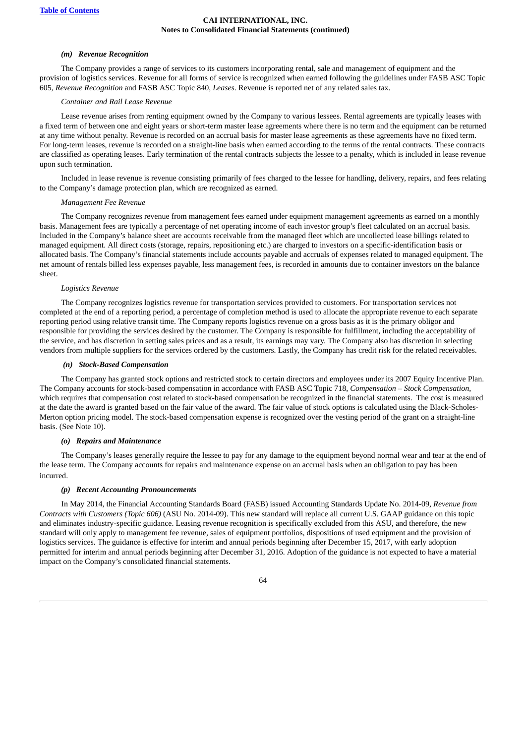#### *(m) Revenue Recognition*

The Company provides a range of services to its customers incorporating rental, sale and management of equipment and the provision of logistics services. Revenue for all forms of service is recognized when earned following the guidelines under FASB ASC Topic 605, *Revenue Recognition* and FASB ASC Topic 840, *Leases*. Revenue is reported net of any related sales tax.

*Container and Rail Lease Revenue*

Lease revenue arises from renting equipment owned by the Company to various lessees. Rental agreements are typically leases with a fixed term of between one and eight years or short-term master lease agreements where there is no term and the equipment can be returned at any time without penalty. Revenue is recorded on an accrual basis for master lease agreements as these agreements have no fixed term. For long-term leases, revenue is recorded on a straight-line basis when earned according to the terms of the rental contracts. These contracts are classified as operating leases. Early termination of the rental contracts subjects the lessee to a penalty, which is included in lease revenue upon such termination.

Included in lease revenue is revenue consisting primarily of fees charged to the lessee for handling, delivery, repairs, and fees relating to the Company's damage protection plan, which are recognized as earned.

*Management Fee Revenue*

The Company recognizes revenue from management fees earned under equipment management agreements as earned on a monthly basis. Management fees are typically a percentage of net operating income of each investor group's fleet calculated on an accrual basis. Included in the Company's balance sheet are accounts receivable from the managed fleet which are uncollected lease billings related to managed equipment. All direct costs (storage, repairs, repositioning etc.) are charged to investors on a specific-identification basis or allocated basis. The Company's financial statements include accounts payable and accruals of expenses related to managed equipment. The net amount of rentals billed less expenses payable, less management fees, is recorded in amounts due to container investors on the balance sheet.

*Logistics Revenue*

The Company recognizes logistics revenue for transportation services provided to customers. For transportation services not completed at the end of a reporting period, a percentage of completion method is used to allocate the appropriate revenue to each separate reporting period using relative transit time. The Company reports logistics revenue on a gross basis as it is the primary obligor and responsible for providing the services desired by the customer. The Company is responsible for fulfillment, including the acceptability of the service, and has discretion in setting sales prices and as a result, its earnings may vary. The Company also has discretion in selecting vendors from multiple suppliers for the services ordered by the customers. Lastly, the Company has credit risk for the related receivables.

#### *(n) Stock-Based Compensation*

The Company has granted stock options and restricted stock to certain directors and employees under its 2007 Equity Incentive Plan. The Company accounts for stock-based compensation in accordance with FASB ASC Topic 718, *Compensation – Stock Compensation*, which requires that compensation cost related to stock-based compensation be recognized in the financial statements. The cost is measured at the date the award is granted based on the fair value of the award. The fair value of stock options is calculated using the Black-Scholes-Merton option pricing model. The stock-based compensation expense is recognized over the vesting period of the grant on a straight-line basis. (See Note 10).

#### *(o) Repairs and Maintenance*

The Company's leases generally require the lessee to pay for any damage to the equipment beyond normal wear and tear at the end of the lease term. The Company accounts for repairs and maintenance expense on an accrual basis when an obligation to pay has been incurred.

#### *(p) Recent Accounting Pronouncements*

In May 2014, the Financial Accounting Standards Board (FASB) issued Accounting Standards Update No. 2014-09, *Revenue from Contracts with Customers (Topic 606)* (ASU No. 2014-09). This new standard will replace all current U.S. GAAP guidance on this topic and eliminates industry-specific guidance. Leasing revenue recognition is specifically excluded from this ASU, and therefore, the new standard will only apply to management fee revenue, sales of equipment portfolios, dispositions of used equipment and the provision of logistics services. The guidance is effective for interim and annual periods beginning after December 15, 2017, with early adoption permitted for interim and annual periods beginning after December 31, 2016. Adoption of the guidance is not expected to have a material impact on the Company's consolidated financial statements.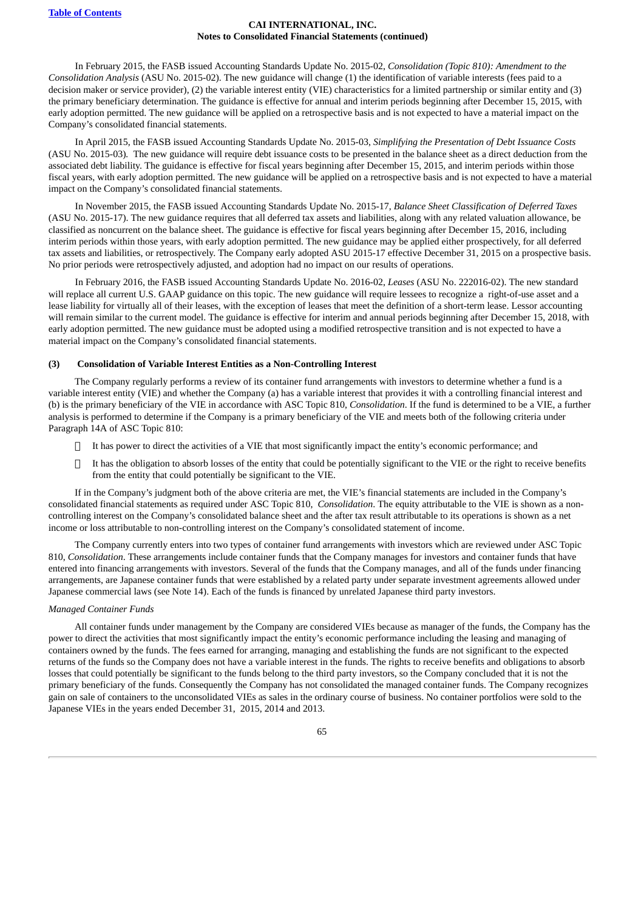In February 2015, the FASB issued Accounting Standards Update No. 2015-02, *Consolidation (Topic 810): Amendment to the Consolidation Analysis* (ASU No. 2015-02). The new guidance will change (1) the identification of variable interests (fees paid to a decision maker or service provider), (2) the variable interest entity (VIE) characteristics for a limited partnership or similar entity and (3) the primary beneficiary determination. The guidance is effective for annual and interim periods beginning after December 15, 2015, with early adoption permitted. The new guidance will be applied on a retrospective basis and is not expected to have a material impact on the Company's consolidated financial statements.

In April 2015, the FASB issued Accounting Standards Update No. 2015-03, *Simplifying the Presentation of Debt Issuance Costs* (ASU No. 2015-03). The new guidance will require debt issuance costs to be presented in the balance sheet as a direct deduction from the associated debt liability. The guidance is effective for fiscal years beginning after December 15, 2015, and interim periods within those fiscal years, with early adoption permitted. The new guidance will be applied on a retrospective basis and is not expected to have a material impact on the Company's consolidated financial statements.

In November 2015, the FASB issued Accounting Standards Update No. 2015-17, *Balance Sheet Classification of Deferred Taxes* (ASU No. 2015-17). The new guidance requires that all deferred tax assets and liabilities, along with any related valuation allowance, be classified as noncurrent on the balance sheet. The guidance is effective for fiscal years beginning after December 15, 2016, including interim periods within those years, with early adoption permitted. The new guidance may be applied either prospectively, for all deferred tax assets and liabilities, or retrospectively. The Company early adopted ASU 2015-17 effective December 31, 2015 on a prospective basis. No prior periods were retrospectively adjusted, and adoption had no impact on our results of operations.

In February 2016, the FASB issued Accounting Standards Update No. 2016-02, *Leases* (ASU No. 222016-02). The new standard will replace all current U.S. GAAP guidance on this topic. The new guidance will require lessees to recognize a right-of-use asset and a lease liability for virtually all of their leases, with the exception of leases that meet the definition of a short-term lease. Lessor accounting will remain similar to the current model. The guidance is effective for interim and annual periods beginning after December 15, 2018, with early adoption permitted. The new guidance must be adopted using a modified retrospective transition and is not expected to have a material impact on the Company's consolidated financial statements.

### (3) Consolidation of Variable Interest Entities as a Non-Controlling Interest

The Company regularly performs a review of its container fund arrangements with investors to determine whether a fund is a variable interest entity (VIE) and whether the Company (a) has a variable interest that provides it with a controlling financial interest and (b) is the primary beneficiary of the VIE in accordance with ASC Topic 810, *Consolidation*. If the fund is determined to be a VIE, a further analysis is performed to determine if the Company is a primary beneficiary of the VIE and meets both of the following criteria under Paragraph 14A of ASC Topic 810:

- It has power to direct the activities of a VIE that most significantly impact the entity's economic performance; and
- It has the obligation to absorb losses of the entity that could be potentially significant to the VIE or the right to receive benefits from the entity that could potentially be significant to the VIE.

If in the Company's judgment both of the above criteria are met, the VIE's financial statements are included in the Company's consolidated financial statements as required under ASC Topic 810, *Consolidation*. The equity attributable to the VIE is shown as a non-controlling interest on the Company's consolidated balance sheet and the after tax result attributable to its operations is shown as a net income or loss attributable to non-controlling interest on the Company's consolidated statement of income.

The Company currently enters into two types of container fund arrangements with investors which are reviewed under ASC Topic 810, *Consolidation*. These arrangements include container funds that the Company manages for investors and container funds that have entered into financing arrangements with investors. Several of the funds that the Company manages, and all of the funds under financing arrangements, are Japanese container funds that were established by a related party under separate investment agreements allowed under Japanese commercial laws (see Note 14). Each of the funds is financed by unrelated Japanese third party investors.

*Managed Container Funds*

All container funds under management by the Company are considered VIEs because as manager of the funds, the Company has the power to direct the activities that most significantly impact the entity's economic performance including the leasing and managing of containers owned by the funds. The fees earned for arranging, managing and establishing the funds are not significant to the expected returns of the funds so the Company does not have a variable interest in the funds. The rights to receive benefits and obligations to absorb losses that could potentially be significant to the funds belong to the third party investors, so the Company concluded that it is not the primary beneficiary of the funds. Consequently the Company has not consolidated the managed container funds. The Company recognizes gain on sale of containers to the unconsolidated VIEs as sales in the ordinary course of business. No container portfolios were sold to the Japanese VIEs in the years ended December 31, 2015, 2014 and 2013.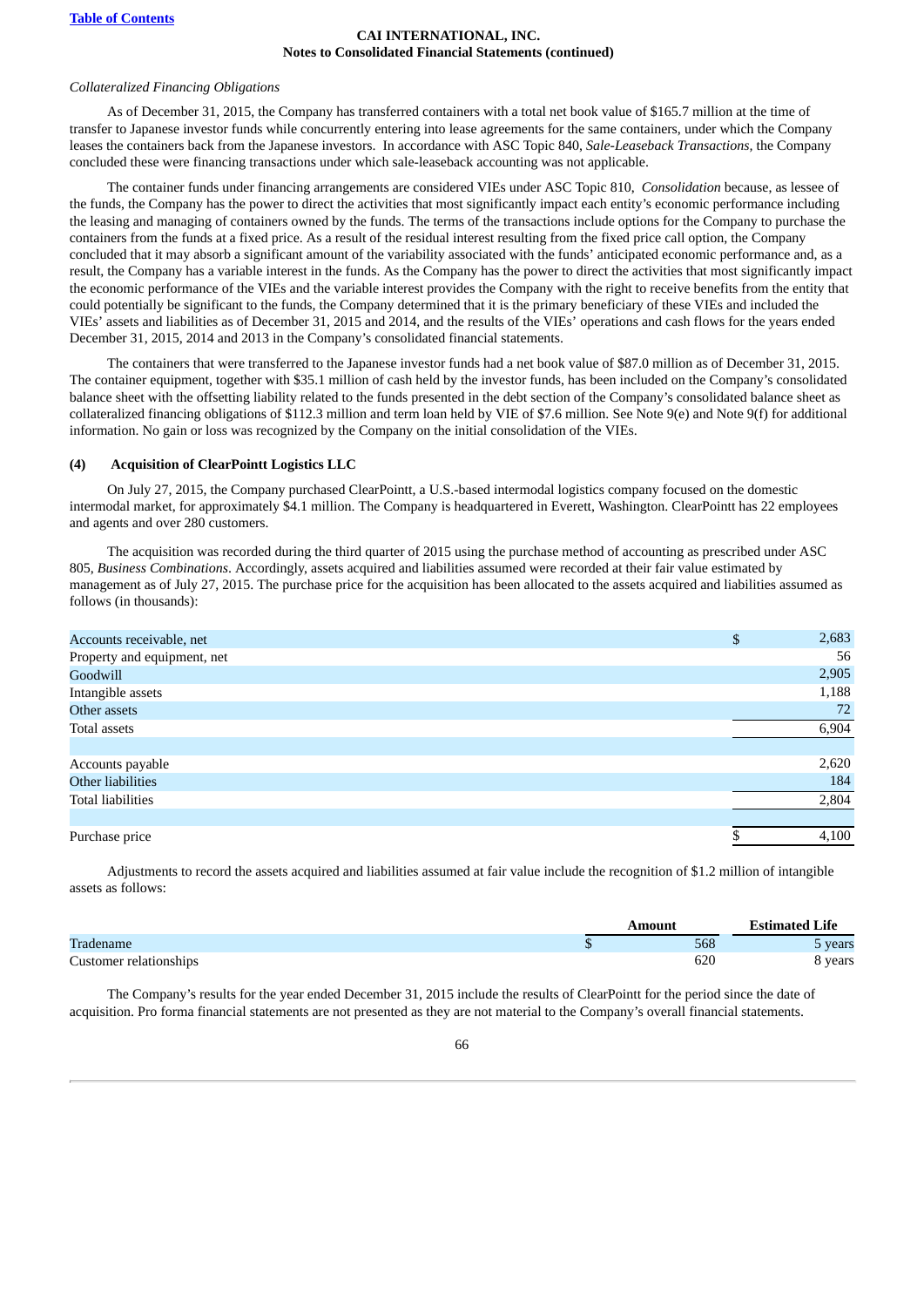*Collateralized Financing Obligations*

As of December 31, 2015, the Company has transferred containers with a total net book value of $165.7 million at the time of transfer to Japanese investor funds while concurrently entering into lease agreements for the same containers, under which the Company leases the containers back from the Japanese investors. In accordance with ASC Topic 840, *Sale-Leaseback Transactions,* the Company concluded these were financing transactions under which sale-leaseback accounting was not applicable.

The container funds under financing arrangements are considered VIEs under ASC Topic 810, *Consolidation* because, as lessee of the funds, the Company has the power to direct the activities that most significantly impact each entity's economic performance including the leasing and managing of containers owned by the funds. The terms of the transactions include options for the Company to purchase the containers from the funds at a fixed price. As a result of the residual interest resulting from the fixed price call option, the Company concluded that it may absorb a significant amount of the variability associated with the funds' anticipated economic performance and, as a result, the Company has a variable interest in the funds. As the Company has the power to direct the activities that most significantly impact the economic performance of the VIEs and the variable interest provides the Company with the right to receive benefits from the entity that could potentially be significant to the funds, the Company determined that it is the primary beneficiary of these VIEs and included the VIEs' assets and liabilities as of December 31, 2015 and 2014, and the results of the VIEs' operations and cash flows for the years ended December 31, 2015, 2014 and 2013 in the Company's consolidated financial statements.

The containers that were transferred to the Japanese investor funds had a net book value of $87.0 million as of December 31, 2015. The container equipment, together with $35.1 million of cash held by the investor funds, has been included on the Company's consolidated balance sheet with the offsetting liability related to the funds presented in the debt section of the Company's consolidated balance sheet as collateralized financing obligations of $112.3 million and term loan held by VIE of $7.6 million. See Note 9(e) and Note 9(f) for additional information. No gain or loss was recognized by the Company on the initial consolidation of the VIEs.

**(4) Acquisition of ClearPointt Logistics LLC**

On July 27, 2015, the Company purchased ClearPointt, a U.S.-based intermodal logistics company focused on the domestic intermodal market, for approximately $4.1 million. The Company is headquartered in Everett, Washington. ClearPointt has 22 employees and agents and over 280 customers.

The acquisition was recorded during the third quarter of 2015 using the purchase method of accounting as prescribed under ASC 805, *Business Combinations*. Accordingly, assets acquired and liabilities assumed were recorded at their fair value estimated by management as of July 27, 2015. The purchase price for the acquisition has been allocated to the assets acquired and liabilities assumed as follows (in thousands):

| | | |
|---|---|---|
| Accounts receivable, net | $ | 2,683 |
| Property and equipment, net | | 56 |
| Goodwill | | 2,905 |
| Intangible assets | | 1,188 |
| Other assets | | 72 |
| Total assets | | 6,904 |
| | | |
| Accounts payable | | 2,620 |
| Other liabilities | | 184 |
| Total liabilities | | 2,804 |
| | | |
| Purchase price | $ | 4,100 |

Adjustments to record the assets acquired and liabilities assumed at fair value include the recognition of $1.2 million of intangible assets as follows:

| | Amount | | Estimated Life |
|---|---|---|---|
| Tradename | $ | 568 | 5 years |
| Customer relationships | | 620 | 8 years |

The Company's results for the year ended December 31, 2015 include the results of ClearPointt for the period since the date of acquisition. Pro forma financial statements are not presented as they are not material to the Company's overall financial statements.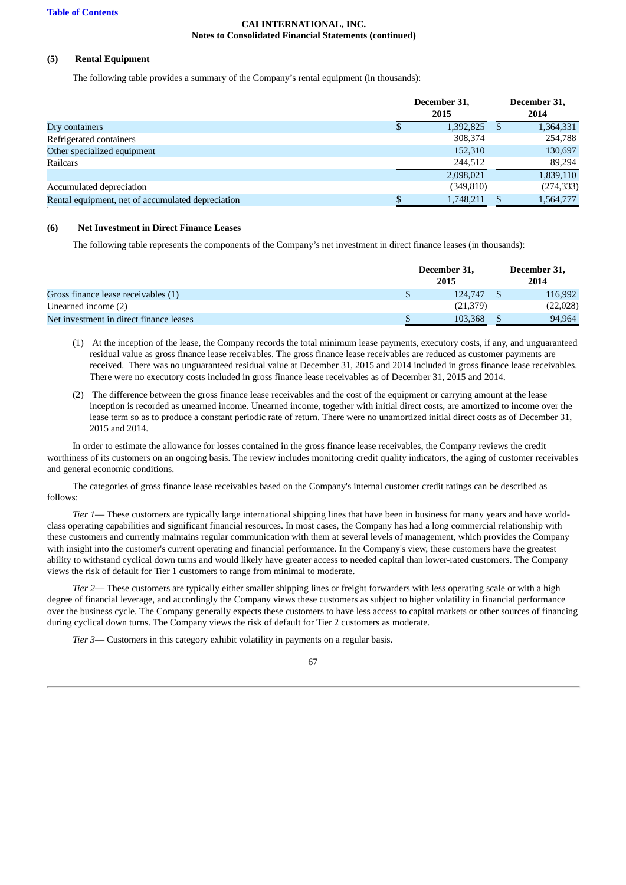**CAI INTERNATIONAL, INC.**
**Notes to Consolidated Financial Statements (continued)**

### (5) Rental Equipment

The following table provides a summary of the Company's rental equipment (in thousands):

| | December 31, 2015 | December 31, 2014 |
|---|---|---|
| Dry containers | $ 1,392,825 | $ 1,364,331 |
| Refrigerated containers | 308,374 | 254,788 |
| Other specialized equipment | 152,310 | 130,697 |
| Railcars | 244,512 | 89,294 |
| | 2,098,021 | 1,839,110 |
| Accumulated depreciation | (349,810) | (274,333) |
| Rental equipment, net of accumulated depreciation | $ 1,748,211 | $ 1,564,777 |

### (6) Net Investment in Direct Finance Leases

The following table represents the components of the Company's net investment in direct finance leases (in thousands):

| | December 31, 2015 | December 31, 2014 |
|---|---|---|
| Gross finance lease receivables (1) | $ 124,747 | $ 116,992 |
| Unearned income (2) | (21,379) | (22,028) |
| Net investment in direct finance leases | $ 103,368 | $ 94,964 |

(1) At the inception of the lease, the Company records the total minimum lease payments, executory costs, if any, and unguaranteed residual value as gross finance lease receivables. The gross finance lease receivables are reduced as customer payments are received. There was no unguaranteed residual value at December 31, 2015 and 2014 included in gross finance lease receivables. There were no executory costs included in gross finance lease receivables as of December 31, 2015 and 2014.

(2) The difference between the gross finance lease receivables and the cost of the equipment or carrying amount at the lease inception is recorded as unearned income. Unearned income, together with initial direct costs, are amortized to income over the lease term so as to produce a constant periodic rate of return. There were no unamortized initial direct costs as of December 31, 2015 and 2014.

In order to estimate the allowance for losses contained in the gross finance lease receivables, the Company reviews the credit worthiness of its customers on an ongoing basis. The review includes monitoring credit quality indicators, the aging of customer receivables and general economic conditions.

The categories of gross finance lease receivables based on the Company's internal customer credit ratings can be described as follows:

*Tier 1*— These customers are typically large international shipping lines that have been in business for many years and have world-class operating capabilities and significant financial resources. In most cases, the Company has had a long commercial relationship with these customers and currently maintains regular communication with them at several levels of management, which provides the Company with insight into the customer's current operating and financial performance. In the Company's view, these customers have the greatest ability to withstand cyclical down turns and would likely have greater access to needed capital than lower-rated customers. The Company views the risk of default for Tier 1 customers to range from minimal to moderate.

*Tier 2*— These customers are typically either smaller shipping lines or freight forwarders with less operating scale or with a high degree of financial leverage, and accordingly the Company views these customers as subject to higher volatility in financial performance over the business cycle. The Company generally expects these customers to have less access to capital markets or other sources of financing during cyclical down turns. The Company views the risk of default for Tier 2 customers as moderate.

*Tier 3*— Customers in this category exhibit volatility in payments on a regular basis.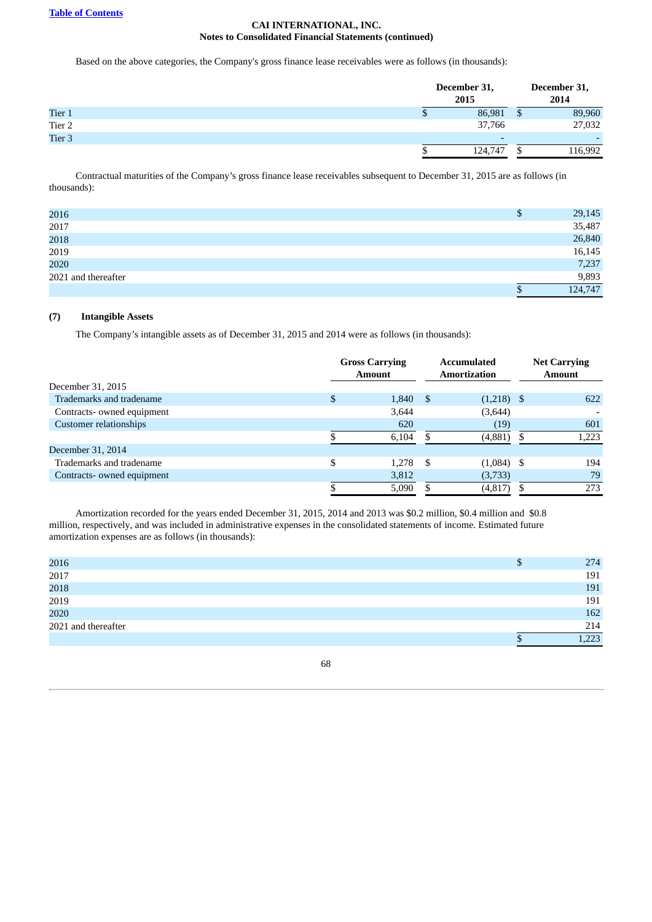Based on the above categories, the Company's gross finance lease receivables were as follows (in thousands):

| | December 31, 2015 | December 31, 2014 |
|---|---|---|
| Tier 1 | $ 86,981 | $ 89,960 |
| Tier 2 | 37,766 | 27,032 |
| Tier 3 | - | - |
| | $ 124,747 | $ 116,992 |

Contractual maturities of the Company's gross finance lease receivables subsequent to December 31, 2015 are as follows (in thousands):

| | |
|---|---|
| 2016 | $ 29,145 |
| 2017 | 35,487 |
| 2018 | 26,840 |
| 2019 | 16,145 |
| 2020 | 7,237 |
| 2021 and thereafter | 9,893 |
| | $ 124,747 |

## (7) Intangible Assets

The Company's intangible assets as of December 31, 2015 and 2014 were as follows (in thousands):

| | Gross Carrying Amount | Accumulated Amortization | Net Carrying Amount |
|---|---|---|---|
| December 31, 2015 | | | |
| Trademarks and tradename | $ 1,840 | $ (1,218) | $ 622 |
| Contracts- owned equipment | 3,644 | (3,644) | - |
| Customer relationships | 620 | (19) | 601 |
| | $ 6,104 | $ (4,881) | $ 1,223 |
| December 31, 2014 | | | |
| Trademarks and tradename | $ 1,278 | $ (1,084) | $ 194 |
| Contracts- owned equipment | 3,812 | (3,733) | 79 |
| | $ 5,090 | $ (4,817) | $ 273 |

Amortization recorded for the years ended December 31, 2015, 2014 and 2013 was $0.2 million, $0.4 million and $0.8 million, respectively, and was included in administrative expenses in the consolidated statements of income. Estimated future amortization expenses are as follows (in thousands):

| | |
|---|---|
| 2016 | $ 274 |
| 2017 | 191 |
| 2018 | 191 |
| 2019 | 191 |
| 2020 | 162 |
| 2021 and thereafter | 214 |
| | $ 1,223 |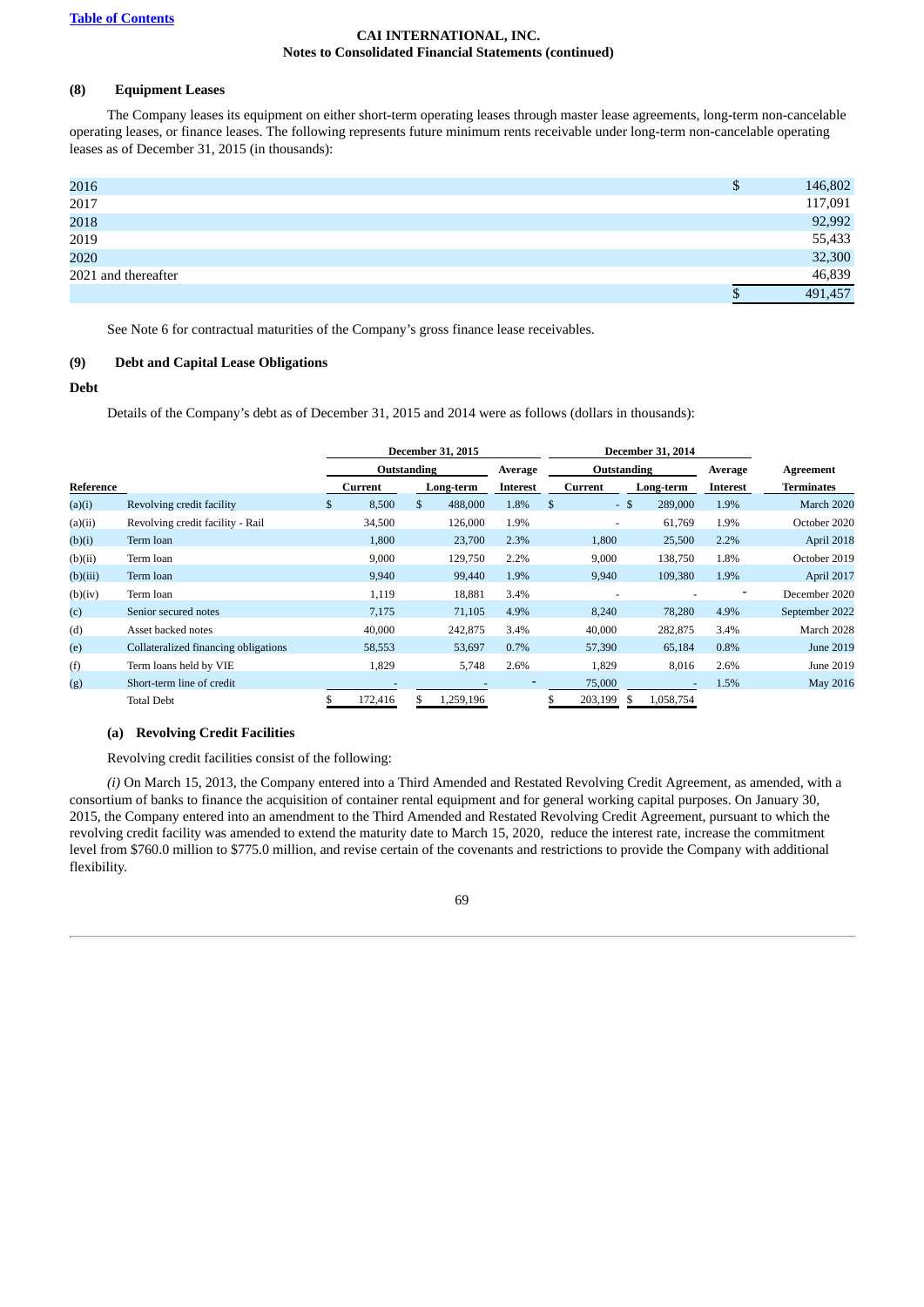CAI INTERNATIONAL, INC.
Notes to Consolidated Financial Statements (continued)

**(8) Equipment Leases**

The Company leases its equipment on either short-term operating leases through master lease agreements, long-term non-cancelable operating leases, or finance leases. The following represents future minimum rents receivable under long-term non-cancelable operating leases as of December 31, 2015 (in thousands):

| | |
|---|---|
| 2016 | $ 146,802 |
| 2017 | 117,091 |
| 2018 | 92,992 |
| 2019 | 55,433 |
| 2020 | 32,300 |
| 2021 and thereafter | 46,839 |
| | $ 491,457 |

See Note 6 for contractual maturities of the Company's gross finance lease receivables.

**(9) Debt and Capital Lease Obligations**

**Debt**

Details of the Company's debt as of December 31, 2015 and 2014 were as follows (dollars in thousands):

| | | December 31, 2015 | | | December 31, 2014 | | | |
|---|---|---|---|---|---|---|---|---|
| | | Outstanding | | Average | Outstanding | | Average | Agreement |
| Reference | | Current | Long-term | Interest | Current | Long-term | Interest | Terminates |
| (a)(i) | Revolving credit facility | $ 8,500 | $ 488,000 | 1.8% | $ - | $ 289,000 | 1.9% | March 2020 |
| (a)(ii) | Revolving credit facility - Rail | 34,500 | 126,000 | 1.9% | - | 61,769 | 1.9% | October 2020 |
| (b)(i) | Term loan | 1,800 | 23,700 | 2.3% | 1,800 | 25,500 | 2.2% | April 2018 |
| (b)(ii) | Term loan | 9,000 | 129,750 | 2.2% | 9,000 | 138,750 | 1.8% | October 2019 |
| (b)(iii) | Term loan | 9,940 | 99,440 | 1.9% | 9,940 | 109,380 | 1.9% | April 2017 |
| (b)(iv) | Term loan | 1,119 | 18,881 | 3.4% | - | - | - | December 2020 |
| (c) | Senior secured notes | 7,175 | 71,105 | 4.9% | 8,240 | 78,280 | 4.9% | September 2022 |
| (d) | Asset backed notes | 40,000 | 242,875 | 3.4% | 40,000 | 282,875 | 3.4% | March 2028 |
| (e) | Collateralized financing obligations | 58,553 | 53,697 | 0.7% | 57,390 | 65,184 | 0.8% | June 2019 |
| (f) | Term loans held by VIE | 1,829 | 5,748 | 2.6% | 1,829 | 8,016 | 2.6% | June 2019 |
| (g) | Short-term line of credit | - | - | - | 75,000 | - | 1.5% | May 2016 |
| | Total Debt | $ 172,416 | $ 1,259,196 | | $ 203,199 | $ 1,058,754 | | |

**(a) Revolving Credit Facilities**

Revolving credit facilities consist of the following:

*(i)* On March 15, 2013, the Company entered into a Third Amended and Restated Revolving Credit Agreement, as amended, with a consortium of banks to finance the acquisition of container rental equipment and for general working capital purposes. On January 30, 2015, the Company entered into an amendment to the Third Amended and Restated Revolving Credit Agreement, pursuant to which the revolving credit facility was amended to extend the maturity date to March 15, 2020, reduce the interest rate, increase the commitment level from $760.0 million to $775.0 million, and revise certain of the covenants and restrictions to provide the Company with additional flexibility.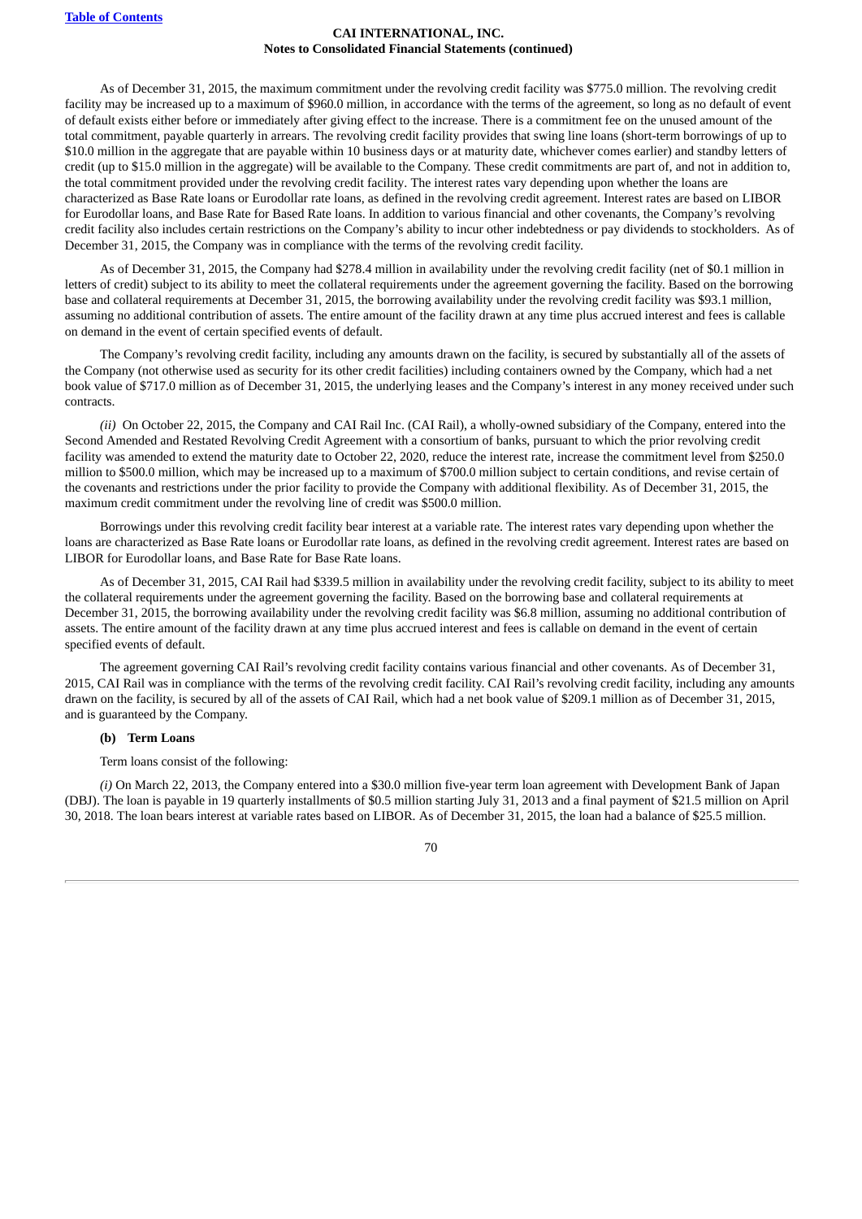As of December 31, 2015, the maximum commitment under the revolving credit facility was $775.0 million. The revolving credit facility may be increased up to a maximum of $960.0 million, in accordance with the terms of the agreement, so long as no default of event of default exists either before or immediately after giving effect to the increase. There is a commitment fee on the unused amount of the total commitment, payable quarterly in arrears. The revolving credit facility provides that swing line loans (short-term borrowings of up to $10.0 million in the aggregate that are payable within 10 business days or at maturity date, whichever comes earlier) and standby letters of credit (up to $15.0 million in the aggregate) will be available to the Company. These credit commitments are part of, and not in addition to, the total commitment provided under the revolving credit facility. The interest rates vary depending upon whether the loans are characterized as Base Rate loans or Eurodollar rate loans, as defined in the revolving credit agreement. Interest rates are based on LIBOR for Eurodollar loans, and Base Rate for Based Rate loans. In addition to various financial and other covenants, the Company's revolving credit facility also includes certain restrictions on the Company's ability to incur other indebtedness or pay dividends to stockholders. As of December 31, 2015, the Company was in compliance with the terms of the revolving credit facility.

As of December 31, 2015, the Company had $278.4 million in availability under the revolving credit facility (net of $0.1 million in letters of credit) subject to its ability to meet the collateral requirements under the agreement governing the facility. Based on the borrowing base and collateral requirements at December 31, 2015, the borrowing availability under the revolving credit facility was $93.1 million, assuming no additional contribution of assets. The entire amount of the facility drawn at any time plus accrued interest and fees is callable on demand in the event of certain specified events of default.

The Company's revolving credit facility, including any amounts drawn on the facility, is secured by substantially all of the assets of the Company (not otherwise used as security for its other credit facilities) including containers owned by the Company, which had a net book value of $717.0 million as of December 31, 2015, the underlying leases and the Company's interest in any money received under such contracts.

*(ii)* On October 22, 2015, the Company and CAI Rail Inc. (CAI Rail), a wholly-owned subsidiary of the Company, entered into the Second Amended and Restated Revolving Credit Agreement with a consortium of banks, pursuant to which the prior revolving credit facility was amended to extend the maturity date to October 22, 2020, reduce the interest rate, increase the commitment level from $250.0 million to $500.0 million, which may be increased up to a maximum of $700.0 million subject to certain conditions, and revise certain of the covenants and restrictions under the prior facility to provide the Company with additional flexibility. As of December 31, 2015, the maximum credit commitment under the revolving line of credit was $500.0 million.

Borrowings under this revolving credit facility bear interest at a variable rate. The interest rates vary depending upon whether the loans are characterized as Base Rate loans or Eurodollar rate loans, as defined in the revolving credit agreement. Interest rates are based on LIBOR for Eurodollar loans, and Base Rate for Base Rate loans.

As of December 31, 2015, CAI Rail had $339.5 million in availability under the revolving credit facility, subject to its ability to meet the collateral requirements under the agreement governing the facility. Based on the borrowing base and collateral requirements at December 31, 2015, the borrowing availability under the revolving credit facility was $6.8 million, assuming no additional contribution of assets. The entire amount of the facility drawn at any time plus accrued interest and fees is callable on demand in the event of certain specified events of default.

The agreement governing CAI Rail's revolving credit facility contains various financial and other covenants. As of December 31, 2015, CAI Rail was in compliance with the terms of the revolving credit facility. CAI Rail's revolving credit facility, including any amounts drawn on the facility, is secured by all of the assets of CAI Rail, which had a net book value of $209.1 million as of December 31, 2015, and is guaranteed by the Company.

**(b) Term Loans**

Term loans consist of the following:

*(i)* On March 22, 2013, the Company entered into a $30.0 million five-year term loan agreement with Development Bank of Japan (DBJ). The loan is payable in 19 quarterly installments of $0.5 million starting July 31, 2013 and a final payment of $21.5 million on April 30, 2018. The loan bears interest at variable rates based on LIBOR. As of December 31, 2015, the loan had a balance of $25.5 million.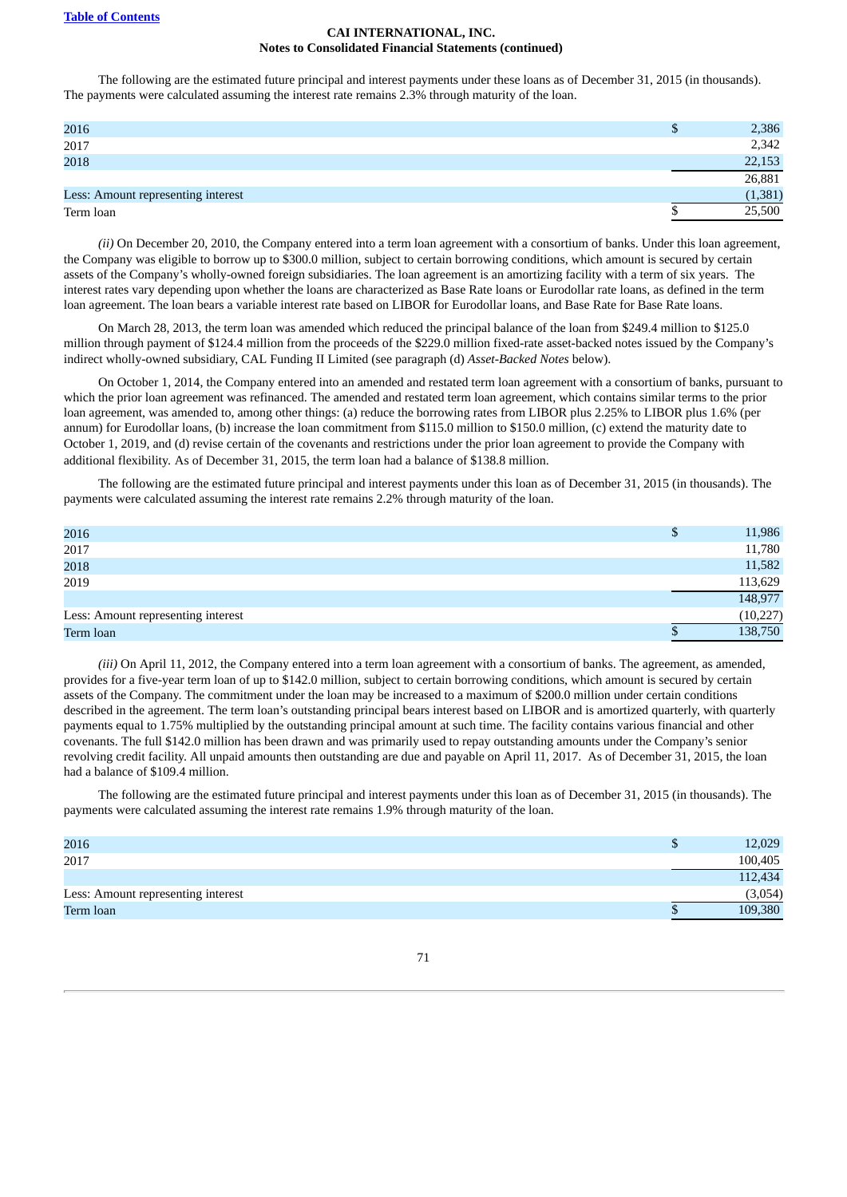The following are the estimated future principal and interest payments under these loans as of December 31, 2015 (in thousands). The payments were calculated assuming the interest rate remains 2.3% through maturity of the loan.

| | |
|---|---|
| 2016 | $ 2,386 |
| 2017 | 2,342 |
| 2018 | 22,153 |
| | 26,881 |
| Less: Amount representing interest | (1,381) |
| Term loan | $ 25,500 |

*(ii)* On December 20, 2010, the Company entered into a term loan agreement with a consortium of banks. Under this loan agreement, the Company was eligible to borrow up to $300.0 million, subject to certain borrowing conditions, which amount is secured by certain assets of the Company's wholly-owned foreign subsidiaries. The loan agreement is an amortizing facility with a term of six years. The interest rates vary depending upon whether the loans are characterized as Base Rate loans or Eurodollar rate loans, as defined in the term loan agreement. The loan bears a variable interest rate based on LIBOR for Eurodollar loans, and Base Rate for Base Rate loans.

On March 28, 2013, the term loan was amended which reduced the principal balance of the loan from $249.4 million to $125.0 million through payment of $124.4 million from the proceeds of the $229.0 million fixed-rate asset-backed notes issued by the Company's indirect wholly-owned subsidiary, CAL Funding II Limited (see paragraph (d) *Asset-Backed Notes* below).

On October 1, 2014, the Company entered into an amended and restated term loan agreement with a consortium of banks, pursuant to which the prior loan agreement was refinanced. The amended and restated term loan agreement, which contains similar terms to the prior loan agreement, was amended to, among other things: (a) reduce the borrowing rates from LIBOR plus 2.25% to LIBOR plus 1.6% (per annum) for Eurodollar loans, (b) increase the loan commitment from $115.0 million to $150.0 million, (c) extend the maturity date to October 1, 2019, and (d) revise certain of the covenants and restrictions under the prior loan agreement to provide the Company with additional flexibility. As of December 31, 2015, the term loan had a balance of $138.8 million.

The following are the estimated future principal and interest payments under this loan as of December 31, 2015 (in thousands). The payments were calculated assuming the interest rate remains 2.2% through maturity of the loan.

| | |
|---|---|
| 2016 | $ 11,986 |
| 2017 | 11,780 |
| 2018 | 11,582 |
| 2019 | 113,629 |
| | 148,977 |
| Less: Amount representing interest | (10,227) |
| Term loan | $ 138,750 |

*(iii)* On April 11, 2012, the Company entered into a term loan agreement with a consortium of banks. The agreement, as amended, provides for a five-year term loan of up to $142.0 million, subject to certain borrowing conditions, which amount is secured by certain assets of the Company. The commitment under the loan may be increased to a maximum of $200.0 million under certain conditions described in the agreement. The term loan's outstanding principal bears interest based on LIBOR and is amortized quarterly, with quarterly payments equal to 1.75% multiplied by the outstanding principal amount at such time. The facility contains various financial and other covenants. The full $142.0 million has been drawn and was primarily used to repay outstanding amounts under the Company's senior revolving credit facility. All unpaid amounts then outstanding are due and payable on April 11, 2017. As of December 31, 2015, the loan had a balance of $109.4 million.

The following are the estimated future principal and interest payments under this loan as of December 31, 2015 (in thousands). The payments were calculated assuming the interest rate remains 1.9% through maturity of the loan.

| | |
|---|---|
| 2016 | $ 12,029 |
| 2017 | 100,405 |
| | 112,434 |
| Less: Amount representing interest | (3,054) |
| Term loan | $ 109,380 |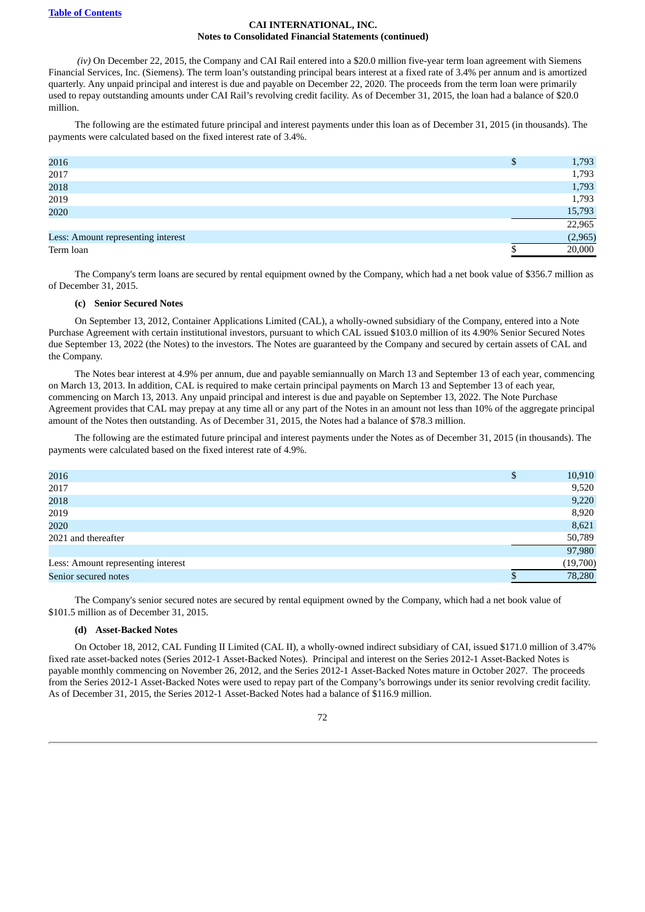*(iv)* On December 22, 2015, the Company and CAI Rail entered into a $20.0 million five-year term loan agreement with Siemens Financial Services, Inc. (Siemens). The term loan's outstanding principal bears interest at a fixed rate of 3.4% per annum and is amortized quarterly. Any unpaid principal and interest is due and payable on December 22, 2020. The proceeds from the term loan were primarily used to repay outstanding amounts under CAI Rail's revolving credit facility. As of December 31, 2015, the loan had a balance of $20.0 million.

The following are the estimated future principal and interest payments under this loan as of December 31, 2015 (in thousands). The payments were calculated based on the fixed interest rate of 3.4%.

| | |
|---|---|
| 2016 | $ 1,793 |
| 2017 | 1,793 |
| 2018 | 1,793 |
| 2019 | 1,793 |
| 2020 | 15,793 |
| | 22,965 |
| Less: Amount representing interest | (2,965) |
| Term loan | $ 20,000 |

The Company's term loans are secured by rental equipment owned by the Company, which had a net book value of $356.7 million as of December 31, 2015.

**(c) Senior Secured Notes**

On September 13, 2012, Container Applications Limited (CAL), a wholly-owned subsidiary of the Company, entered into a Note Purchase Agreement with certain institutional investors, pursuant to which CAL issued $103.0 million of its 4.90% Senior Secured Notes due September 13, 2022 (the Notes) to the investors. The Notes are guaranteed by the Company and secured by certain assets of CAL and the Company.

The Notes bear interest at 4.9% per annum, due and payable semiannually on March 13 and September 13 of each year, commencing on March 13, 2013. In addition, CAL is required to make certain principal payments on March 13 and September 13 of each year, commencing on March 13, 2013. Any unpaid principal and interest is due and payable on September 13, 2022. The Note Purchase Agreement provides that CAL may prepay at any time all or any part of the Notes in an amount not less than 10% of the aggregate principal amount of the Notes then outstanding. As of December 31, 2015, the Notes had a balance of $78.3 million.

The following are the estimated future principal and interest payments under the Notes as of December 31, 2015 (in thousands). The payments were calculated based on the fixed interest rate of 4.9%.

| | |
|---|---|
| 2016 | $ 10,910 |
| 2017 | 9,520 |
| 2018 | 9,220 |
| 2019 | 8,920 |
| 2020 | 8,621 |
| 2021 and thereafter | 50,789 |
| | 97,980 |
| Less: Amount representing interest | (19,700) |
| Senior secured notes | $ 78,280 |

The Company's senior secured notes are secured by rental equipment owned by the Company, which had a net book value of $101.5 million as of December 31, 2015.

**(d) Asset-Backed Notes**

On October 18, 2012, CAL Funding II Limited (CAL II), a wholly-owned indirect subsidiary of CAI, issued $171.0 million of 3.47% fixed rate asset-backed notes (Series 2012-1 Asset-Backed Notes). Principal and interest on the Series 2012-1 Asset-Backed Notes is payable monthly commencing on November 26, 2012, and the Series 2012-1 Asset-Backed Notes mature in October 2027. The proceeds from the Series 2012-1 Asset-Backed Notes were used to repay part of the Company's borrowings under its senior revolving credit facility. As of December 31, 2015, the Series 2012-1 Asset-Backed Notes had a balance of $116.9 million.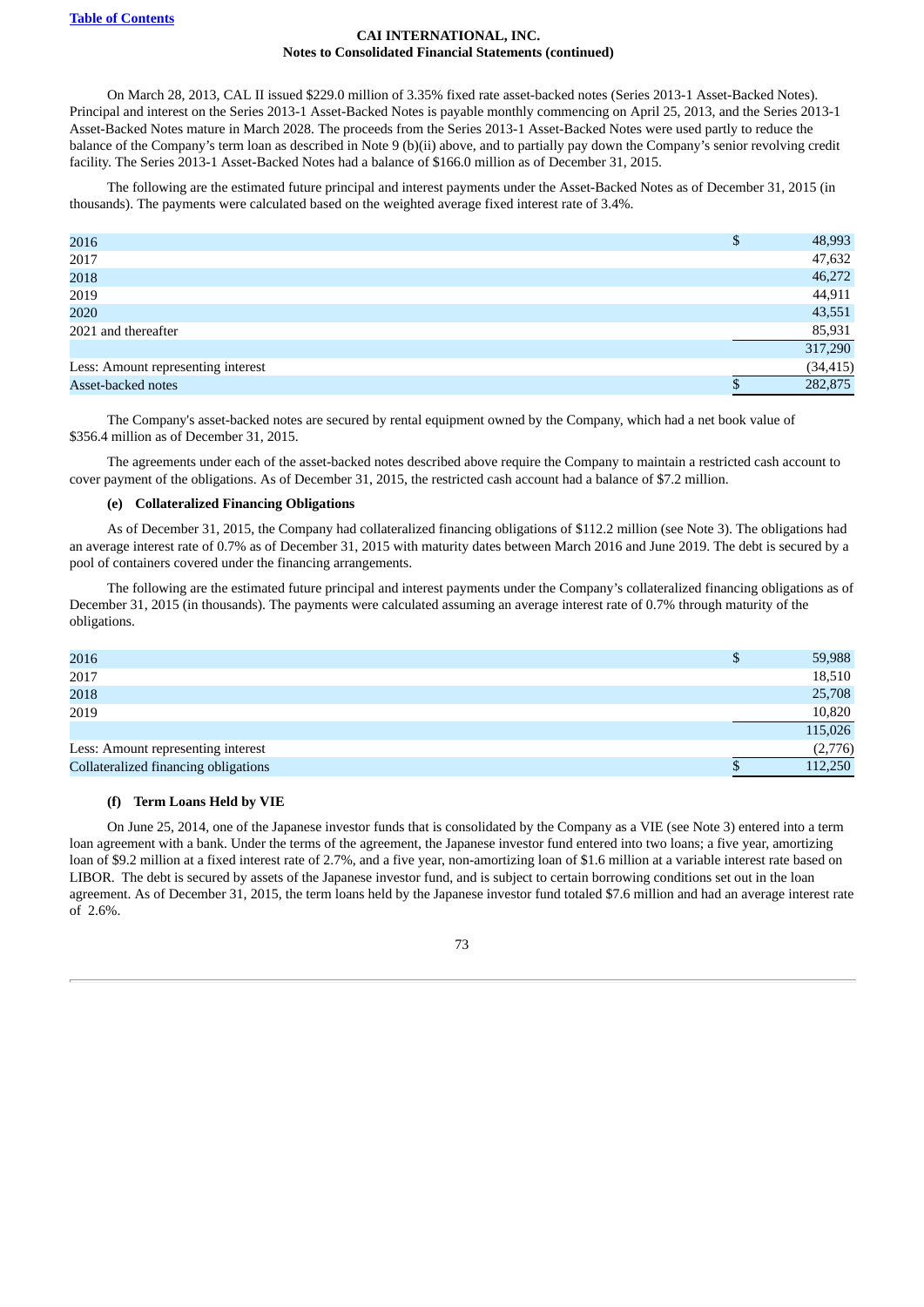On March 28, 2013, CAL II issued $229.0 million of 3.35% fixed rate asset-backed notes (Series 2013-1 Asset-Backed Notes). Principal and interest on the Series 2013-1 Asset-Backed Notes is payable monthly commencing on April 25, 2013, and the Series 2013-1 Asset-Backed Notes mature in March 2028. The proceeds from the Series 2013-1 Asset-Backed Notes were used partly to reduce the balance of the Company's term loan as described in Note 9 (b)(ii) above, and to partially pay down the Company's senior revolving credit facility. The Series 2013-1 Asset-Backed Notes had a balance of $166.0 million as of December 31, 2015.

The following are the estimated future principal and interest payments under the Asset-Backed Notes as of December 31, 2015 (in thousands). The payments were calculated based on the weighted average fixed interest rate of 3.4%.

| | |
|---|---|
| 2016 | $ 48,993 |
| 2017 | 47,632 |
| 2018 | 46,272 |
| 2019 | 44,911 |
| 2020 | 43,551 |
| 2021 and thereafter | 85,931 |
| | 317,290 |
| Less: Amount representing interest | (34,415) |
| Asset-backed notes | $ 282,875 |

The Company's asset-backed notes are secured by rental equipment owned by the Company, which had a net book value of $356.4 million as of December 31, 2015.

The agreements under each of the asset-backed notes described above require the Company to maintain a restricted cash account to cover payment of the obligations. As of December 31, 2015, the restricted cash account had a balance of $7.2 million.

**(e) Collateralized Financing Obligations**

As of December 31, 2015, the Company had collateralized financing obligations of $112.2 million (see Note 3). The obligations had an average interest rate of 0.7% as of December 31, 2015 with maturity dates between March 2016 and June 2019. The debt is secured by a pool of containers covered under the financing arrangements.

The following are the estimated future principal and interest payments under the Company's collateralized financing obligations as of December 31, 2015 (in thousands). The payments were calculated assuming an average interest rate of 0.7% through maturity of the obligations.

| | |
|---|---|
| 2016 | $ 59,988 |
| 2017 | 18,510 |
| 2018 | 25,708 |
| 2019 | 10,820 |
| | 115,026 |
| Less: Amount representing interest | (2,776) |
| Collateralized financing obligations | $ 112,250 |

**(f) Term Loans Held by VIE**

On June 25, 2014, one of the Japanese investor funds that is consolidated by the Company as a VIE (see Note 3) entered into a term loan agreement with a bank. Under the terms of the agreement, the Japanese investor fund entered into two loans; a five year, amortizing loan of $9.2 million at a fixed interest rate of 2.7%, and a five year, non-amortizing loan of $1.6 million at a variable interest rate based on LIBOR. The debt is secured by assets of the Japanese investor fund, and is subject to certain borrowing conditions set out in the loan agreement. As of December 31, 2015, the term loans held by the Japanese investor fund totaled $7.6 million and had an average interest rate of 2.6%.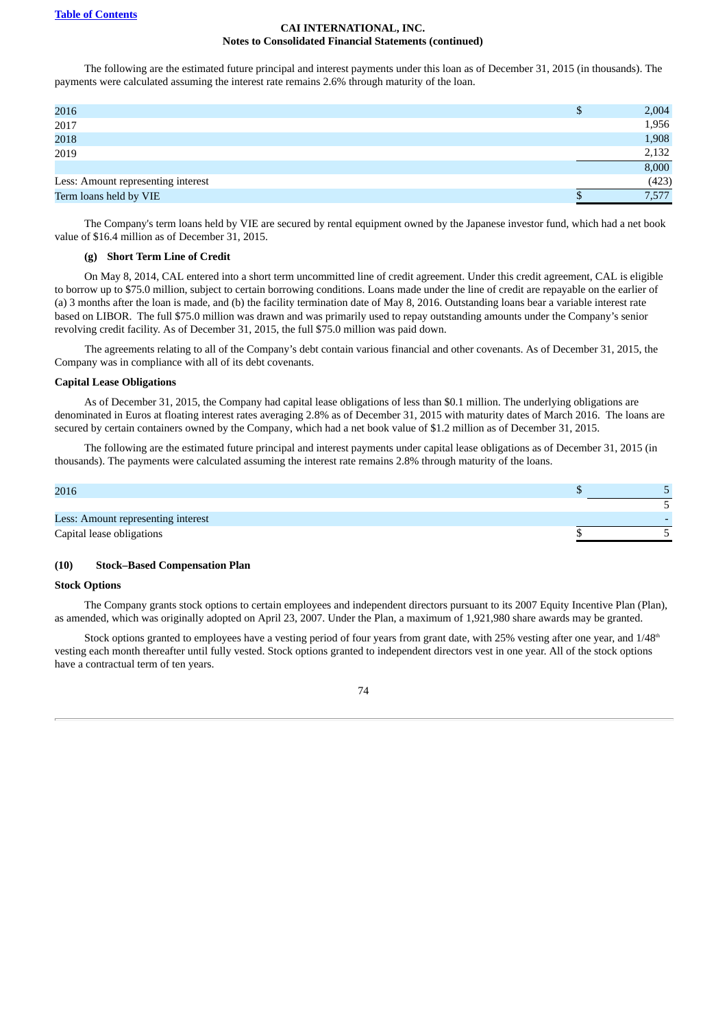The following are the estimated future principal and interest payments under this loan as of December 31, 2015 (in thousands). The payments were calculated assuming the interest rate remains 2.6% through maturity of the loan.

| | | |
|---|---|---|
| 2016 | $ | 2,004 |
| 2017 | | 1,956 |
| 2018 | | 1,908 |
| 2019 | | 2,132 |
| | | 8,000 |
| Less: Amount representing interest | | (423) |
| Term loans held by VIE | $ | 7,577 |

The Company's term loans held by VIE are secured by rental equipment owned by the Japanese investor fund, which had a net book value of $16.4 million as of December 31, 2015.

**(g) Short Term Line of Credit**

On May 8, 2014, CAL entered into a short term uncommitted line of credit agreement. Under this credit agreement, CAL is eligible to borrow up to $75.0 million, subject to certain borrowing conditions. Loans made under the line of credit are repayable on the earlier of (a) 3 months after the loan is made, and (b) the facility termination date of May 8, 2016. Outstanding loans bear a variable interest rate based on LIBOR. The full $75.0 million was drawn and was primarily used to repay outstanding amounts under the Company's senior revolving credit facility. As of December 31, 2015, the full $75.0 million was paid down.

The agreements relating to all of the Company's debt contain various financial and other covenants. As of December 31, 2015, the Company was in compliance with all of its debt covenants.

**Capital Lease Obligations**

As of December 31, 2015, the Company had capital lease obligations of less than $0.1 million. The underlying obligations are denominated in Euros at floating interest rates averaging 2.8% as of December 31, 2015 with maturity dates of March 2016. The loans are secured by certain containers owned by the Company, which had a net book value of $1.2 million as of December 31, 2015.

The following are the estimated future principal and interest payments under capital lease obligations as of December 31, 2015 (in thousands). The payments were calculated assuming the interest rate remains 2.8% through maturity of the loans.

| | | |
|---|---|---|
| 2016 | $ | 5 |
| | | 5 |
| Less: Amount representing interest | | - |
| Capital lease obligations | $ | 5 |

**(10) Stock–Based Compensation Plan**

**Stock Options**

The Company grants stock options to certain employees and independent directors pursuant to its 2007 Equity Incentive Plan (Plan), as amended, which was originally adopted on April 23, 2007. Under the Plan, a maximum of 1,921,980 share awards may be granted.

Stock options granted to employees have a vesting period of four years from grant date, with 25% vesting after one year, and 1/48th vesting each month thereafter until fully vested. Stock options granted to independent directors vest in one year. All of the stock options have a contractual term of ten years.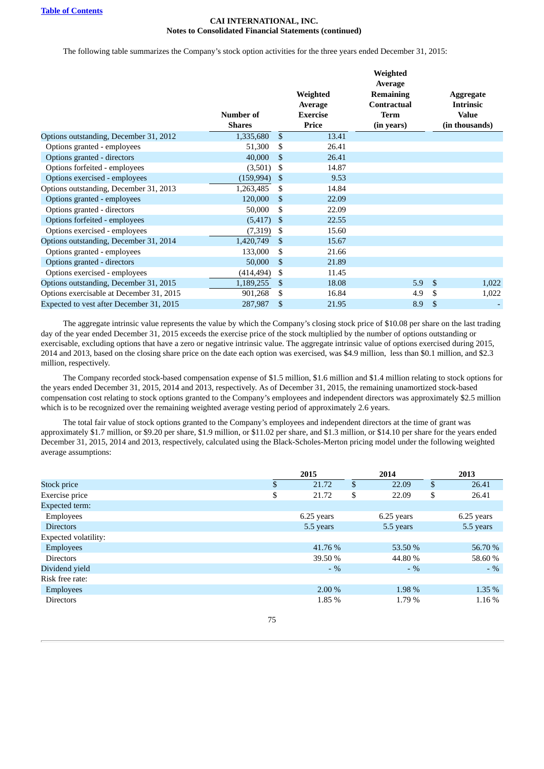Table of Contents

**CAI INTERNATIONAL, INC.**
**Notes to Consolidated Financial Statements (continued)**

The following table summarizes the Company's stock option activities for the three years ended December 31, 2015:

| | Number of Shares | Weighted Average Exercise Price | Weighted Average Remaining Contractual Term (in years) | Aggregate Intrinsic Value (in thousands) |
|---|---|---|---|---|
| Options outstanding, December 31, 2012 | 1,335,680 | $ 13.41 | | |
| Options granted - employees | 51,300 | $ 26.41 | | |
| Options granted - directors | 40,000 | $ 26.41 | | |
| Options forfeited - employees | (3,501) | $ 14.87 | | |
| Options exercised - employees | (159,994) | $ 9.53 | | |
| Options outstanding, December 31, 2013 | 1,263,485 | $ 14.84 | | |
| Options granted - employees | 120,000 | $ 22.09 | | |
| Options granted - directors | 50,000 | $ 22.09 | | |
| Options forfeited - employees | (5,417) | $ 22.55 | | |
| Options exercised - employees | (7,319) | $ 15.60 | | |
| Options outstanding, December 31, 2014 | 1,420,749 | $ 15.67 | | |
| Options granted - employees | 133,000 | $ 21.66 | | |
| Options granted - directors | 50,000 | $ 21.89 | | |
| Options exercised - employees | (414,494) | $ 11.45 | | |
| Options outstanding, December 31, 2015 | 1,189,255 | $ 18.08 | 5.9 | $ 1,022 |
| Options exercisable at December 31, 2015 | 901,268 | $ 16.84 | 4.9 | $ 1,022 |
| Expected to vest after December 31, 2015 | 287,987 | $ 21.95 | 8.9 | $ - |

The aggregate intrinsic value represents the value by which the Company's closing stock price of $10.08 per share on the last trading day of the year ended December 31, 2015 exceeds the exercise price of the stock multiplied by the number of options outstanding or exercisable, excluding options that have a zero or negative intrinsic value. The aggregate intrinsic value of options exercised during 2015, 2014 and 2013, based on the closing share price on the date each option was exercised, was $4.9 million, less than $0.1 million, and $2.3 million, respectively.

The Company recorded stock-based compensation expense of $1.5 million, $1.6 million and $1.4 million relating to stock options for the years ended December 31, 2015, 2014 and 2013, respectively. As of December 31, 2015, the remaining unamortized stock-based compensation cost relating to stock options granted to the Company's employees and independent directors was approximately $2.5 million which is to be recognized over the remaining weighted average vesting period of approximately 2.6 years.

The total fair value of stock options granted to the Company's employees and independent directors at the time of grant was approximately $1.7 million, or $9.20 per share, $1.9 million, or $11.02 per share, and $1.3 million, or $14.10 per share for the years ended December 31, 2015, 2014 and 2013, respectively, calculated using the Black-Scholes-Merton pricing model under the following weighted average assumptions:

| | 2015 | 2014 | 2013 |
|---|---|---|---|
| Stock price | $ 21.72 | $ 22.09 | $ 26.41 |
| Exercise price | $ 21.72 | $ 22.09 | $ 26.41 |
| Expected term: | | | |
| Employees | 6.25 years | 6.25 years | 6.25 years |
| Directors | 5.5 years | 5.5 years | 5.5 years |
| Expected volatility: | | | |
| Employees | 41.76 % | 53.50 % | 56.70 % |
| Directors | 39.50 % | 44.80 % | 58.60 % |
| Dividend yield | - % | - % | - % |
| Risk free rate: | | | |
| Employees | 2.00 % | 1.98 % | 1.35 % |
| Directors | 1.85 % | 1.79 % | 1.16 % |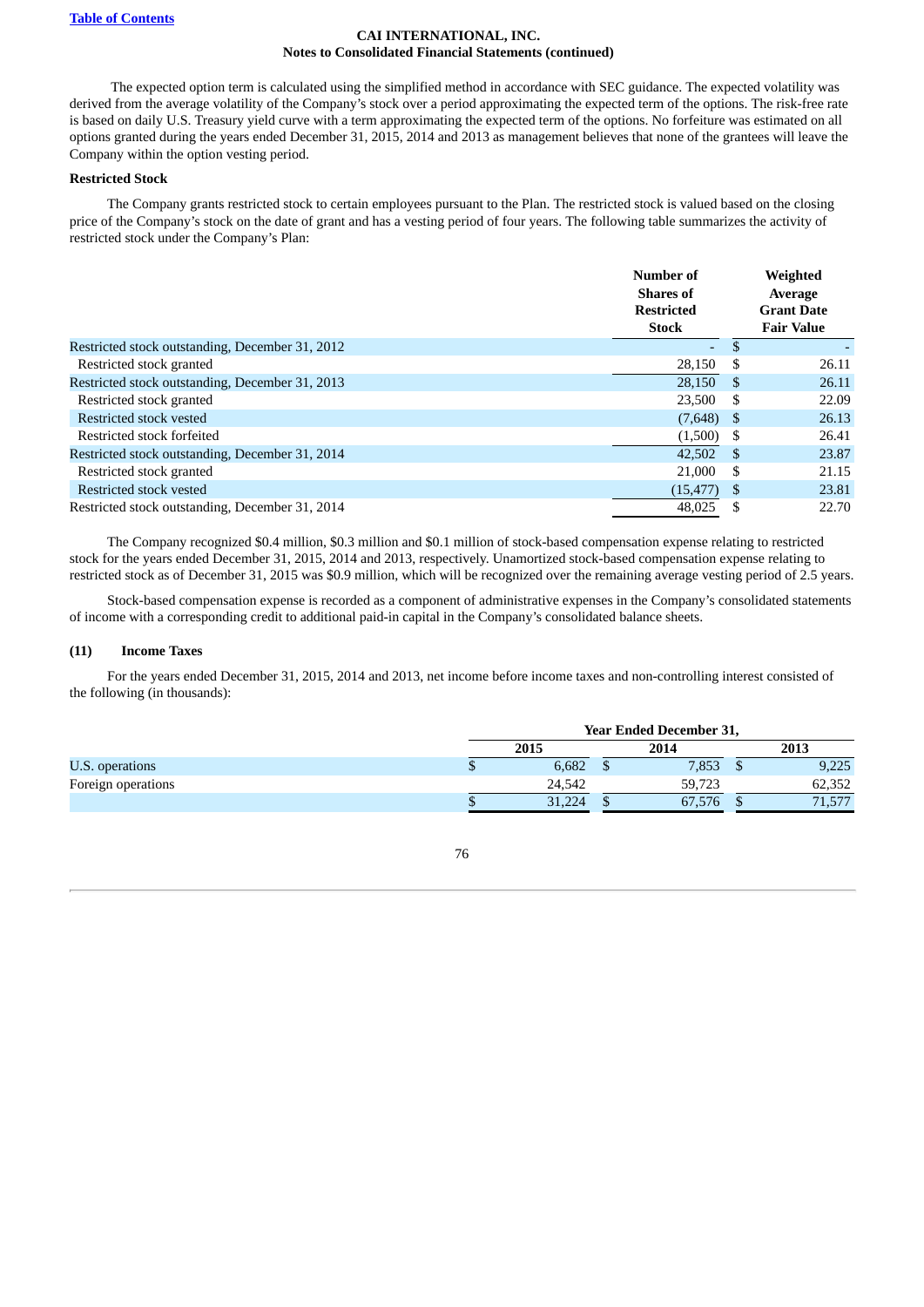**CAI INTERNATIONAL, INC.**
**Notes to Consolidated Financial Statements (continued)**

The expected option term is calculated using the simplified method in accordance with SEC guidance. The expected volatility was derived from the average volatility of the Company's stock over a period approximating the expected term of the options. The risk-free rate is based on daily U.S. Treasury yield curve with a term approximating the expected term of the options. No forfeiture was estimated on all options granted during the years ended December 31, 2015, 2014 and 2013 as management believes that none of the grantees will leave the Company within the option vesting period.

**Restricted Stock**

The Company grants restricted stock to certain employees pursuant to the Plan. The restricted stock is valued based on the closing price of the Company's stock on the date of grant and has a vesting period of four years. The following table summarizes the activity of restricted stock under the Company's Plan:

| | Number of Shares of Restricted Stock | Weighted Average Grant Date Fair Value |
|---|---|---|
| Restricted stock outstanding, December 31, 2012 | - | $ - |
| Restricted stock granted | 28,150 | $ 26.11 |
| Restricted stock outstanding, December 31, 2013 | 28,150 | $ 26.11 |
| Restricted stock granted | 23,500 | $ 22.09 |
| Restricted stock vested | (7,648) | $ 26.13 |
| Restricted stock forfeited | (1,500) | $ 26.41 |
| Restricted stock outstanding, December 31, 2014 | 42,502 | $ 23.87 |
| Restricted stock granted | 21,000 | $ 21.15 |
| Restricted stock vested | (15,477) | $ 23.81 |
| Restricted stock outstanding, December 31, 2014 | 48,025 | $ 22.70 |

The Company recognized $0.4 million, $0.3 million and $0.1 million of stock-based compensation expense relating to restricted stock for the years ended December 31, 2015, 2014 and 2013, respectively. Unamortized stock-based compensation expense relating to restricted stock as of December 31, 2015 was $0.9 million, which will be recognized over the remaining average vesting period of 2.5 years.

Stock-based compensation expense is recorded as a component of administrative expenses in the Company's consolidated statements of income with a corresponding credit to additional paid-in capital in the Company's consolidated balance sheets.

## (11) Income Taxes

For the years ended December 31, 2015, 2014 and 2013, net income before income taxes and non-controlling interest consisted of the following (in thousands):

| | Year Ended December 31, | | |
|---|---|---|---|
| | 2015 | 2014 | 2013 |
| U.S. operations | $ 6,682 | $ 7,853 | $ 9,225 |
| Foreign operations | 24,542 | 59,723 | 62,352 |
| | $ 31,224 | $ 67,576 | $ 71,577 |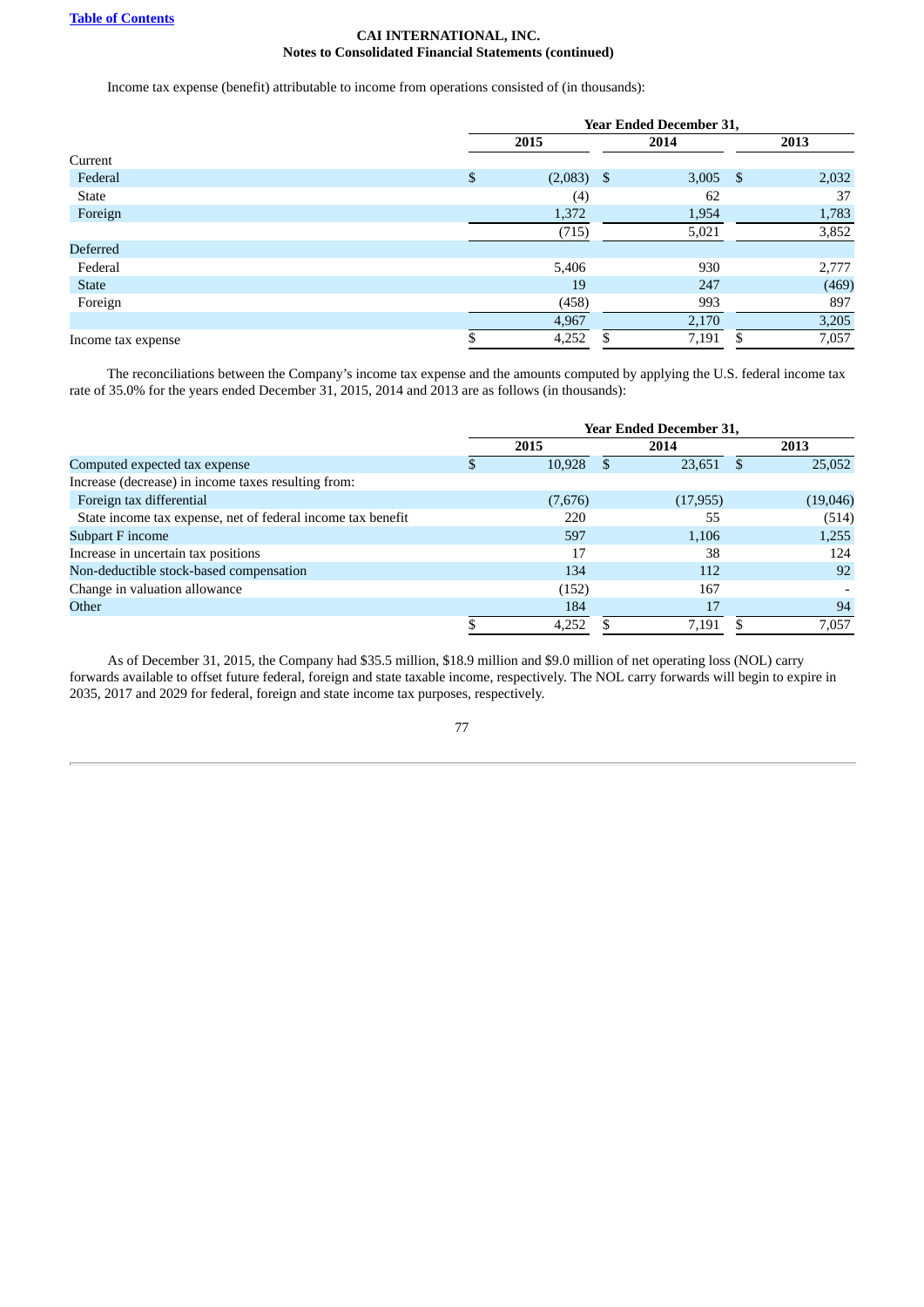CAI INTERNATIONAL, INC.
Notes to Consolidated Financial Statements (continued)

Income tax expense (benefit) attributable to income from operations consisted of (in thousands):

| | Year Ended December 31, | | |
|---|---|---|---|
| | 2015 | 2014 | 2013 |
| Current | | | |
| Federal | $ (2,083) | $ 3,005 | $ 2,032 |
| State | (4) | 62 | 37 |
| Foreign | 1,372 | 1,954 | 1,783 |
| | (715) | 5,021 | 3,852 |
| Deferred | | | |
| Federal | 5,406 | 930 | 2,777 |
| State | 19 | 247 | (469) |
| Foreign | (458) | 993 | 897 |
| | 4,967 | 2,170 | 3,205 |
| Income tax expense | $ 4,252 | $ 7,191 | $ 7,057 |

The reconciliations between the Company's income tax expense and the amounts computed by applying the U.S. federal income tax rate of 35.0% for the years ended December 31, 2015, 2014 and 2013 are as follows (in thousands):

| | Year Ended December 31, | | |
|---|---|---|---|
| | 2015 | 2014 | 2013 |
| Computed expected tax expense | $ 10,928 | $ 23,651 | $ 25,052 |
| Increase (decrease) in income taxes resulting from: | | | |
| Foreign tax differential | (7,676) | (17,955) | (19,046) |
| State income tax expense, net of federal income tax benefit | 220 | 55 | (514) |
| Subpart F income | 597 | 1,106 | 1,255 |
| Increase in uncertain tax positions | 17 | 38 | 124 |
| Non-deductible stock-based compensation | 134 | 112 | 92 |
| Change in valuation allowance | (152) | 167 | - |
| Other | 184 | 17 | 94 |
| | $ 4,252 | $ 7,191 | $ 7,057 |

As of December 31, 2015, the Company had $35.5 million, $18.9 million and $9.0 million of net operating loss (NOL) carry forwards available to offset future federal, foreign and state taxable income, respectively. The NOL carry forwards will begin to expire in 2035, 2017 and 2029 for federal, foreign and state income tax purposes, respectively.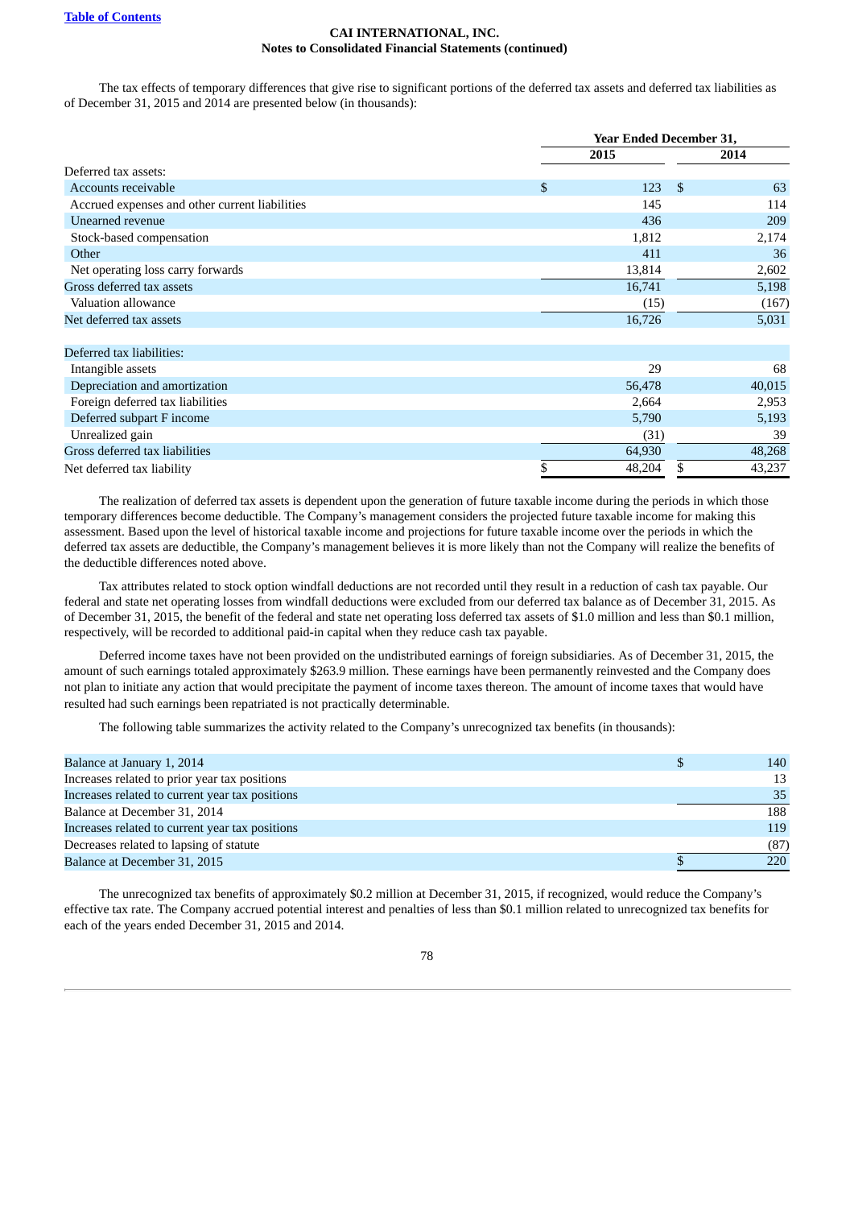**CAI INTERNATIONAL, INC.**
**Notes to Consolidated Financial Statements (continued)**

The tax effects of temporary differences that give rise to significant portions of the deferred tax assets and deferred tax liabilities as of December 31, 2015 and 2014 are presented below (in thousands):

| | Year Ended December 31, | |
|---|---|---|
| | 2015 | 2014 |
| Deferred tax assets: | | |
| Accounts receivable | $ 123 | $ 63 |
| Accrued expenses and other current liabilities | 145 | 114 |
| Unearned revenue | 436 | 209 |
| Stock-based compensation | 1,812 | 2,174 |
| Other | 411 | 36 |
| Net operating loss carry forwards | 13,814 | 2,602 |
| Gross deferred tax assets | 16,741 | 5,198 |
| Valuation allowance | (15) | (167) |
| Net deferred tax assets | 16,726 | 5,031 |
| | | |
| Deferred tax liabilities: | | |
| Intangible assets | 29 | 68 |
| Depreciation and amortization | 56,478 | 40,015 |
| Foreign deferred tax liabilities | 2,664 | 2,953 |
| Deferred subpart F income | 5,790 | 5,193 |
| Unrealized gain | (31) | 39 |
| Gross deferred tax liabilities | 64,930 | 48,268 |
| Net deferred tax liability | $ 48,204 | $ 43,237 |

The realization of deferred tax assets is dependent upon the generation of future taxable income during the periods in which those temporary differences become deductible. The Company's management considers the projected future taxable income for making this assessment. Based upon the level of historical taxable income and projections for future taxable income over the periods in which the deferred tax assets are deductible, the Company's management believes it is more likely than not the Company will realize the benefits of the deductible differences noted above.

Tax attributes related to stock option windfall deductions are not recorded until they result in a reduction of cash tax payable. Our federal and state net operating losses from windfall deductions were excluded from our deferred tax balance as of December 31, 2015. As of December 31, 2015, the benefit of the federal and state net operating loss deferred tax assets of $1.0 million and less than $0.1 million, respectively, will be recorded to additional paid-in capital when they reduce cash tax payable.

Deferred income taxes have not been provided on the undistributed earnings of foreign subsidiaries. As of December 31, 2015, the amount of such earnings totaled approximately $263.9 million. These earnings have been permanently reinvested and the Company does not plan to initiate any action that would precipitate the payment of income taxes thereon. The amount of income taxes that would have resulted had such earnings been repatriated is not practically determinable.

The following table summarizes the activity related to the Company's unrecognized tax benefits (in thousands):

| | |
|---|---|
| Balance at January 1, 2014 | $ 140 |
| Increases related to prior year tax positions | 13 |
| Increases related to current year tax positions | 35 |
| Balance at December 31, 2014 | 188 |
| Increases related to current year tax positions | 119 |
| Decreases related to lapsing of statute | (87) |
| Balance at December 31, 2015 | $ 220 |

The unrecognized tax benefits of approximately $0.2 million at December 31, 2015, if recognized, would reduce the Company's effective tax rate. The Company accrued potential interest and penalties of less than $0.1 million related to unrecognized tax benefits for each of the years ended December 31, 2015 and 2014.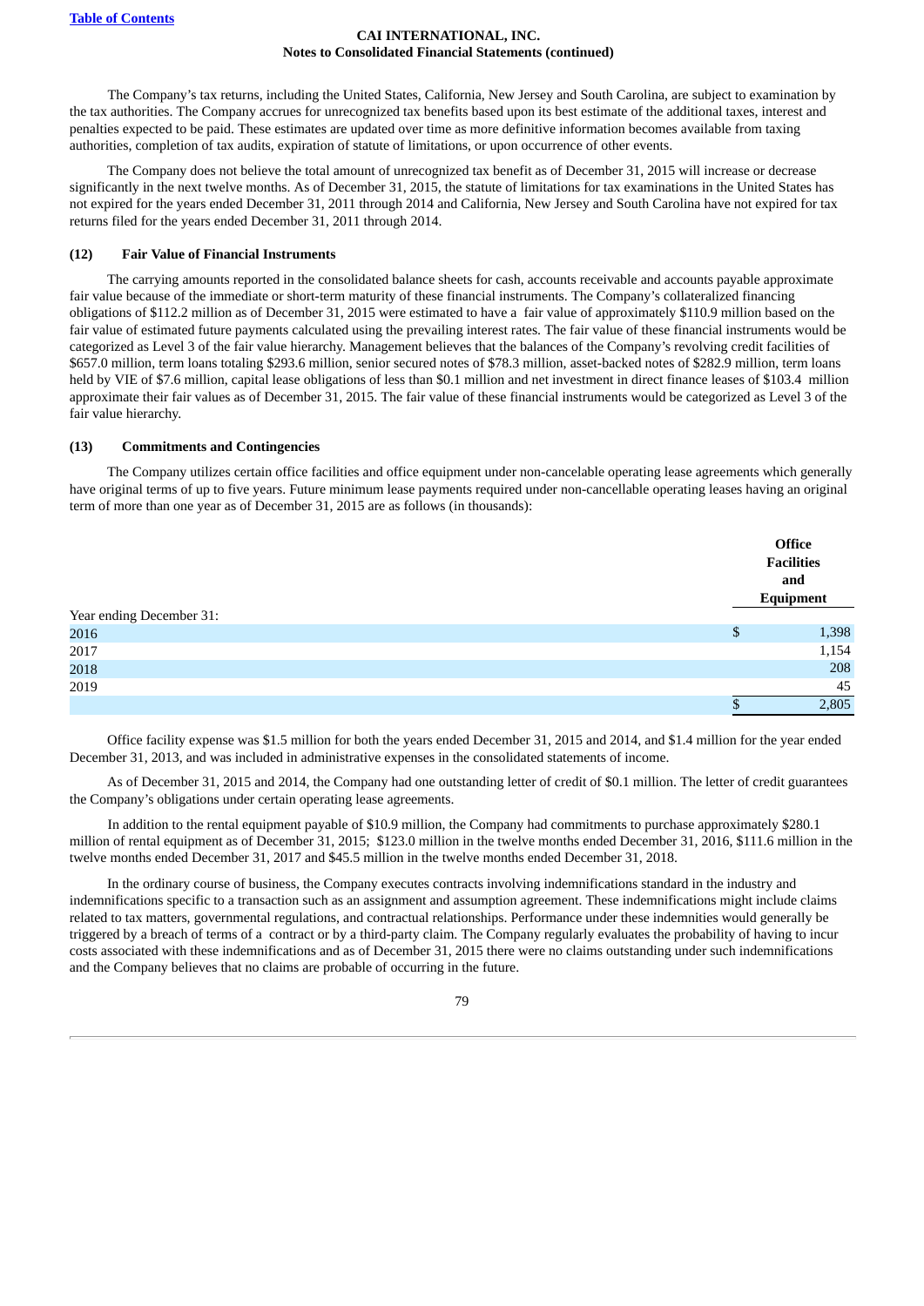The Company's tax returns, including the United States, California, New Jersey and South Carolina, are subject to examination by the tax authorities. The Company accrues for unrecognized tax benefits based upon its best estimate of the additional taxes, interest and penalties expected to be paid. These estimates are updated over time as more definitive information becomes available from taxing authorities, completion of tax audits, expiration of statute of limitations, or upon occurrence of other events.

The Company does not believe the total amount of unrecognized tax benefit as of December 31, 2015 will increase or decrease significantly in the next twelve months. As of December 31, 2015, the statute of limitations for tax examinations in the United States has not expired for the years ended December 31, 2011 through 2014 and California, New Jersey and South Carolina have not expired for tax returns filed for the years ended December 31, 2011 through 2014.

## (12) Fair Value of Financial Instruments

The carrying amounts reported in the consolidated balance sheets for cash, accounts receivable and accounts payable approximate fair value because of the immediate or short-term maturity of these financial instruments. The Company's collateralized financing obligations of $112.2 million as of December 31, 2015 were estimated to have a fair value of approximately $110.9 million based on the fair value of estimated future payments calculated using the prevailing interest rates. The fair value of these financial instruments would be categorized as Level 3 of the fair value hierarchy. Management believes that the balances of the Company's revolving credit facilities of $657.0 million, term loans totaling $293.6 million, senior secured notes of $78.3 million, asset-backed notes of $282.9 million, term loans held by VIE of $7.6 million, capital lease obligations of less than $0.1 million and net investment in direct finance leases of $103.4 million approximate their fair values as of December 31, 2015. The fair value of these financial instruments would be categorized as Level 3 of the fair value hierarchy.

## (13) Commitments and Contingencies

The Company utilizes certain office facilities and office equipment under non-cancelable operating lease agreements which generally have original terms of up to five years. Future minimum lease payments required under non-cancellable operating leases having an original term of more than one year as of December 31, 2015 are as follows (in thousands):

| | Office Facilities and Equipment |
|---|---|
| Year ending December 31: | |
| 2016 | $ 1,398 |
| 2017 | 1,154 |
| 2018 | 208 |
| 2019 | 45 |
| | $ 2,805 |

Office facility expense was $1.5 million for both the years ended December 31, 2015 and 2014, and $1.4 million for the year ended December 31, 2013, and was included in administrative expenses in the consolidated statements of income.

As of December 31, 2015 and 2014, the Company had one outstanding letter of credit of $0.1 million. The letter of credit guarantees the Company's obligations under certain operating lease agreements.

In addition to the rental equipment payable of $10.9 million, the Company had commitments to purchase approximately $280.1 million of rental equipment as of December 31, 2015; $123.0 million in the twelve months ended December 31, 2016, $111.6 million in the twelve months ended December 31, 2017 and $45.5 million in the twelve months ended December 31, 2018.

In the ordinary course of business, the Company executes contracts involving indemnifications standard in the industry and indemnifications specific to a transaction such as an assignment and assumption agreement. These indemnifications might include claims related to tax matters, governmental regulations, and contractual relationships. Performance under these indemnities would generally be triggered by a breach of terms of a contract or by a third-party claim. The Company regularly evaluates the probability of having to incur costs associated with these indemnifications and as of December 31, 2015 there were no claims outstanding under such indemnifications and the Company believes that no claims are probable of occurring in the future.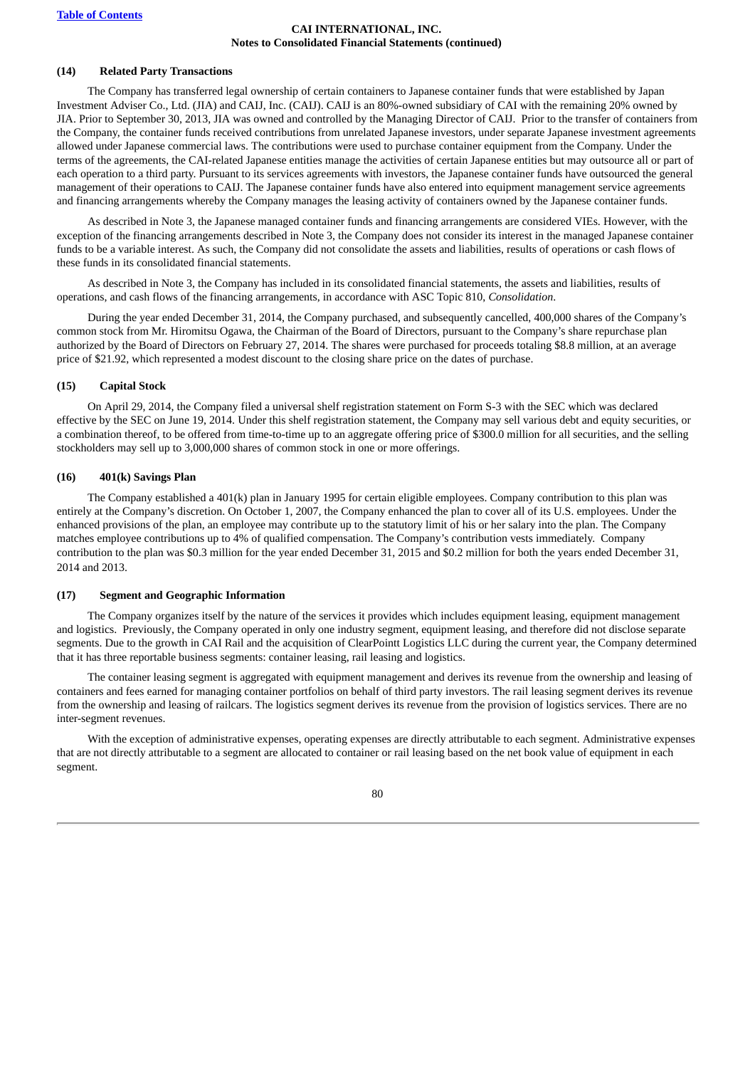**CAI INTERNATIONAL, INC.**
**Notes to Consolidated Financial Statements (continued)**

### (14) Related Party Transactions

The Company has transferred legal ownership of certain containers to Japanese container funds that were established by Japan Investment Adviser Co., Ltd. (JIA) and CAIJ, Inc. (CAIJ). CAIJ is an 80%-owned subsidiary of CAI with the remaining 20% owned by JIA. Prior to September 30, 2013, JIA was owned and controlled by the Managing Director of CAIJ. Prior to the transfer of containers from the Company, the container funds received contributions from unrelated Japanese investors, under separate Japanese investment agreements allowed under Japanese commercial laws. The contributions were used to purchase container equipment from the Company. Under the terms of the agreements, the CAI-related Japanese entities manage the activities of certain Japanese entities but may outsource all or part of each operation to a third party. Pursuant to its services agreements with investors, the Japanese container funds have outsourced the general management of their operations to CAIJ. The Japanese container funds have also entered into equipment management service agreements and financing arrangements whereby the Company manages the leasing activity of containers owned by the Japanese container funds.

As described in Note 3, the Japanese managed container funds and financing arrangements are considered VIEs. However, with the exception of the financing arrangements described in Note 3, the Company does not consider its interest in the managed Japanese container funds to be a variable interest. As such, the Company did not consolidate the assets and liabilities, results of operations or cash flows of these funds in its consolidated financial statements.

As described in Note 3, the Company has included in its consolidated financial statements, the assets and liabilities, results of operations, and cash flows of the financing arrangements, in accordance with ASC Topic 810, *Consolidation*.

During the year ended December 31, 2014, the Company purchased, and subsequently cancelled, 400,000 shares of the Company's common stock from Mr. Hiromitsu Ogawa, the Chairman of the Board of Directors, pursuant to the Company's share repurchase plan authorized by the Board of Directors on February 27, 2014. The shares were purchased for proceeds totaling $8.8 million, at an average price of $21.92, which represented a modest discount to the closing share price on the dates of purchase.

### (15) Capital Stock

On April 29, 2014, the Company filed a universal shelf registration statement on Form S-3 with the SEC which was declared effective by the SEC on June 19, 2014. Under this shelf registration statement, the Company may sell various debt and equity securities, or a combination thereof, to be offered from time-to-time up to an aggregate offering price of $300.0 million for all securities, and the selling stockholders may sell up to 3,000,000 shares of common stock in one or more offerings.

### (16) 401(k) Savings Plan

The Company established a 401(k) plan in January 1995 for certain eligible employees. Company contribution to this plan was entirely at the Company's discretion. On October 1, 2007, the Company enhanced the plan to cover all of its U.S. employees. Under the enhanced provisions of the plan, an employee may contribute up to the statutory limit of his or her salary into the plan. The Company matches employee contributions up to 4% of qualified compensation. The Company's contribution vests immediately. Company contribution to the plan was $0.3 million for the year ended December 31, 2015 and $0.2 million for both the years ended December 31, 2014 and 2013.

### (17) Segment and Geographic Information

The Company organizes itself by the nature of the services it provides which includes equipment leasing, equipment management and logistics. Previously, the Company operated in only one industry segment, equipment leasing, and therefore did not disclose separate segments. Due to the growth in CAI Rail and the acquisition of ClearPointt Logistics LLC during the current year, the Company determined that it has three reportable business segments: container leasing, rail leasing and logistics.

The container leasing segment is aggregated with equipment management and derives its revenue from the ownership and leasing of containers and fees earned for managing container portfolios on behalf of third party investors. The rail leasing segment derives its revenue from the ownership and leasing of railcars. The logistics segment derives its revenue from the provision of logistics services. There are no inter-segment revenues.

With the exception of administrative expenses, operating expenses are directly attributable to each segment. Administrative expenses that are not directly attributable to a segment are allocated to container or rail leasing based on the net book value of equipment in each segment.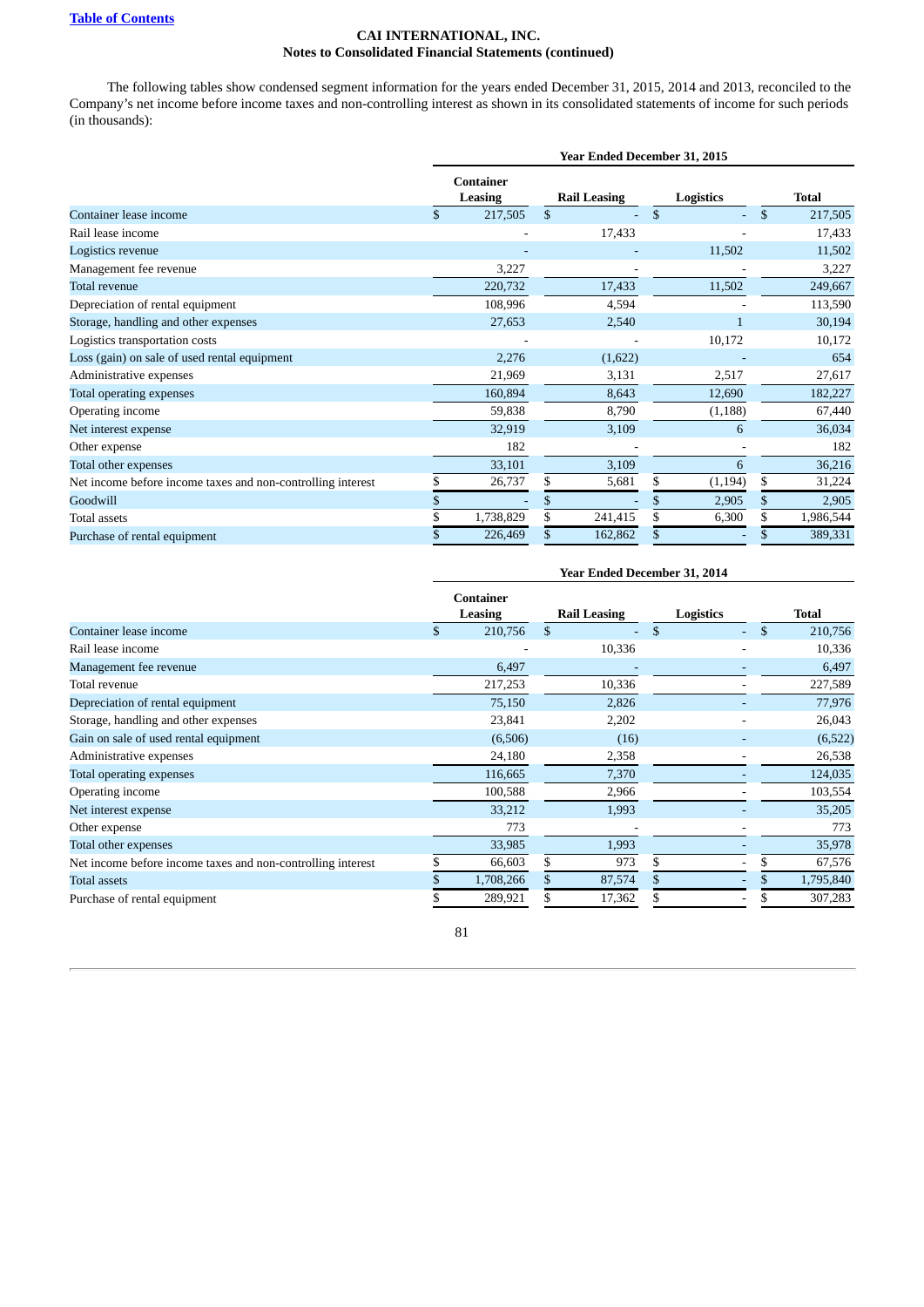[Table of Contents](#)

**CAI INTERNATIONAL, INC.**
**Notes to Consolidated Financial Statements (continued)**

The following tables show condensed segment information for the years ended December 31, 2015, 2014 and 2013, reconciled to the Company's net income before income taxes and non-controlling interest as shown in its consolidated statements of income for such periods (in thousands):

| | Year Ended December 31, 2015 | | | |
|---|---|---|---|---|
| | Container Leasing | Rail Leasing | Logistics | Total |
| Container lease income | $ 217,505 | $ - | $ - | $ 217,505 |
| Rail lease income | - | 17,433 | - | 17,433 |
| Logistics revenue | - | - | 11,502 | 11,502 |
| Management fee revenue | 3,227 | - | - | 3,227 |
| Total revenue | 220,732 | 17,433 | 11,502 | 249,667 |
| Depreciation of rental equipment | 108,996 | 4,594 | - | 113,590 |
| Storage, handling and other expenses | 27,653 | 2,540 | 1 | 30,194 |
| Logistics transportation costs | - | - | 10,172 | 10,172 |
| Loss (gain) on sale of used rental equipment | 2,276 | (1,622) | - | 654 |
| Administrative expenses | 21,969 | 3,131 | 2,517 | 27,617 |
| Total operating expenses | 160,894 | 8,643 | 12,690 | 182,227 |
| Operating income | 59,838 | 8,790 | (1,188) | 67,440 |
| Net interest expense | 32,919 | 3,109 | 6 | 36,034 |
| Other expense | 182 | - | - | 182 |
| Total other expenses | 33,101 | 3,109 | 6 | 36,216 |
| Net income before income taxes and non-controlling interest | $ 26,737 | $ 5,681 | $ (1,194) | $ 31,224 |
| Goodwill | $ - | $ - | $ 2,905 | $ 2,905 |
| Total assets | $ 1,738,829 | $ 241,415 | $ 6,300 | $ 1,986,544 |
| Purchase of rental equipment | $ 226,469 | $ 162,862 | $ - | $ 389,331 |

| | Year Ended December 31, 2014 | | | |
|---|---|---|---|---|
| | Container Leasing | Rail Leasing | Logistics | Total |
| Container lease income | $ 210,756 | $ - | $ - | $ 210,756 |
| Rail lease income | - | 10,336 | - | 10,336 |
| Management fee revenue | 6,497 | - | - | 6,497 |
| Total revenue | 217,253 | 10,336 | - | 227,589 |
| Depreciation of rental equipment | 75,150 | 2,826 | - | 77,976 |
| Storage, handling and other expenses | 23,841 | 2,202 | - | 26,043 |
| Gain on sale of used rental equipment | (6,506) | (16) | - | (6,522) |
| Administrative expenses | 24,180 | 2,358 | - | 26,538 |
| Total operating expenses | 116,665 | 7,370 | - | 124,035 |
| Operating income | 100,588 | 2,966 | - | 103,554 |
| Net interest expense | 33,212 | 1,993 | - | 35,205 |
| Other expense | 773 | - | - | 773 |
| Total other expenses | 33,985 | 1,993 | - | 35,978 |
| Net income before income taxes and non-controlling interest | $ 66,603 | $ 973 | $ - | $ 67,576 |
| Total assets | $ 1,708,266 | $ 87,574 | $ - | $ 1,795,840 |
| Purchase of rental equipment | $ 289,921 | $ 17,362 | $ - | $ 307,283 |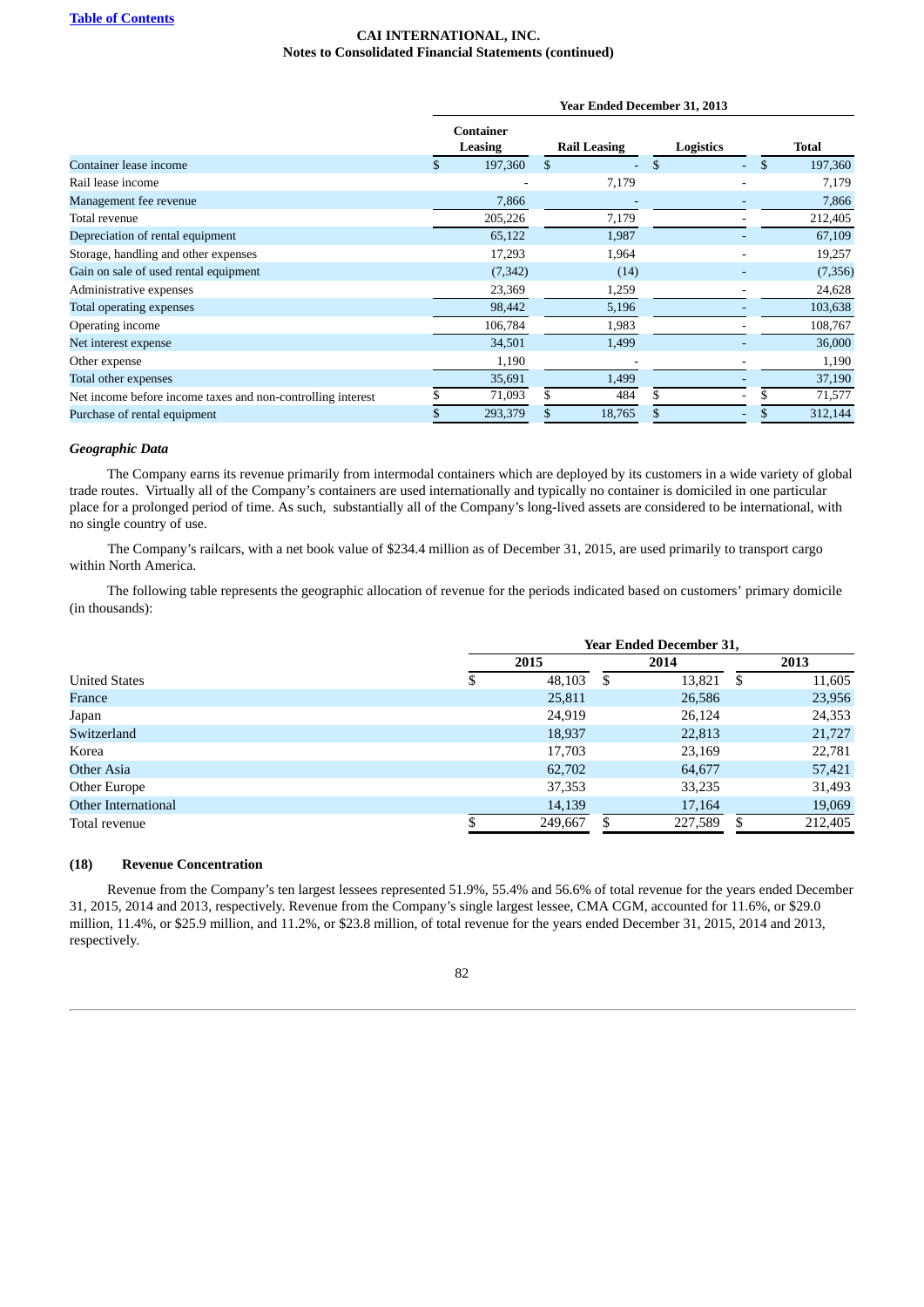**Table of Contents**

**CAI INTERNATIONAL, INC.**
**Notes to Consolidated Financial Statements (continued)**

| | Year Ended December 31, 2013 | | | |
|---|---|---|---|---|
| | Container Leasing | Rail Leasing | Logistics | Total |
| Container lease income | $ 197,360 | $ - | $ - | $ 197,360 |
| Rail lease income | - | 7,179 | - | 7,179 |
| Management fee revenue | 7,866 | - | - | 7,866 |
| Total revenue | 205,226 | 7,179 | - | 212,405 |
| Depreciation of rental equipment | 65,122 | 1,987 | - | 67,109 |
| Storage, handling and other expenses | 17,293 | 1,964 | - | 19,257 |
| Gain on sale of used rental equipment | (7,342) | (14) | - | (7,356) |
| Administrative expenses | 23,369 | 1,259 | - | 24,628 |
| Total operating expenses | 98,442 | 5,196 | - | 103,638 |
| Operating income | 106,784 | 1,983 | - | 108,767 |
| Net interest expense | 34,501 | 1,499 | - | 36,000 |
| Other expense | 1,190 | - | - | 1,190 |
| Total other expenses | 35,691 | 1,499 | - | 37,190 |
| Net income before income taxes and non-controlling interest | $ 71,093 | $ 484 | $ - | $ 71,577 |
| Purchase of rental equipment | $ 293,379 | $ 18,765 | $ - | $ 312,144 |

***Geographic Data***

The Company earns its revenue primarily from intermodal containers which are deployed by its customers in a wide variety of global trade routes. Virtually all of the Company's containers are used internationally and typically no container is domiciled in one particular place for a prolonged period of time. As such, substantially all of the Company's long-lived assets are considered to be international, with no single country of use.

The Company's railcars, with a net book value of $234.4 million as of December 31, 2015, are used primarily to transport cargo within North America.

The following table represents the geographic allocation of revenue for the periods indicated based on customers' primary domicile (in thousands):

| | Year Ended December 31, | | |
|---|---|---|---|
| | 2015 | 2014 | 2013 |
| United States | $ 48,103 | $ 13,821 | $ 11,605 |
| France | 25,811 | 26,586 | 23,956 |
| Japan | 24,919 | 26,124 | 24,353 |
| Switzerland | 18,937 | 22,813 | 21,727 |
| Korea | 17,703 | 23,169 | 22,781 |
| Other Asia | 62,702 | 64,677 | 57,421 |
| Other Europe | 37,353 | 33,235 | 31,493 |
| Other International | 14,139 | 17,164 | 19,069 |
| Total revenue | $ 249,667 | $ 227,589 | $ 212,405 |

**(18) Revenue Concentration**

Revenue from the Company's ten largest lessees represented 51.9%, 55.4% and 56.6% of total revenue for the years ended December 31, 2015, 2014 and 2013, respectively. Revenue from the Company's single largest lessee, CMA CGM, accounted for 11.6%, or $29.0 million, 11.4%, or $25.9 million, and 11.2%, or $23.8 million, of total revenue for the years ended December 31, 2015, 2014 and 2013, respectively.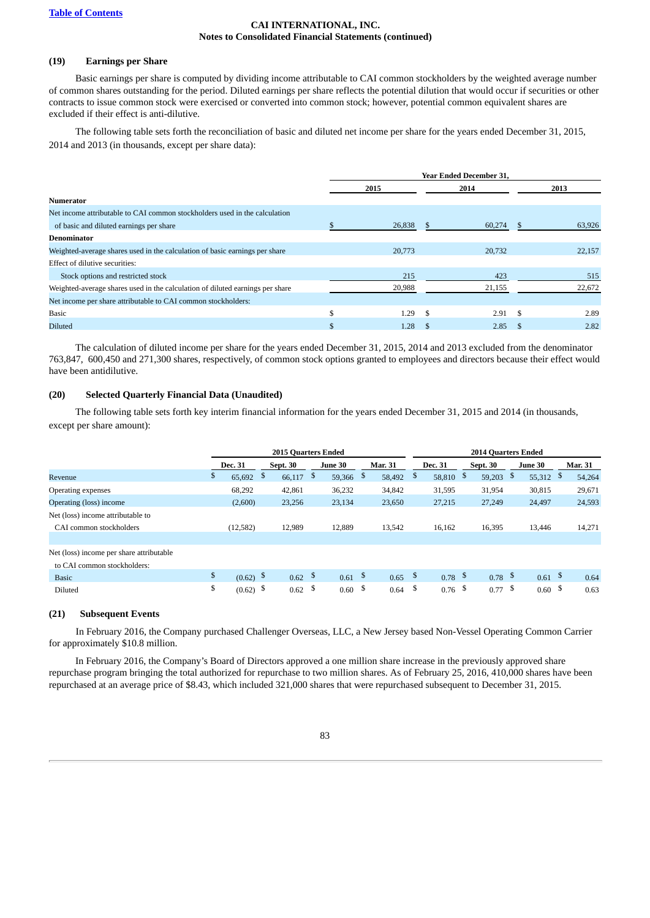CAI INTERNATIONAL, INC.
Notes to Consolidated Financial Statements (continued)

### (19) Earnings per Share

Basic earnings per share is computed by dividing income attributable to CAI common stockholders by the weighted average number of common shares outstanding for the period. Diluted earnings per share reflects the potential dilution that would occur if securities or other contracts to issue common stock were exercised or converted into common stock; however, potential common equivalent shares are excluded if their effect is anti-dilutive.

The following table sets forth the reconciliation of basic and diluted net income per share for the years ended December 31, 2015, 2014 and 2013 (in thousands, except per share data):

| | Year Ended December 31, | | |
|---|---|---|---|
| | 2015 | 2014 | 2013 |
| **Numerator** | | | |
| Net income attributable to CAI common stockholders used in the calculation of basic and diluted earnings per share | $ 26,838 | $ 60,274 | $ 63,926 |
| **Denominator** | | | |
| Weighted-average shares used in the calculation of basic earnings per share | 20,773 | 20,732 | 22,157 |
| Effect of dilutive securities: | | | |
| Stock options and restricted stock | 215 | 423 | 515 |
| Weighted-average shares used in the calculation of diluted earnings per share | 20,988 | 21,155 | 22,672 |
| Net income per share attributable to CAI common stockholders: | | | |
| Basic | $ 1.29 | $ 2.91 | $ 2.89 |
| Diluted | $ 1.28 | $ 2.85 | $ 2.82 |

The calculation of diluted income per share for the years ended December 31, 2015, 2014 and 2013 excluded from the denominator 763,847, 600,450 and 271,300 shares, respectively, of common stock options granted to employees and directors because their effect would have been antidilutive.

### (20) Selected Quarterly Financial Data (Unaudited)

The following table sets forth key interim financial information for the years ended December 31, 2015 and 2014 (in thousands, except per share amount):

| | 2015 Quarters Ended | | | | 2014 Quarters Ended | | | |
|---|---|---|---|---|---|---|---|---|
| | Dec. 31 | Sept. 30 | June 30 | Mar. 31 | Dec. 31 | Sept. 30 | June 30 | Mar. 31 |
| Revenue | $ 65,692 | $ 66,117 | $ 59,366 | $ 58,492 | $ 58,810 | $ 59,203 | $ 55,312 | $ 54,264 |
| Operating expenses | 68,292 | 42,861 | 36,232 | 34,842 | 31,595 | 31,954 | 30,815 | 29,671 |
| Operating (loss) income | (2,600) | 23,256 | 23,134 | 23,650 | 27,215 | 27,249 | 24,497 | 24,593 |
| Net (loss) income attributable to CAI common stockholders | (12,582) | 12,989 | 12,889 | 13,542 | 16,162 | 16,395 | 13,446 | 14,271 |
| | | | | | | | | |
| Net (loss) income per share attributable to CAI common stockholders: | | | | | | | | |
| Basic | $ (0.62) | $ 0.62 | $ 0.61 | $ 0.65 | $ 0.78 | $ 0.78 | $ 0.61 | $ 0.64 |
| Diluted | $ (0.62) | $ 0.62 | $ 0.60 | $ 0.64 | $ 0.76 | $ 0.77 | $ 0.60 | $ 0.63 |

### (21) Subsequent Events

In February 2016, the Company purchased Challenger Overseas, LLC, a New Jersey based Non-Vessel Operating Common Carrier for approximately $10.8 million.

In February 2016, the Company's Board of Directors approved a one million share increase in the previously approved share repurchase program bringing the total authorized for repurchase to two million shares. As of February 25, 2016, 410,000 shares have been repurchased at an average price of $8.43, which included 321,000 shares that were repurchased subsequent to December 31, 2015.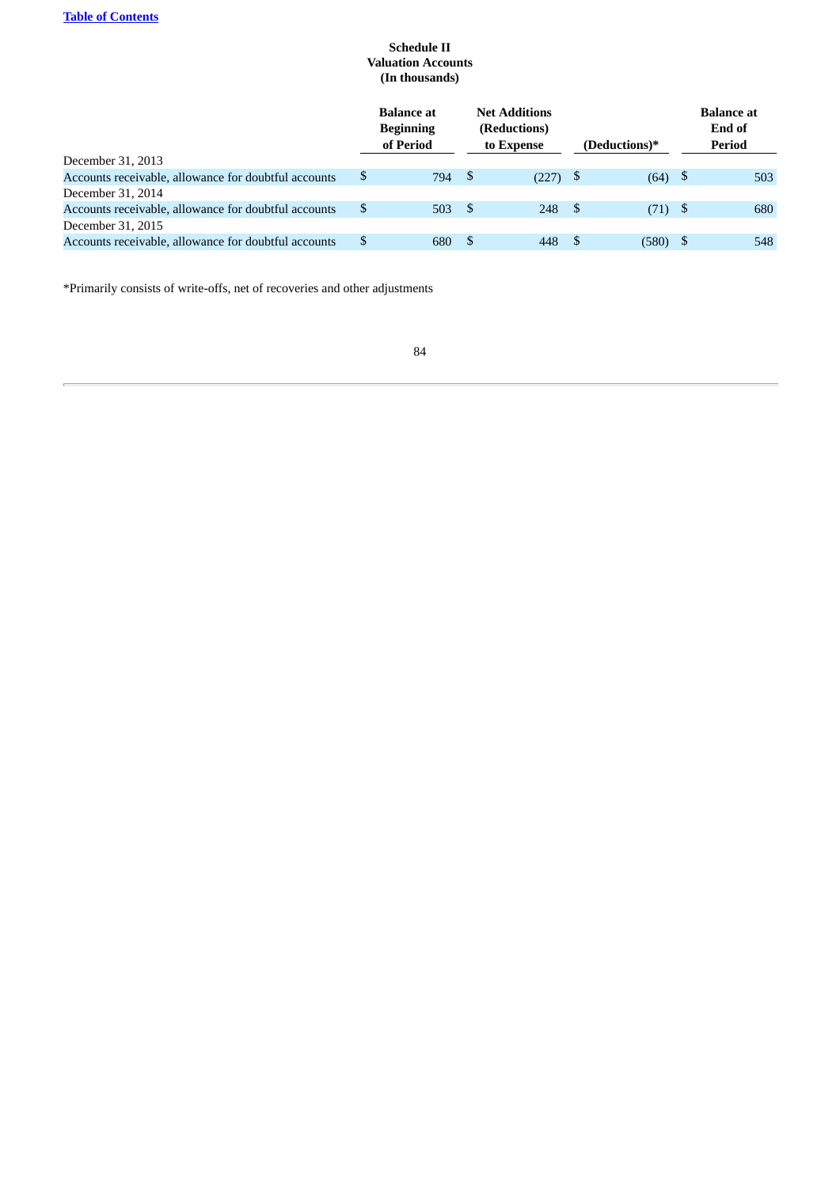**Schedule II**
**Valuation Accounts**
**(In thousands)**

| | Balance at Beginning of Period | Net Additions (Reductions) to Expense | (Deductions)* | Balance at End of Period |
|---|---|---|---|---|
| December 31, 2013 | | | | |
| Accounts receivable, allowance for doubtful accounts | $ 794 | $ (227) | $ (64) | $ 503 |
| December 31, 2014 | | | | |
| Accounts receivable, allowance for doubtful accounts | $ 503 | $ 248 | $ (71) | $ 680 |
| December 31, 2015 | | | | |
| Accounts receivable, allowance for doubtful accounts | $ 680 | $ 448 | $ (580) | $ 548 |

*Primarily consists of write-offs, net of recoveries and other adjustments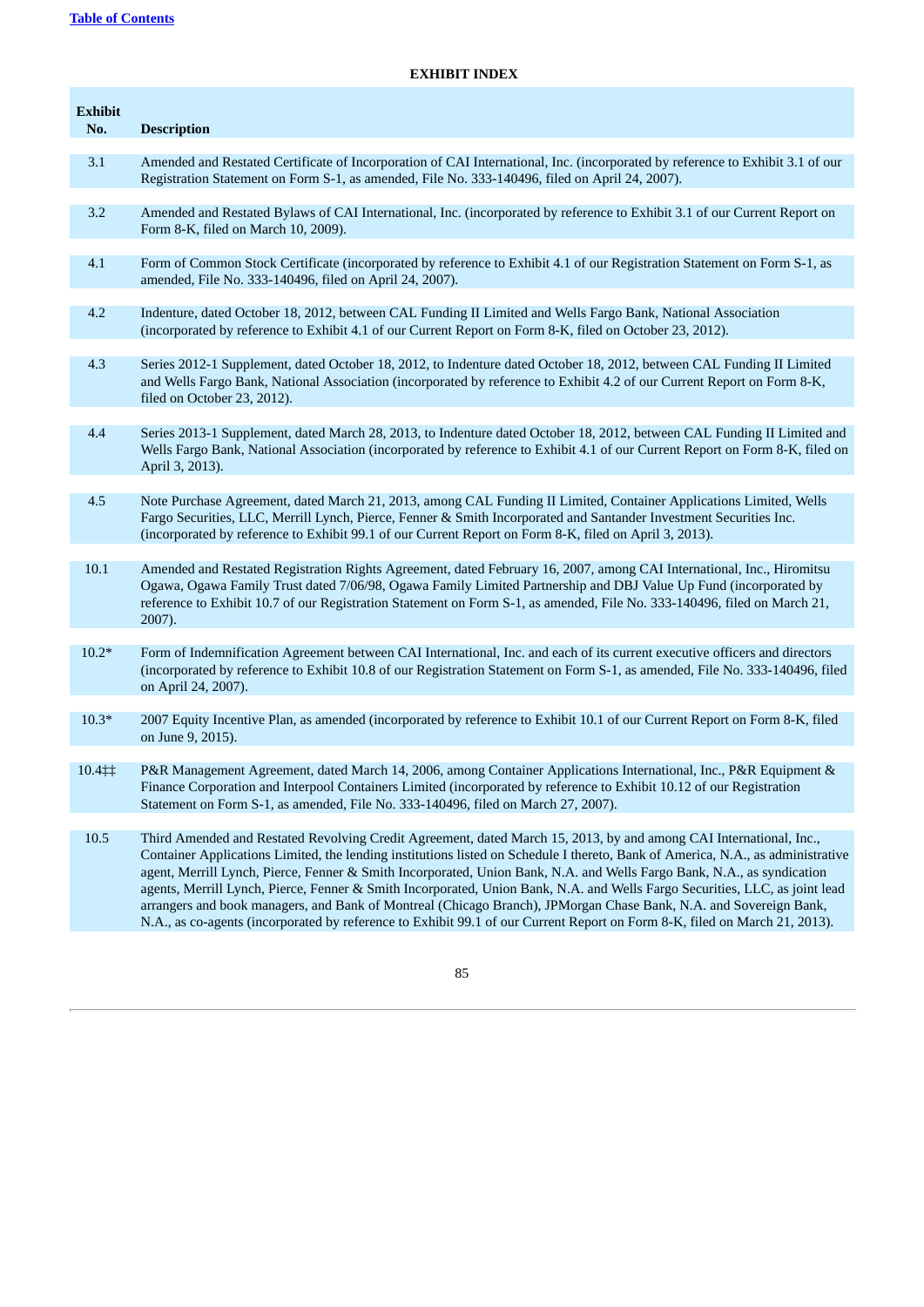[Table of Contents](#)

**EXHIBIT INDEX**

| Exhibit No. | Description |
|---|---|
| 3.1 | Amended and Restated Certificate of Incorporation of CAI International, Inc. (incorporated by reference to Exhibit 3.1 of our Registration Statement on Form S-1, as amended, File No. 333-140496, filed on April 24, 2007). |
| 3.2 | Amended and Restated Bylaws of CAI International, Inc. (incorporated by reference to Exhibit 3.1 of our Current Report on Form 8-K, filed on March 10, 2009). |
| 4.1 | Form of Common Stock Certificate (incorporated by reference to Exhibit 4.1 of our Registration Statement on Form S-1, as amended, File No. 333-140496, filed on April 24, 2007). |
| 4.2 | Indenture, dated October 18, 2012, between CAL Funding II Limited and Wells Fargo Bank, National Association (incorporated by reference to Exhibit 4.1 of our Current Report on Form 8-K, filed on October 23, 2012). |
| 4.3 | Series 2012-1 Supplement, dated October 18, 2012, to Indenture dated October 18, 2012, between CAL Funding II Limited and Wells Fargo Bank, National Association (incorporated by reference to Exhibit 4.2 of our Current Report on Form 8-K, filed on October 23, 2012). |
| 4.4 | Series 2013-1 Supplement, dated March 28, 2013, to Indenture dated October 18, 2012, between CAL Funding II Limited and Wells Fargo Bank, National Association (incorporated by reference to Exhibit 4.1 of our Current Report on Form 8-K, filed on April 3, 2013). |
| 4.5 | Note Purchase Agreement, dated March 21, 2013, among CAL Funding II Limited, Container Applications Limited, Wells Fargo Securities, LLC, Merrill Lynch, Pierce, Fenner & Smith Incorporated and Santander Investment Securities Inc. (incorporated by reference to Exhibit 99.1 of our Current Report on Form 8-K, filed on April 3, 2013). |
| 10.1 | Amended and Restated Registration Rights Agreement, dated February 16, 2007, among CAI International, Inc., Hiromitsu Ogawa, Ogawa Family Trust dated 7/06/98, Ogawa Family Limited Partnership and DBJ Value Up Fund (incorporated by reference to Exhibit 10.7 of our Registration Statement on Form S-1, as amended, File No. 333-140496, filed on March 21, 2007). |
| 10.2* | Form of Indemnification Agreement between CAI International, Inc. and each of its current executive officers and directors (incorporated by reference to Exhibit 10.8 of our Registration Statement on Form S-1, as amended, File No. 333-140496, filed on April 24, 2007). |
| 10.3* | 2007 Equity Incentive Plan, as amended (incorporated by reference to Exhibit 10.1 of our Current Report on Form 8-K, filed on June 9, 2015). |
| 10.4‡‡ | P&R Management Agreement, dated March 14, 2006, among Container Applications International, Inc., P&R Equipment & Finance Corporation and Interpool Containers Limited (incorporated by reference to Exhibit 10.12 of our Registration Statement on Form S-1, as amended, File No. 333-140496, filed on March 27, 2007). |
| 10.5 | Third Amended and Restated Revolving Credit Agreement, dated March 15, 2013, by and among CAI International, Inc., Container Applications Limited, the lending institutions listed on Schedule I thereto, Bank of America, N.A., as administrative agent, Merrill Lynch, Pierce, Fenner & Smith Incorporated, Union Bank, N.A. and Wells Fargo Bank, N.A., as syndication agents, Merrill Lynch, Pierce, Fenner & Smith Incorporated, Union Bank, N.A. and Wells Fargo Securities, LLC, as joint lead arrangers and book managers, and Bank of Montreal (Chicago Branch), JPMorgan Chase Bank, N.A. and Sovereign Bank, N.A., as co-agents (incorporated by reference to Exhibit 99.1 of our Current Report on Form 8-K, filed on March 21, 2013). |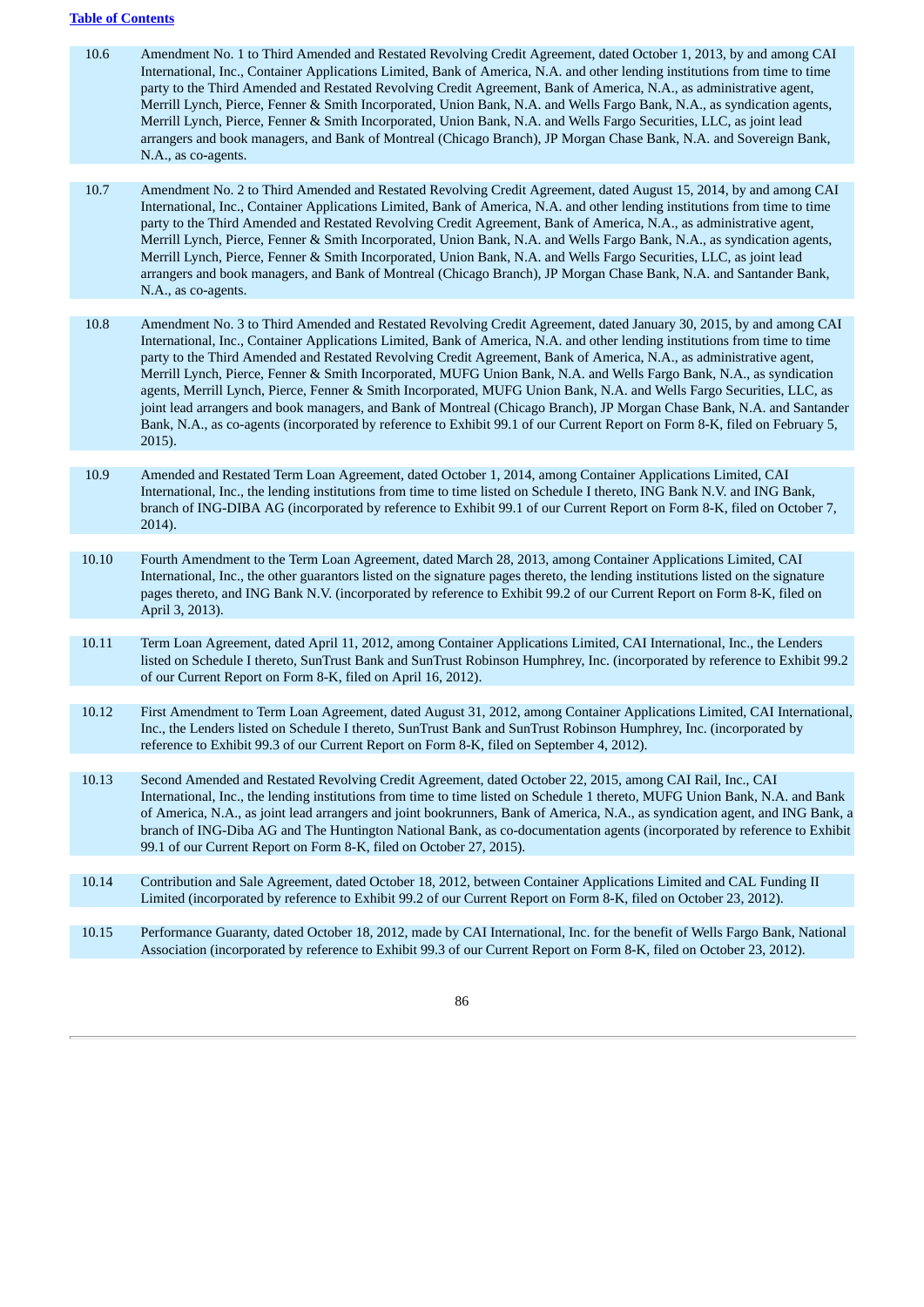[Table of Contents](#)

| | |
|---|---|
| 10.6 | Amendment No. 1 to Third Amended and Restated Revolving Credit Agreement, dated October 1, 2013, by and among CAI International, Inc., Container Applications Limited, Bank of America, N.A. and other lending institutions from time to time party to the Third Amended and Restated Revolving Credit Agreement, Bank of America, N.A., as administrative agent, Merrill Lynch, Pierce, Fenner & Smith Incorporated, Union Bank, N.A. and Wells Fargo Bank, N.A., as syndication agents, Merrill Lynch, Pierce, Fenner & Smith Incorporated, Union Bank, N.A. and Wells Fargo Securities, LLC, as joint lead arrangers and book managers, and Bank of Montreal (Chicago Branch), JP Morgan Chase Bank, N.A. and Sovereign Bank, N.A., as co-agents. |
| 10.7 | Amendment No. 2 to Third Amended and Restated Revolving Credit Agreement, dated August 15, 2014, by and among CAI International, Inc., Container Applications Limited, Bank of America, N.A. and other lending institutions from time to time party to the Third Amended and Restated Revolving Credit Agreement, Bank of America, N.A., as administrative agent, Merrill Lynch, Pierce, Fenner & Smith Incorporated, Union Bank, N.A. and Wells Fargo Bank, N.A., as syndication agents, Merrill Lynch, Pierce, Fenner & Smith Incorporated, Union Bank, N.A. and Wells Fargo Securities, LLC, as joint lead arrangers and book managers, and Bank of Montreal (Chicago Branch), JP Morgan Chase Bank, N.A. and Santander Bank, N.A., as co-agents. |
| 10.8 | Amendment No. 3 to Third Amended and Restated Revolving Credit Agreement, dated January 30, 2015, by and among CAI International, Inc., Container Applications Limited, Bank of America, N.A. and other lending institutions from time to time party to the Third Amended and Restated Revolving Credit Agreement, Bank of America, N.A., as administrative agent, Merrill Lynch, Pierce, Fenner & Smith Incorporated, MUFG Union Bank, N.A. and Wells Fargo Bank, N.A., as syndication agents, Merrill Lynch, Pierce, Fenner & Smith Incorporated, MUFG Union Bank, N.A. and Wells Fargo Securities, LLC, as joint lead arrangers and book managers, and Bank of Montreal (Chicago Branch), JP Morgan Chase Bank, N.A. and Santander Bank, N.A., as co-agents (incorporated by reference to Exhibit 99.1 of our Current Report on Form 8-K, filed on February 5, 2015). |
| 10.9 | Amended and Restated Term Loan Agreement, dated October 1, 2014, among Container Applications Limited, CAI International, Inc., the lending institutions from time to time listed on Schedule I thereto, ING Bank N.V. and ING Bank, branch of ING-DIBA AG (incorporated by reference to Exhibit 99.1 of our Current Report on Form 8-K, filed on October 7, 2014). |
| 10.10 | Fourth Amendment to the Term Loan Agreement, dated March 28, 2013, among Container Applications Limited, CAI International, Inc., the other guarantors listed on the signature pages thereto, the lending institutions listed on the signature pages thereto, and ING Bank N.V. (incorporated by reference to Exhibit 99.2 of our Current Report on Form 8-K, filed on April 3, 2013). |
| 10.11 | Term Loan Agreement, dated April 11, 2012, among Container Applications Limited, CAI International, Inc., the Lenders listed on Schedule I thereto, SunTrust Bank and SunTrust Robinson Humphrey, Inc. (incorporated by reference to Exhibit 99.2 of our Current Report on Form 8-K, filed on April 16, 2012). |
| 10.12 | First Amendment to Term Loan Agreement, dated August 31, 2012, among Container Applications Limited, CAI International, Inc., the Lenders listed on Schedule I thereto, SunTrust Bank and SunTrust Robinson Humphrey, Inc. (incorporated by reference to Exhibit 99.3 of our Current Report on Form 8-K, filed on September 4, 2012). |
| 10.13 | Second Amended and Restated Revolving Credit Agreement, dated October 22, 2015, among CAI Rail, Inc., CAI International, Inc., the lending institutions from time to time listed on Schedule 1 thereto, MUFG Union Bank, N.A. and Bank of America, N.A., as joint lead arrangers and joint bookrunners, Bank of America, N.A., as syndication agent, and ING Bank, a branch of ING-Diba AG and The Huntington National Bank, as co-documentation agents (incorporated by reference to Exhibit 99.1 of our Current Report on Form 8-K, filed on October 27, 2015). |
| 10.14 | Contribution and Sale Agreement, dated October 18, 2012, between Container Applications Limited and CAL Funding II Limited (incorporated by reference to Exhibit 99.2 of our Current Report on Form 8-K, filed on October 23, 2012). |
| 10.15 | Performance Guaranty, dated October 18, 2012, made by CAI International, Inc. for the benefit of Wells Fargo Bank, National Association (incorporated by reference to Exhibit 99.3 of our Current Report on Form 8-K, filed on October 23, 2012). |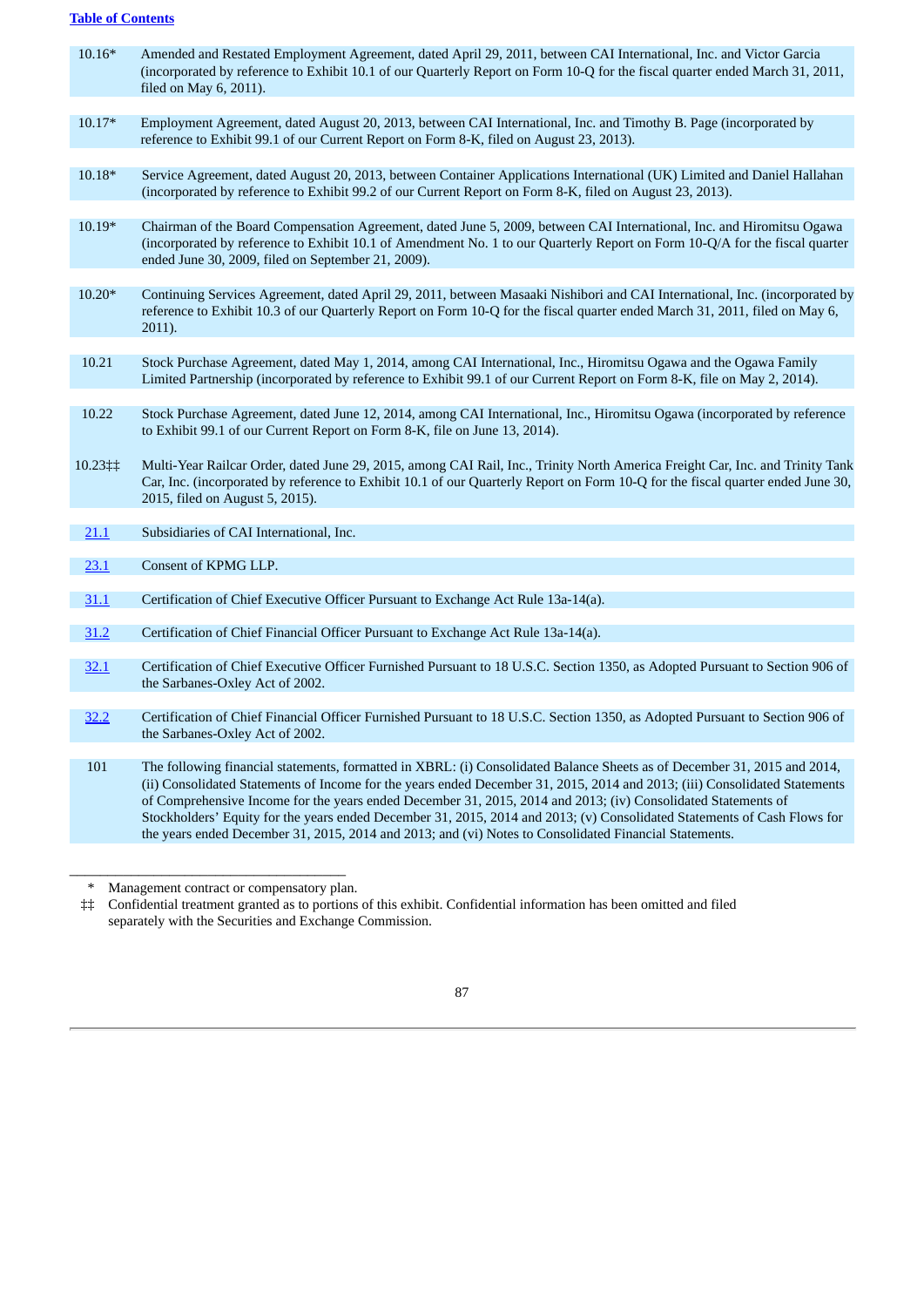| | |
|---|---|
| 10.16* | Amended and Restated Employment Agreement, dated April 29, 2011, between CAI International, Inc. and Victor Garcia (incorporated by reference to Exhibit 10.1 of our Quarterly Report on Form 10-Q for the fiscal quarter ended March 31, 2011, filed on May 6, 2011). |
| 10.17* | Employment Agreement, dated August 20, 2013, between CAI International, Inc. and Timothy B. Page (incorporated by reference to Exhibit 99.1 of our Current Report on Form 8-K, filed on August 23, 2013). |
| 10.18* | Service Agreement, dated August 20, 2013, between Container Applications International (UK) Limited and Daniel Hallahan (incorporated by reference to Exhibit 99.2 of our Current Report on Form 8-K, filed on August 23, 2013). |
| 10.19* | Chairman of the Board Compensation Agreement, dated June 5, 2009, between CAI International, Inc. and Hiromitsu Ogawa (incorporated by reference to Exhibit 10.1 of Amendment No. 1 to our Quarterly Report on Form 10-Q/A for the fiscal quarter ended June 30, 2009, filed on September 21, 2009). |
| 10.20* | Continuing Services Agreement, dated April 29, 2011, between Masaaki Nishibori and CAI International, Inc. (incorporated by reference to Exhibit 10.3 of our Quarterly Report on Form 10-Q for the fiscal quarter ended March 31, 2011, filed on May 6, 2011). |
| 10.21 | Stock Purchase Agreement, dated May 1, 2014, among CAI International, Inc., Hiromitsu Ogawa and the Ogawa Family Limited Partnership (incorporated by reference to Exhibit 99.1 of our Current Report on Form 8-K, file on May 2, 2014). |
| 10.22 | Stock Purchase Agreement, dated June 12, 2014, among CAI International, Inc., Hiromitsu Ogawa (incorporated by reference to Exhibit 99.1 of our Current Report on Form 8-K, file on June 13, 2014). |
| 10.23‡‡ | Multi-Year Railcar Order, dated June 29, 2015, among CAI Rail, Inc., Trinity North America Freight Car, Inc. and Trinity Tank Car, Inc. (incorporated by reference to Exhibit 10.1 of our Quarterly Report on Form 10-Q for the fiscal quarter ended June 30, 2015, filed on August 5, 2015). |
| 21.1 | Subsidiaries of CAI International, Inc. |
| 23.1 | Consent of KPMG LLP. |
| 31.1 | Certification of Chief Executive Officer Pursuant to Exchange Act Rule 13a-14(a). |
| 31.2 | Certification of Chief Financial Officer Pursuant to Exchange Act Rule 13a-14(a). |
| 32.1 | Certification of Chief Executive Officer Furnished Pursuant to 18 U.S.C. Section 1350, as Adopted Pursuant to Section 906 of the Sarbanes-Oxley Act of 2002. |
| 32.2 | Certification of Chief Financial Officer Furnished Pursuant to 18 U.S.C. Section 1350, as Adopted Pursuant to Section 906 of the Sarbanes-Oxley Act of 2002. |
| 101 | The following financial statements, formatted in XBRL: (i) Consolidated Balance Sheets as of December 31, 2015 and 2014, (ii) Consolidated Statements of Income for the years ended December 31, 2015, 2014 and 2013; (iii) Consolidated Statements of Comprehensive Income for the years ended December 31, 2015, 2014 and 2013; (iv) Consolidated Statements of Stockholders' Equity for the years ended December 31, 2015, 2014 and 2013; (v) Consolidated Statements of Cash Flows for the years ended December 31, 2015, 2014 and 2013; and (vi) Notes to Consolidated Financial Statements. |

\* Management contract or compensatory plan.

‡‡ Confidential treatment granted as to portions of this exhibit. Confidential information has been omitted and filed separately with the Securities and Exchange Commission.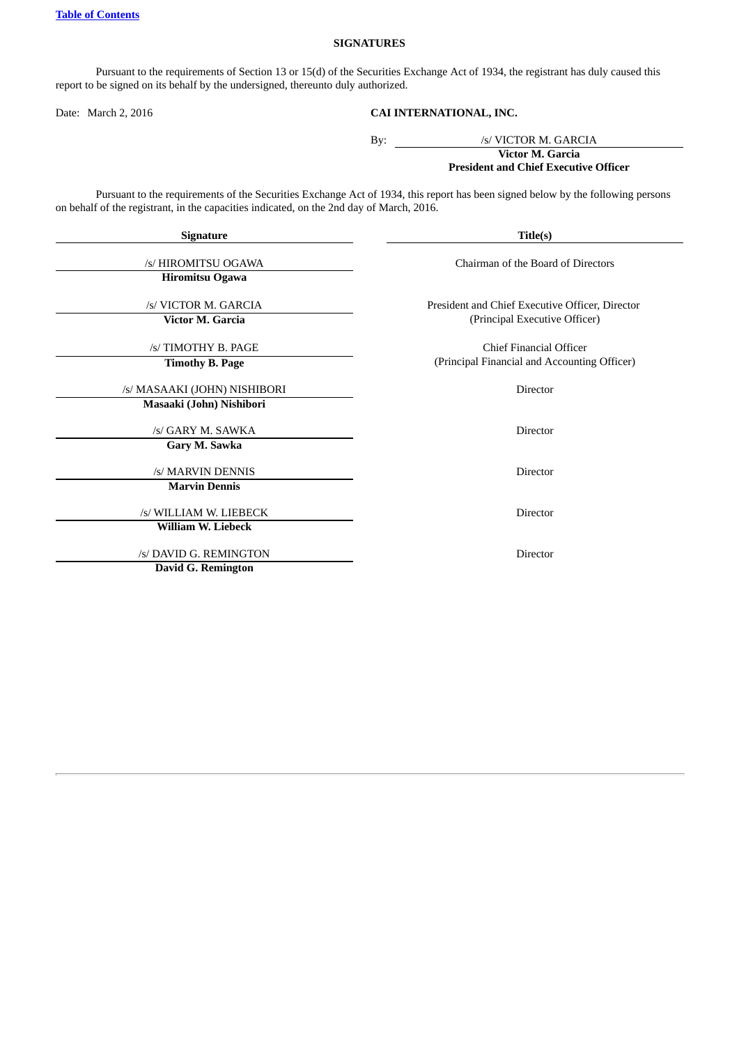[Table of Contents](#)

## SIGNATURES

Pursuant to the requirements of Section 13 or 15(d) of the Securities Exchange Act of 1934, the registrant has duly caused this report to be signed on its behalf by the undersigned, thereunto duly authorized.

Date: March 2, 2016

**CAI INTERNATIONAL, INC.**

By: /s/ VICTOR M. GARCIA
**Victor M. Garcia**
**President and Chief Executive Officer**

Pursuant to the requirements of the Securities Exchange Act of 1934, this report has been signed below by the following persons on behalf of the registrant, in the capacities indicated, on the 2nd day of March, 2016.

| Signature | Title(s) |
| --- | --- |
| /s/ HIROMITSU OGAWA<br>**Hiromitsu Ogawa** | Chairman of the Board of Directors |
| /s/ VICTOR M. GARCIA<br>**Victor M. Garcia** | President and Chief Executive Officer, Director<br>(Principal Executive Officer) |
| /s/ TIMOTHY B. PAGE<br>**Timothy B. Page** | Chief Financial Officer<br>(Principal Financial and Accounting Officer) |
| /s/ MASAAKI (JOHN) NISHIBORI<br>**Masaaki (John) Nishibori** | Director |
| /s/ GARY M. SAWKA<br>**Gary M. Sawka** | Director |
| /s/ MARVIN DENNIS<br>**Marvin Dennis** | Director |
| /s/ WILLIAM W. LIEBECK<br>**William W. Liebeck** | Director |
| /s/ DAVID G. REMINGTON<br>**David G. Remington** | Director |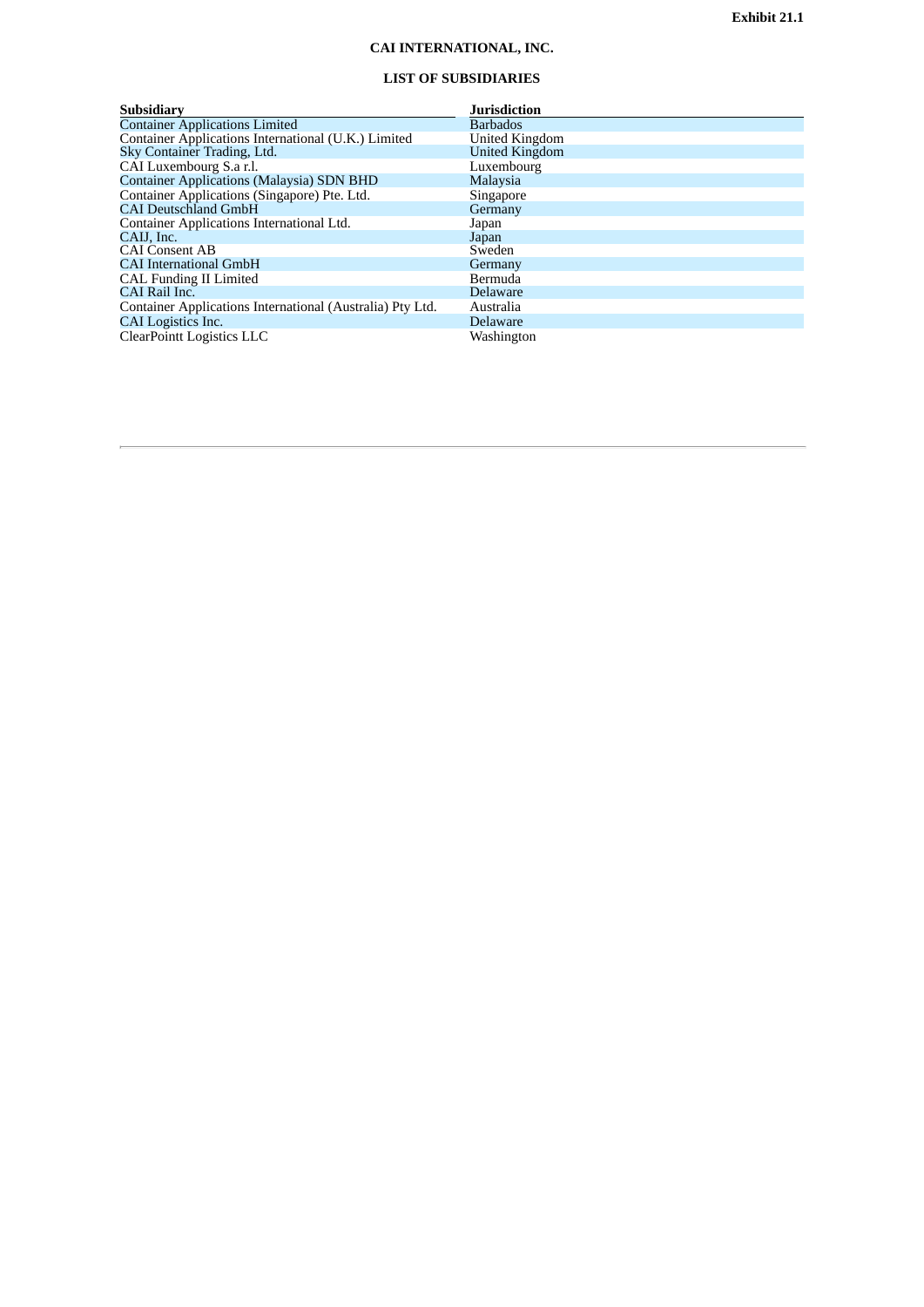**Exhibit 21.1**

**CAI INTERNATIONAL, INC.**

**LIST OF SUBSIDIARIES**

| Subsidiary | Jurisdiction |
|---|---|
| Container Applications Limited | Barbados |
| Container Applications International (U.K.) Limited | United Kingdom |
| Sky Container Trading, Ltd. | United Kingdom |
| CAI Luxembourg S.a r.l. | Luxembourg |
| Container Applications (Malaysia) SDN BHD | Malaysia |
| Container Applications (Singapore) Pte. Ltd. | Singapore |
| CAI Deutschland GmbH | Germany |
| Container Applications International Ltd. | Japan |
| CAIJ, Inc. | Japan |
| CAI Consent AB | Sweden |
| CAI International GmbH | Germany |
| CAL Funding II Limited | Bermuda |
| CAI Rail Inc. | Delaware |
| Container Applications International (Australia) Pty Ltd. | Australia |
| CAI Logistics Inc. | Delaware |
| ClearPointt Logistics LLC | Washington |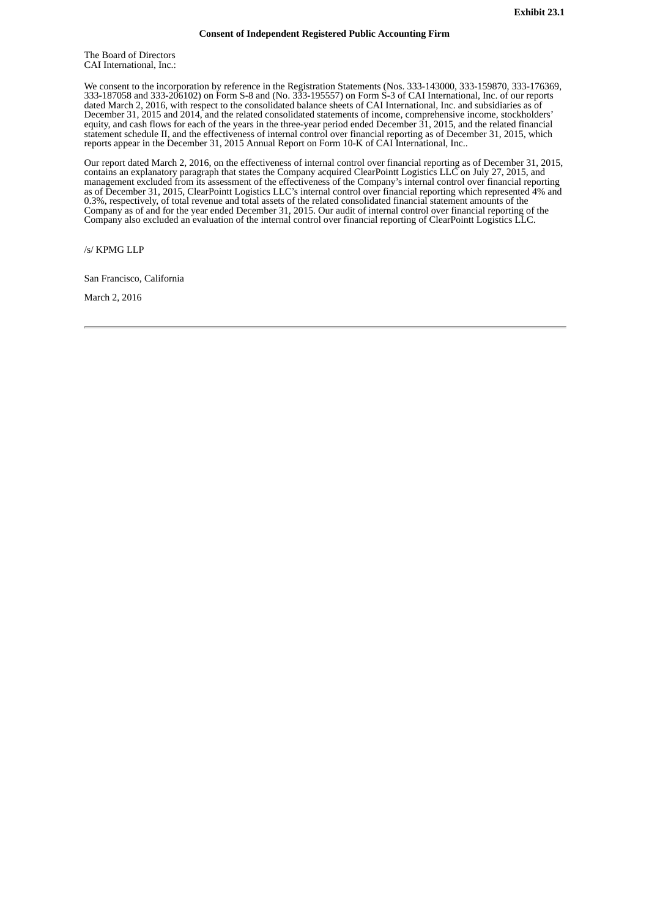**Exhibit 23.1**

**Consent of Independent Registered Public Accounting Firm**

The Board of Directors
CAI International, Inc.:

We consent to the incorporation by reference in the Registration Statements (Nos. 333-143000, 333-159870, 333-176369, 333-187058 and 333-206102) on Form S-8 and (No. 333-195557) on Form S-3 of CAI International, Inc. of our reports dated March 2, 2016, with respect to the consolidated balance sheets of CAI International, Inc. and subsidiaries as of December 31, 2015 and 2014, and the related consolidated statements of income, comprehensive income, stockholders' equity, and cash flows for each of the years in the three-year period ended December 31, 2015, and the related financial statement schedule II, and the effectiveness of internal control over financial reporting as of December 31, 2015, which reports appear in the December 31, 2015 Annual Report on Form 10-K of CAI International, Inc..

Our report dated March 2, 2016, on the effectiveness of internal control over financial reporting as of December 31, 2015, contains an explanatory paragraph that states the Company acquired ClearPointt Logistics LLC on July 27, 2015, and management excluded from its assessment of the effectiveness of the Company's internal control over financial reporting as of December 31, 2015, ClearPointt Logistics LLC's internal control over financial reporting which represented 4% and 0.3%, respectively, of total revenue and total assets of the related consolidated financial statement amounts of the Company as of and for the year ended December 31, 2015. Our audit of internal control over financial reporting of the Company also excluded an evaluation of the internal control over financial reporting of ClearPointt Logistics LLC.

/s/ KPMG LLP

San Francisco, California

March 2, 2016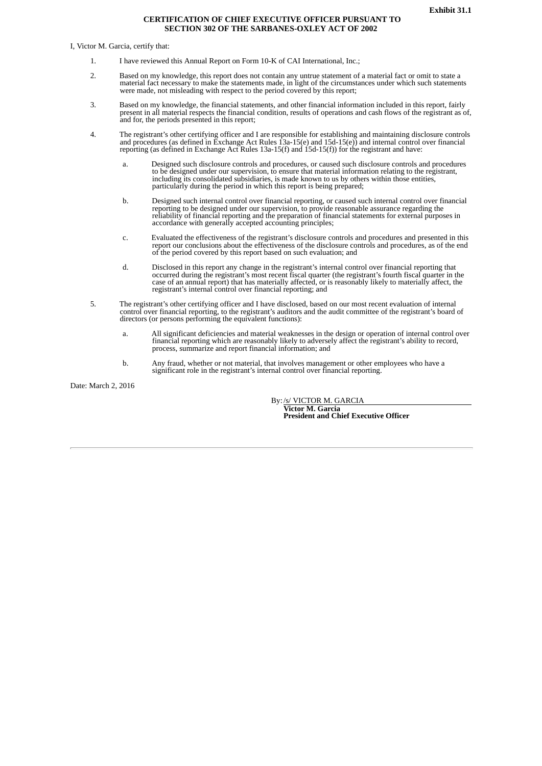Exhibit 31.1

**CERTIFICATION OF CHIEF EXECUTIVE OFFICER PURSUANT TO SECTION 302 OF THE SARBANES-OXLEY ACT OF 2002**

I, Victor M. Garcia, certify that:

1. I have reviewed this Annual Report on Form 10-K of CAI International, Inc.;

2. Based on my knowledge, this report does not contain any untrue statement of a material fact or omit to state a material fact necessary to make the statements made, in light of the circumstances under which such statements were made, not misleading with respect to the period covered by this report;

3. Based on my knowledge, the financial statements, and other financial information included in this report, fairly present in all material respects the financial condition, results of operations and cash flows of the registrant as of, and for, the periods presented in this report;

4. The registrant's other certifying officer and I are responsible for establishing and maintaining disclosure controls and procedures (as defined in Exchange Act Rules 13a-15(e) and 15d-15(e)) and internal control over financial reporting (as defined in Exchange Act Rules 13a-15(f) and 15d-15(f)) for the registrant and have:

   a. Designed such disclosure controls and procedures, or caused such disclosure controls and procedures to be designed under our supervision, to ensure that material information relating to the registrant, including its consolidated subsidiaries, is made known to us by others within those entities, particularly during the period in which this report is being prepared;

   b. Designed such internal control over financial reporting, or caused such internal control over financial reporting to be designed under our supervision, to provide reasonable assurance regarding the reliability of financial reporting and the preparation of financial statements for external purposes in accordance with generally accepted accounting principles;

   c. Evaluated the effectiveness of the registrant's disclosure controls and procedures and presented in this report our conclusions about the effectiveness of the disclosure controls and procedures, as of the end of the period covered by this report based on such evaluation; and

   d. Disclosed in this report any change in the registrant's internal control over financial reporting that occurred during the registrant's most recent fiscal quarter (the registrant's fourth fiscal quarter in the case of an annual report) that has materially affected, or is reasonably likely to materially affect, the registrant's internal control over financial reporting; and

5. The registrant's other certifying officer and I have disclosed, based on our most recent evaluation of internal control over financial reporting, to the registrant's auditors and the audit committee of the registrant's board of directors (or persons performing the equivalent functions):

   a. All significant deficiencies and material weaknesses in the design or operation of internal control over financial reporting which are reasonably likely to adversely affect the registrant's ability to record, process, summarize and report financial information; and

   b. Any fraud, whether or not material, that involves management or other employees who have a significant role in the registrant's internal control over financial reporting.

Date: March 2, 2016

By: /s/ VICTOR M. GARCIA
**Victor M. Garcia**
**President and Chief Executive Officer**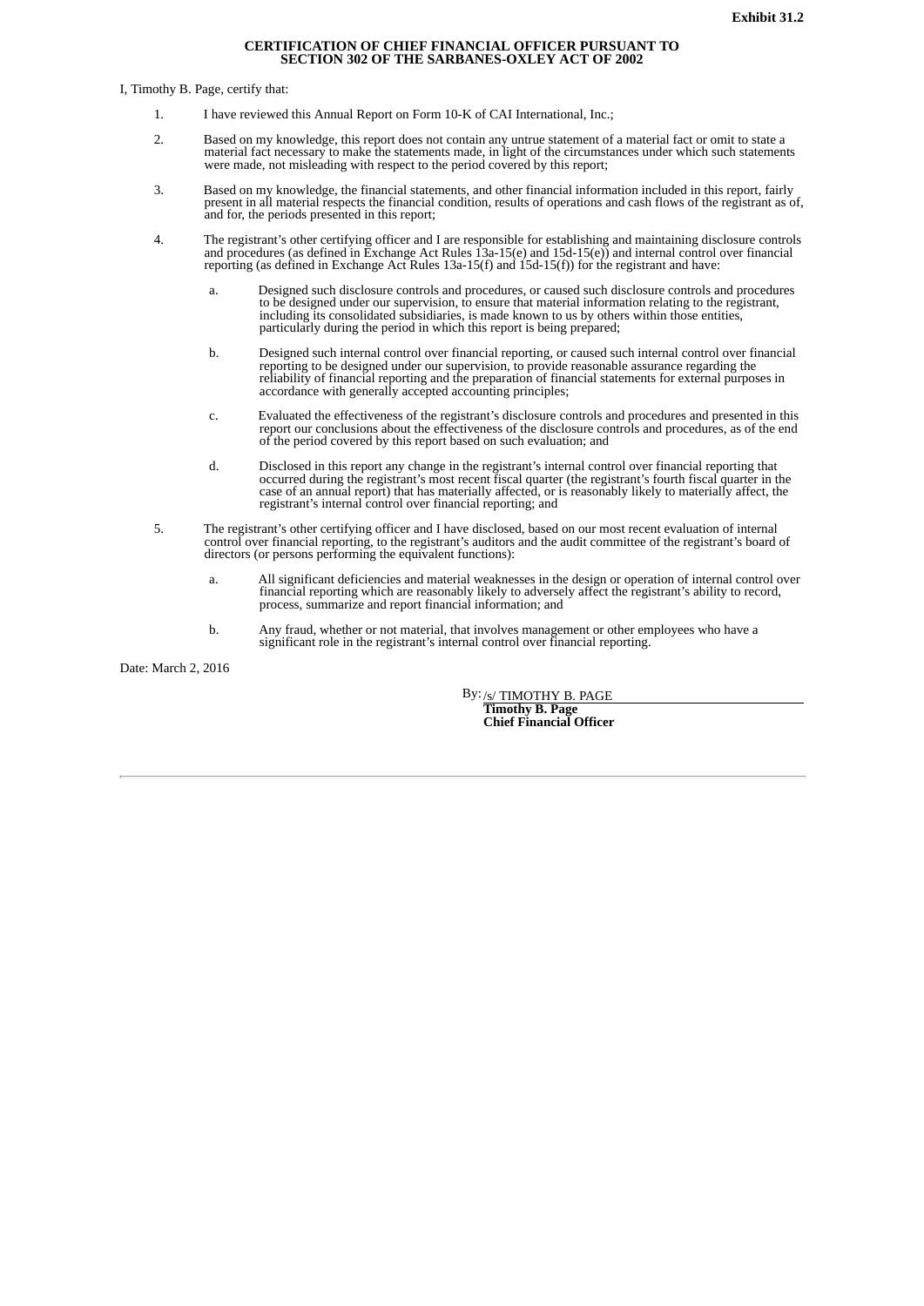**Exhibit 31.2**

**CERTIFICATION OF CHIEF FINANCIAL OFFICER PURSUANT TO SECTION 302 OF THE SARBANES-OXLEY ACT OF 2002**

I, Timothy B. Page, certify that:

1. I have reviewed this Annual Report on Form 10-K of CAI International, Inc.;

2. Based on my knowledge, this report does not contain any untrue statement of a material fact or omit to state a material fact necessary to make the statements made, in light of the circumstances under which such statements were made, not misleading with respect to the period covered by this report;

3. Based on my knowledge, the financial statements, and other financial information included in this report, fairly present in all material respects the financial condition, results of operations and cash flows of the registrant as of, and for, the periods presented in this report;

4. The registrant's other certifying officer and I are responsible for establishing and maintaining disclosure controls and procedures (as defined in Exchange Act Rules 13a-15(e) and 15d-15(e)) and internal control over financial reporting (as defined in Exchange Act Rules 13a-15(f) and 15d-15(f)) for the registrant and have:

   a. Designed such disclosure controls and procedures, or caused such disclosure controls and procedures to be designed under our supervision, to ensure that material information relating to the registrant, including its consolidated subsidiaries, is made known to us by others within those entities, particularly during the period in which this report is being prepared;

   b. Designed such internal control over financial reporting, or caused such internal control over financial reporting to be designed under our supervision, to provide reasonable assurance regarding the reliability of financial reporting and the preparation of financial statements for external purposes in accordance with generally accepted accounting principles;

   c. Evaluated the effectiveness of the registrant's disclosure controls and procedures and presented in this report our conclusions about the effectiveness of the disclosure controls and procedures, as of the end of the period covered by this report based on such evaluation; and

   d. Disclosed in this report any change in the registrant's internal control over financial reporting that occurred during the registrant's most recent fiscal quarter (the registrant's fourth fiscal quarter in the case of an annual report) that has materially affected, or is reasonably likely to materially affect, the registrant's internal control over financial reporting; and

5. The registrant's other certifying officer and I have disclosed, based on our most recent evaluation of internal control over financial reporting, to the registrant's auditors and the audit committee of the registrant's board of directors (or persons performing the equivalent functions):

   a. All significant deficiencies and material weaknesses in the design or operation of internal control over financial reporting which are reasonably likely to adversely affect the registrant's ability to record, process, summarize and report financial information; and

   b. Any fraud, whether or not material, that involves management or other employees who have a significant role in the registrant's internal control over financial reporting.

Date: March 2, 2016

By: /s/ TIMOTHY B. PAGE
**Timothy B. Page**
**Chief Financial Officer**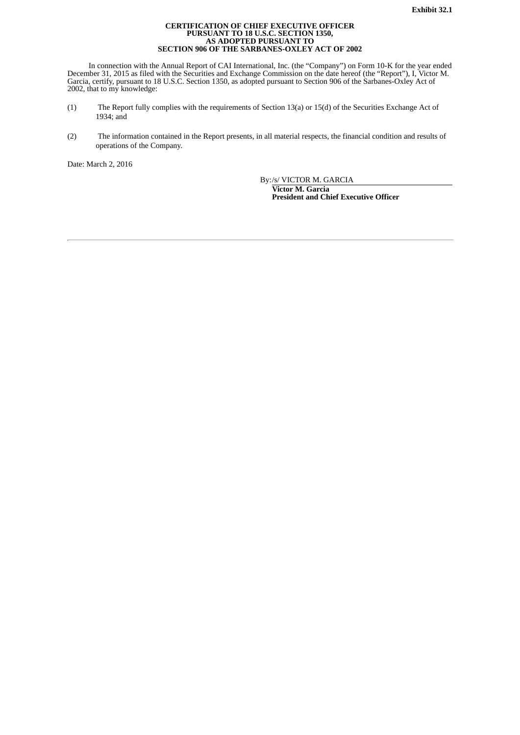**Exhibit 32.1**

**CERTIFICATION OF CHIEF EXECUTIVE OFFICER
PURSUANT TO 18 U.S.C. SECTION 1350,
AS ADOPTED PURSUANT TO
SECTION 906 OF THE SARBANES-OXLEY ACT OF 2002**

In connection with the Annual Report of CAI International, Inc. (the "Company") on Form 10-K for the year ended December 31, 2015 as filed with the Securities and Exchange Commission on the date hereof (the "Report"), I, Victor M. Garcia, certify, pursuant to 18 U.S.C. Section 1350, as adopted pursuant to Section 906 of the Sarbanes-Oxley Act of 2002, that to my knowledge:

(1) The Report fully complies with the requirements of Section 13(a) or 15(d) of the Securities Exchange Act of 1934; and

(2) The information contained in the Report presents, in all material respects, the financial condition and results of operations of the Company.

Date: March 2, 2016

By: /s/ VICTOR M. GARCIA

**Victor M. Garcia**
**President and Chief Executive Officer**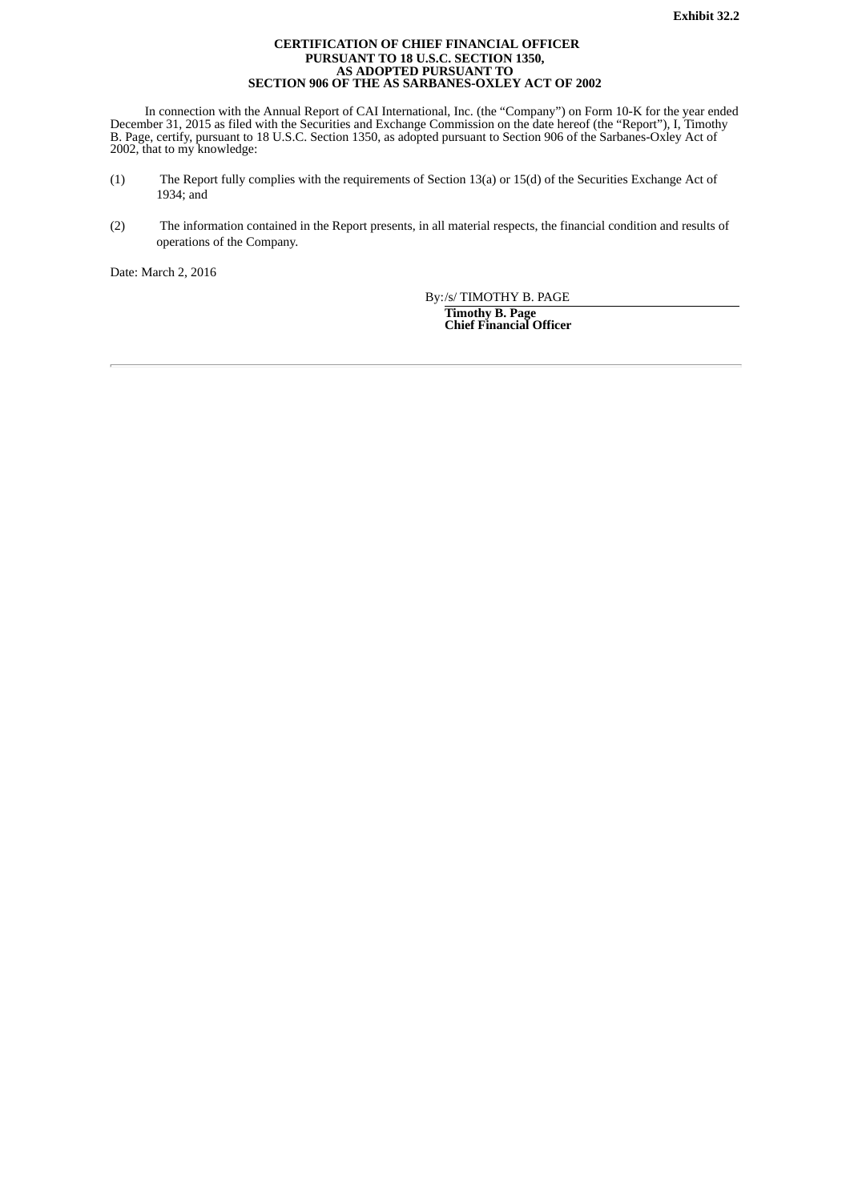Exhibit 32.2

**CERTIFICATION OF CHIEF FINANCIAL OFFICER**
**PURSUANT TO 18 U.S.C. SECTION 1350,**
**AS ADOPTED PURSUANT TO**
**SECTION 906 OF THE AS SARBANES-OXLEY ACT OF 2002**

In connection with the Annual Report of CAI International, Inc. (the "Company") on Form 10-K for the year ended December 31, 2015 as filed with the Securities and Exchange Commission on the date hereof (the "Report"), I, Timothy B. Page, certify, pursuant to 18 U.S.C. Section 1350, as adopted pursuant to Section 906 of the Sarbanes-Oxley Act of 2002, that to my knowledge:

(1) The Report fully complies with the requirements of Section 13(a) or 15(d) of the Securities Exchange Act of 1934; and

(2) The information contained in the Report presents, in all material respects, the financial condition and results of operations of the Company.

Date: March 2, 2016

By:/s/ TIMOTHY B. PAGE
**Timothy B. Page**
**Chief Financial Officer**